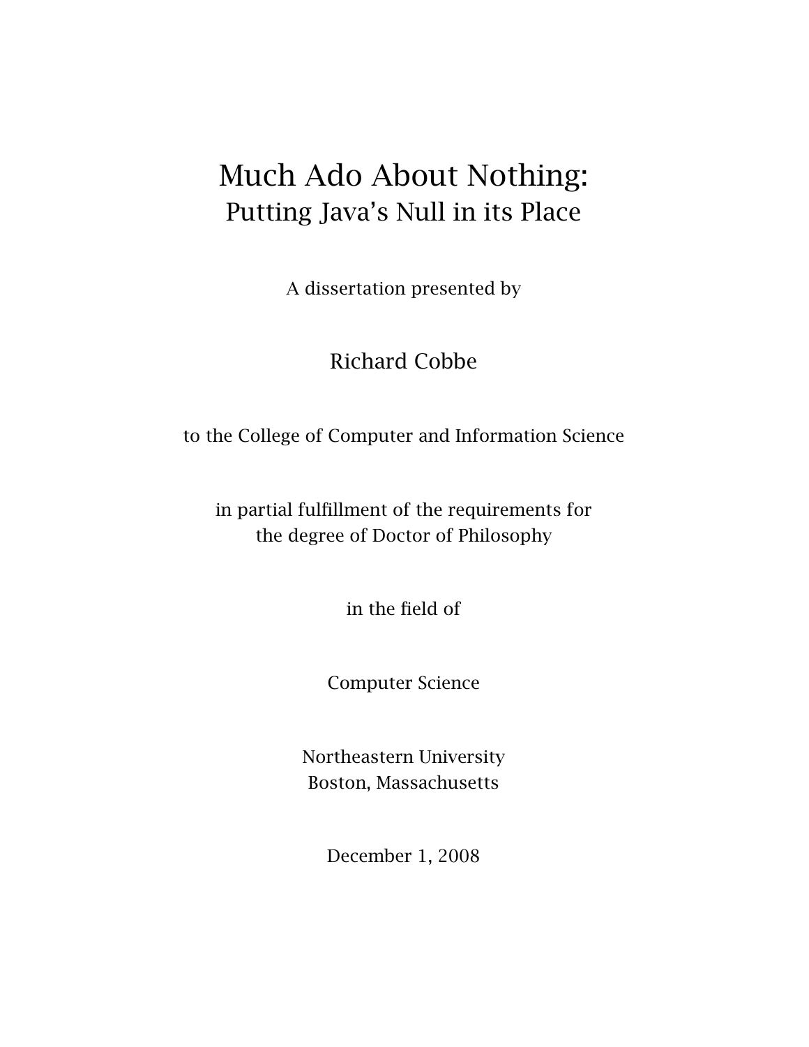# Much Ado About Nothing:
## Putting Java's Null in its Place

A dissertation presented by

Richard Cobbe

to the College of Computer and Information Science

in partial fulfillment of the requirements for
the degree of Doctor of Philosophy

in the field of

Computer Science

Northeastern University
Boston, Massachusetts

December 1, 2008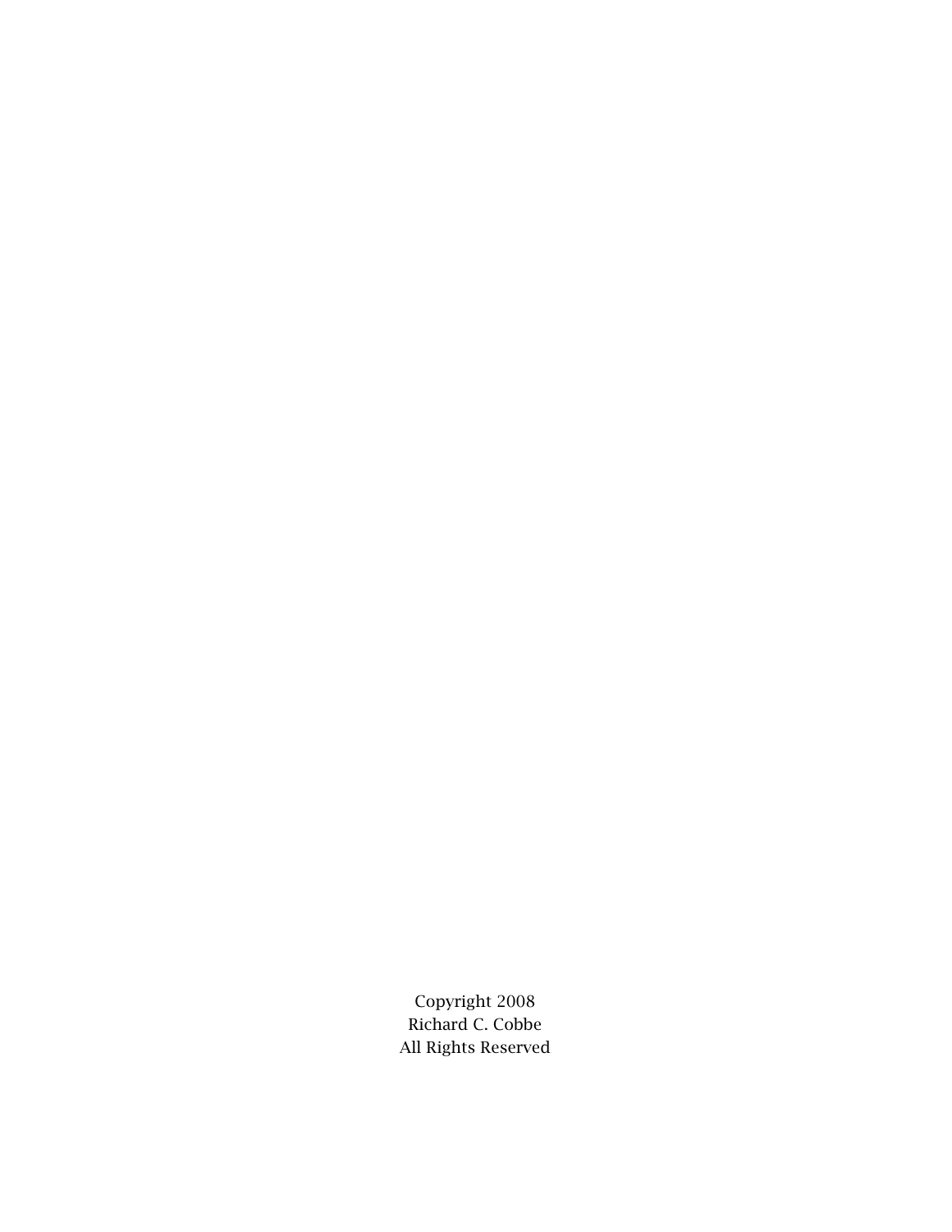Copyright 2008
Richard C. Cobbe
All Rights Reserved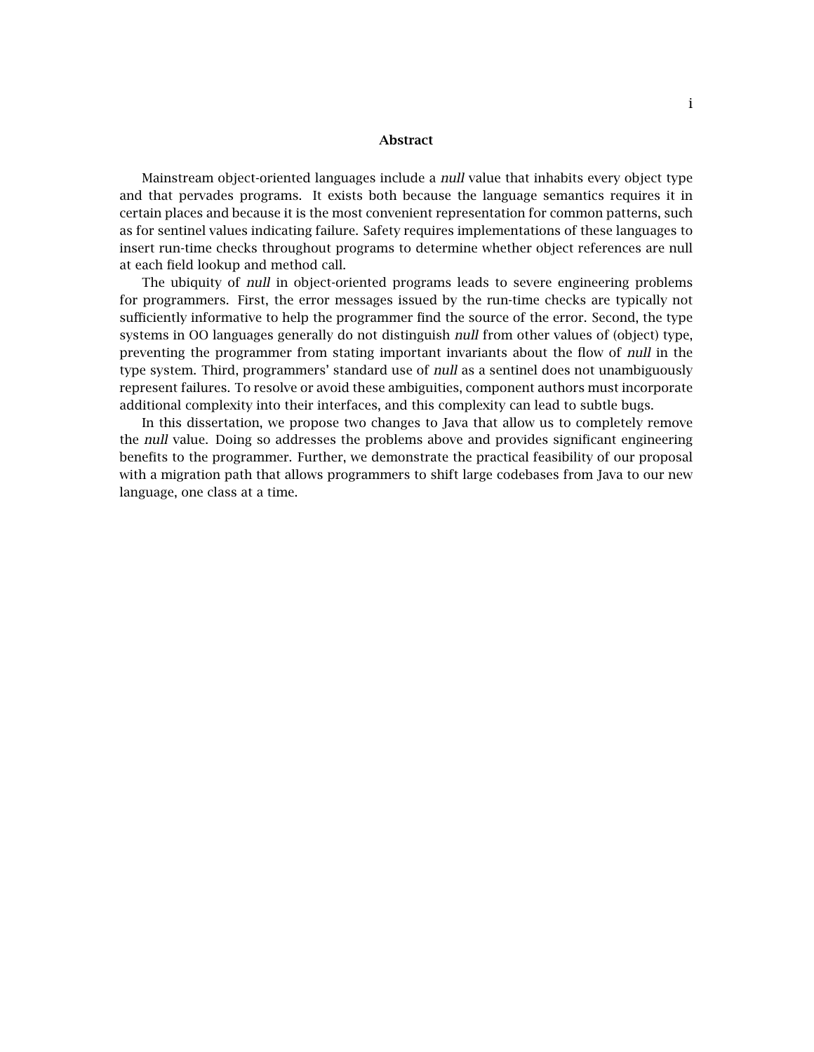## Abstract

Mainstream object-oriented languages include a *null* value that inhabits every object type and that pervades programs. It exists both because the language semantics requires it in certain places and because it is the most convenient representation for common patterns, such as for sentinel values indicating failure. Safety requires implementations of these languages to insert run-time checks throughout programs to determine whether object references are null at each field lookup and method call.

The ubiquity of *null* in object-oriented programs leads to severe engineering problems for programmers. First, the error messages issued by the run-time checks are typically not sufficiently informative to help the programmer find the source of the error. Second, the type systems in OO languages generally do not distinguish *null* from other values of (object) type, preventing the programmer from stating important invariants about the flow of *null* in the type system. Third, programmers' standard use of *null* as a sentinel does not unambiguously represent failures. To resolve or avoid these ambiguities, component authors must incorporate additional complexity into their interfaces, and this complexity can lead to subtle bugs.

In this dissertation, we propose two changes to Java that allow us to completely remove the *null* value. Doing so addresses the problems above and provides significant engineering benefits to the programmer. Further, we demonstrate the practical feasibility of our proposal with a migration path that allows programmers to shift large codebases from Java to our new language, one class at a time.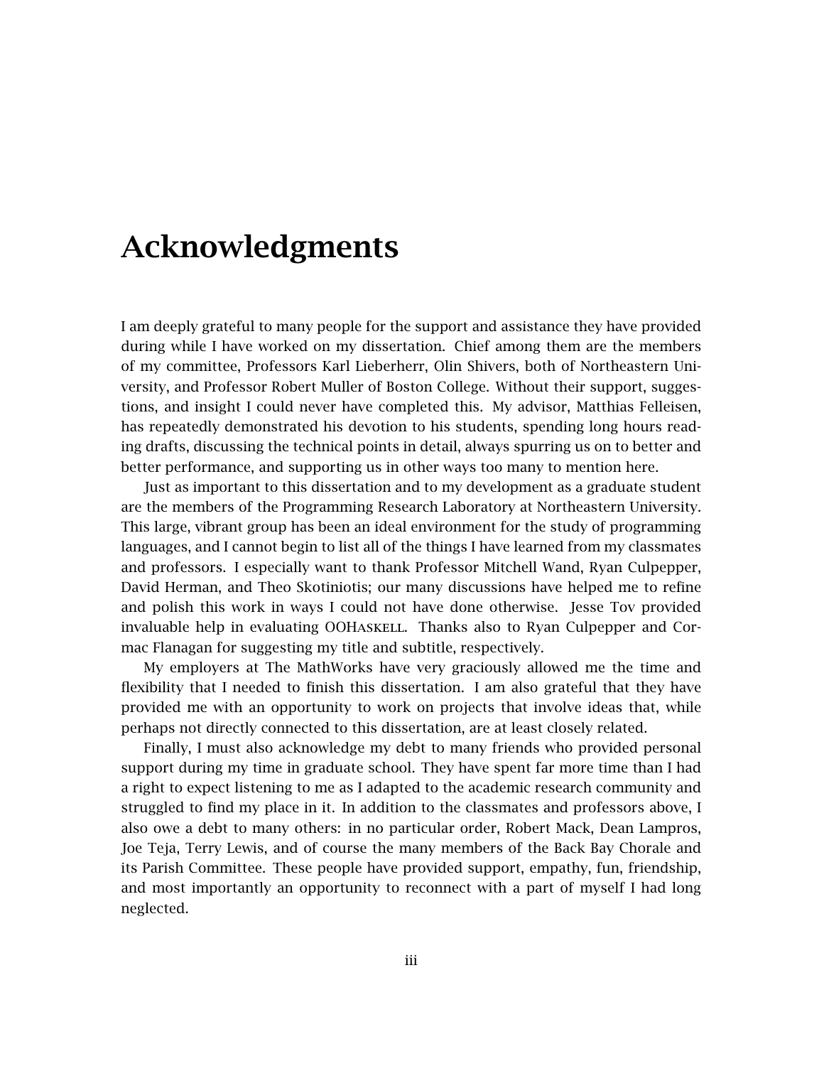# Acknowledgments

I am deeply grateful to many people for the support and assistance they have provided during while I have worked on my dissertation. Chief among them are the members of my committee, Professors Karl Lieberherr, Olin Shivers, both of Northeastern University, and Professor Robert Muller of Boston College. Without their support, suggestions, and insight I could never have completed this. My advisor, Matthias Felleisen, has repeatedly demonstrated his devotion to his students, spending long hours reading drafts, discussing the technical points in detail, always spurring us on to better and better performance, and supporting us in other ways too many to mention here.

Just as important to this dissertation and to my development as a graduate student are the members of the Programming Research Laboratory at Northeastern University. This large, vibrant group has been an ideal environment for the study of programming languages, and I cannot begin to list all of the things I have learned from my classmates and professors. I especially want to thank Professor Mitchell Wand, Ryan Culpepper, David Herman, and Theo Skotiniotis; our many discussions have helped me to refine and polish this work in ways I could not have done otherwise. Jesse Tov provided invaluable help in evaluating OOHaskell. Thanks also to Ryan Culpepper and Cormac Flanagan for suggesting my title and subtitle, respectively.

My employers at The MathWorks have very graciously allowed me the time and flexibility that I needed to finish this dissertation. I am also grateful that they have provided me with an opportunity to work on projects that involve ideas that, while perhaps not directly connected to this dissertation, are at least closely related.

Finally, I must also acknowledge my debt to many friends who provided personal support during my time in graduate school. They have spent far more time than I had a right to expect listening to me as I adapted to the academic research community and struggled to find my place in it. In addition to the classmates and professors above, I also owe a debt to many others: in no particular order, Robert Mack, Dean Lampros, Joe Teja, Terry Lewis, and of course the many members of the Back Bay Chorale and its Parish Committee. These people have provided support, empathy, fun, friendship, and most importantly an opportunity to reconnect with a part of myself I had long neglected.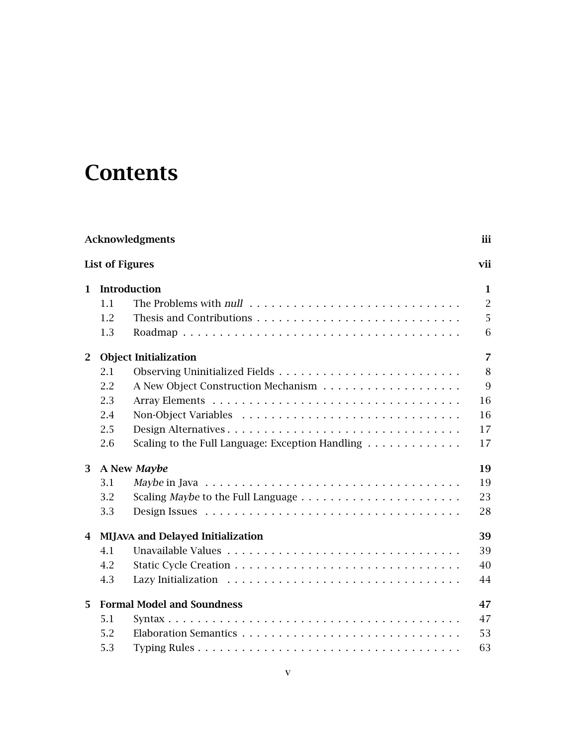# Contents

| | | |
|---|---|---|
| **Acknowledgments** | | **iii** |
| **List of Figures** | | **vii** |
| **1** | **Introduction** | **1** |
| 1.1 | The Problems with *null* | 2 |
| 1.2 | Thesis and Contributions | 5 |
| 1.3 | Roadmap | 6 |
| **2** | **Object Initialization** | **7** |
| 2.1 | Observing Uninitialized Fields | 8 |
| 2.2 | A New Object Construction Mechanism | 9 |
| 2.3 | Array Elements | 16 |
| 2.4 | Non-Object Variables | 16 |
| 2.5 | Design Alternatives | 17 |
| 2.6 | Scaling to the Full Language: Exception Handling | 17 |
| **3** | **A New *Maybe*** | **19** |
| 3.1 | *Maybe* in Java | 19 |
| 3.2 | Scaling *Maybe* to the Full Language | 23 |
| 3.3 | Design Issues | 28 |
| **4** | **MIJAVA and Delayed Initialization** | **39** |
| 4.1 | Unavailable Values | 39 |
| 4.2 | Static Cycle Creation | 40 |
| 4.3 | Lazy Initialization | 44 |
| **5** | **Formal Model and Soundness** | **47** |
| 5.1 | Syntax | 47 |
| 5.2 | Elaboration Semantics | 53 |
| 5.3 | Typing Rules | 63 |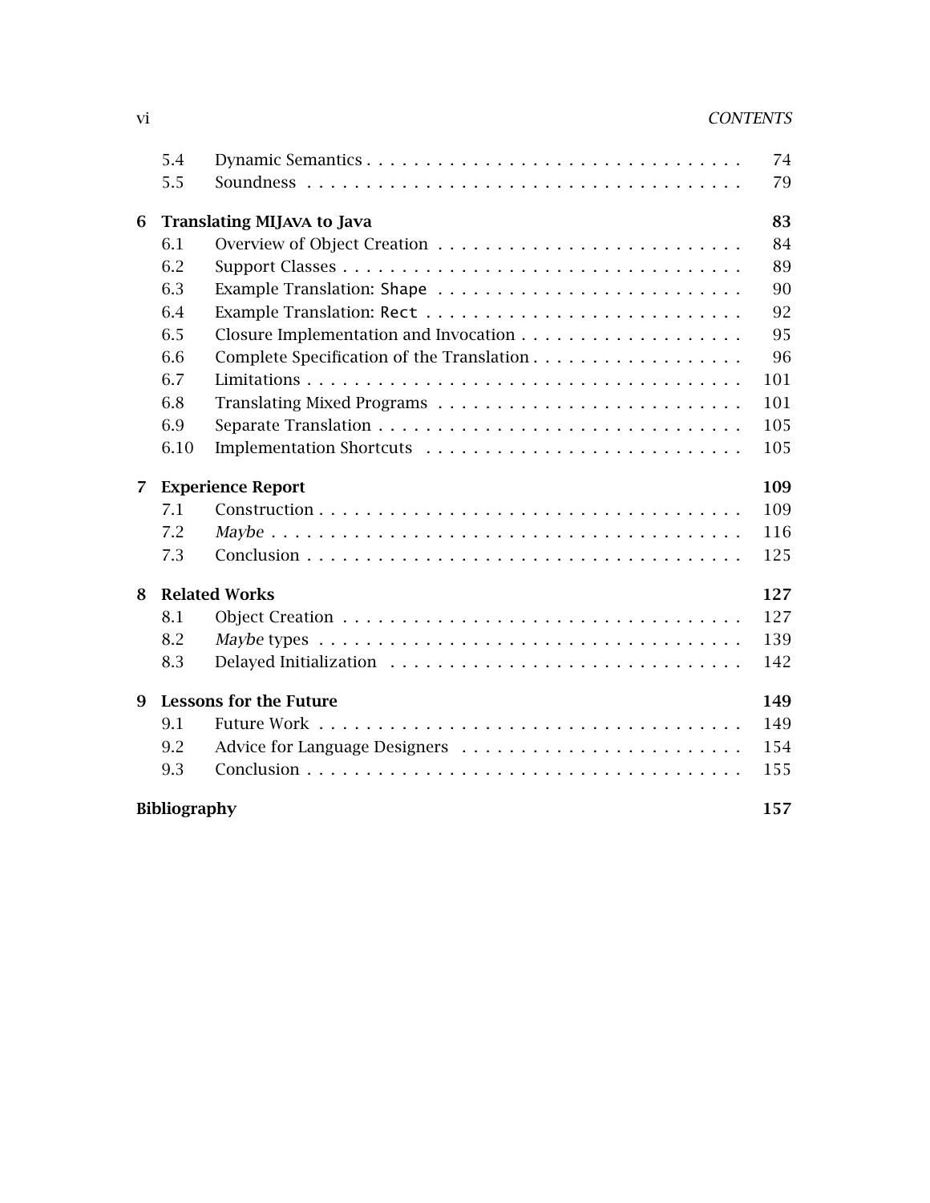| | | |
|---|---|---|
| 5.4 | Dynamic Semantics | 74 |
| 5.5 | Soundness | 79 |
| **6** | **Translating MIJAVA to Java** | **83** |
| 6.1 | Overview of Object Creation | 84 |
| 6.2 | Support Classes | 89 |
| 6.3 | Example Translation: `Shape` | 90 |
| 6.4 | Example Translation: `Rect` | 92 |
| 6.5 | Closure Implementation and Invocation | 95 |
| 6.6 | Complete Specification of the Translation | 96 |
| 6.7 | Limitations | 101 |
| 6.8 | Translating Mixed Programs | 101 |
| 6.9 | Separate Translation | 105 |
| 6.10 | Implementation Shortcuts | 105 |
| **7** | **Experience Report** | **109** |
| 7.1 | Construction | 109 |
| 7.2 | *Maybe* | 116 |
| 7.3 | Conclusion | 125 |
| **8** | **Related Works** | **127** |
| 8.1 | Object Creation | 127 |
| 8.2 | *Maybe* types | 139 |
| 8.3 | Delayed Initialization | 142 |
| **9** | **Lessons for the Future** | **149** |
| 9.1 | Future Work | 149 |
| 9.2 | Advice for Language Designers | 154 |
| 9.3 | Conclusion | 155 |
| **Bibliography** | | **157** |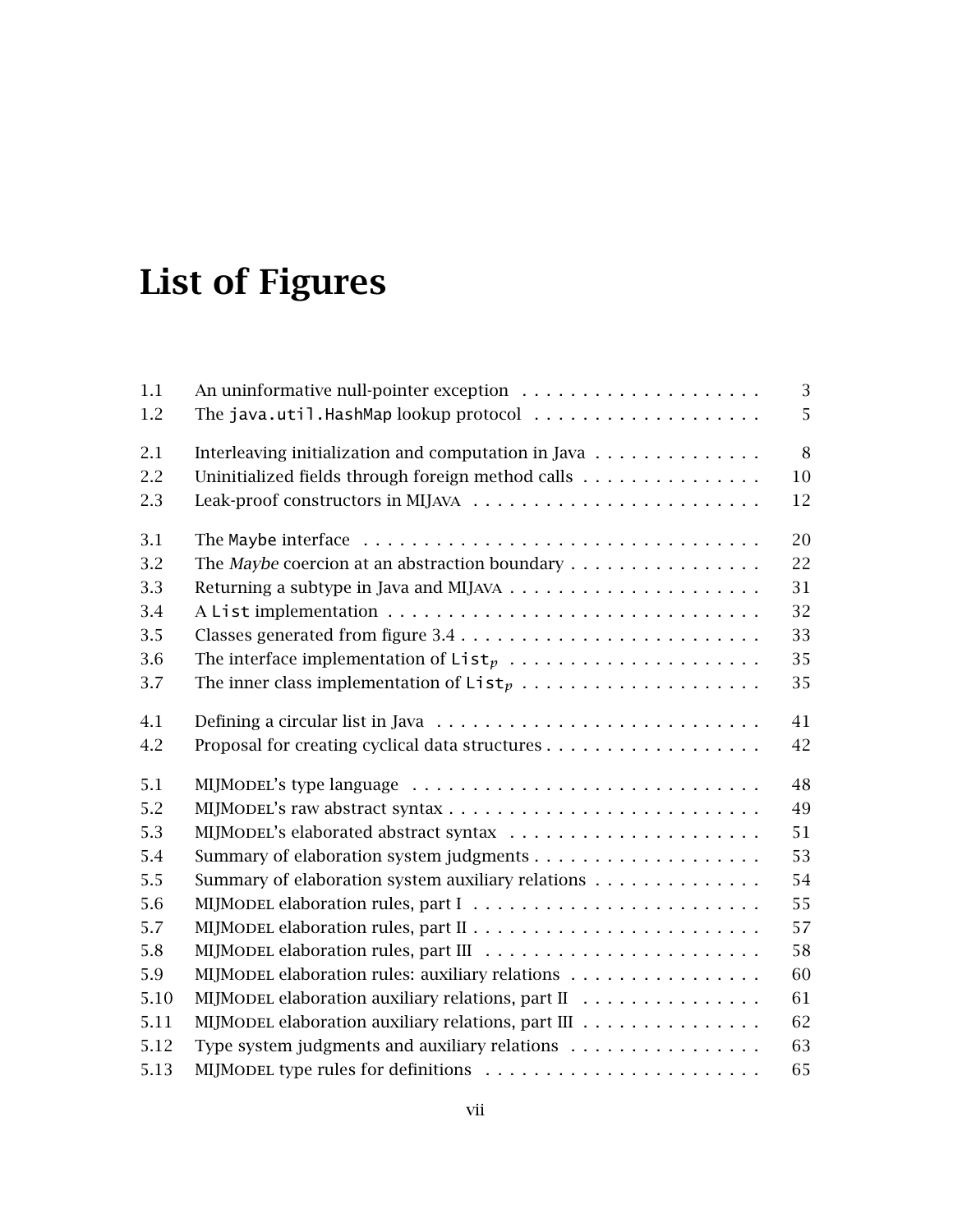# List of Figures

| | | |
|---|---|---|
| 1.1 | An uninformative null-pointer exception | 3 |
| 1.2 | The `java.util.HashMap` lookup protocol | 5 |
| 2.1 | Interleaving initialization and computation in Java | 8 |
| 2.2 | Uninitialized fields through foreign method calls | 10 |
| 2.3 | Leak-proof constructors in MIJAVA | 12 |
| 3.1 | The `Maybe` interface | 20 |
| 3.2 | The *Maybe* coercion at an abstraction boundary | 22 |
| 3.3 | Returning a subtype in Java and MIJAVA | 31 |
| 3.4 | A `List` implementation | 32 |
| 3.5 | Classes generated from figure 3.4 | 33 |
| 3.6 | The interface implementation of $\texttt{List}_p$ | 35 |
| 3.7 | The inner class implementation of $\texttt{List}_p$ | 35 |
| 4.1 | Defining a circular list in Java | 41 |
| 4.2 | Proposal for creating cyclical data structures | 42 |
| 5.1 | MIJMODEL's type language | 48 |
| 5.2 | MIJMODEL's raw abstract syntax | 49 |
| 5.3 | MIJMODEL's elaborated abstract syntax | 51 |
| 5.4 | Summary of elaboration system judgments | 53 |
| 5.5 | Summary of elaboration system auxiliary relations | 54 |
| 5.6 | MIJMODEL elaboration rules, part I | 55 |
| 5.7 | MIJMODEL elaboration rules, part II | 57 |
| 5.8 | MIJMODEL elaboration rules, part III | 58 |
| 5.9 | MIJMODEL elaboration rules: auxiliary relations | 60 |
| 5.10 | MIJMODEL elaboration auxiliary relations, part II | 61 |
| 5.11 | MIJMODEL elaboration auxiliary relations, part III | 62 |
| 5.12 | Type system judgments and auxiliary relations | 63 |
| 5.13 | MIJMODEL type rules for definitions | 65 |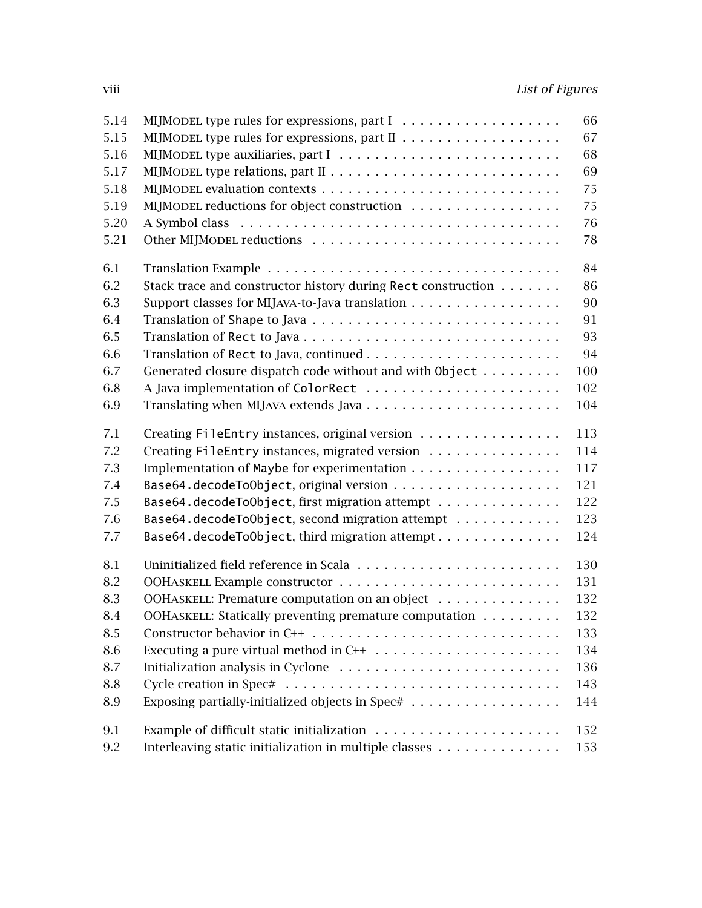| | | |
|---|---|---|
| 5.14 | MIJModel type rules for expressions, part I | 66 |
| 5.15 | MIJModel type rules for expressions, part II | 67 |
| 5.16 | MIJModel type auxiliaries, part I | 68 |
| 5.17 | MIJModel type relations, part II | 69 |
| 5.18 | MIJModel evaluation contexts | 75 |
| 5.19 | MIJModel reductions for object construction | 75 |
| 5.20 | A Symbol class | 76 |
| 5.21 | Other MIJModel reductions | 78 |
| 6.1 | Translation Example | 84 |
| 6.2 | Stack trace and constructor history during `Rect` construction | 86 |
| 6.3 | Support classes for MIJava-to-Java translation | 90 |
| 6.4 | Translation of `Shape` to Java | 91 |
| 6.5 | Translation of `Rect` to Java | 93 |
| 6.6 | Translation of `Rect` to Java, continued | 94 |
| 6.7 | Generated closure dispatch code without and with `Object` | 100 |
| 6.8 | A Java implementation of `ColorRect` | 102 |
| 6.9 | Translating when MIJava extends Java | 104 |
| 7.1 | Creating `FileEntry` instances, original version | 113 |
| 7.2 | Creating `FileEntry` instances, migrated version | 114 |
| 7.3 | Implementation of `Maybe` for experimentation | 117 |
| 7.4 | `Base64.decodeToObject`, original version | 121 |
| 7.5 | `Base64.decodeToObject`, first migration attempt | 122 |
| 7.6 | `Base64.decodeToObject`, second migration attempt | 123 |
| 7.7 | `Base64.decodeToObject`, third migration attempt | 124 |
| 8.1 | Uninitialized field reference in Scala | 130 |
| 8.2 | OOHaskell Example constructor | 131 |
| 8.3 | OOHaskell: Premature computation on an object | 132 |
| 8.4 | OOHaskell: Statically preventing premature computation | 132 |
| 8.5 | Constructor behavior in C++ | 133 |
| 8.6 | Executing a pure virtual method in C++ | 134 |
| 8.7 | Initialization analysis in Cyclone | 136 |
| 8.8 | Cycle creation in Spec# | 143 |
| 8.9 | Exposing partially-initialized objects in Spec# | 144 |
| 9.1 | Example of difficult static initialization | 152 |
| 9.2 | Interleaving static initialization in multiple classes | 153 |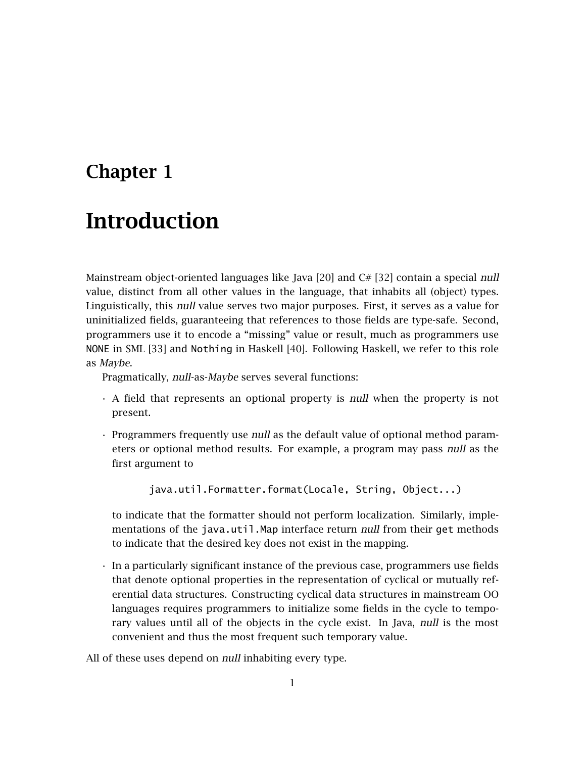# Chapter 1

# Introduction

Mainstream object-oriented languages like Java [20] and C# [32] contain a special *null* value, distinct from all other values in the language, that inhabits all (object) types. Linguistically, this *null* value serves two major purposes. First, it serves as a value for uninitialized fields, guaranteeing that references to those fields are type-safe. Second, programmers use it to encode a "missing" value or result, much as programmers use `NONE` in SML [33] and `Nothing` in Haskell [40]. Following Haskell, we refer to this role as *Maybe*.

Pragmatically, *null*-as-*Maybe* serves several functions:

- A field that represents an optional property is *null* when the property is not present.
- Programmers frequently use *null* as the default value of optional method parameters or optional method results. For example, a program may pass *null* as the first argument to

  ```
  java.util.Formatter.format(Locale, String, Object...)
  ```

  to indicate that the formatter should not perform localization. Similarly, implementations of the `java.util.Map` interface return *null* from their `get` methods to indicate that the desired key does not exist in the mapping.
- In a particularly significant instance of the previous case, programmers use fields that denote optional properties in the representation of cyclical or mutually referential data structures. Constructing cyclical data structures in mainstream OO languages requires programmers to initialize some fields in the cycle to temporary values until all of the objects in the cycle exist. In Java, *null* is the most convenient and thus the most frequent such temporary value.

All of these uses depend on *null* inhabiting every type.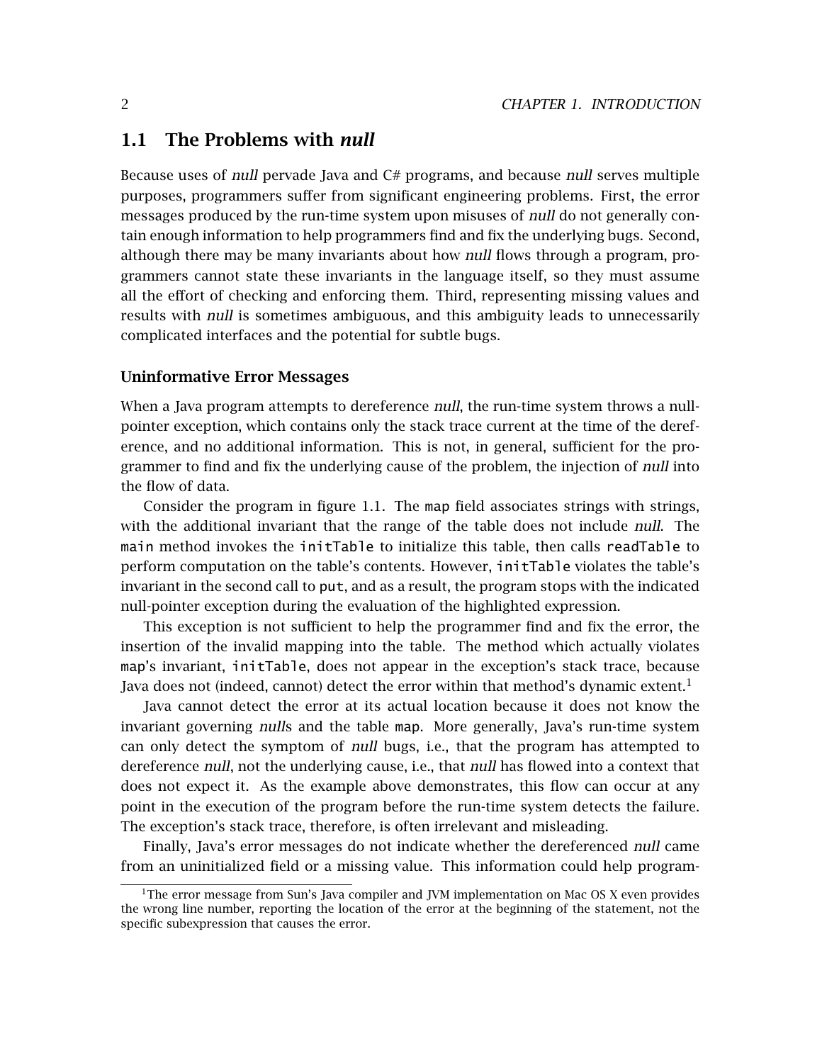## 1.1 The Problems with *null*

Because uses of *null* pervade Java and C# programs, and because *null* serves multiple purposes, programmers suffer from significant engineering problems. First, the error messages produced by the run-time system upon misuses of *null* do not generally contain enough information to help programmers find and fix the underlying bugs. Second, although there may be many invariants about how *null* flows through a program, programmers cannot state these invariants in the language itself, so they must assume all the effort of checking and enforcing them. Third, representing missing values and results with *null* is sometimes ambiguous, and this ambiguity leads to unnecessarily complicated interfaces and the potential for subtle bugs.

### Uninformative Error Messages

When a Java program attempts to dereference *null*, the run-time system throws a null-pointer exception, which contains only the stack trace current at the time of the dereference, and no additional information. This is not, in general, sufficient for the programmer to find and fix the underlying cause of the problem, the injection of *null* into the flow of data.

Consider the program in figure 1.1. The `map` field associates strings with strings, with the additional invariant that the range of the table does not include *null*. The `main` method invokes the `initTable` to initialize this table, then calls `readTable` to perform computation on the table's contents. However, `initTable` violates the table's invariant in the second call to `put`, and as a result, the program stops with the indicated null-pointer exception during the evaluation of the highlighted expression.

This exception is not sufficient to help the programmer find and fix the error, the insertion of the invalid mapping into the table. The method which actually violates `map`'s invariant, `initTable`, does not appear in the exception's stack trace, because Java does not (indeed, cannot) detect the error within that method's dynamic extent.[1]

Java cannot detect the error at its actual location because it does not know the invariant governing *null*s and the table `map`. More generally, Java's run-time system can only detect the symptom of *null* bugs, i.e., that the program has attempted to dereference *null*, not the underlying cause, i.e., that *null* has flowed into a context that does not expect it. As the example above demonstrates, this flow can occur at any point in the execution of the program before the run-time system detects the failure. The exception's stack trace, therefore, is often irrelevant and misleading.

Finally, Java's error messages do not indicate whether the dereferenced *null* came from an uninitialized field or a missing value. This information could help program-

[1] The error message from Sun's Java compiler and JVM implementation on Mac OS X even provides the wrong line number, reporting the location of the error at the beginning of the statement, not the specific subexpression that causes the error.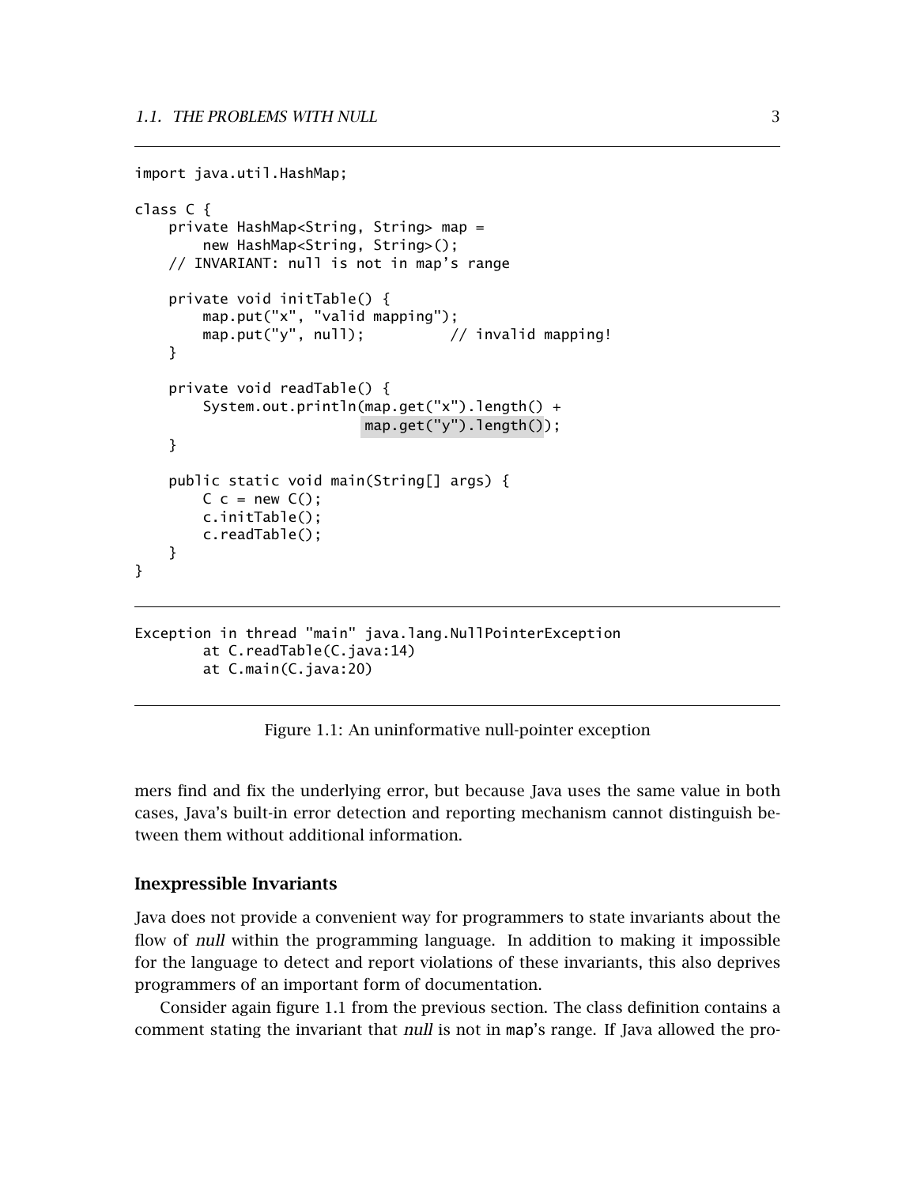```java
import java.util.HashMap;

class C {
    private HashMap<String, String> map =
        new HashMap<String, String>();
    // INVARIANT: null is not in map's range

    private void initTable() {
        map.put("x", "valid mapping");
        map.put("y", null);          // invalid mapping!
    }

    private void readTable() {
        System.out.println(map.get("x").length() +
                           map.get("y").length());
    }

    public static void main(String[] args) {
        C c = new C();
        c.initTable();
        c.readTable();
    }
}
```

```
Exception in thread "main" java.lang.NullPointerException
        at C.readTable(C.java:14)
        at C.main(C.java:20)
```

Figure 1.1: An uninformative null-pointer exception

mers find and fix the underlying error, but because Java uses the same value in both cases, Java's built-in error detection and reporting mechanism cannot distinguish between them without additional information.

### Inexpressible Invariants

Java does not provide a convenient way for programmers to state invariants about the flow of *null* within the programming language. In addition to making it impossible for the language to detect and report violations of these invariants, this also deprives programmers of an important form of documentation.

Consider again figure 1.1 from the previous section. The class definition contains a comment stating the invariant that *null* is not in `map`'s range. If Java allowed the pro-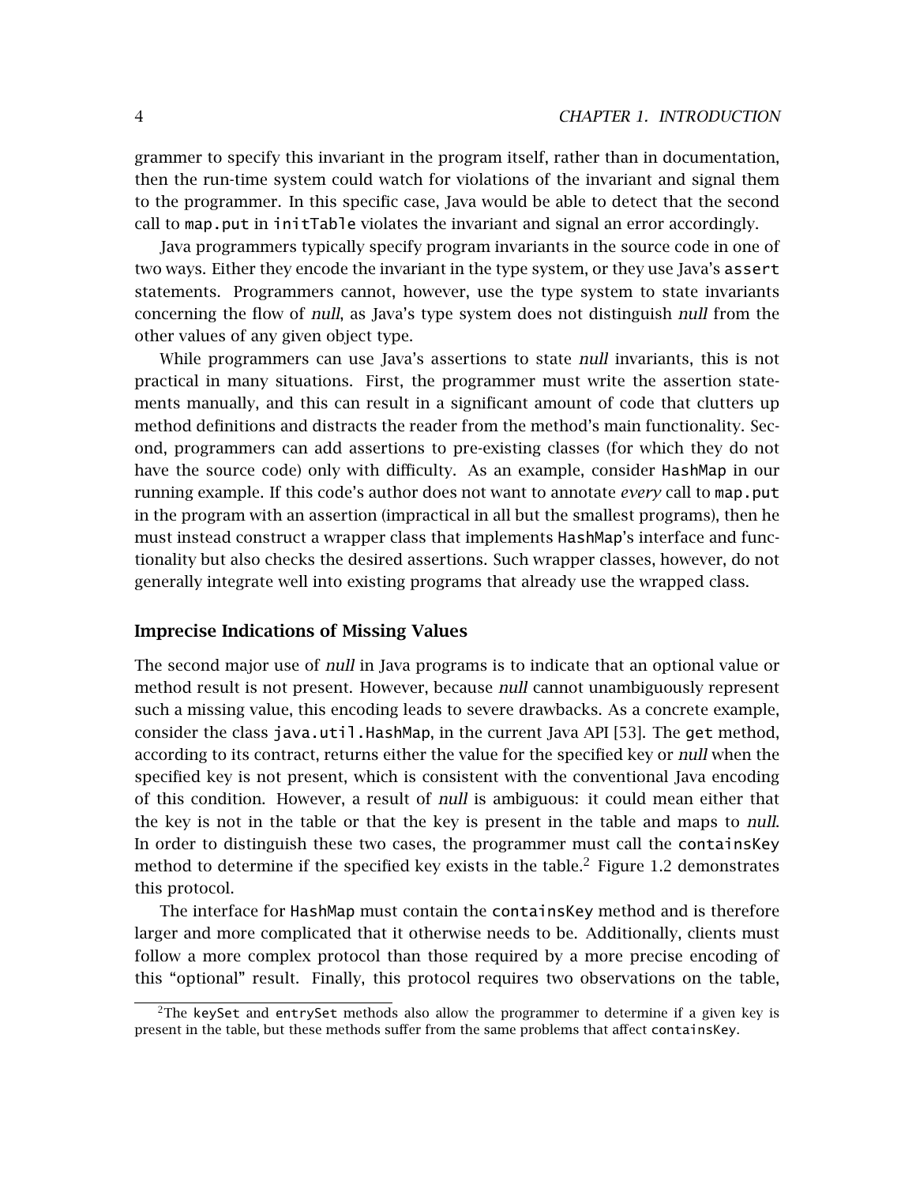grammer to specify this invariant in the program itself, rather than in documentation, then the run-time system could watch for violations of the invariant and signal them to the programmer. In this specific case, Java would be able to detect that the second call to `map.put` in `initTable` violates the invariant and signal an error accordingly.

Java programmers typically specify program invariants in the source code in one of two ways. Either they encode the invariant in the type system, or they use Java's `assert` statements. Programmers cannot, however, use the type system to state invariants concerning the flow of *null*, as Java's type system does not distinguish *null* from the other values of any given object type.

While programmers can use Java's assertions to state *null* invariants, this is not practical in many situations. First, the programmer must write the assertion statements manually, and this can result in a significant amount of code that clutters up method definitions and distracts the reader from the method's main functionality. Second, programmers can add assertions to pre-existing classes (for which they do not have the source code) only with difficulty. As an example, consider `HashMap` in our running example. If this code's author does not want to annotate *every* call to `map.put` in the program with an assertion (impractical in all but the smallest programs), then he must instead construct a wrapper class that implements `HashMap`'s interface and functionality but also checks the desired assertions. Such wrapper classes, however, do not generally integrate well into existing programs that already use the wrapped class.

### Imprecise Indications of Missing Values

The second major use of *null* in Java programs is to indicate that an optional value or method result is not present. However, because *null* cannot unambiguously represent such a missing value, this encoding leads to severe drawbacks. As a concrete example, consider the class `java.util.HashMap`, in the current Java API [53]. The `get` method, according to its contract, returns either the value for the specified key or *null* when the specified key is not present, which is consistent with the conventional Java encoding of this condition. However, a result of *null* is ambiguous: it could mean either that the key is not in the table or that the key is present in the table and maps to *null*. In order to distinguish these two cases, the programmer must call the `containsKey` method to determine if the specified key exists in the table.[2] Figure 1.2 demonstrates this protocol.

The interface for `HashMap` must contain the `containsKey` method and is therefore larger and more complicated that it otherwise needs to be. Additionally, clients must follow a more complex protocol than those required by a more precise encoding of this "optional" result. Finally, this protocol requires two observations on the table,

[2] The `keySet` and `entrySet` methods also allow the programmer to determine if a given key is present in the table, but these methods suffer from the same problems that affect `containsKey`.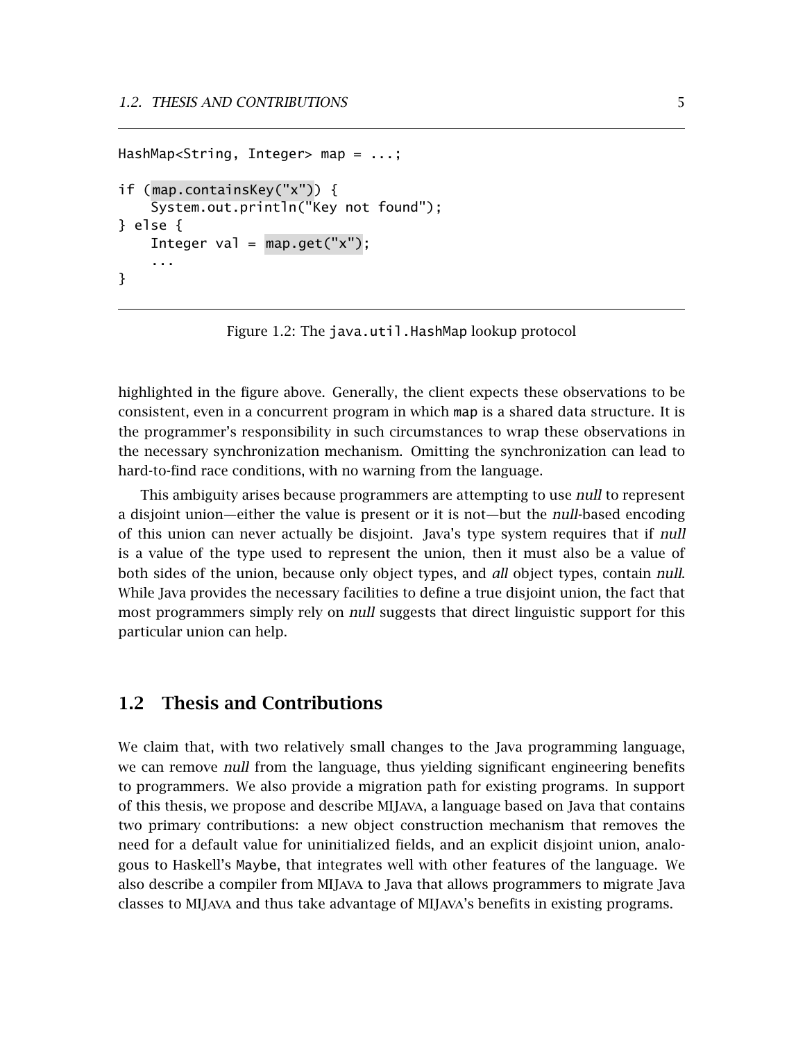```
HashMap<String, Integer> map = ...;

if (map.containsKey("x")) {
    System.out.println("Key not found");
} else {
    Integer val = map.get("x");
    ...
}
```

Figure 1.2: The `java.util.HashMap` lookup protocol

highlighted in the figure above. Generally, the client expects these observations to be consistent, even in a concurrent program in which `map` is a shared data structure. It is the programmer's responsibility in such circumstances to wrap these observations in the necessary synchronization mechanism. Omitting the synchronization can lead to hard-to-find race conditions, with no warning from the language.

This ambiguity arises because programmers are attempting to use *null* to represent a disjoint union—either the value is present or it is not—but the *null*-based encoding of this union can never actually be disjoint. Java's type system requires that if *null* is a value of the type used to represent the union, then it must also be a value of both sides of the union, because only object types, and *all* object types, contain *null*. While Java provides the necessary facilities to define a true disjoint union, the fact that most programmers simply rely on *null* suggests that direct linguistic support for this particular union can help.

## 1.2 Thesis and Contributions

We claim that, with two relatively small changes to the Java programming language, we can remove *null* from the language, thus yielding significant engineering benefits to programmers. We also provide a migration path for existing programs. In support of this thesis, we propose and describe MIJAVA, a language based on Java that contains two primary contributions: a new object construction mechanism that removes the need for a default value for uninitialized fields, and an explicit disjoint union, analogous to Haskell's `Maybe`, that integrates well with other features of the language. We also describe a compiler from MIJAVA to Java that allows programmers to migrate Java classes to MIJAVA and thus take advantage of MIJAVA's benefits in existing programs.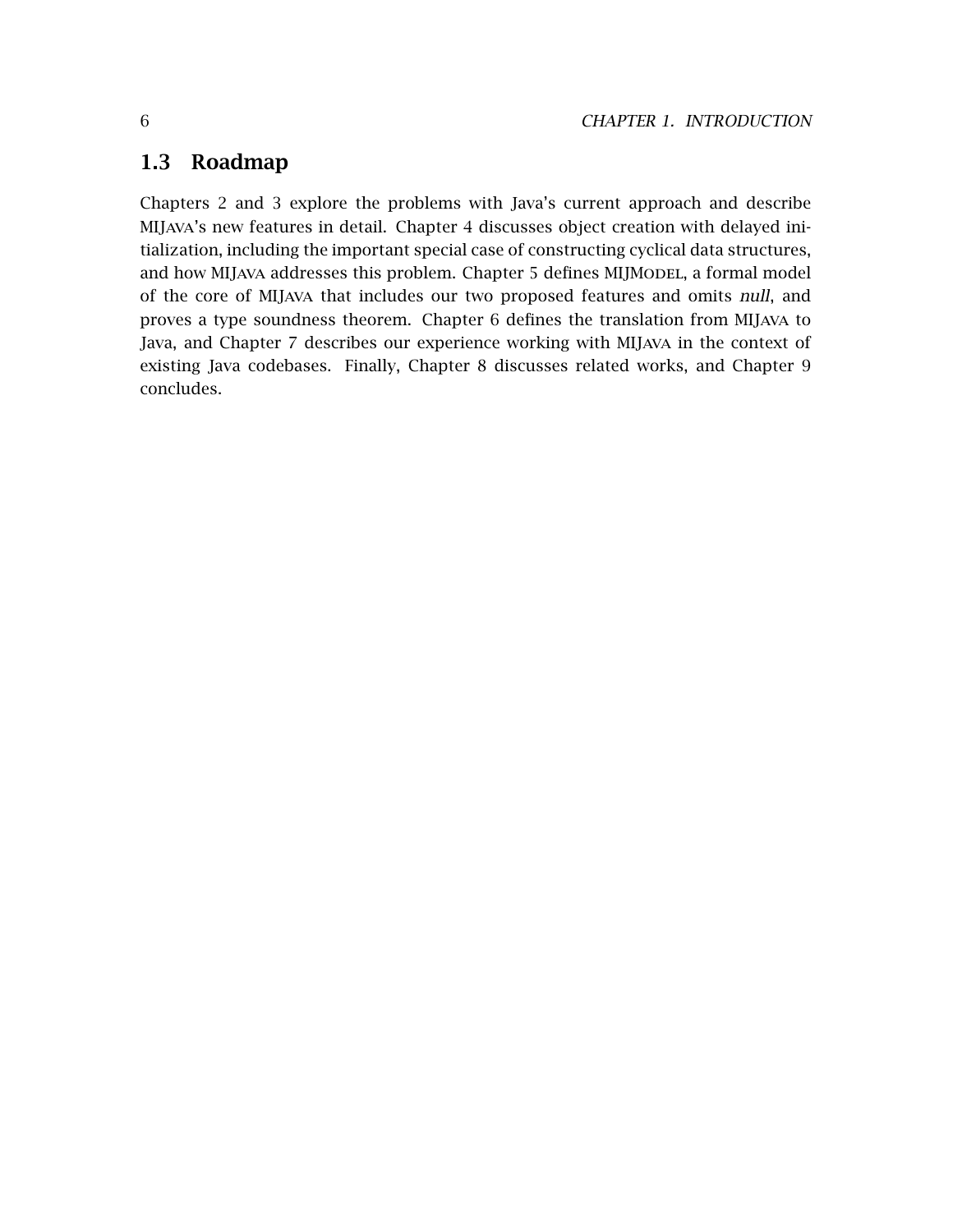## 1.3 Roadmap

Chapters 2 and 3 explore the problems with Java's current approach and describe MIJava's new features in detail. Chapter 4 discusses object creation with delayed initialization, including the important special case of constructing cyclical data structures, and how MIJava addresses this problem. Chapter 5 defines MIJModel, a formal model of the core of MIJava that includes our two proposed features and omits *null*, and proves a type soundness theorem. Chapter 6 defines the translation from MIJava to Java, and Chapter 7 describes our experience working with MIJava in the context of existing Java codebases. Finally, Chapter 8 discusses related works, and Chapter 9 concludes.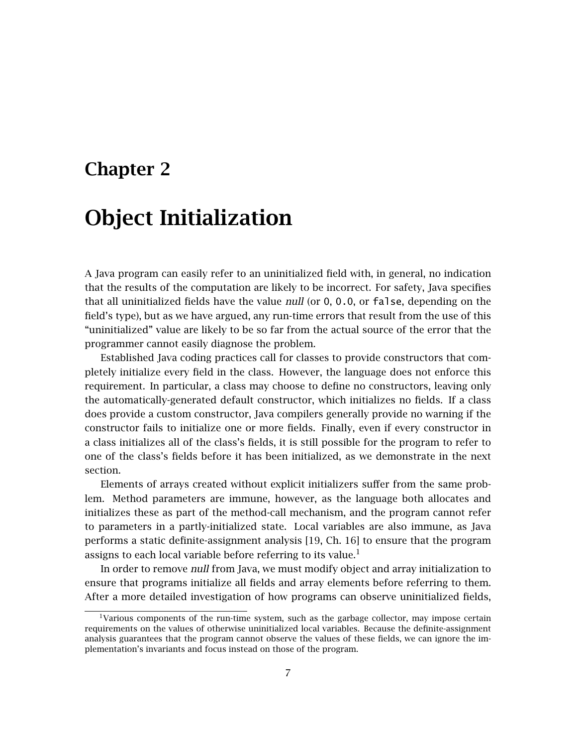# Chapter 2

# Object Initialization

A Java program can easily refer to an uninitialized field with, in general, no indication that the results of the computation are likely to be incorrect. For safety, Java specifies that all uninitialized fields have the value *null* (or `0`, `0.0`, or `false`, depending on the field's type), but as we have argued, any run-time errors that result from the use of this "uninitialized" value are likely to be so far from the actual source of the error that the programmer cannot easily diagnose the problem.

Established Java coding practices call for classes to provide constructors that completely initialize every field in the class. However, the language does not enforce this requirement. In particular, a class may choose to define no constructors, leaving only the automatically-generated default constructor, which initializes no fields. If a class does provide a custom constructor, Java compilers generally provide no warning if the constructor fails to initialize one or more fields. Finally, even if every constructor in a class initializes all of the class's fields, it is still possible for the program to refer to one of the class's fields before it has been initialized, as we demonstrate in the next section.

Elements of arrays created without explicit initializers suffer from the same problem. Method parameters are immune, however, as the language both allocates and initializes these as part of the method-call mechanism, and the program cannot refer to parameters in a partly-initialized state. Local variables are also immune, as Java performs a static definite-assignment analysis [19, Ch. 16] to ensure that the program assigns to each local variable before referring to its value.[1]

In order to remove *null* from Java, we must modify object and array initialization to ensure that programs initialize all fields and array elements before referring to them. After a more detailed investigation of how programs can observe uninitialized fields,

[1] Various components of the run-time system, such as the garbage collector, may impose certain requirements on the values of otherwise uninitialized local variables. Because the definite-assignment analysis guarantees that the program cannot observe the values of these fields, we can ignore the implementation's invariants and focus instead on those of the program.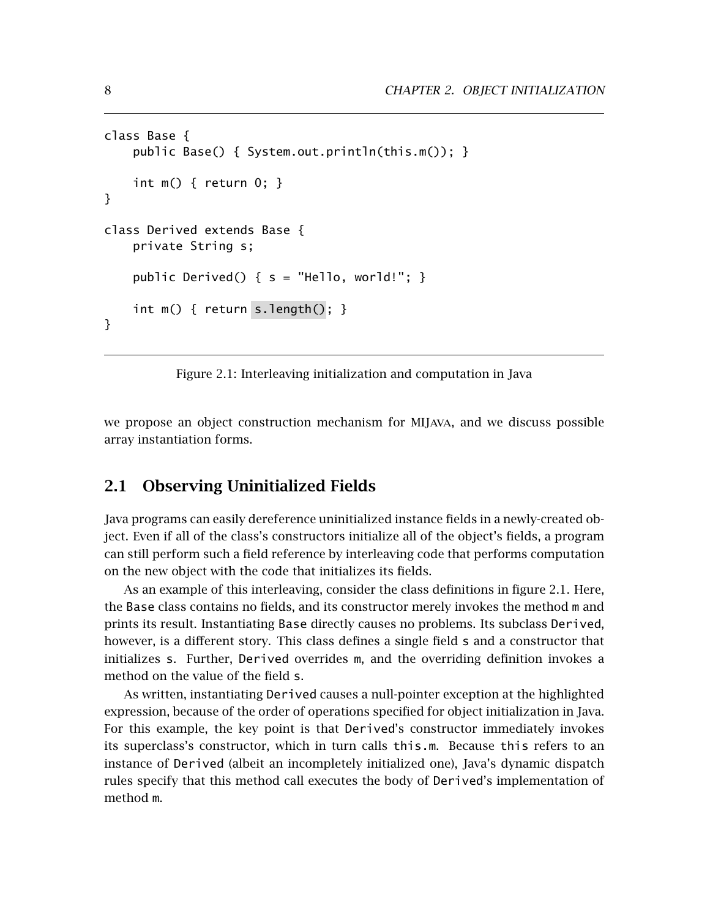```
class Base {
    public Base() { System.out.println(this.m()); }

    int m() { return 0; }
}

class Derived extends Base {
    private String s;

    public Derived() { s = "Hello, world!"; }

    int m() { return s.length(); }
}
```

Figure 2.1: Interleaving initialization and computation in Java

we propose an object construction mechanism for MIJAVA, and we discuss possible array instantiation forms.

## 2.1 Observing Uninitialized Fields

Java programs can easily dereference uninitialized instance fields in a newly-created object. Even if all of the class's constructors initialize all of the object's fields, a program can still perform such a field reference by interleaving code that performs computation on the new object with the code that initializes its fields.

As an example of this interleaving, consider the class definitions in figure 2.1. Here, the `Base` class contains no fields, and its constructor merely invokes the method `m` and prints its result. Instantiating `Base` directly causes no problems. Its subclass `Derived`, however, is a different story. This class defines a single field `s` and a constructor that initializes `s`. Further, `Derived` overrides `m`, and the overriding definition invokes a method on the value of the field `s`.

As written, instantiating `Derived` causes a null-pointer exception at the highlighted expression, because of the order of operations specified for object initialization in Java. For this example, the key point is that `Derived`'s constructor immediately invokes its superclass's constructor, which in turn calls `this.m`. Because `this` refers to an instance of `Derived` (albeit an incompletely initialized one), Java's dynamic dispatch rules specify that this method call executes the body of `Derived`'s implementation of method `m`.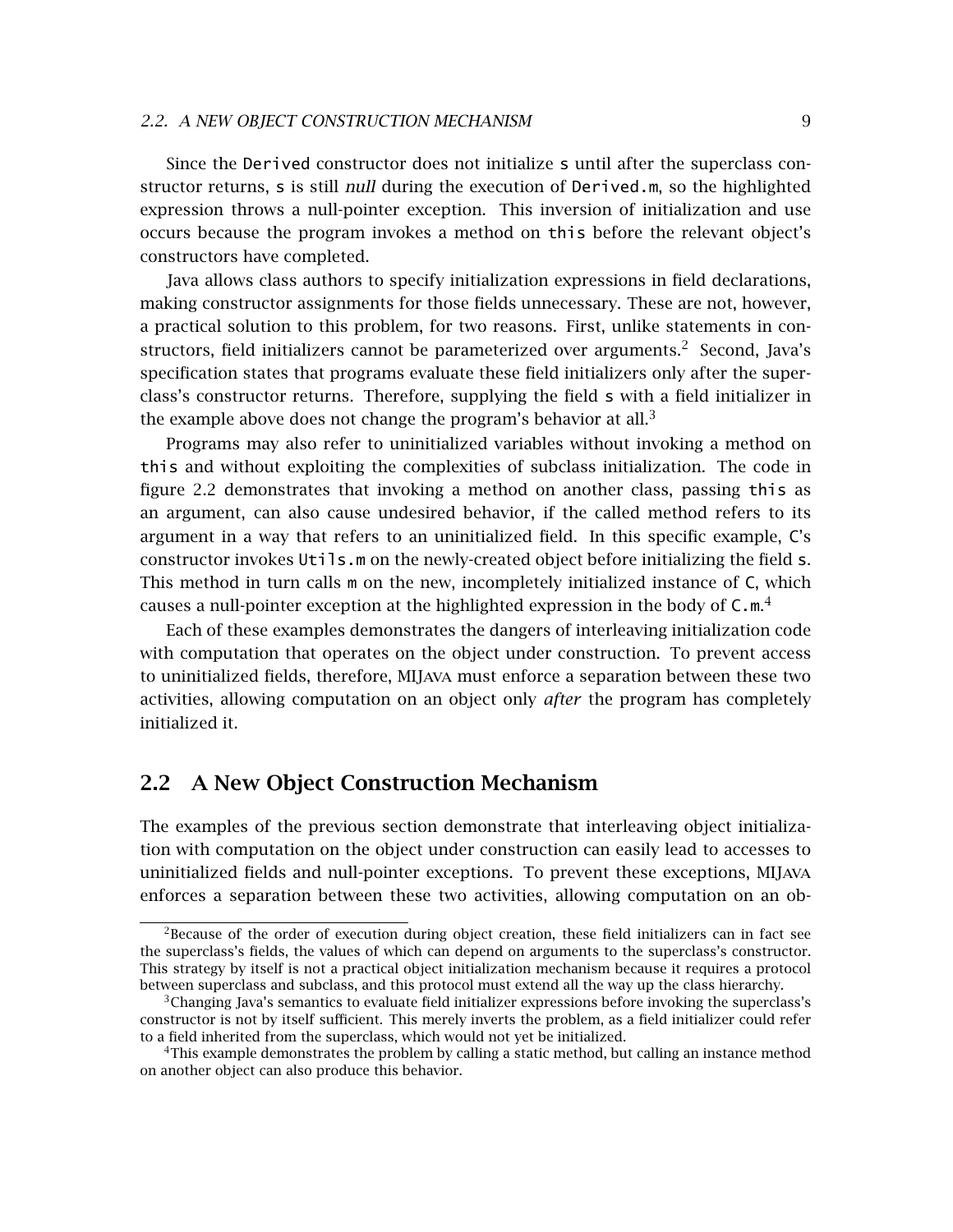Since the `Derived` constructor does not initialize `s` until after the superclass constructor returns, `s` is still *null* during the execution of `Derived.m`, so the highlighted expression throws a null-pointer exception. This inversion of initialization and use occurs because the program invokes a method on `this` before the relevant object's constructors have completed.

Java allows class authors to specify initialization expressions in field declarations, making constructor assignments for those fields unnecessary. These are not, however, a practical solution to this problem, for two reasons. First, unlike statements in constructors, field initializers cannot be parameterized over arguments.[2] Second, Java's specification states that programs evaluate these field initializers only after the superclass's constructor returns. Therefore, supplying the field `s` with a field initializer in the example above does not change the program's behavior at all.[3]

Programs may also refer to uninitialized variables without invoking a method on `this` and without exploiting the complexities of subclass initialization. The code in figure 2.2 demonstrates that invoking a method on another class, passing `this` as an argument, can also cause undesired behavior, if the called method refers to its argument in a way that refers to an uninitialized field. In this specific example, `C`'s constructor invokes `Utils.m` on the newly-created object before initializing the field `s`. This method in turn calls `m` on the new, incompletely initialized instance of `C`, which causes a null-pointer exception at the highlighted expression in the body of `C.m`.[4]

Each of these examples demonstrates the dangers of interleaving initialization code with computation that operates on the object under construction. To prevent access to uninitialized fields, therefore, MIJava must enforce a separation between these two activities, allowing computation on an object only *after* the program has completely initialized it.

## 2.2 A New Object Construction Mechanism

The examples of the previous section demonstrate that interleaving object initialization with computation on the object under construction can easily lead to accesses to uninitialized fields and null-pointer exceptions. To prevent these exceptions, MIJava enforces a separation between these two activities, allowing computation on an ob-

---

[2] Because of the order of execution during object creation, these field initializers can in fact see the superclass's fields, the values of which can depend on arguments to the superclass's constructor. This strategy by itself is not a practical object initialization mechanism because it requires a protocol between superclass and subclass, and this protocol must extend all the way up the class hierarchy.

[3] Changing Java's semantics to evaluate field initializer expressions before invoking the superclass's constructor is not by itself sufficient. This merely inverts the problem, as a field initializer could refer to a field inherited from the superclass, which would not yet be initialized.

[4] This example demonstrates the problem by calling a static method, but calling an instance method on another object can also produce this behavior.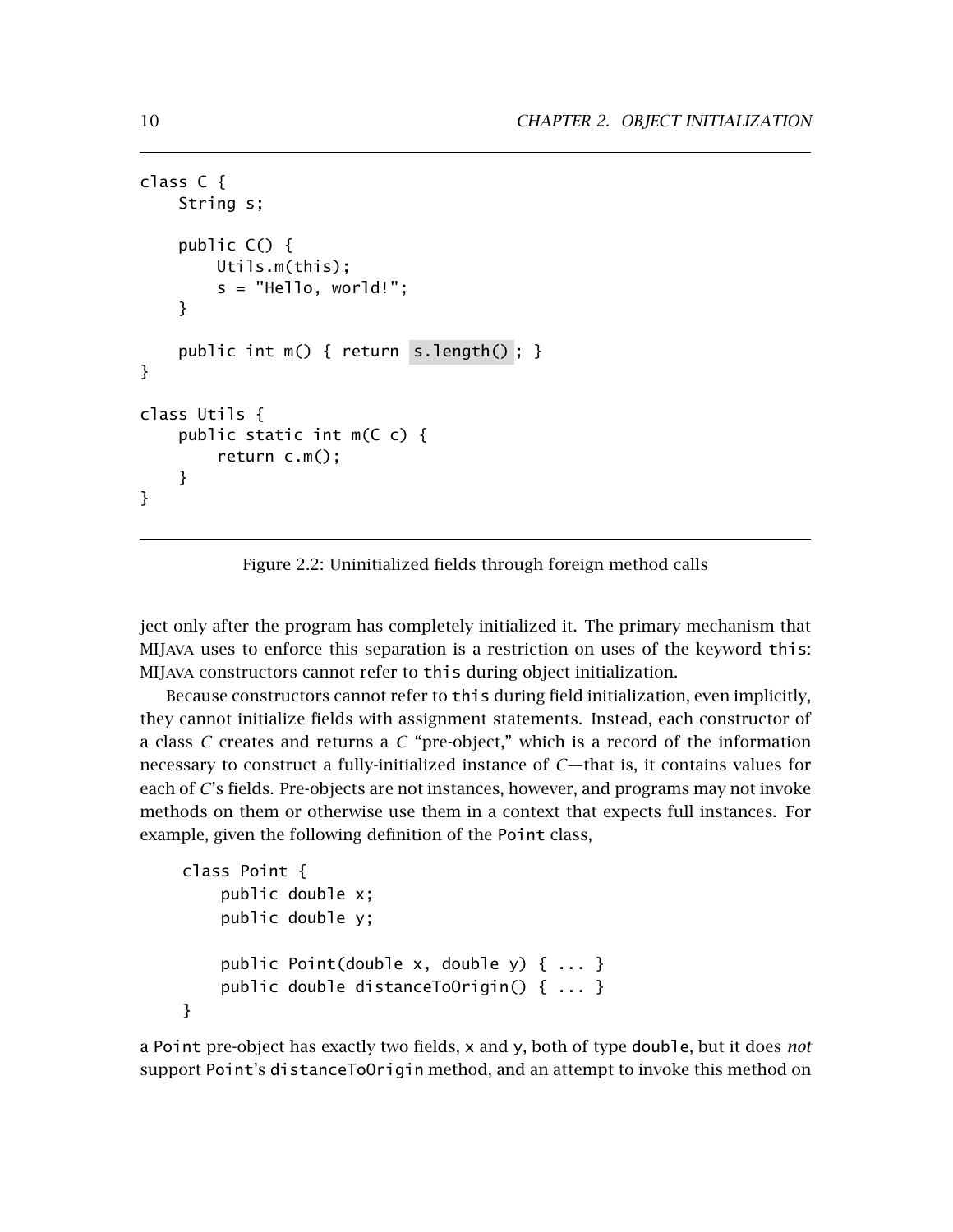```
class C {
    String s;

    public C() {
        Utils.m(this);
        s = "Hello, world!";
    }

    public int m() { return s.length(); }
}

class Utils {
    public static int m(C c) {
        return c.m();
    }
}
```

Figure 2.2: Uninitialized fields through foreign method calls

ject only after the program has completely initialized it. The primary mechanism that MIJAVA uses to enforce this separation is a restriction on uses of the keyword `this`: MIJAVA constructors cannot refer to `this` during object initialization.

Because constructors cannot refer to `this` during field initialization, even implicitly, they cannot initialize fields with assignment statements. Instead, each constructor of a class *C* creates and returns a *C* "pre-object," which is a record of the information necessary to construct a fully-initialized instance of *C*—that is, it contains values for each of *C*'s fields. Pre-objects are not instances, however, and programs may not invoke methods on them or otherwise use them in a context that expects full instances. For example, given the following definition of the `Point` class,

```
class Point {
    public double x;
    public double y;

    public Point(double x, double y) { ... }
    public double distanceToOrigin() { ... }
}
```

a `Point` pre-object has exactly two fields, `x` and `y`, both of type `double`, but it does *not* support `Point`'s `distanceToOrigin` method, and an attempt to invoke this method on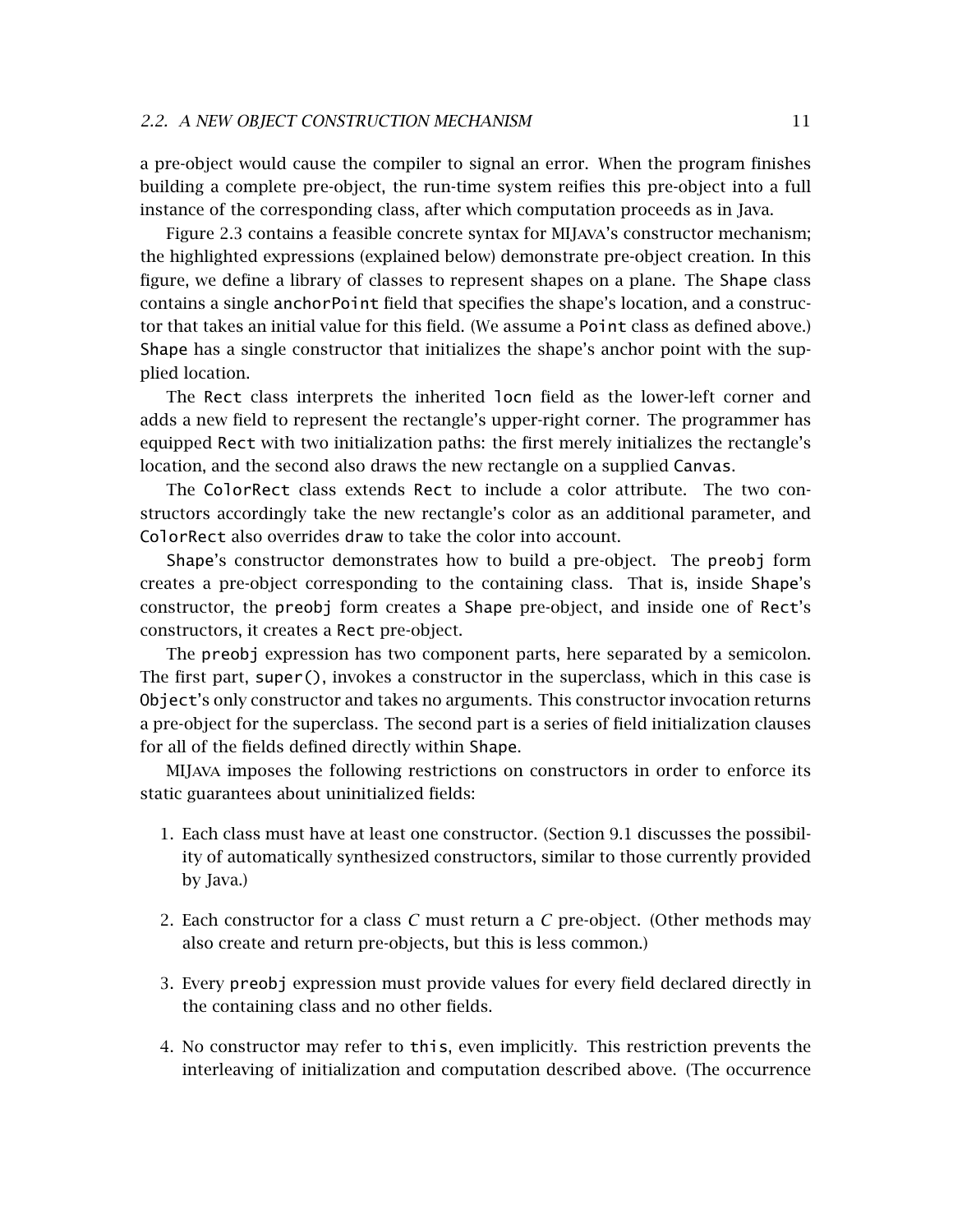a pre-object would cause the compiler to signal an error. When the program finishes building a complete pre-object, the run-time system reifies this pre-object into a full instance of the corresponding class, after which computation proceeds as in Java.

Figure 2.3 contains a feasible concrete syntax for MIJAVA's constructor mechanism; the highlighted expressions (explained below) demonstrate pre-object creation. In this figure, we define a library of classes to represent shapes on a plane. The `Shape` class contains a single `anchorPoint` field that specifies the shape's location, and a constructor that takes an initial value for this field. (We assume a `Point` class as defined above.) `Shape` has a single constructor that initializes the shape's anchor point with the supplied location.

The `Rect` class interprets the inherited `locn` field as the lower-left corner and adds a new field to represent the rectangle's upper-right corner. The programmer has equipped `Rect` with two initialization paths: the first merely initializes the rectangle's location, and the second also draws the new rectangle on a supplied `Canvas`.

The `ColorRect` class extends `Rect` to include a color attribute. The two constructors accordingly take the new rectangle's color as an additional parameter, and `ColorRect` also overrides `draw` to take the color into account.

`Shape`'s constructor demonstrates how to build a pre-object. The `preobj` form creates a pre-object corresponding to the containing class. That is, inside `Shape`'s constructor, the `preobj` form creates a `Shape` pre-object, and inside one of `Rect`'s constructors, it creates a `Rect` pre-object.

The `preobj` expression has two component parts, here separated by a semicolon. The first part, `super()`, invokes a constructor in the superclass, which in this case is `Object`'s only constructor and takes no arguments. This constructor invocation returns a pre-object for the superclass. The second part is a series of field initialization clauses for all of the fields defined directly within `Shape`.

MIJAVA imposes the following restrictions on constructors in order to enforce its static guarantees about uninitialized fields:

1. Each class must have at least one constructor. (Section 9.1 discusses the possibility of automatically synthesized constructors, similar to those currently provided by Java.)
2. Each constructor for a class *C* must return a *C* pre-object. (Other methods may also create and return pre-objects, but this is less common.)
3. Every `preobj` expression must provide values for every field declared directly in the containing class and no other fields.
4. No constructor may refer to `this`, even implicitly. This restriction prevents the interleaving of initialization and computation described above. (The occurrence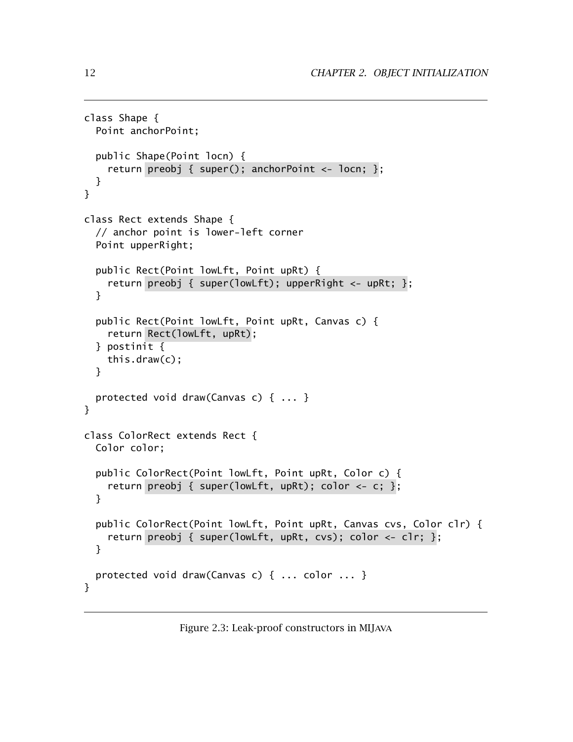```
class Shape {
  Point anchorPoint;

  public Shape(Point locn) {
    return preobj { super(); anchorPoint <- locn; };
  }
}

class Rect extends Shape {
  // anchor point is lower-left corner
  Point upperRight;

  public Rect(Point lowLft, Point upRt) {
    return preobj { super(lowLft); upperRight <- upRt; };
  }

  public Rect(Point lowLft, Point upRt, Canvas c) {
    return Rect(lowLft, upRt);
  } postinit {
    this.draw(c);
  }

  protected void draw(Canvas c) { ... }
}

class ColorRect extends Rect {
  Color color;

  public ColorRect(Point lowLft, Point upRt, Color c) {
    return preobj { super(lowLft, upRt); color <- c; };
  }

  public ColorRect(Point lowLft, Point upRt, Canvas cvs, Color clr) {
    return preobj { super(lowLft, upRt, cvs); color <- clr; };
  }

  protected void draw(Canvas c) { ... color ... }
}
```

Figure 2.3: Leak-proof constructors in MIJAVA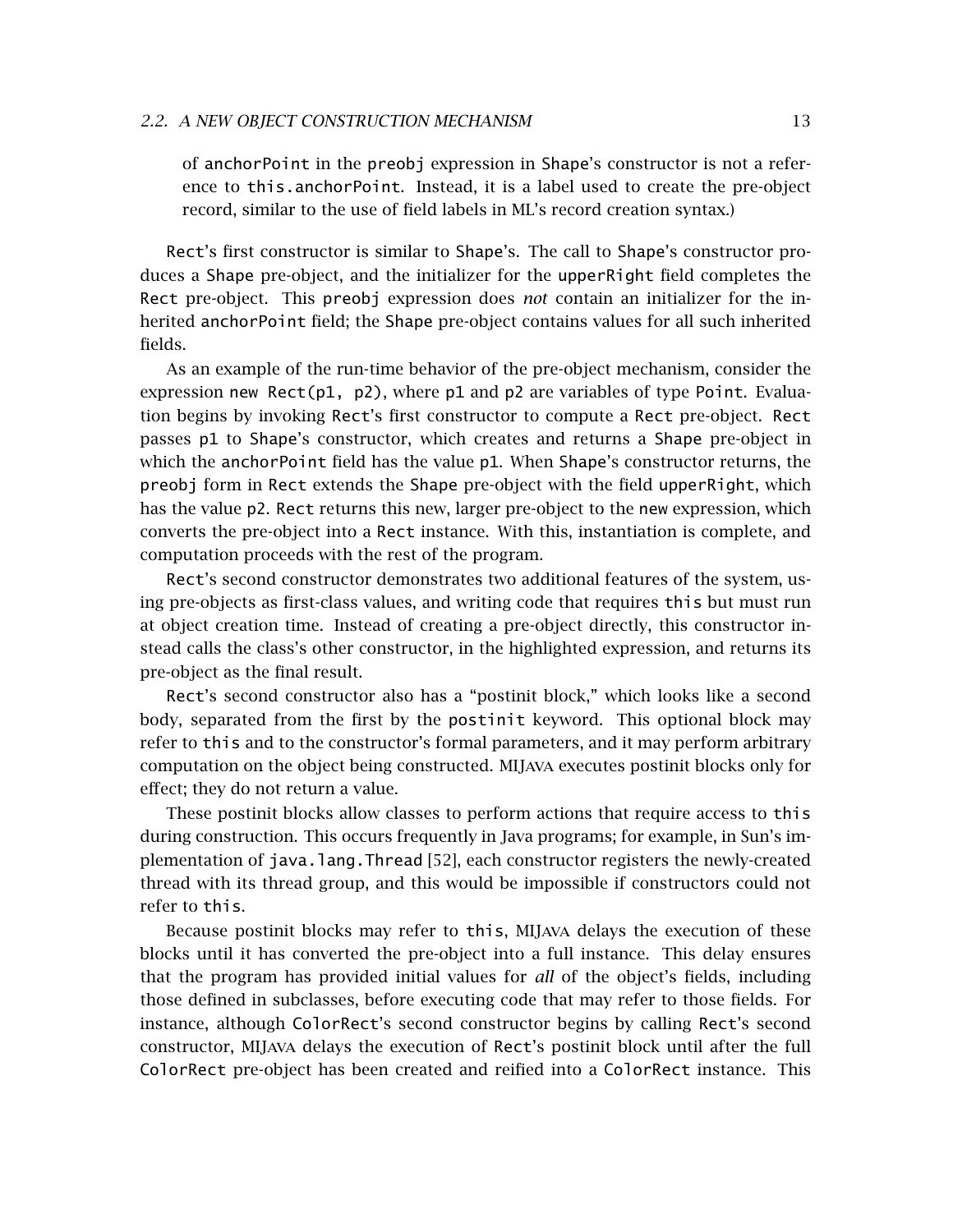of anchorPoint in the preobj expression in Shape's constructor is not a reference to this.anchorPoint. Instead, it is a label used to create the pre-object record, similar to the use of field labels in ML's record creation syntax.)

Rect's first constructor is similar to Shape's. The call to Shape's constructor produces a Shape pre-object, and the initializer for the upperRight field completes the Rect pre-object. This preobj expression does *not* contain an initializer for the inherited anchorPoint field; the Shape pre-object contains values for all such inherited fields.

As an example of the run-time behavior of the pre-object mechanism, consider the expression new Rect(p1, p2), where p1 and p2 are variables of type Point. Evaluation begins by invoking Rect's first constructor to compute a Rect pre-object. Rect passes p1 to Shape's constructor, which creates and returns a Shape pre-object in which the anchorPoint field has the value p1. When Shape's constructor returns, the preobj form in Rect extends the Shape pre-object with the field upperRight, which has the value p2. Rect returns this new, larger pre-object to the new expression, which converts the pre-object into a Rect instance. With this, instantiation is complete, and computation proceeds with the rest of the program.

Rect's second constructor demonstrates two additional features of the system, using pre-objects as first-class values, and writing code that requires this but must run at object creation time. Instead of creating a pre-object directly, this constructor instead calls the class's other constructor, in the highlighted expression, and returns its pre-object as the final result.

Rect's second constructor also has a "postinit block," which looks like a second body, separated from the first by the postinit keyword. This optional block may refer to this and to the constructor's formal parameters, and it may perform arbitrary computation on the object being constructed. MIJAVA executes postinit blocks only for effect; they do not return a value.

These postinit blocks allow classes to perform actions that require access to this during construction. This occurs frequently in Java programs; for example, in Sun's implementation of java.lang.Thread [52], each constructor registers the newly-created thread with its thread group, and this would be impossible if constructors could not refer to this.

Because postinit blocks may refer to this, MIJAVA delays the execution of these blocks until it has converted the pre-object into a full instance. This delay ensures that the program has provided initial values for *all* of the object's fields, including those defined in subclasses, before executing code that may refer to those fields. For instance, although ColorRect's second constructor begins by calling Rect's second constructor, MIJAVA delays the execution of Rect's postinit block until after the full ColorRect pre-object has been created and reified into a ColorRect instance. This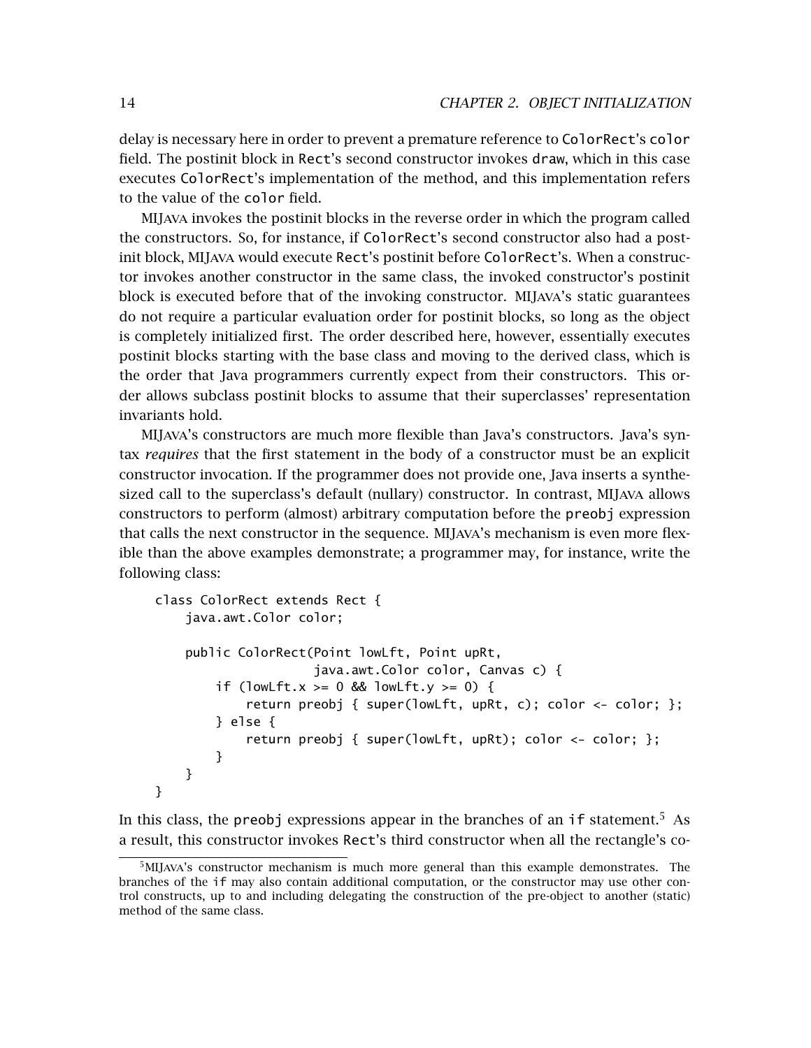delay is necessary here in order to prevent a premature reference to ColorRect's color field. The postinit block in Rect's second constructor invokes draw, which in this case executes ColorRect's implementation of the method, and this implementation refers to the value of the color field.

MIJAVA invokes the postinit blocks in the reverse order in which the program called the constructors. So, for instance, if ColorRect's second constructor also had a postinit block, MIJAVA would execute Rect's postinit before ColorRect's. When a constructor invokes another constructor in the same class, the invoked constructor's postinit block is executed before that of the invoking constructor. MIJAVA's static guarantees do not require a particular evaluation order for postinit blocks, so long as the object is completely initialized first. The order described here, however, essentially executes postinit blocks starting with the base class and moving to the derived class, which is the order that Java programmers currently expect from their constructors. This order allows subclass postinit blocks to assume that their superclasses' representation invariants hold.

MIJAVA's constructors are much more flexible than Java's constructors. Java's syntax *requires* that the first statement in the body of a constructor must be an explicit constructor invocation. If the programmer does not provide one, Java inserts a synthesized call to the superclass's default (nullary) constructor. In contrast, MIJAVA allows constructors to perform (almost) arbitrary computation before the preobj expression that calls the next constructor in the sequence. MIJAVA's mechanism is even more flexible than the above examples demonstrate; a programmer may, for instance, write the following class:

```
class ColorRect extends Rect {
    java.awt.Color color;

    public ColorRect(Point lowLft, Point upRt,
                     java.awt.Color color, Canvas c) {
        if (lowLft.x >= 0 && lowLft.y >= 0) {
            return preobj { super(lowLft, upRt, c); color <- color; };
        } else {
            return preobj { super(lowLft, upRt); color <- color; };
        }
    }
}
```

In this class, the preobj expressions appear in the branches of an if statement.[5] As a result, this constructor invokes Rect's third constructor when all the rectangle's co-

[5] MIJAVA's constructor mechanism is much more general than this example demonstrates. The branches of the if may also contain additional computation, or the constructor may use other control constructs, up to and including delegating the construction of the pre-object to another (static) method of the same class.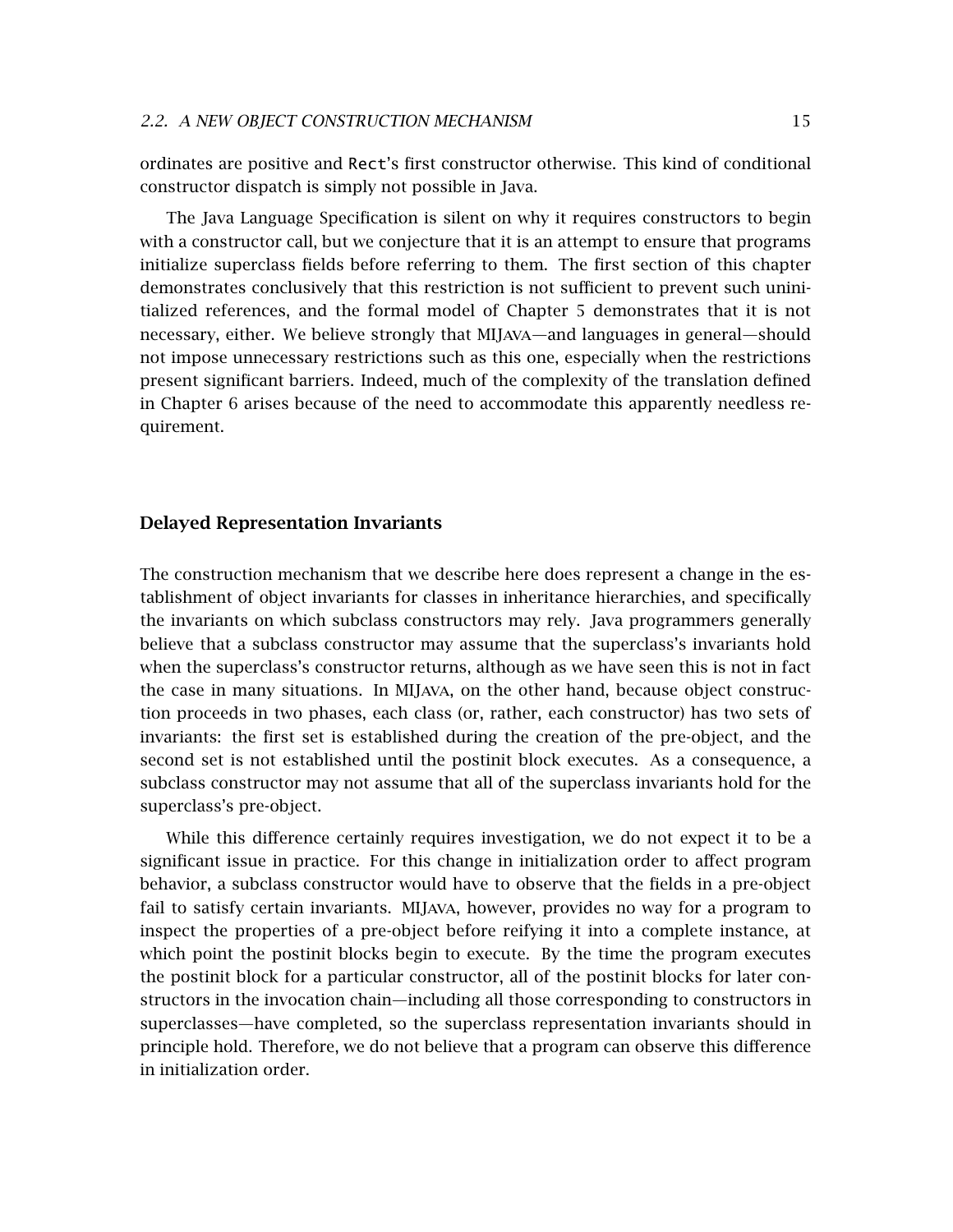ordinates are positive and `Rect`'s first constructor otherwise. This kind of conditional constructor dispatch is simply not possible in Java.

The Java Language Specification is silent on why it requires constructors to begin with a constructor call, but we conjecture that it is an attempt to ensure that programs initialize superclass fields before referring to them. The first section of this chapter demonstrates conclusively that this restriction is not sufficient to prevent such uninitialized references, and the formal model of Chapter 5 demonstrates that it is not necessary, either. We believe strongly that MIJAVA—and languages in general—should not impose unnecessary restrictions such as this one, especially when the restrictions present significant barriers. Indeed, much of the complexity of the translation defined in Chapter 6 arises because of the need to accommodate this apparently needless requirement.

### Delayed Representation Invariants

The construction mechanism that we describe here does represent a change in the establishment of object invariants for classes in inheritance hierarchies, and specifically the invariants on which subclass constructors may rely. Java programmers generally believe that a subclass constructor may assume that the superclass's invariants hold when the superclass's constructor returns, although as we have seen this is not in fact the case in many situations. In MIJAVA, on the other hand, because object construction proceeds in two phases, each class (or, rather, each constructor) has two sets of invariants: the first set is established during the creation of the pre-object, and the second set is not established until the postinit block executes. As a consequence, a subclass constructor may not assume that all of the superclass invariants hold for the superclass's pre-object.

While this difference certainly requires investigation, we do not expect it to be a significant issue in practice. For this change in initialization order to affect program behavior, a subclass constructor would have to observe that the fields in a pre-object fail to satisfy certain invariants. MIJAVA, however, provides no way for a program to inspect the properties of a pre-object before reifying it into a complete instance, at which point the postinit blocks begin to execute. By the time the program executes the postinit block for a particular constructor, all of the postinit blocks for later constructors in the invocation chain—including all those corresponding to constructors in superclasses—have completed, so the superclass representation invariants should in principle hold. Therefore, we do not believe that a program can observe this difference in initialization order.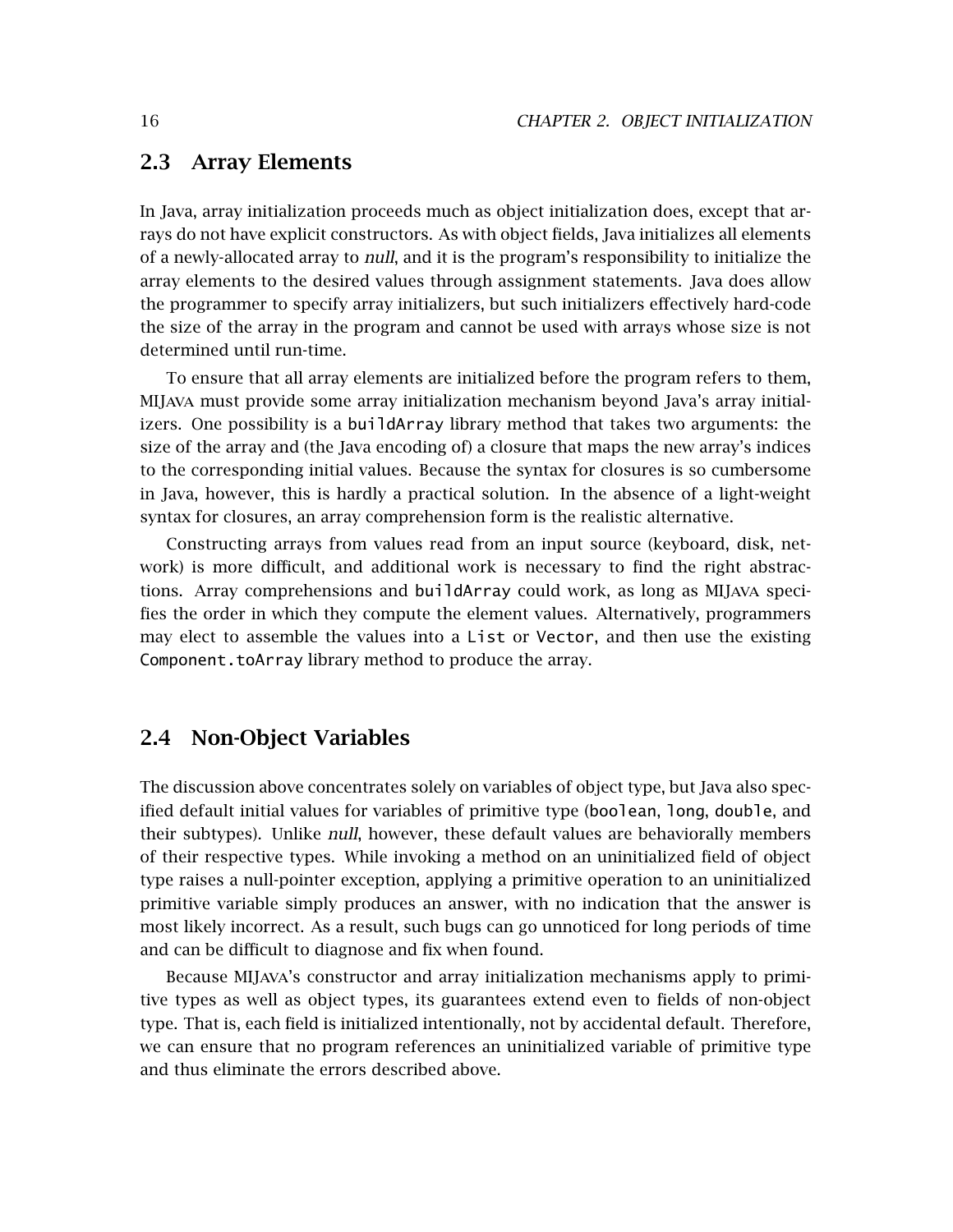## 2.3 Array Elements

In Java, array initialization proceeds much as object initialization does, except that arrays do not have explicit constructors. As with object fields, Java initializes all elements of a newly-allocated array to *null*, and it is the program's responsibility to initialize the array elements to the desired values through assignment statements. Java does allow the programmer to specify array initializers, but such initializers effectively hard-code the size of the array in the program and cannot be used with arrays whose size is not determined until run-time.

To ensure that all array elements are initialized before the program refers to them, MIJAVA must provide some array initialization mechanism beyond Java's array initializers. One possibility is a `buildArray` library method that takes two arguments: the size of the array and (the Java encoding of) a closure that maps the new array's indices to the corresponding initial values. Because the syntax for closures is so cumbersome in Java, however, this is hardly a practical solution. In the absence of a light-weight syntax for closures, an array comprehension form is the realistic alternative.

Constructing arrays from values read from an input source (keyboard, disk, network) is more difficult, and additional work is necessary to find the right abstractions. Array comprehensions and `buildArray` could work, as long as MIJAVA specifies the order in which they compute the element values. Alternatively, programmers may elect to assemble the values into a `List` or `Vector`, and then use the existing `Component.toArray` library method to produce the array.

## 2.4 Non-Object Variables

The discussion above concentrates solely on variables of object type, but Java also specified default initial values for variables of primitive type (`boolean`, `long`, `double`, and their subtypes). Unlike *null*, however, these default values are behaviorally members of their respective types. While invoking a method on an uninitialized field of object type raises a null-pointer exception, applying a primitive operation to an uninitialized primitive variable simply produces an answer, with no indication that the answer is most likely incorrect. As a result, such bugs can go unnoticed for long periods of time and can be difficult to diagnose and fix when found.

Because MIJAVA's constructor and array initialization mechanisms apply to primitive types as well as object types, its guarantees extend even to fields of non-object type. That is, each field is initialized intentionally, not by accidental default. Therefore, we can ensure that no program references an uninitialized variable of primitive type and thus eliminate the errors described above.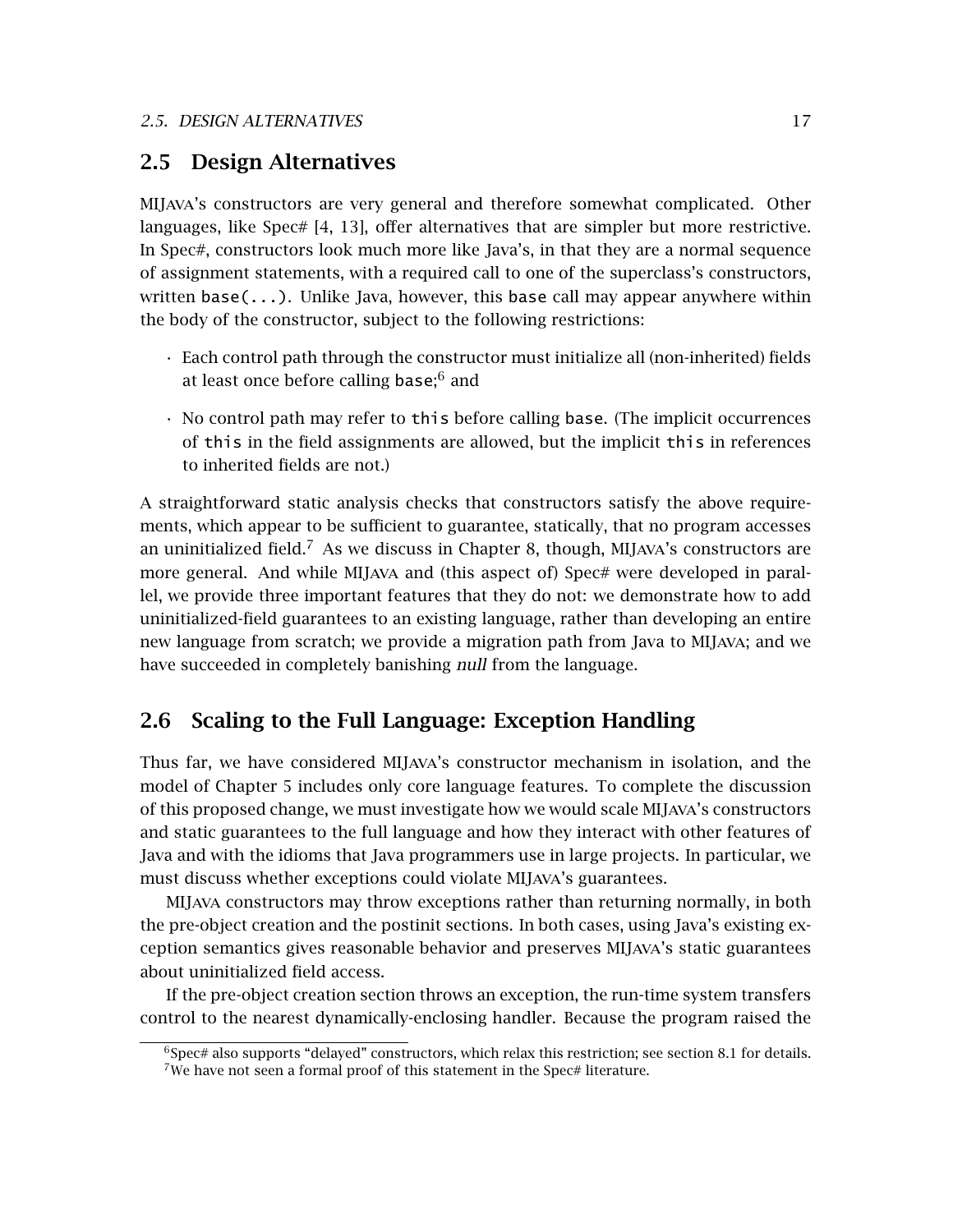## 2.5 Design Alternatives

MIJAVA's constructors are very general and therefore somewhat complicated. Other languages, like Spec# [4, 13], offer alternatives that are simpler but more restrictive. In Spec#, constructors look much more like Java's, in that they are a normal sequence of assignment statements, with a required call to one of the superclass's constructors, written `base(...)`. Unlike Java, however, this `base` call may appear anywhere within the body of the constructor, subject to the following restrictions:

- Each control path through the constructor must initialize all (non-inherited) fields at least once before calling `base`;[6] and
- No control path may refer to `this` before calling `base`. (The implicit occurrences of `this` in the field assignments are allowed, but the implicit `this` in references to inherited fields are not.)

A straightforward static analysis checks that constructors satisfy the above requirements, which appear to be sufficient to guarantee, statically, that no program accesses an uninitialized field.[7] As we discuss in Chapter 8, though, MIJAVA's constructors are more general. And while MIJAVA and (this aspect of) Spec# were developed in parallel, we provide three important features that they do not: we demonstrate how to add uninitialized-field guarantees to an existing language, rather than developing an entire new language from scratch; we provide a migration path from Java to MIJAVA; and we have succeeded in completely banishing *null* from the language.

## 2.6 Scaling to the Full Language: Exception Handling

Thus far, we have considered MIJAVA's constructor mechanism in isolation, and the model of Chapter 5 includes only core language features. To complete the discussion of this proposed change, we must investigate how we would scale MIJAVA's constructors and static guarantees to the full language and how they interact with other features of Java and with the idioms that Java programmers use in large projects. In particular, we must discuss whether exceptions could violate MIJAVA's guarantees.

MIJAVA constructors may throw exceptions rather than returning normally, in both the pre-object creation and the postinit sections. In both cases, using Java's existing exception semantics gives reasonable behavior and preserves MIJAVA's static guarantees about uninitialized field access.

If the pre-object creation section throws an exception, the run-time system transfers control to the nearest dynamically-enclosing handler. Because the program raised the

[6] Spec# also supports "delayed" constructors, which relax this restriction; see section 8.1 for details.

[7] We have not seen a formal proof of this statement in the Spec# literature.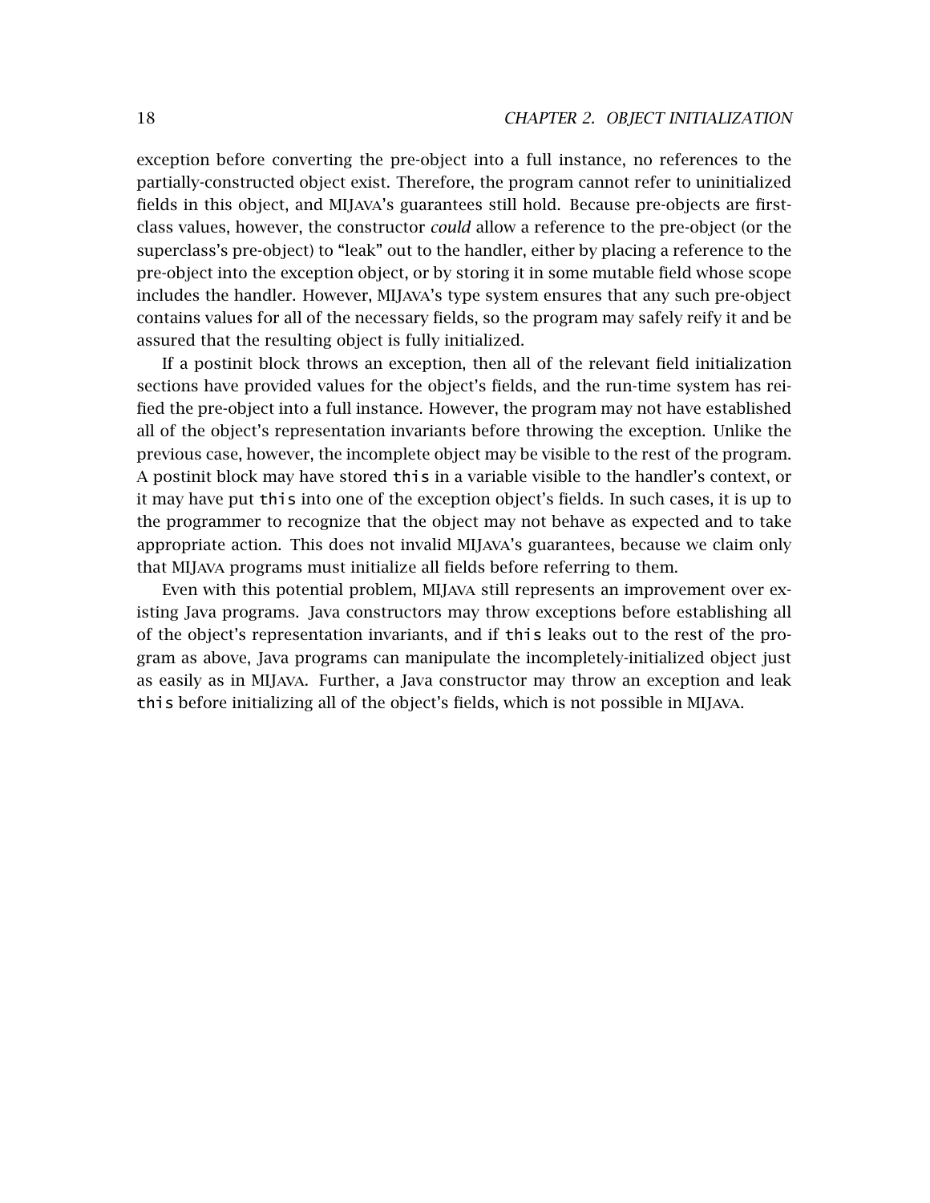exception before converting the pre-object into a full instance, no references to the partially-constructed object exist. Therefore, the program cannot refer to uninitialized fields in this object, and MIJAVA's guarantees still hold. Because pre-objects are first-class values, however, the constructor *could* allow a reference to the pre-object (or the superclass's pre-object) to "leak" out to the handler, either by placing a reference to the pre-object into the exception object, or by storing it in some mutable field whose scope includes the handler. However, MIJAVA's type system ensures that any such pre-object contains values for all of the necessary fields, so the program may safely reify it and be assured that the resulting object is fully initialized.

If a postinit block throws an exception, then all of the relevant field initialization sections have provided values for the object's fields, and the run-time system has reified the pre-object into a full instance. However, the program may not have established all of the object's representation invariants before throwing the exception. Unlike the previous case, however, the incomplete object may be visible to the rest of the program. A postinit block may have stored `this` in a variable visible to the handler's context, or it may have put `this` into one of the exception object's fields. In such cases, it is up to the programmer to recognize that the object may not behave as expected and to take appropriate action. This does not invalid MIJAVA's guarantees, because we claim only that MIJAVA programs must initialize all fields before referring to them.

Even with this potential problem, MIJAVA still represents an improvement over existing Java programs. Java constructors may throw exceptions before establishing all of the object's representation invariants, and if `this` leaks out to the rest of the program as above, Java programs can manipulate the incompletely-initialized object just as easily as in MIJAVA. Further, a Java constructor may throw an exception and leak `this` before initializing all of the object's fields, which is not possible in MIJAVA.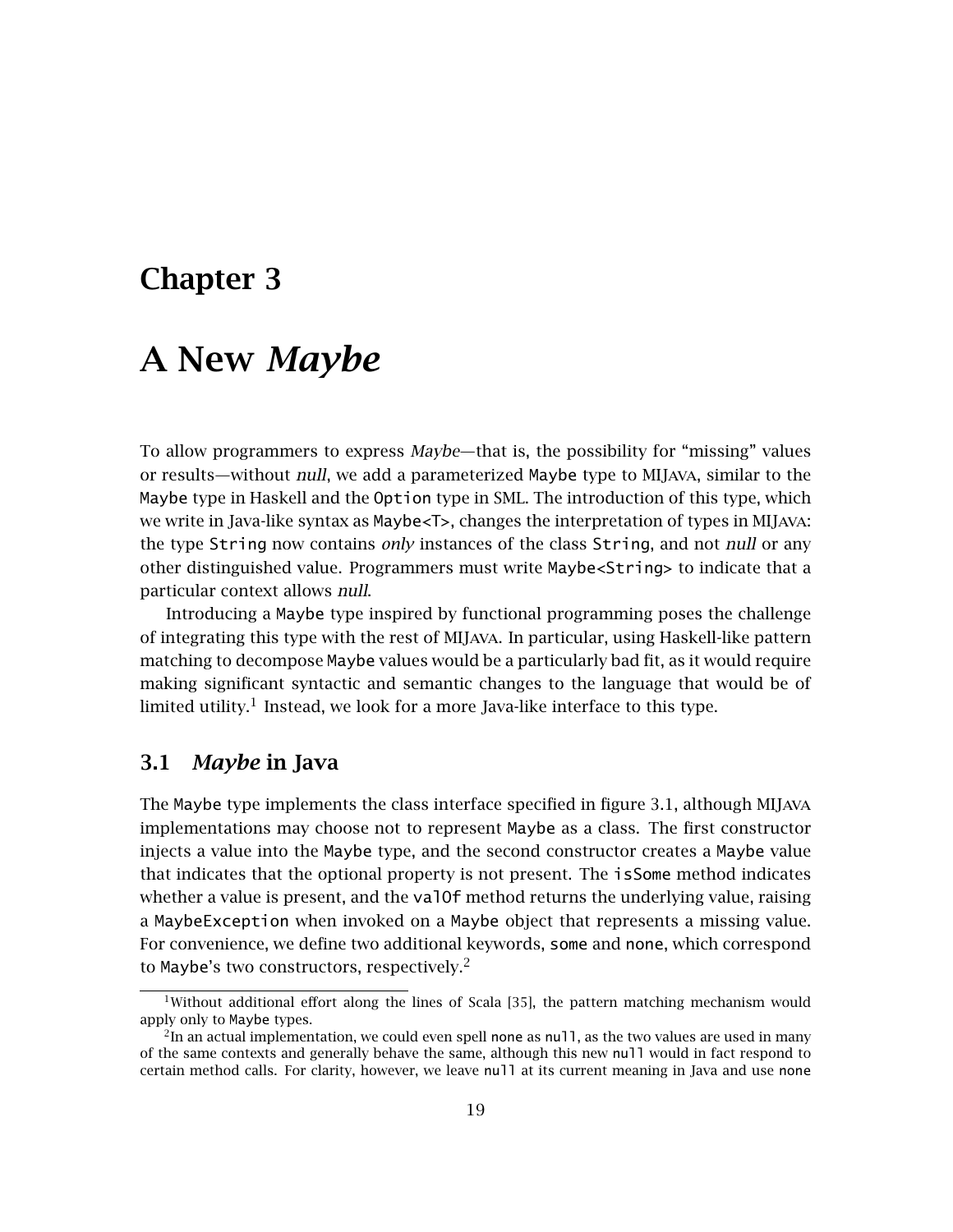# Chapter 3

# A New *Maybe*

To allow programmers to express *Maybe*—that is, the possibility for "missing" values or results—without *null*, we add a parameterized Maybe type to MIJAVA, similar to the Maybe type in Haskell and the Option type in SML. The introduction of this type, which we write in Java-like syntax as Maybe<T>, changes the interpretation of types in MIJAVA: the type String now contains *only* instances of the class String, and not *null* or any other distinguished value. Programmers must write Maybe<String> to indicate that a particular context allows *null*.

Introducing a Maybe type inspired by functional programming poses the challenge of integrating this type with the rest of MIJAVA. In particular, using Haskell-like pattern matching to decompose Maybe values would be a particularly bad fit, as it would require making significant syntactic and semantic changes to the language that would be of limited utility.[1] Instead, we look for a more Java-like interface to this type.

## 3.1 *Maybe* in Java

The Maybe type implements the class interface specified in figure 3.1, although MIJAVA implementations may choose not to represent Maybe as a class. The first constructor injects a value into the Maybe type, and the second constructor creates a Maybe value that indicates that the optional property is not present. The isSome method indicates whether a value is present, and the valOf method returns the underlying value, raising a MaybeException when invoked on a Maybe object that represents a missing value. For convenience, we define two additional keywords, some and none, which correspond to Maybe's two constructors, respectively.[2]

---

[1] Without additional effort along the lines of Scala [35], the pattern matching mechanism would apply only to Maybe types.

[2] In an actual implementation, we could even spell none as null, as the two values are used in many of the same contexts and generally behave the same, although this new null would in fact respond to certain method calls. For clarity, however, we leave null at its current meaning in Java and use none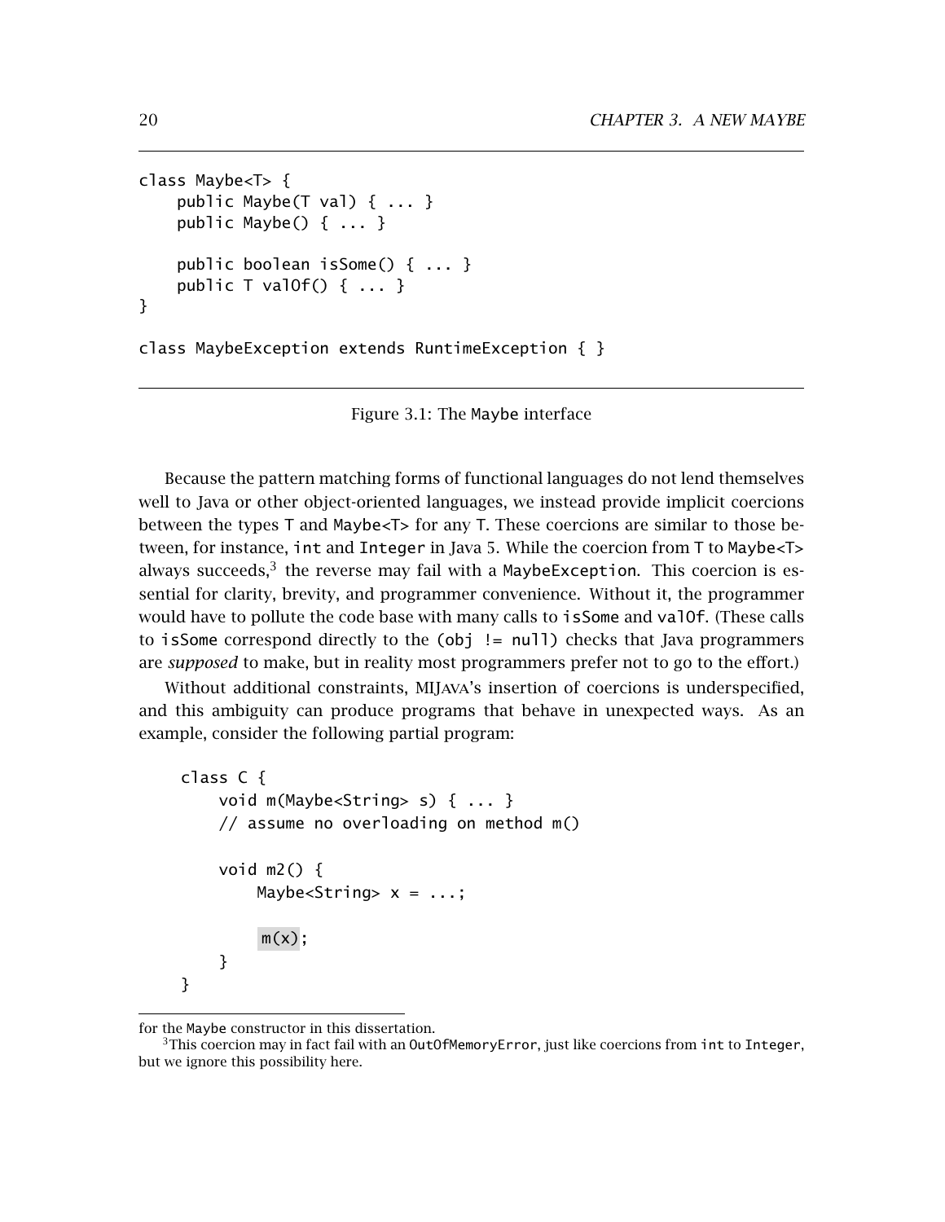```
class Maybe<T> {
    public Maybe(T val) { ... }
    public Maybe() { ... }

    public boolean isSome() { ... }
    public T valOf() { ... }
}

class MaybeException extends RuntimeException { }
```

Figure 3.1: The Maybe interface

Because the pattern matching forms of functional languages do not lend themselves well to Java or other object-oriented languages, we instead provide implicit coercions between the types T and Maybe<T> for any T. These coercions are similar to those between, for instance, int and Integer in Java 5. While the coercion from T to Maybe<T> always succeeds,[3] the reverse may fail with a MaybeException. This coercion is essential for clarity, brevity, and programmer convenience. Without it, the programmer would have to pollute the code base with many calls to isSome and valOf. (These calls to isSome correspond directly to the (obj != null) checks that Java programmers are *supposed* to make, but in reality most programmers prefer not to go to the effort.)

Without additional constraints, MIJAVA's insertion of coercions is underspecified, and this ambiguity can produce programs that behave in unexpected ways. As an example, consider the following partial program:

```
class C {
    void m(Maybe<String> s) { ... }
    // assume no overloading on method m()

    void m2() {
        Maybe<String> x = ...;

        m(x);
    }
}
```

for the Maybe constructor in this dissertation.

[3] This coercion may in fact fail with an OutOfMemoryError, just like coercions from int to Integer, but we ignore this possibility here.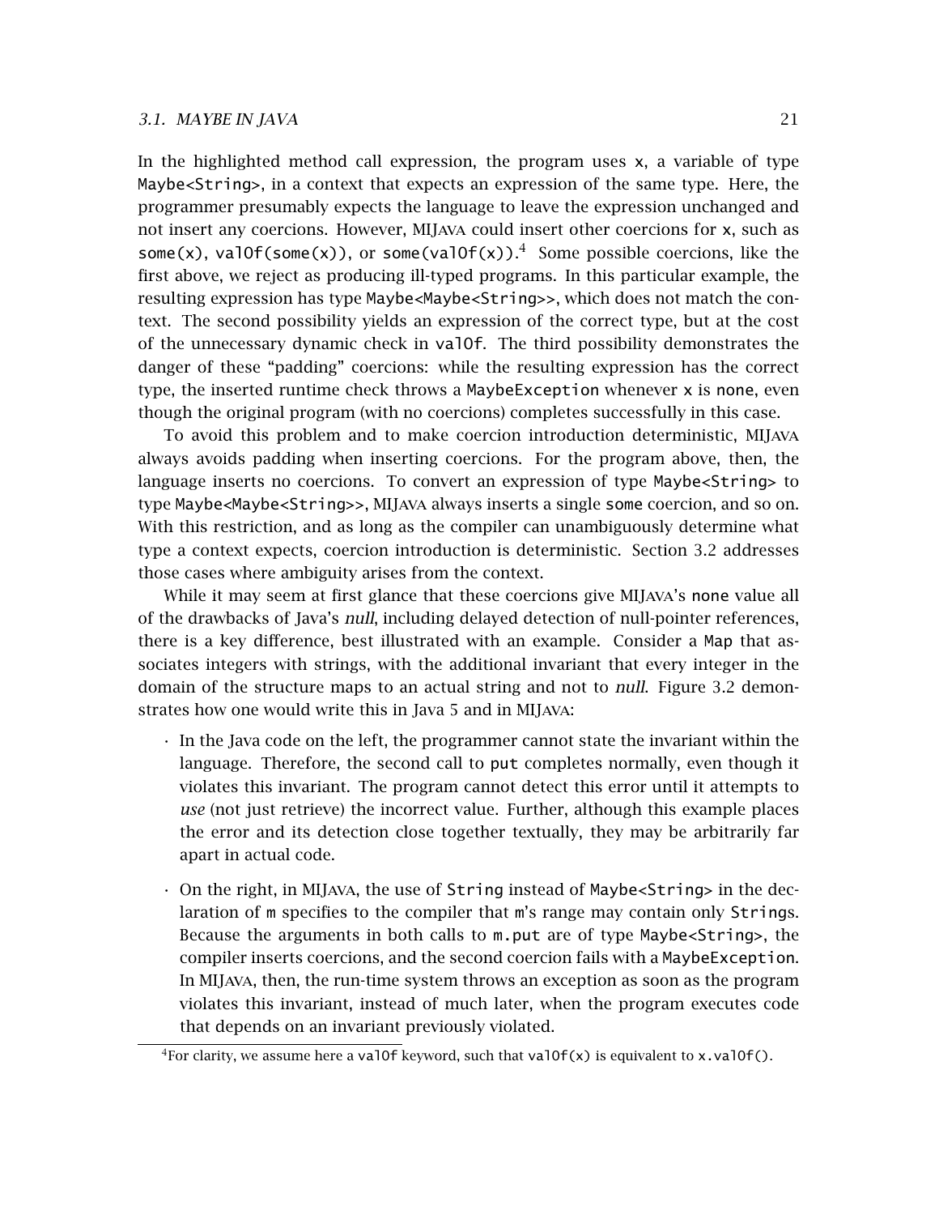In the highlighted method call expression, the program uses `x`, a variable of type `Maybe<String>`, in a context that expects an expression of the same type. Here, the programmer presumably expects the language to leave the expression unchanged and not insert any coercions. However, MIJAVA could insert other coercions for `x`, such as `some(x)`, `valOf(some(x))`, or `some(valOf(x))`.[4] Some possible coercions, like the first above, we reject as producing ill-typed programs. In this particular example, the resulting expression has type `Maybe<Maybe<String>>`, which does not match the context. The second possibility yields an expression of the correct type, but at the cost of the unnecessary dynamic check in `valOf`. The third possibility demonstrates the danger of these "padding" coercions: while the resulting expression has the correct type, the inserted runtime check throws a `MaybeException` whenever `x` is `none`, even though the original program (with no coercions) completes successfully in this case.

To avoid this problem and to make coercion introduction deterministic, MIJAVA always avoids padding when inserting coercions. For the program above, then, the language inserts no coercions. To convert an expression of type `Maybe<String>` to type `Maybe<Maybe<String>>`, MIJAVA always inserts a single `some` coercion, and so on. With this restriction, and as long as the compiler can unambiguously determine what type a context expects, coercion introduction is deterministic. Section 3.2 addresses those cases where ambiguity arises from the context.

While it may seem at first glance that these coercions give MIJAVA's `none` value all of the drawbacks of Java's *null*, including delayed detection of null-pointer references, there is a key difference, best illustrated with an example. Consider a `Map` that associates integers with strings, with the additional invariant that every integer in the domain of the structure maps to an actual string and not to *null*. Figure 3.2 demonstrates how one would write this in Java 5 and in MIJAVA:

- In the Java code on the left, the programmer cannot state the invariant within the language. Therefore, the second call to `put` completes normally, even though it violates this invariant. The program cannot detect this error until it attempts to *use* (not just retrieve) the incorrect value. Further, although this example places the error and its detection close together textually, they may be arbitrarily far apart in actual code.

- On the right, in MIJAVA, the use of `String` instead of `Maybe<String>` in the declaration of `m` specifies to the compiler that `m`'s range may contain only `String`s. Because the arguments in both calls to `m.put` are of type `Maybe<String>`, the compiler inserts coercions, and the second coercion fails with a `MaybeException`. In MIJAVA, then, the run-time system throws an exception as soon as the program violates this invariant, instead of much later, when the program executes code that depends on an invariant previously violated.

[4] For clarity, we assume here a `valOf` keyword, such that `valOf(x)` is equivalent to `x.valOf()`.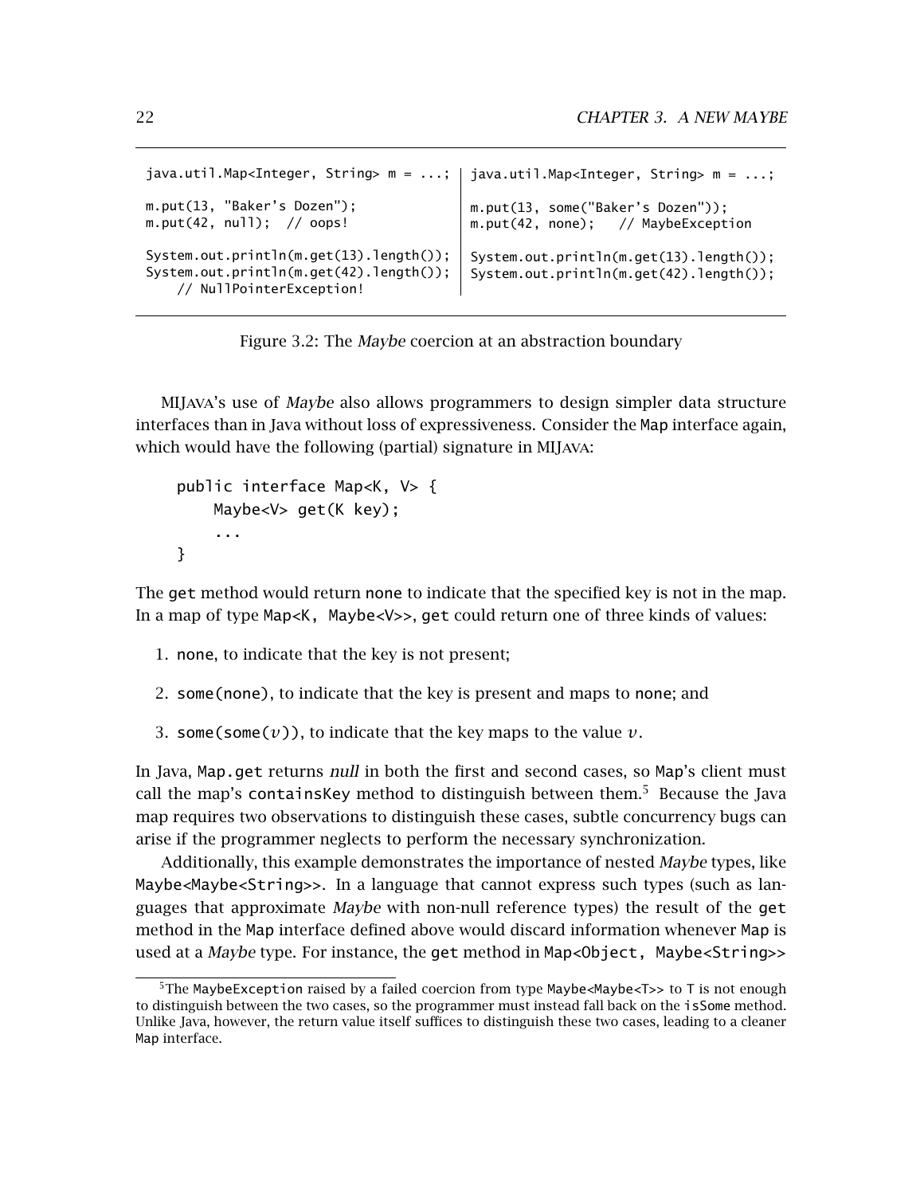```java
java.util.Map<Integer, String> m = ...;

m.put(13, "Baker's Dozen");
m.put(42, null);  // oops!

System.out.println(m.get(13).length());
System.out.println(m.get(42).length());
    // NullPointerException!
```

```java
java.util.Map<Integer, String> m = ...;

m.put(13, some("Baker's Dozen"));
m.put(42, none);   // MaybeException

System.out.println(m.get(13).length());
System.out.println(m.get(42).length());
```

Figure 3.2: The *Maybe* coercion at an abstraction boundary

MIJAVA's use of *Maybe* also allows programmers to design simpler data structure interfaces than in Java without loss of expressiveness. Consider the Map interface again, which would have the following (partial) signature in MIJAVA:

```java
public interface Map<K, V> {
    Maybe<V> get(K key);
    ...
}
```

The get method would return none to indicate that the specified key is not in the map. In a map of type Map<K, Maybe<V>>, get could return one of three kinds of values:

1. none, to indicate that the key is not present;
2. some(none), to indicate that the key is present and maps to none; and
3. some(some($v$)), to indicate that the key maps to the value $v$.

In Java, Map.get returns *null* in both the first and second cases, so Map's client must call the map's containsKey method to distinguish between them.[5] Because the Java map requires two observations to distinguish these cases, subtle concurrency bugs can arise if the programmer neglects to perform the necessary synchronization.

Additionally, this example demonstrates the importance of nested *Maybe* types, like Maybe<Maybe<String>>. In a language that cannot express such types (such as languages that approximate *Maybe* with non-null reference types) the result of the get method in the Map interface defined above would discard information whenever Map is used at a *Maybe* type. For instance, the get method in Map<Object, Maybe<String>>

[5] The MaybeException raised by a failed coercion from type Maybe<Maybe<T>> to T is not enough to distinguish between the two cases, so the programmer must instead fall back on the isSome method. Unlike Java, however, the return value itself suffices to distinguish these two cases, leading to a cleaner Map interface.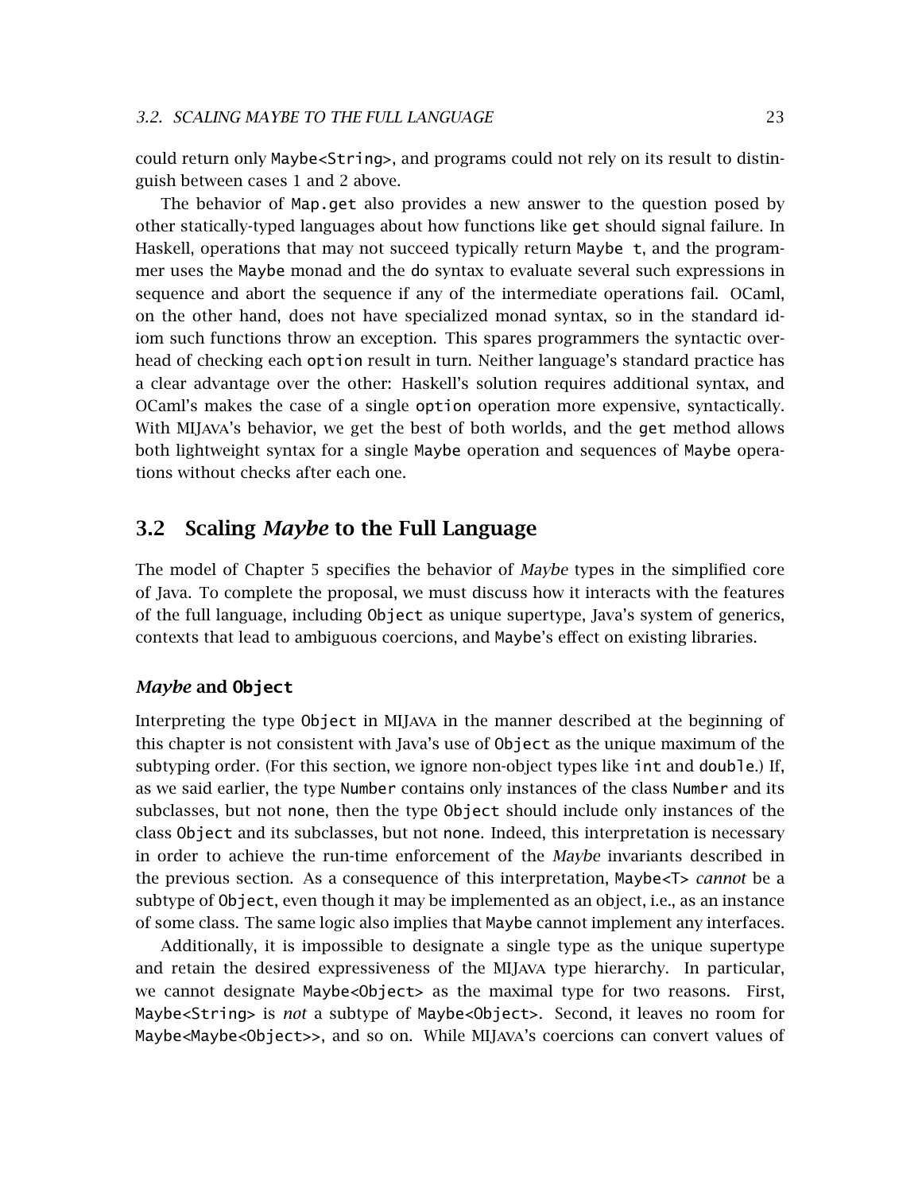could return only `Maybe<String>`, and programs could not rely on its result to distinguish between cases 1 and 2 above.

The behavior of `Map.get` also provides a new answer to the question posed by other statically-typed languages about how functions like `get` should signal failure. In Haskell, operations that may not succeed typically return `Maybe t`, and the programmer uses the `Maybe` monad and the `do` syntax to evaluate several such expressions in sequence and abort the sequence if any of the intermediate operations fail. OCaml, on the other hand, does not have specialized monad syntax, so in the standard idiom such functions throw an exception. This spares programmers the syntactic overhead of checking each `option` result in turn. Neither language's standard practice has a clear advantage over the other: Haskell's solution requires additional syntax, and OCaml's makes the case of a single `option` operation more expensive, syntactically. With MIJava's behavior, we get the best of both worlds, and the `get` method allows both lightweight syntax for a single `Maybe` operation and sequences of `Maybe` operations without checks after each one.

## 3.2 Scaling *Maybe* to the Full Language

The model of Chapter 5 specifies the behavior of *Maybe* types in the simplified core of Java. To complete the proposal, we must discuss how it interacts with the features of the full language, including `Object` as unique supertype, Java's system of generics, contexts that lead to ambiguous coercions, and `Maybe`'s effect on existing libraries.

### *Maybe* and `Object`

Interpreting the type `Object` in MIJava in the manner described at the beginning of this chapter is not consistent with Java's use of `Object` as the unique maximum of the subtyping order. (For this section, we ignore non-object types like `int` and `double`.) If, as we said earlier, the type `Number` contains only instances of the class `Number` and its subclasses, but not `none`, then the type `Object` should include only instances of the class `Object` and its subclasses, but not `none`. Indeed, this interpretation is necessary in order to achieve the run-time enforcement of the *Maybe* invariants described in the previous section. As a consequence of this interpretation, `Maybe<T>` *cannot* be a subtype of `Object`, even though it may be implemented as an object, i.e., as an instance of some class. The same logic also implies that `Maybe` cannot implement any interfaces.

Additionally, it is impossible to designate a single type as the unique supertype and retain the desired expressiveness of the MIJava type hierarchy. In particular, we cannot designate `Maybe<Object>` as the maximal type for two reasons. First, `Maybe<String>` is *not* a subtype of `Maybe<Object>`. Second, it leaves no room for `Maybe<Maybe<Object>>`, and so on. While MIJava's coercions can convert values of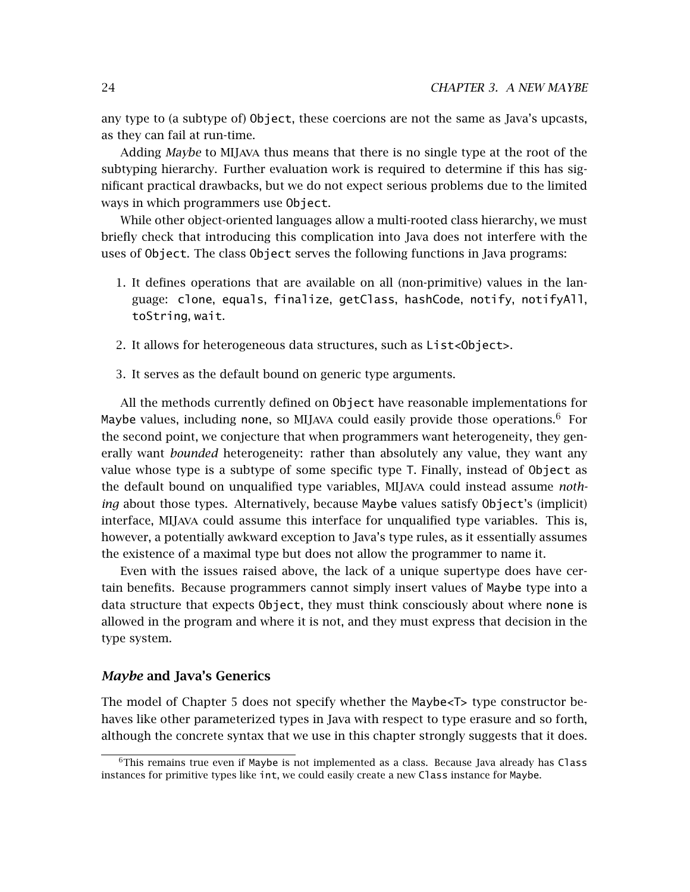any type to (a subtype of) `Object`, these coercions are not the same as Java's upcasts, as they can fail at run-time.

Adding *Maybe* to MIJAVA thus means that there is no single type at the root of the subtyping hierarchy. Further evaluation work is required to determine if this has significant practical drawbacks, but we do not expect serious problems due to the limited ways in which programmers use `Object`.

While other object-oriented languages allow a multi-rooted class hierarchy, we must briefly check that introducing this complication into Java does not interfere with the uses of `Object`. The class `Object` serves the following functions in Java programs:

1. It defines operations that are available on all (non-primitive) values in the language: `clone`, `equals`, `finalize`, `getClass`, `hashCode`, `notify`, `notifyAll`, `toString`, `wait`.
2. It allows for heterogeneous data structures, such as `List<Object>`.
3. It serves as the default bound on generic type arguments.

All the methods currently defined on `Object` have reasonable implementations for `Maybe` values, including `none`, so MIJAVA could easily provide those operations.[6] For the second point, we conjecture that when programmers want heterogeneity, they generally want *bounded* heterogeneity: rather than absolutely any value, they want any value whose type is a subtype of some specific type `T`. Finally, instead of `Object` as the default bound on unqualified type variables, MIJAVA could instead assume *nothing* about those types. Alternatively, because `Maybe` values satisfy `Object`'s (implicit) interface, MIJAVA could assume this interface for unqualified type variables. This is, however, a potentially awkward exception to Java's type rules, as it essentially assumes the existence of a maximal type but does not allow the programmer to name it.

Even with the issues raised above, the lack of a unique supertype does have certain benefits. Because programmers cannot simply insert values of `Maybe` type into a data structure that expects `Object`, they must think consciously about where `none` is allowed in the program and where it is not, and they must express that decision in the type system.

### *Maybe* and Java's Generics

The model of Chapter 5 does not specify whether the `Maybe<T>` type constructor behaves like other parameterized types in Java with respect to type erasure and so forth, although the concrete syntax that we use in this chapter strongly suggests that it does.

[6] This remains true even if `Maybe` is not implemented as a class. Because Java already has `Class` instances for primitive types like `int`, we could easily create a new `Class` instance for `Maybe`.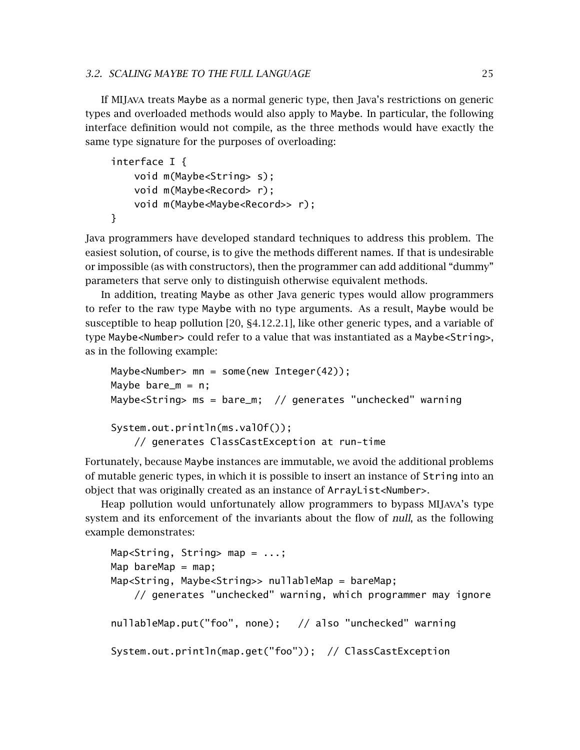If MIJava treats Maybe as a normal generic type, then Java's restrictions on generic types and overloaded methods would also apply to Maybe. In particular, the following interface definition would not compile, as the three methods would have exactly the same type signature for the purposes of overloading:

```
interface I {
    void m(Maybe<String> s);
    void m(Maybe<Record> r);
    void m(Maybe<Maybe<Record>> r);
}
```

Java programmers have developed standard techniques to address this problem. The easiest solution, of course, is to give the methods different names. If that is undesirable or impossible (as with constructors), then the programmer can add additional "dummy" parameters that serve only to distinguish otherwise equivalent methods.

In addition, treating Maybe as other Java generic types would allow programmers to refer to the raw type Maybe with no type arguments. As a result, Maybe would be susceptible to heap pollution [20, §4.12.2.1], like other generic types, and a variable of type Maybe<Number> could refer to a value that was instantiated as a Maybe<String>, as in the following example:

```
Maybe<Number> mn = some(new Integer(42));
Maybe bare_m = n;
Maybe<String> ms = bare_m;  // generates "unchecked" warning

System.out.println(ms.valOf());
    // generates ClassCastException at run-time
```

Fortunately, because Maybe instances are immutable, we avoid the additional problems of mutable generic types, in which it is possible to insert an instance of String into an object that was originally created as an instance of ArrayList<Number>.

Heap pollution would unfortunately allow programmers to bypass MIJava's type system and its enforcement of the invariants about the flow of *null*, as the following example demonstrates:

```
Map<String, String> map = ...;
Map bareMap = map;
Map<String, Maybe<String>> nullableMap = bareMap;
    // generates "unchecked" warning, which programmer may ignore

nullableMap.put("foo", none);   // also "unchecked" warning

System.out.println(map.get("foo"));  // ClassCastException
```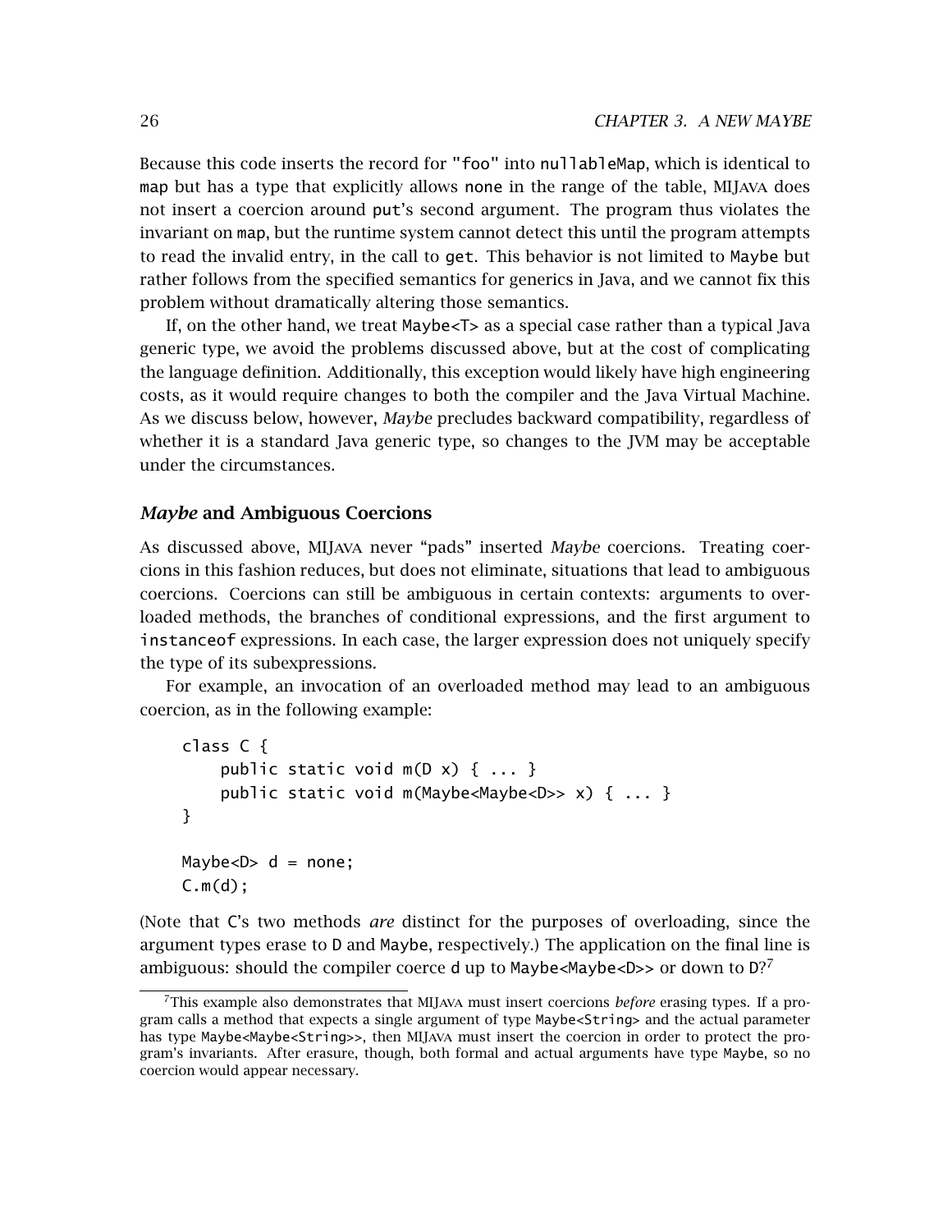Because this code inserts the record for "foo" into nullableMap, which is identical to map but has a type that explicitly allows none in the range of the table, MIJAVA does not insert a coercion around put's second argument. The program thus violates the invariant on map, but the runtime system cannot detect this until the program attempts to read the invalid entry, in the call to get. This behavior is not limited to Maybe but rather follows from the specified semantics for generics in Java, and we cannot fix this problem without dramatically altering those semantics.

If, on the other hand, we treat Maybe<T> as a special case rather than a typical Java generic type, we avoid the problems discussed above, but at the cost of complicating the language definition. Additionally, this exception would likely have high engineering costs, as it would require changes to both the compiler and the Java Virtual Machine. As we discuss below, however, *Maybe* precludes backward compatibility, regardless of whether it is a standard Java generic type, so changes to the JVM may be acceptable under the circumstances.

### *Maybe* and Ambiguous Coercions

As discussed above, MIJAVA never "pads" inserted *Maybe* coercions. Treating coercions in this fashion reduces, but does not eliminate, situations that lead to ambiguous coercions. Coercions can still be ambiguous in certain contexts: arguments to overloaded methods, the branches of conditional expressions, and the first argument to instanceof expressions. In each case, the larger expression does not uniquely specify the type of its subexpressions.

For example, an invocation of an overloaded method may lead to an ambiguous coercion, as in the following example:

```
class C {
    public static void m(D x) { ... }
    public static void m(Maybe<Maybe<D>> x) { ... }
}

Maybe<D> d = none;
C.m(d);
```

(Note that C's two methods *are* distinct for the purposes of overloading, since the argument types erase to D and Maybe, respectively.) The application on the final line is ambiguous: should the compiler coerce d up to Maybe<Maybe<D>> or down to D?[7]

[7] This example also demonstrates that MIJAVA must insert coercions *before* erasing types. If a program calls a method that expects a single argument of type Maybe<String> and the actual parameter has type Maybe<Maybe<String>>, then MIJAVA must insert the coercion in order to protect the program's invariants. After erasure, though, both formal and actual arguments have type Maybe, so no coercion would appear necessary.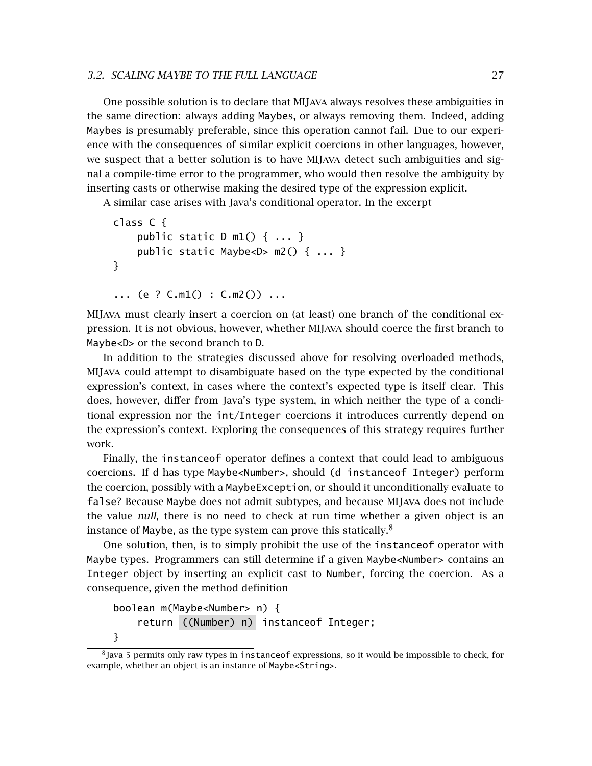One possible solution is to declare that MIJava always resolves these ambiguities in the same direction: always adding `Maybe`s, or always removing them. Indeed, adding `Maybe`s is presumably preferable, since this operation cannot fail. Due to our experience with the consequences of similar explicit coercions in other languages, however, we suspect that a better solution is to have MIJava detect such ambiguities and signal a compile-time error to the programmer, who would then resolve the ambiguity by inserting casts or otherwise making the desired type of the expression explicit.

A similar case arises with Java's conditional operator. In the excerpt

```
class C {
    public static D m1() { ... }
    public static Maybe<D> m2() { ... }
}

... (e ? C.m1() : C.m2()) ...
```

MIJava must clearly insert a coercion on (at least) one branch of the conditional expression. It is not obvious, however, whether MIJava should coerce the first branch to `Maybe<D>` or the second branch to `D`.

In addition to the strategies discussed above for resolving overloaded methods, MIJava could attempt to disambiguate based on the type expected by the conditional expression's context, in cases where the context's expected type is itself clear. This does, however, differ from Java's type system, in which neither the type of a conditional expression nor the `int`/`Integer` coercions it introduces currently depend on the expression's context. Exploring the consequences of this strategy requires further work.

Finally, the `instanceof` operator defines a context that could lead to ambiguous coercions. If `d` has type `Maybe<Number>`, should `(d instanceof Integer)` perform the coercion, possibly with a `MaybeException`, or should it unconditionally evaluate to `false`? Because `Maybe` does not admit subtypes, and because MIJava does not include the value *null*, there is no need to check at run time whether a given object is an instance of `Maybe`, as the type system can prove this statically.[8]

One solution, then, is to simply prohibit the use of the `instanceof` operator with `Maybe` types. Programmers can still determine if a given `Maybe<Number>` contains an `Integer` object by inserting an explicit cast to `Number`, forcing the coercion. As a consequence, given the method definition

```
boolean m(Maybe<Number> n) {
    return ((Number) n) instanceof Integer;
}
```

[8] Java 5 permits only raw types in `instanceof` expressions, so it would be impossible to check, for example, whether an object is an instance of `Maybe<String>`.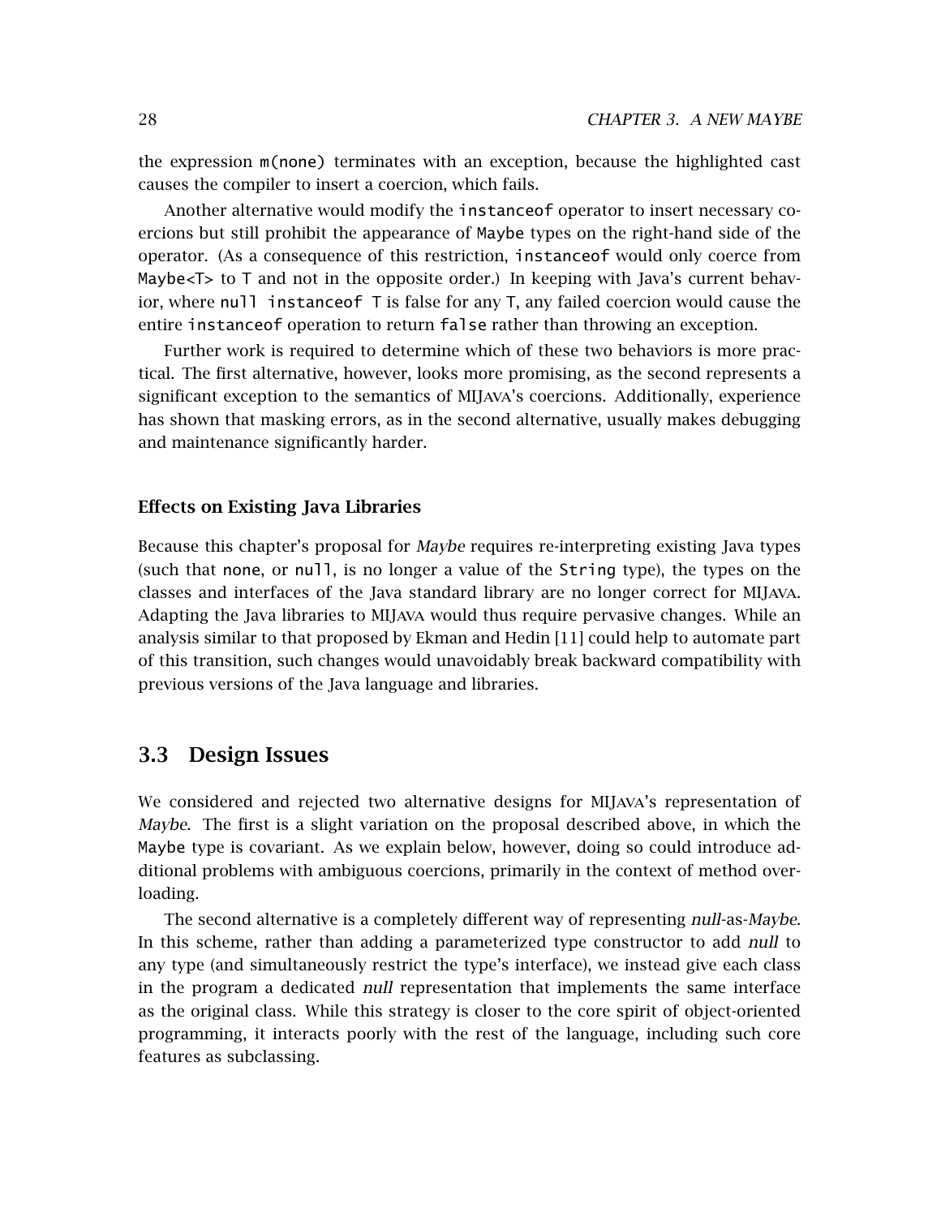the expression `m(none)` terminates with an exception, because the highlighted cast causes the compiler to insert a coercion, which fails.

Another alternative would modify the `instanceof` operator to insert necessary coercions but still prohibit the appearance of `Maybe` types on the right-hand side of the operator. (As a consequence of this restriction, `instanceof` would only coerce from `Maybe<T>` to `T` and not in the opposite order.) In keeping with Java's current behavior, where `null instanceof T` is false for any `T`, any failed coercion would cause the entire `instanceof` operation to return `false` rather than throwing an exception.

Further work is required to determine which of these two behaviors is more practical. The first alternative, however, looks more promising, as the second represents a significant exception to the semantics of MIJava's coercions. Additionally, experience has shown that masking errors, as in the second alternative, usually makes debugging and maintenance significantly harder.

### Effects on Existing Java Libraries

Because this chapter's proposal for *Maybe* requires re-interpreting existing Java types (such that `none`, or `null`, is no longer a value of the `String` type), the types on the classes and interfaces of the Java standard library are no longer correct for MIJava. Adapting the Java libraries to MIJava would thus require pervasive changes. While an analysis similar to that proposed by Ekman and Hedin [11] could help to automate part of this transition, such changes would unavoidably break backward compatibility with previous versions of the Java language and libraries.

## 3.3 Design Issues

We considered and rejected two alternative designs for MIJava's representation of *Maybe*. The first is a slight variation on the proposal described above, in which the `Maybe` type is covariant. As we explain below, however, doing so could introduce additional problems with ambiguous coercions, primarily in the context of method overloading.

The second alternative is a completely different way of representing *null*-as-*Maybe*. In this scheme, rather than adding a parameterized type constructor to add *null* to any type (and simultaneously restrict the type's interface), we instead give each class in the program a dedicated *null* representation that implements the same interface as the original class. While this strategy is closer to the core spirit of object-oriented programming, it interacts poorly with the rest of the language, including such core features as subclassing.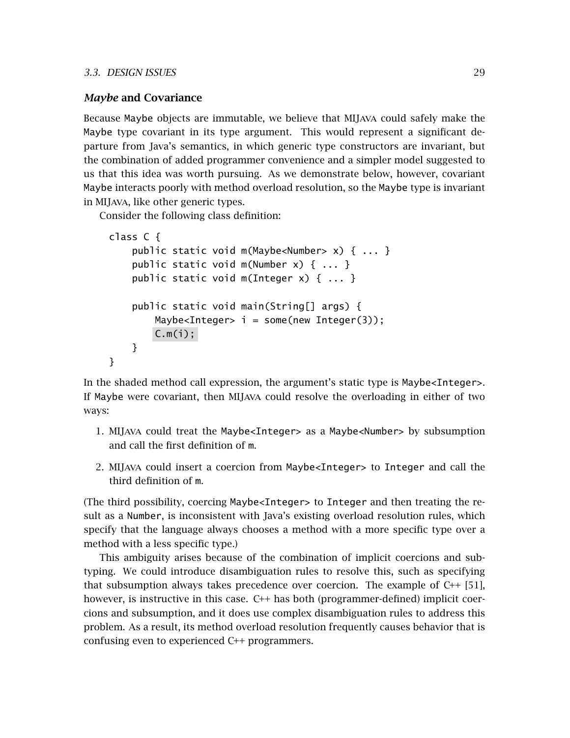### *Maybe* and Covariance

Because Maybe objects are immutable, we believe that MIJAVA could safely make the Maybe type covariant in its type argument. This would represent a significant departure from Java's semantics, in which generic type constructors are invariant, but the combination of added programmer convenience and a simpler model suggested to us that this idea was worth pursuing. As we demonstrate below, however, covariant Maybe interacts poorly with method overload resolution, so the Maybe type is invariant in MIJAVA, like other generic types.

Consider the following class definition:

```
class C {
    public static void m(Maybe<Number> x) { ... }
    public static void m(Number x) { ... }
    public static void m(Integer x) { ... }

    public static void main(String[] args) {
        Maybe<Integer> i = some(new Integer(3));
        C.m(i);
    }
}
```

In the shaded method call expression, the argument's static type is Maybe<Integer>. If Maybe were covariant, then MIJAVA could resolve the overloading in either of two ways:

1. MIJAVA could treat the Maybe<Integer> as a Maybe<Number> by subsumption and call the first definition of m.
2. MIJAVA could insert a coercion from Maybe<Integer> to Integer and call the third definition of m.

(The third possibility, coercing Maybe<Integer> to Integer and then treating the result as a Number, is inconsistent with Java's existing overload resolution rules, which specify that the language always chooses a method with a more specific type over a method with a less specific type.)

This ambiguity arises because of the combination of implicit coercions and subtyping. We could introduce disambiguation rules to resolve this, such as specifying that subsumption always takes precedence over coercion. The example of C++ [51], however, is instructive in this case. C++ has both (programmer-defined) implicit coercions and subsumption, and it does use complex disambiguation rules to address this problem. As a result, its method overload resolution frequently causes behavior that is confusing even to experienced C++ programmers.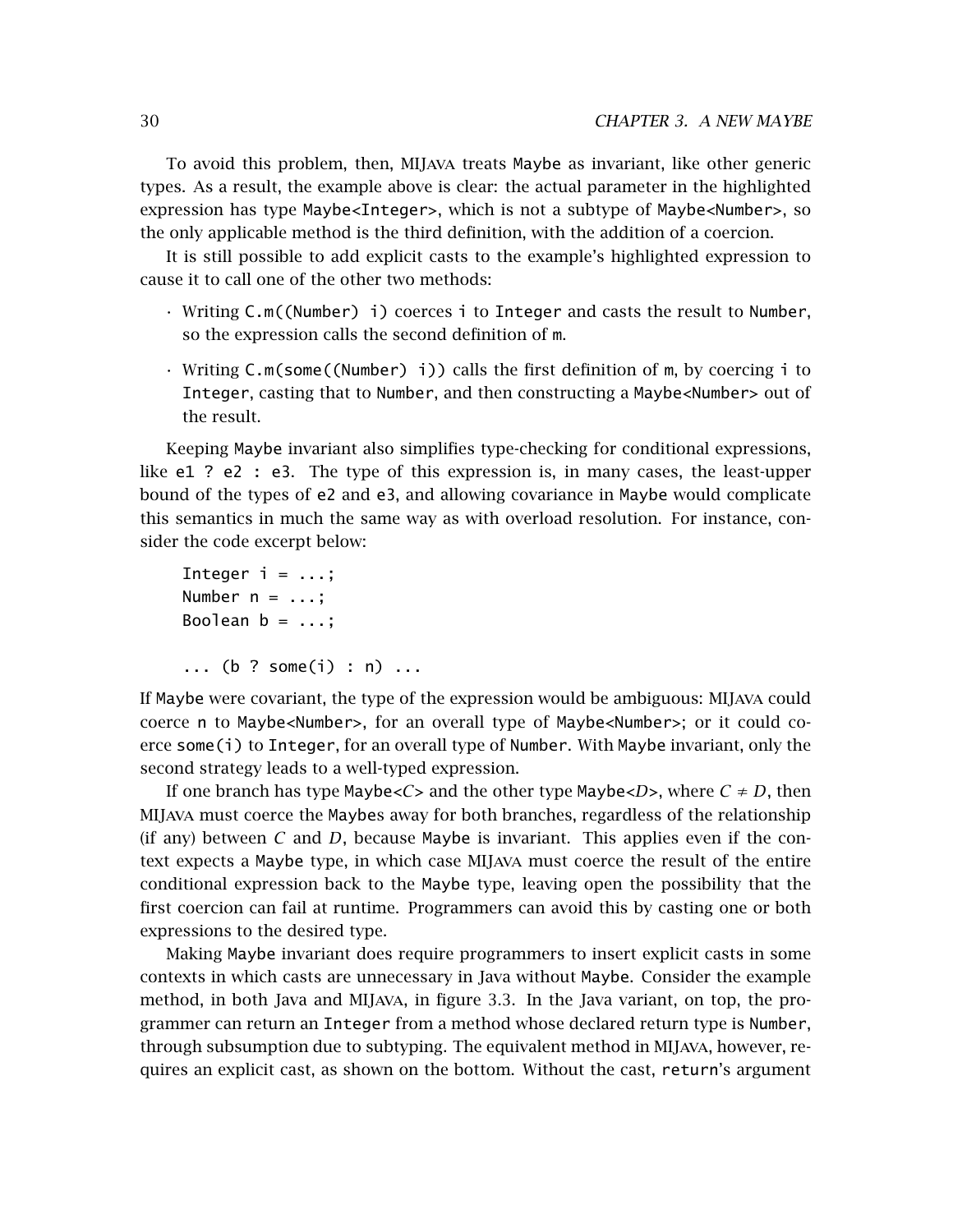To avoid this problem, then, MIJava treats Maybe as invariant, like other generic types. As a result, the example above is clear: the actual parameter in the highlighted expression has type Maybe<Integer>, which is not a subtype of Maybe<Number>, so the only applicable method is the third definition, with the addition of a coercion.

It is still possible to add explicit casts to the example's highlighted expression to cause it to call one of the other two methods:

- Writing `C.m((Number) i)` coerces `i` to `Integer` and casts the result to `Number`, so the expression calls the second definition of `m`.
- Writing `C.m(some((Number) i))` calls the first definition of `m`, by coercing `i` to `Integer`, casting that to `Number`, and then constructing a `Maybe<Number>` out of the result.

Keeping Maybe invariant also simplifies type-checking for conditional expressions, like `e1 ? e2 : e3`. The type of this expression is, in many cases, the least-upper bound of the types of `e2` and `e3`, and allowing covariance in Maybe would complicate this semantics in much the same way as with overload resolution. For instance, consider the code excerpt below:

```
Integer i = ...;
Number n = ...;
Boolean b = ...;

... (b ? some(i) : n) ...
```

If Maybe were covariant, the type of the expression would be ambiguous: MIJava could coerce `n` to `Maybe<Number>`, for an overall type of `Maybe<Number>`; or it could coerce `some(i)` to `Integer`, for an overall type of `Number`. With Maybe invariant, only the second strategy leads to a well-typed expression.

If one branch has type Maybe<$C$> and the other type Maybe<$D$>, where $C \neq D$, then MIJava must coerce the Maybes away for both branches, regardless of the relationship (if any) between $C$ and $D$, because Maybe is invariant. This applies even if the context expects a Maybe type, in which case MIJava must coerce the result of the entire conditional expression back to the Maybe type, leaving open the possibility that the first coercion can fail at runtime. Programmers can avoid this by casting one or both expressions to the desired type.

Making Maybe invariant does require programmers to insert explicit casts in some contexts in which casts are unnecessary in Java without Maybe. Consider the example method, in both Java and MIJava, in figure 3.3. In the Java variant, on top, the programmer can return an Integer from a method whose declared return type is Number, through subsumption due to subtyping. The equivalent method in MIJava, however, requires an explicit cast, as shown on the bottom. Without the cast, return's argument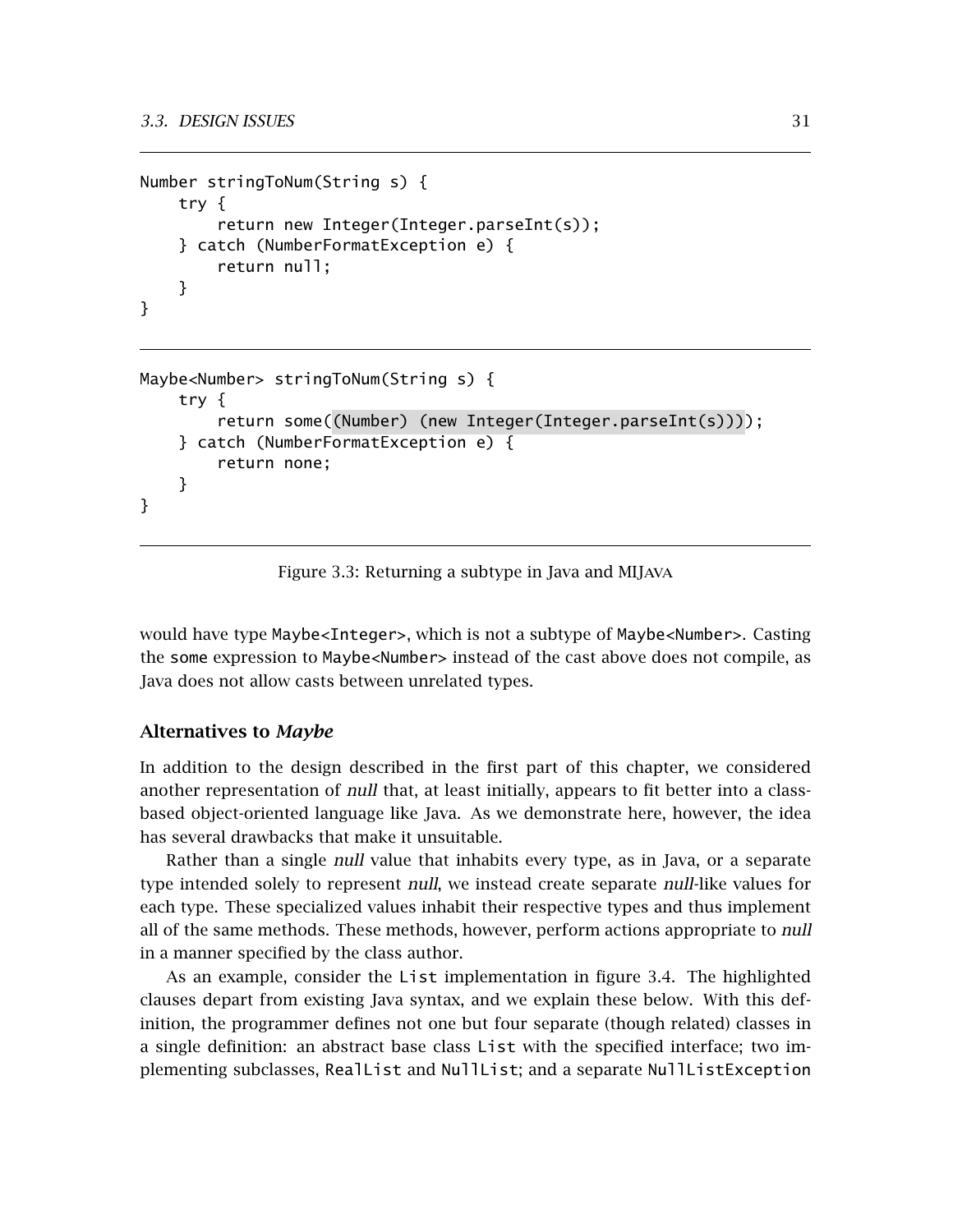```
Number stringToNum(String s) {
    try {
        return new Integer(Integer.parseInt(s));
    } catch (NumberFormatException e) {
        return null;
    }
}
```

```
Maybe<Number> stringToNum(String s) {
    try {
        return some((Number) (new Integer(Integer.parseInt(s))));
    } catch (NumberFormatException e) {
        return none;
    }
}
```

Figure 3.3: Returning a subtype in Java and MIJAVA

would have type `Maybe<Integer>`, which is not a subtype of `Maybe<Number>`. Casting the `some` expression to `Maybe<Number>` instead of the cast above does not compile, as Java does not allow casts between unrelated types.

### Alternatives to *Maybe*

In addition to the design described in the first part of this chapter, we considered another representation of *null* that, at least initially, appears to fit better into a class-based object-oriented language like Java. As we demonstrate here, however, the idea has several drawbacks that make it unsuitable.

Rather than a single *null* value that inhabits every type, as in Java, or a separate type intended solely to represent *null*, we instead create separate *null*-like values for each type. These specialized values inhabit their respective types and thus implement all of the same methods. These methods, however, perform actions appropriate to *null* in a manner specified by the class author.

As an example, consider the `List` implementation in figure 3.4. The highlighted clauses depart from existing Java syntax, and we explain these below. With this definition, the programmer defines not one but four separate (though related) classes in a single definition: an abstract base class `List` with the specified interface; two implementing subclasses, `RealList` and `NullList`; and a separate `NullListException`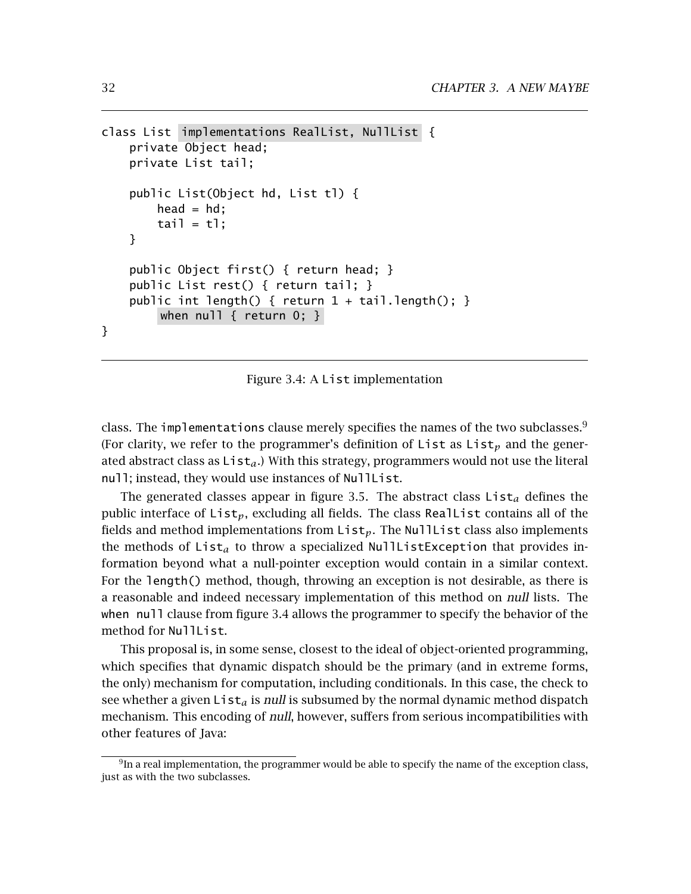```
class List implementations RealList, NullList {
    private Object head;
    private List tail;

    public List(Object hd, List tl) {
        head = hd;
        tail = tl;
    }

    public Object first() { return head; }
    public List rest() { return tail; }
    public int length() { return 1 + tail.length(); }
        when null { return 0; }
}
```

Figure 3.4: A `List` implementation

class. The `implementations` clause merely specifies the names of the two subclasses.[9] (For clarity, we refer to the programmer's definition of `List` as $\texttt{List}_p$ and the generated abstract class as $\texttt{List}_a$.) With this strategy, programmers would not use the literal `null`; instead, they would use instances of `NullList`.

The generated classes appear in figure 3.5. The abstract class $\texttt{List}_a$ defines the public interface of $\texttt{List}_p$, excluding all fields. The class `RealList` contains all of the fields and method implementations from $\texttt{List}_p$. The `NullList` class also implements the methods of $\texttt{List}_a$ to throw a specialized `NullListException` that provides information beyond what a null-pointer exception would contain in a similar context. For the `length()` method, though, throwing an exception is not desirable, as there is a reasonable and indeed necessary implementation of this method on *null* lists. The `when null` clause from figure 3.4 allows the programmer to specify the behavior of the method for `NullList`.

This proposal is, in some sense, closest to the ideal of object-oriented programming, which specifies that dynamic dispatch should be the primary (and in extreme forms, the only) mechanism for computation, including conditionals. In this case, the check to see whether a given $\texttt{List}_a$ is *null* is subsumed by the normal dynamic method dispatch mechanism. This encoding of *null*, however, suffers from serious incompatibilities with other features of Java:

[9] In a real implementation, the programmer would be able to specify the name of the exception class, just as with the two subclasses.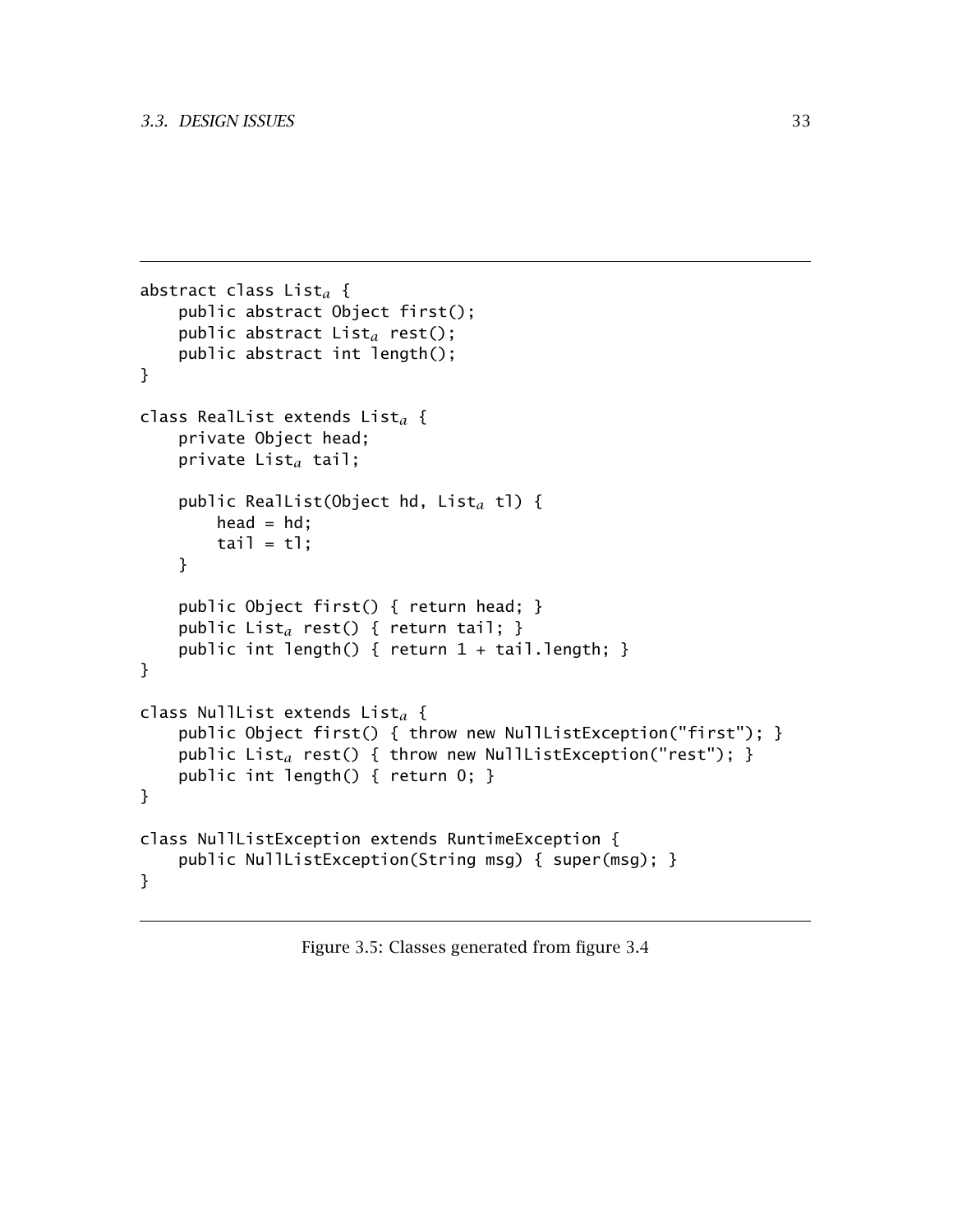```
abstract class List_a {
    public abstract Object first();
    public abstract List_a rest();
    public abstract int length();
}

class RealList extends List_a {
    private Object head;
    private List_a tail;

    public RealList(Object hd, List_a tl) {
        head = hd;
        tail = tl;
    }

    public Object first() { return head; }
    public List_a rest() { return tail; }
    public int length() { return 1 + tail.length; }
}

class NullList extends List_a {
    public Object first() { throw new NullListException("first"); }
    public List_a rest() { throw new NullListException("rest"); }
    public int length() { return 0; }
}

class NullListException extends RuntimeException {
    public NullListException(String msg) { super(msg); }
}
```

Figure 3.5: Classes generated from figure 3.4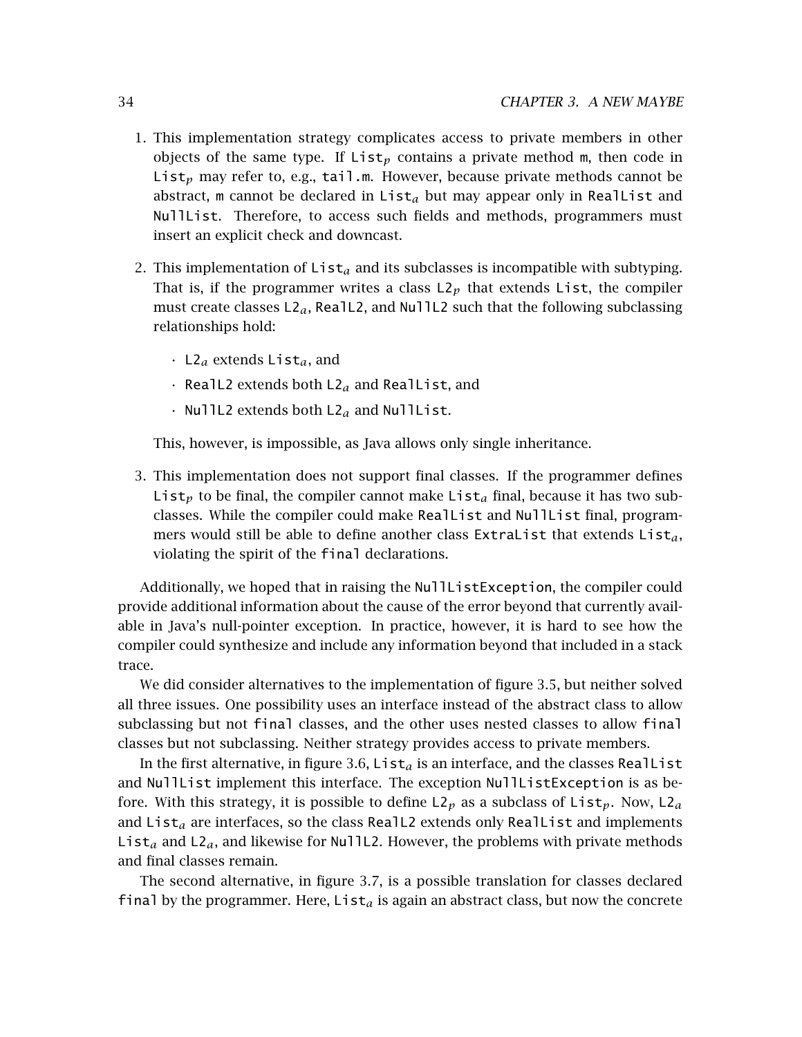1. This implementation strategy complicates access to private members in other objects of the same type. If $\texttt{List}_p$ contains a private method `m`, then code in $\texttt{List}_p$ may refer to, e.g., `tail.m`. However, because private methods cannot be abstract, `m` cannot be declared in $\texttt{List}_a$ but may appear only in `RealList` and `NullList`. Therefore, to access such fields and methods, programmers must insert an explicit check and downcast.

2. This implementation of $\texttt{List}_a$ and its subclasses is incompatible with subtyping. That is, if the programmer writes a class $\texttt{L2}_p$ that extends `List`, the compiler must create classes $\texttt{L2}_a$, `RealL2`, and `NullL2` such that the following subclassing relationships hold:

   - $\texttt{L2}_a$ extends $\texttt{List}_a$, and
   - `RealL2` extends both $\texttt{L2}_a$ and `RealList`, and
   - `NullL2` extends both $\texttt{L2}_a$ and `NullList`.

   This, however, is impossible, as Java allows only single inheritance.

3. This implementation does not support final classes. If the programmer defines $\texttt{List}_p$ to be final, the compiler cannot make $\texttt{List}_a$ final, because it has two subclasses. While the compiler could make `RealList` and `NullList` final, programmers would still be able to define another class `ExtraList` that extends $\texttt{List}_a$, violating the spirit of the `final` declarations.

Additionally, we hoped that in raising the `NullListException`, the compiler could provide additional information about the cause of the error beyond that currently available in Java's null-pointer exception. In practice, however, it is hard to see how the compiler could synthesize and include any information beyond that included in a stack trace.

We did consider alternatives to the implementation of figure 3.5, but neither solved all three issues. One possibility uses an interface instead of the abstract class to allow subclassing but not `final` classes, and the other uses nested classes to allow `final` classes but not subclassing. Neither strategy provides access to private members.

In the first alternative, in figure 3.6, $\texttt{List}_a$ is an interface, and the classes `RealList` and `NullList` implement this interface. The exception `NullListException` is as before. With this strategy, it is possible to define $\texttt{L2}_p$ as a subclass of $\texttt{List}_p$. Now, $\texttt{L2}_a$ and $\texttt{List}_a$ are interfaces, so the class `RealL2` extends only `RealList` and implements $\texttt{List}_a$ and $\texttt{L2}_a$, and likewise for `NullL2`. However, the problems with private methods and final classes remain.

The second alternative, in figure 3.7, is a possible translation for classes declared `final` by the programmer. Here, $\texttt{List}_a$ is again an abstract class, but now the concrete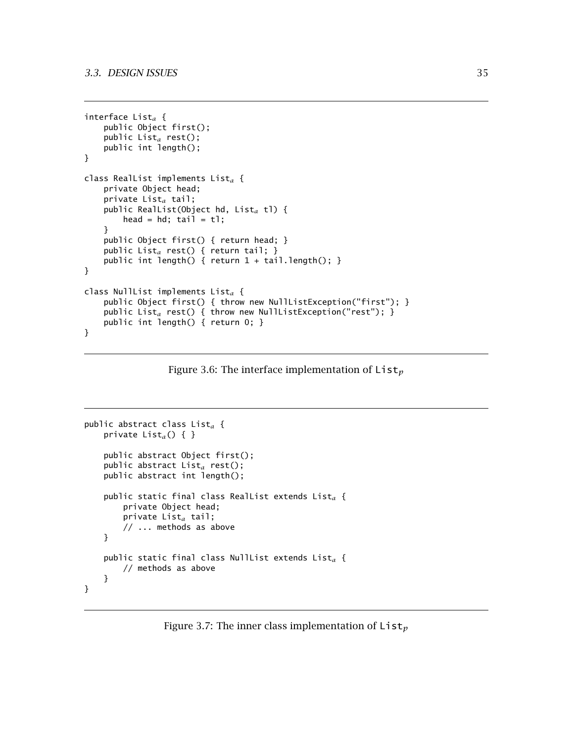```
interface List_a {
    public Object first();
    public List_a rest();
    public int length();
}

class RealList implements List_a {
    private Object head;
    private List_a tail;
    public RealList(Object hd, List_a tl) {
        head = hd; tail = tl;
    }
    public Object first() { return head; }
    public List_a rest() { return tail; }
    public int length() { return 1 + tail.length(); }
}

class NullList implements List_a {
    public Object first() { throw new NullListException("first"); }
    public List_a rest() { throw new NullListException("rest"); }
    public int length() { return 0; }
}
```

Figure 3.6: The interface implementation of $\texttt{List}_p$

```
public abstract class List_a {
    private List_a() { }

    public abstract Object first();
    public abstract List_a rest();
    public abstract int length();

    public static final class RealList extends List_a {
        private Object head;
        private List_a tail;
        // ... methods as above
    }

    public static final class NullList extends List_a {
        // methods as above
    }
}
```

Figure 3.7: The inner class implementation of $\texttt{List}_p$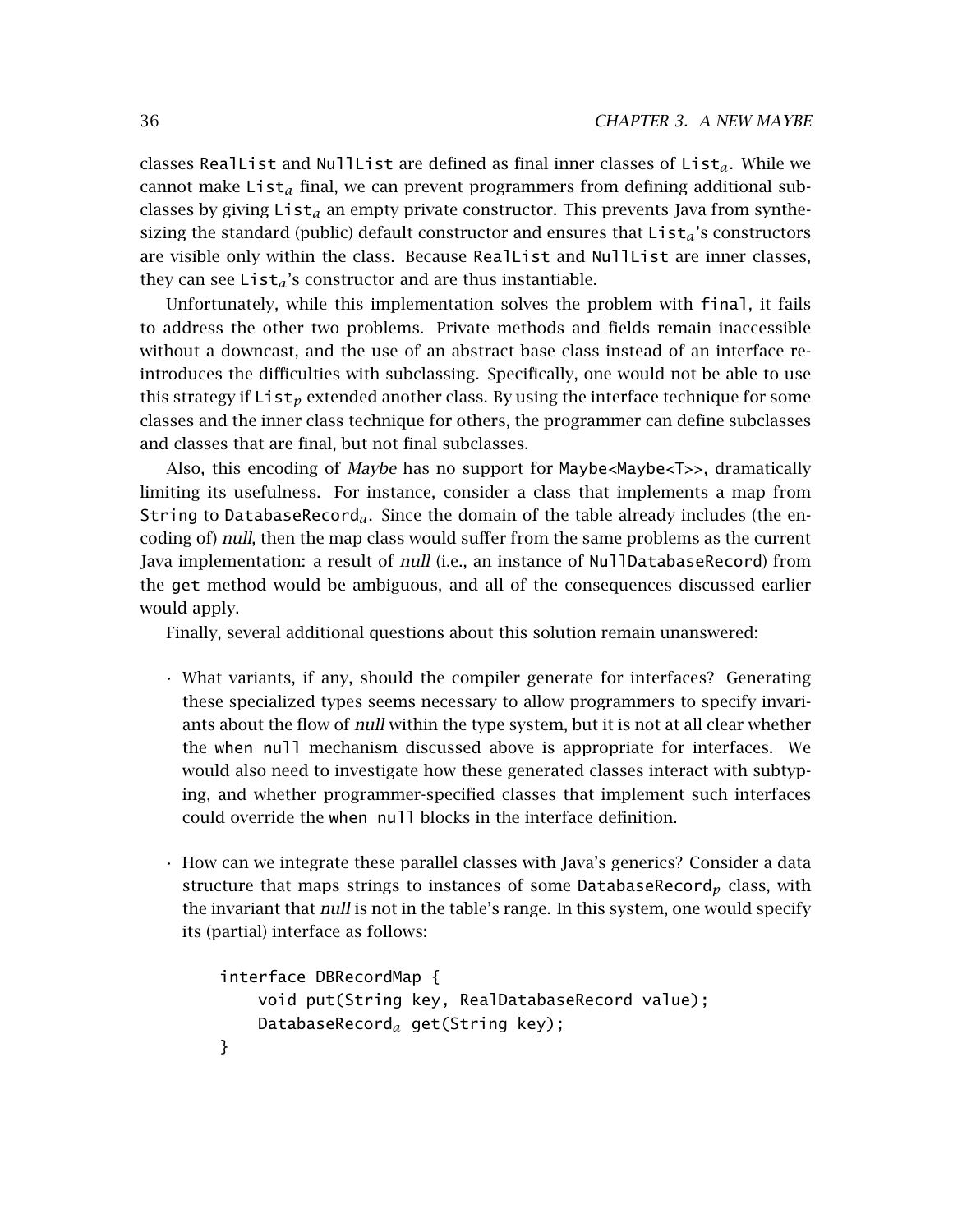classes RealList and NullList are defined as final inner classes of $\texttt{List}_a$. While we cannot make $\texttt{List}_a$ final, we can prevent programmers from defining additional subclasses by giving $\texttt{List}_a$ an empty private constructor. This prevents Java from synthesizing the standard (public) default constructor and ensures that $\texttt{List}_a$'s constructors are visible only within the class. Because RealList and NullList are inner classes, they can see $\texttt{List}_a$'s constructor and are thus instantiable.

Unfortunately, while this implementation solves the problem with final, it fails to address the other two problems. Private methods and fields remain inaccessible without a downcast, and the use of an abstract base class instead of an interface reintroduces the difficulties with subclassing. Specifically, one would not be able to use this strategy if $\texttt{List}_p$ extended another class. By using the interface technique for some classes and the inner class technique for others, the programmer can define subclasses and classes that are final, but not final subclasses.

Also, this encoding of *Maybe* has no support for Maybe<Maybe<T>>, dramatically limiting its usefulness. For instance, consider a class that implements a map from String to $\texttt{DatabaseRecord}_a$. Since the domain of the table already includes (the encoding of) *null*, then the map class would suffer from the same problems as the current Java implementation: a result of *null* (i.e., an instance of NullDatabaseRecord) from the get method would be ambiguous, and all of the consequences discussed earlier would apply.

Finally, several additional questions about this solution remain unanswered:

- What variants, if any, should the compiler generate for interfaces? Generating these specialized types seems necessary to allow programmers to specify invariants about the flow of *null* within the type system, but it is not at all clear whether the when null mechanism discussed above is appropriate for interfaces. We would also need to investigate how these generated classes interact with subtyping, and whether programmer-specified classes that implement such interfaces could override the when null blocks in the interface definition.

- How can we integrate these parallel classes with Java's generics? Consider a data structure that maps strings to instances of some $\texttt{DatabaseRecord}_p$ class, with the invariant that *null* is not in the table's range. In this system, one would specify its (partial) interface as follows:

```
interface DBRecordMap {
    void put(String key, RealDatabaseRecord value);
    DatabaseRecord_a get(String key);
}
```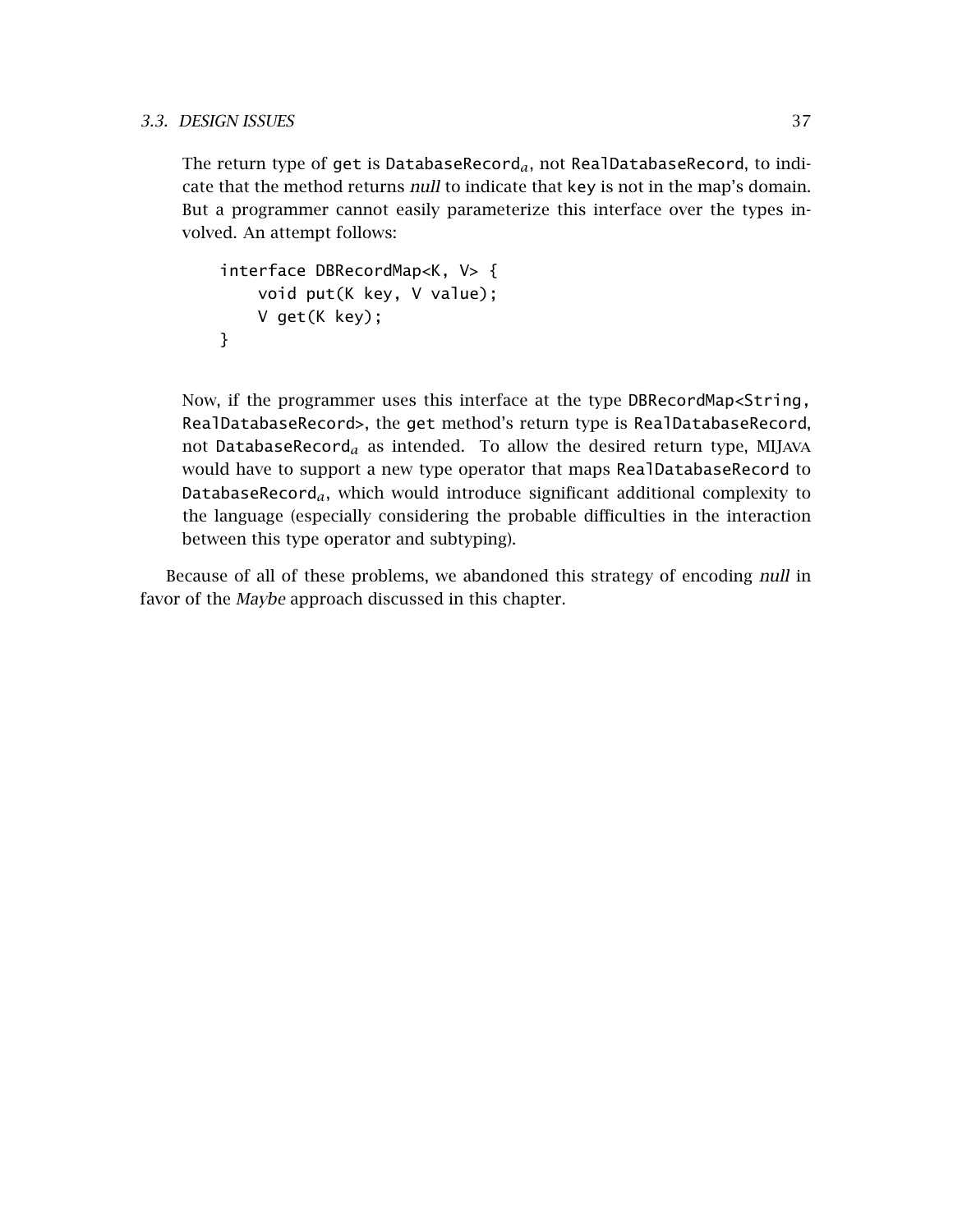The return type of `get` is `DatabaseRecord`$_a$, not `RealDatabaseRecord`, to indicate that the method returns *null* to indicate that `key` is not in the map's domain. But a programmer cannot easily parameterize this interface over the types involved. An attempt follows:

```
interface DBRecordMap<K, V> {
    void put(K key, V value);
    V get(K key);
}
```

Now, if the programmer uses this interface at the type `DBRecordMap<String, RealDatabaseRecord>`, the `get` method's return type is `RealDatabaseRecord`, not `DatabaseRecord`$_a$ as intended. To allow the desired return type, MIJAVA would have to support a new type operator that maps `RealDatabaseRecord` to `DatabaseRecord`$_a$, which would introduce significant additional complexity to the language (especially considering the probable difficulties in the interaction between this type operator and subtyping).

Because of all of these problems, we abandoned this strategy of encoding *null* in favor of the *Maybe* approach discussed in this chapter.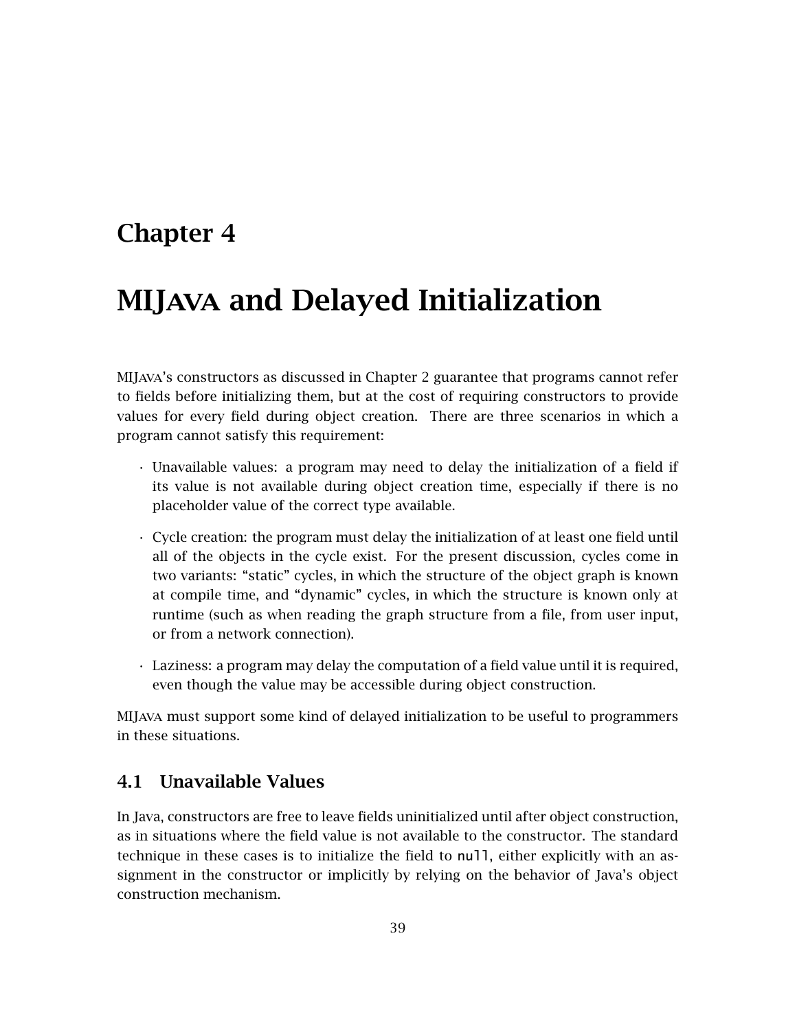# Chapter 4

# MIJava and Delayed Initialization

MIJava's constructors as discussed in Chapter 2 guarantee that programs cannot refer to fields before initializing them, but at the cost of requiring constructors to provide values for every field during object creation. There are three scenarios in which a program cannot satisfy this requirement:

- Unavailable values: a program may need to delay the initialization of a field if its value is not available during object creation time, especially if there is no placeholder value of the correct type available.
- Cycle creation: the program must delay the initialization of at least one field until all of the objects in the cycle exist. For the present discussion, cycles come in two variants: "static" cycles, in which the structure of the object graph is known at compile time, and "dynamic" cycles, in which the structure is known only at runtime (such as when reading the graph structure from a file, from user input, or from a network connection).
- Laziness: a program may delay the computation of a field value until it is required, even though the value may be accessible during object construction.

MIJava must support some kind of delayed initialization to be useful to programmers in these situations.

## 4.1 Unavailable Values

In Java, constructors are free to leave fields uninitialized until after object construction, as in situations where the field value is not available to the constructor. The standard technique in these cases is to initialize the field to `null`, either explicitly with an assignment in the constructor or implicitly by relying on the behavior of Java's object construction mechanism.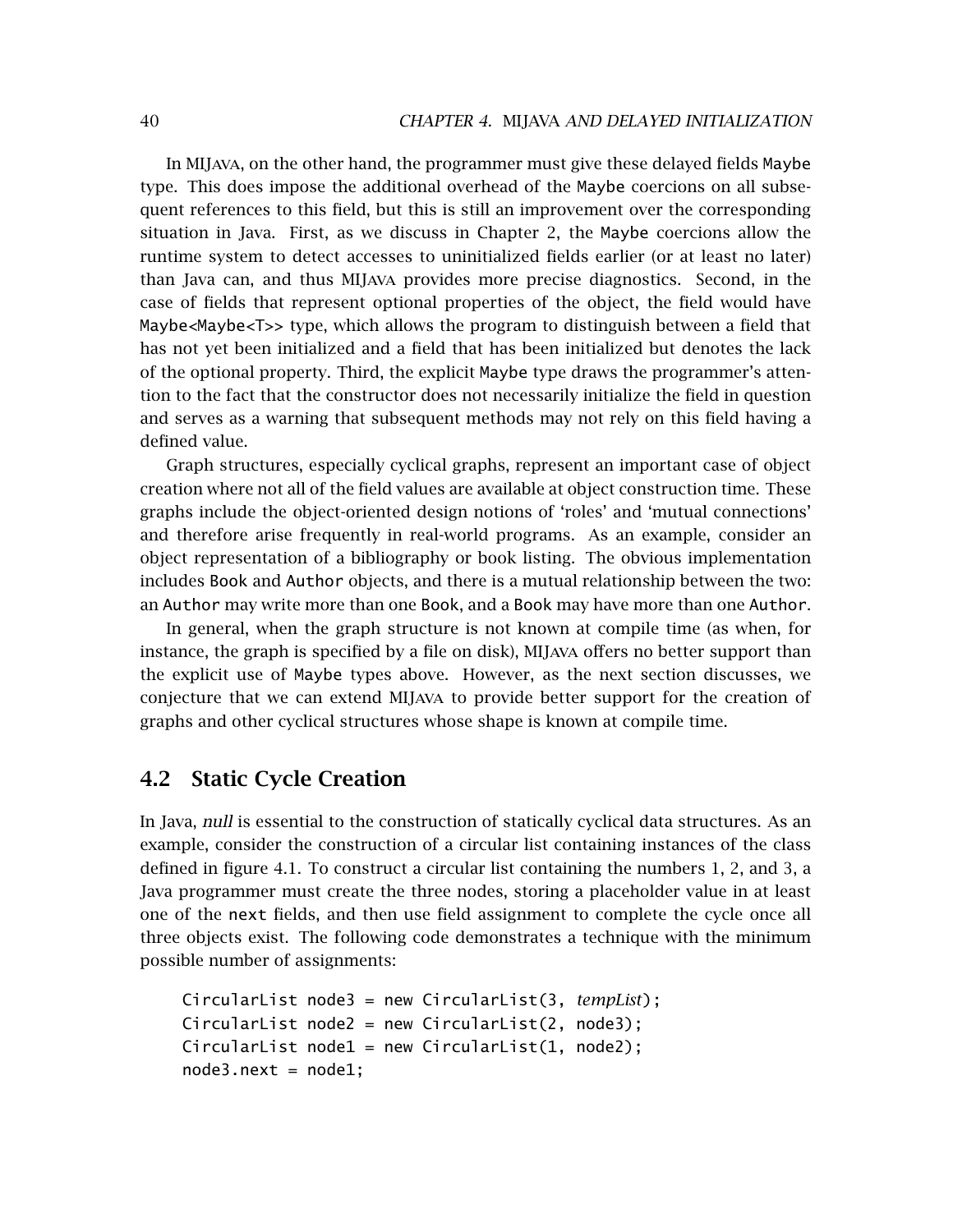In MIJava, on the other hand, the programmer must give these delayed fields Maybe type. This does impose the additional overhead of the Maybe coercions on all subsequent references to this field, but this is still an improvement over the corresponding situation in Java. First, as we discuss in Chapter 2, the Maybe coercions allow the runtime system to detect accesses to uninitialized fields earlier (or at least no later) than Java can, and thus MIJava provides more precise diagnostics. Second, in the case of fields that represent optional properties of the object, the field would have Maybe<Maybe<T>> type, which allows the program to distinguish between a field that has not yet been initialized and a field that has been initialized but denotes the lack of the optional property. Third, the explicit Maybe type draws the programmer's attention to the fact that the constructor does not necessarily initialize the field in question and serves as a warning that subsequent methods may not rely on this field having a defined value.

Graph structures, especially cyclical graphs, represent an important case of object creation where not all of the field values are available at object construction time. These graphs include the object-oriented design notions of 'roles' and 'mutual connections' and therefore arise frequently in real-world programs. As an example, consider an object representation of a bibliography or book listing. The obvious implementation includes Book and Author objects, and there is a mutual relationship between the two: an Author may write more than one Book, and a Book may have more than one Author.

In general, when the graph structure is not known at compile time (as when, for instance, the graph is specified by a file on disk), MIJava offers no better support than the explicit use of Maybe types above. However, as the next section discusses, we conjecture that we can extend MIJava to provide better support for the creation of graphs and other cyclical structures whose shape is known at compile time.

## 4.2 Static Cycle Creation

In Java, *null* is essential to the construction of statically cyclical data structures. As an example, consider the construction of a circular list containing instances of the class defined in figure 4.1. To construct a circular list containing the numbers 1, 2, and 3, a Java programmer must create the three nodes, storing a placeholder value in at least one of the next fields, and then use field assignment to complete the cycle once all three objects exist. The following code demonstrates a technique with the minimum possible number of assignments:

```
CircularList node3 = new CircularList(3, tempList);
CircularList node2 = new CircularList(2, node3);
CircularList node1 = new CircularList(1, node2);
node3.next = node1;
```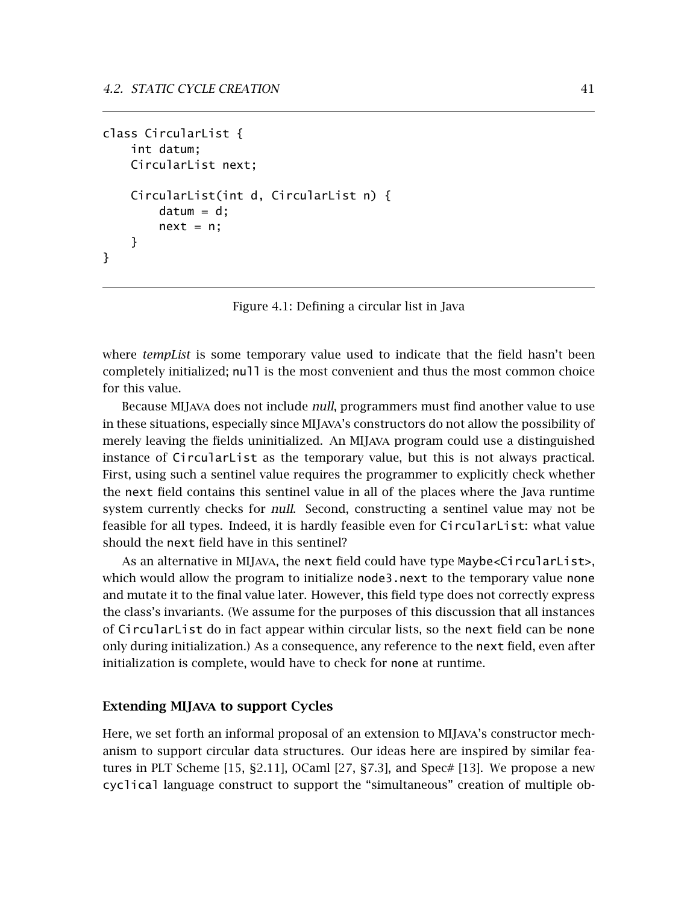```
class CircularList {
    int datum;
    CircularList next;

    CircularList(int d, CircularList n) {
        datum = d;
        next = n;
    }
}
```

Figure 4.1: Defining a circular list in Java

where *tempList* is some temporary value used to indicate that the field hasn't been completely initialized; `null` is the most convenient and thus the most common choice for this value.

Because MIJAVA does not include *null*, programmers must find another value to use in these situations, especially since MIJAVA's constructors do not allow the possibility of merely leaving the fields uninitialized. An MIJAVA program could use a distinguished instance of `CircularList` as the temporary value, but this is not always practical. First, using such a sentinel value requires the programmer to explicitly check whether the `next` field contains this sentinel value in all of the places where the Java runtime system currently checks for *null*. Second, constructing a sentinel value may not be feasible for all types. Indeed, it is hardly feasible even for `CircularList`: what value should the `next` field have in this sentinel?

As an alternative in MIJAVA, the `next` field could have type `Maybe<CircularList>`, which would allow the program to initialize `node3.next` to the temporary value `none` and mutate it to the final value later. However, this field type does not correctly express the class's invariants. (We assume for the purposes of this discussion that all instances of `CircularList` do in fact appear within circular lists, so the `next` field can be `none` only during initialization.) As a consequence, any reference to the `next` field, even after initialization is complete, would have to check for `none` at runtime.

### Extending MIJAVA to support Cycles

Here, we set forth an informal proposal of an extension to MIJAVA's constructor mechanism to support circular data structures. Our ideas here are inspired by similar features in PLT Scheme [15, §2.11], OCaml [27, §7.3], and Spec# [13]. We propose a new `cyclical` language construct to support the "simultaneous" creation of multiple ob-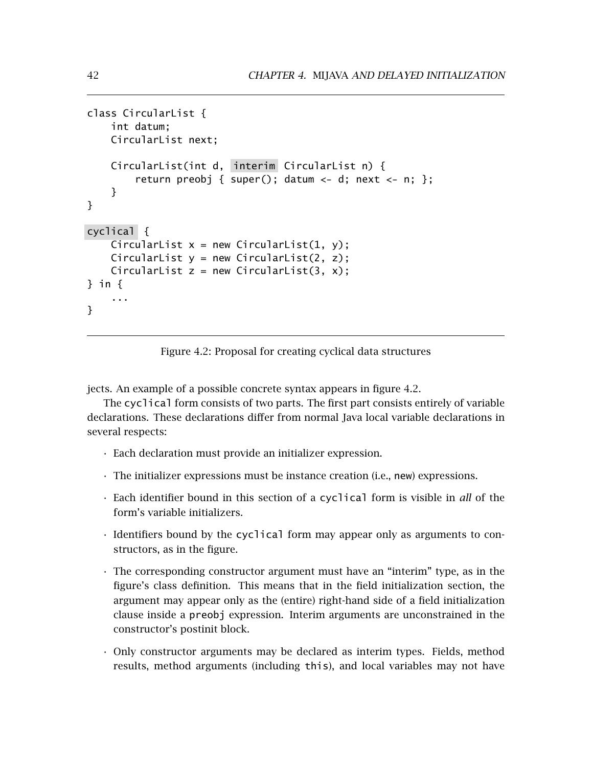```
class CircularList {
    int datum;
    CircularList next;

    CircularList(int d, interim CircularList n) {
        return preobj { super(); datum <- d; next <- n; };
    }
}

cyclical {
    CircularList x = new CircularList(1, y);
    CircularList y = new CircularList(2, z);
    CircularList z = new CircularList(3, x);
} in {
    ...
}
```

Figure 4.2: Proposal for creating cyclical data structures

jects. An example of a possible concrete syntax appears in figure 4.2.

The `cyclical` form consists of two parts. The first part consists entirely of variable declarations. These declarations differ from normal Java local variable declarations in several respects:

- Each declaration must provide an initializer expression.
- The initializer expressions must be instance creation (i.e., `new`) expressions.
- Each identifier bound in this section of a `cyclical` form is visible in *all* of the form's variable initializers.
- Identifiers bound by the `cyclical` form may appear only as arguments to constructors, as in the figure.
- The corresponding constructor argument must have an "interim" type, as in the figure's class definition. This means that in the field initialization section, the argument may appear only as the (entire) right-hand side of a field initialization clause inside a `preobj` expression. Interim arguments are unconstrained in the constructor's postinit block.
- Only constructor arguments may be declared as interim types. Fields, method results, method arguments (including `this`), and local variables may not have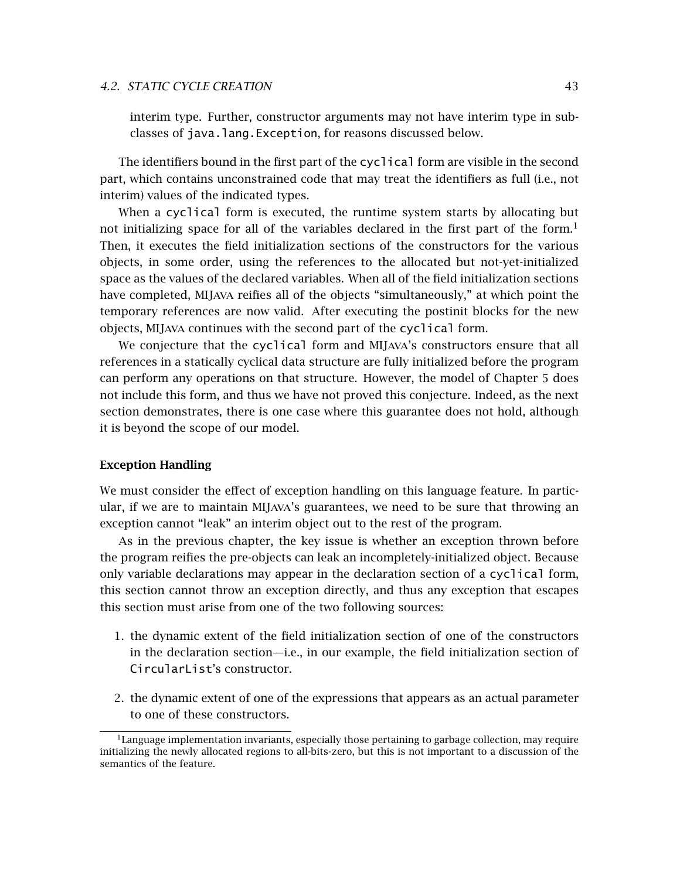interim type. Further, constructor arguments may not have interim type in subclasses of `java.lang.Exception`, for reasons discussed below.

The identifiers bound in the first part of the `cyclical` form are visible in the second part, which contains unconstrained code that may treat the identifiers as full (i.e., not interim) values of the indicated types.

When a `cyclical` form is executed, the runtime system starts by allocating but not initializing space for all of the variables declared in the first part of the form.[1] Then, it executes the field initialization sections of the constructors for the various objects, in some order, using the references to the allocated but not-yet-initialized space as the values of the declared variables. When all of the field initialization sections have completed, MIJAVA reifies all of the objects "simultaneously," at which point the temporary references are now valid. After executing the postinit blocks for the new objects, MIJAVA continues with the second part of the `cyclical` form.

We conjecture that the `cyclical` form and MIJAVA's constructors ensure that all references in a statically cyclical data structure are fully initialized before the program can perform any operations on that structure. However, the model of Chapter 5 does not include this form, and thus we have not proved this conjecture. Indeed, as the next section demonstrates, there is one case where this guarantee does not hold, although it is beyond the scope of our model.

### Exception Handling

We must consider the effect of exception handling on this language feature. In particular, if we are to maintain MIJAVA's guarantees, we need to be sure that throwing an exception cannot "leak" an interim object out to the rest of the program.

As in the previous chapter, the key issue is whether an exception thrown before the program reifies the pre-objects can leak an incompletely-initialized object. Because only variable declarations may appear in the declaration section of a `cyclical` form, this section cannot throw an exception directly, and thus any exception that escapes this section must arise from one of the two following sources:

1. the dynamic extent of the field initialization section of one of the constructors in the declaration section—i.e., in our example, the field initialization section of `CircularList`'s constructor.

2. the dynamic extent of one of the expressions that appears as an actual parameter to one of these constructors.

[1] Language implementation invariants, especially those pertaining to garbage collection, may require initializing the newly allocated regions to all-bits-zero, but this is not important to a discussion of the semantics of the feature.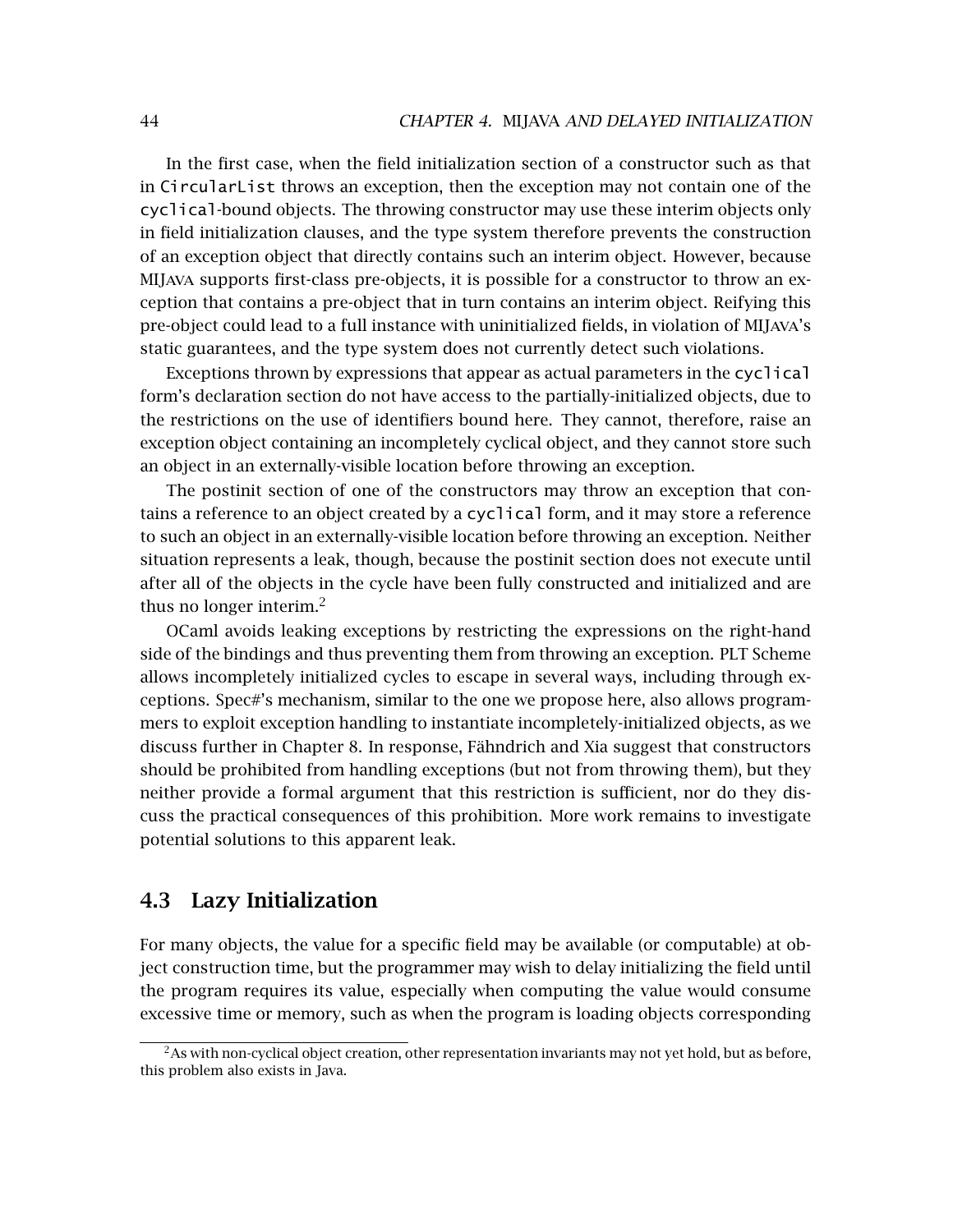In the first case, when the field initialization section of a constructor such as that in `CircularList` throws an exception, then the exception may not contain one of the `cyclical`-bound objects. The throwing constructor may use these interim objects only in field initialization clauses, and the type system therefore prevents the construction of an exception object that directly contains such an interim object. However, because MIJAVA supports first-class pre-objects, it is possible for a constructor to throw an exception that contains a pre-object that in turn contains an interim object. Reifying this pre-object could lead to a full instance with uninitialized fields, in violation of MIJAVA's static guarantees, and the type system does not currently detect such violations.

Exceptions thrown by expressions that appear as actual parameters in the `cyclical` form's declaration section do not have access to the partially-initialized objects, due to the restrictions on the use of identifiers bound here. They cannot, therefore, raise an exception object containing an incompletely cyclical object, and they cannot store such an object in an externally-visible location before throwing an exception.

The postinit section of one of the constructors may throw an exception that contains a reference to an object created by a `cyclical` form, and it may store a reference to such an object in an externally-visible location before throwing an exception. Neither situation represents a leak, though, because the postinit section does not execute until after all of the objects in the cycle have been fully constructed and initialized and are thus no longer interim.[2]

OCaml avoids leaking exceptions by restricting the expressions on the right-hand side of the bindings and thus preventing them from throwing an exception. PLT Scheme allows incompletely initialized cycles to escape in several ways, including through exceptions. Spec#'s mechanism, similar to the one we propose here, also allows programmers to exploit exception handling to instantiate incompletely-initialized objects, as we discuss further in Chapter 8. In response, Fähndrich and Xia suggest that constructors should be prohibited from handling exceptions (but not from throwing them), but they neither provide a formal argument that this restriction is sufficient, nor do they discuss the practical consequences of this prohibition. More work remains to investigate potential solutions to this apparent leak.

## 4.3 Lazy Initialization

For many objects, the value for a specific field may be available (or computable) at object construction time, but the programmer may wish to delay initializing the field until the program requires its value, especially when computing the value would consume excessive time or memory, such as when the program is loading objects corresponding

[2] As with non-cyclical object creation, other representation invariants may not yet hold, but as before, this problem also exists in Java.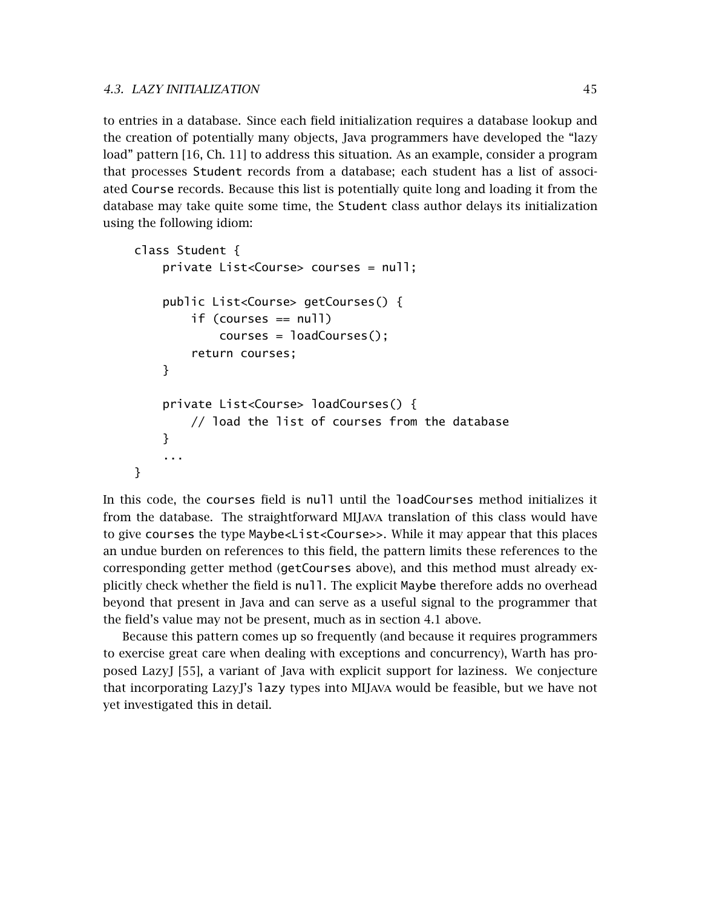to entries in a database. Since each field initialization requires a database lookup and the creation of potentially many objects, Java programmers have developed the "lazy load" pattern [16, Ch. 11] to address this situation. As an example, consider a program that processes `Student` records from a database; each student has a list of associated `Course` records. Because this list is potentially quite long and loading it from the database may take quite some time, the `Student` class author delays its initialization using the following idiom:

```
class Student {
    private List<Course> courses = null;

    public List<Course> getCourses() {
        if (courses == null)
            courses = loadCourses();
        return courses;
    }

    private List<Course> loadCourses() {
        // load the list of courses from the database
    }
    ...
}
```

In this code, the `courses` field is `null` until the `loadCourses` method initializes it from the database. The straightforward MIJAVA translation of this class would have to give `courses` the type `Maybe<List<Course>>`. While it may appear that this places an undue burden on references to this field, the pattern limits these references to the corresponding getter method (`getCourses` above), and this method must already explicitly check whether the field is `null`. The explicit `Maybe` therefore adds no overhead beyond that present in Java and can serve as a useful signal to the programmer that the field's value may not be present, much as in section 4.1 above.

Because this pattern comes up so frequently (and because it requires programmers to exercise great care when dealing with exceptions and concurrency), Warth has proposed LazyJ [55], a variant of Java with explicit support for laziness. We conjecture that incorporating LazyJ's `lazy` types into MIJAVA would be feasible, but we have not yet investigated this in detail.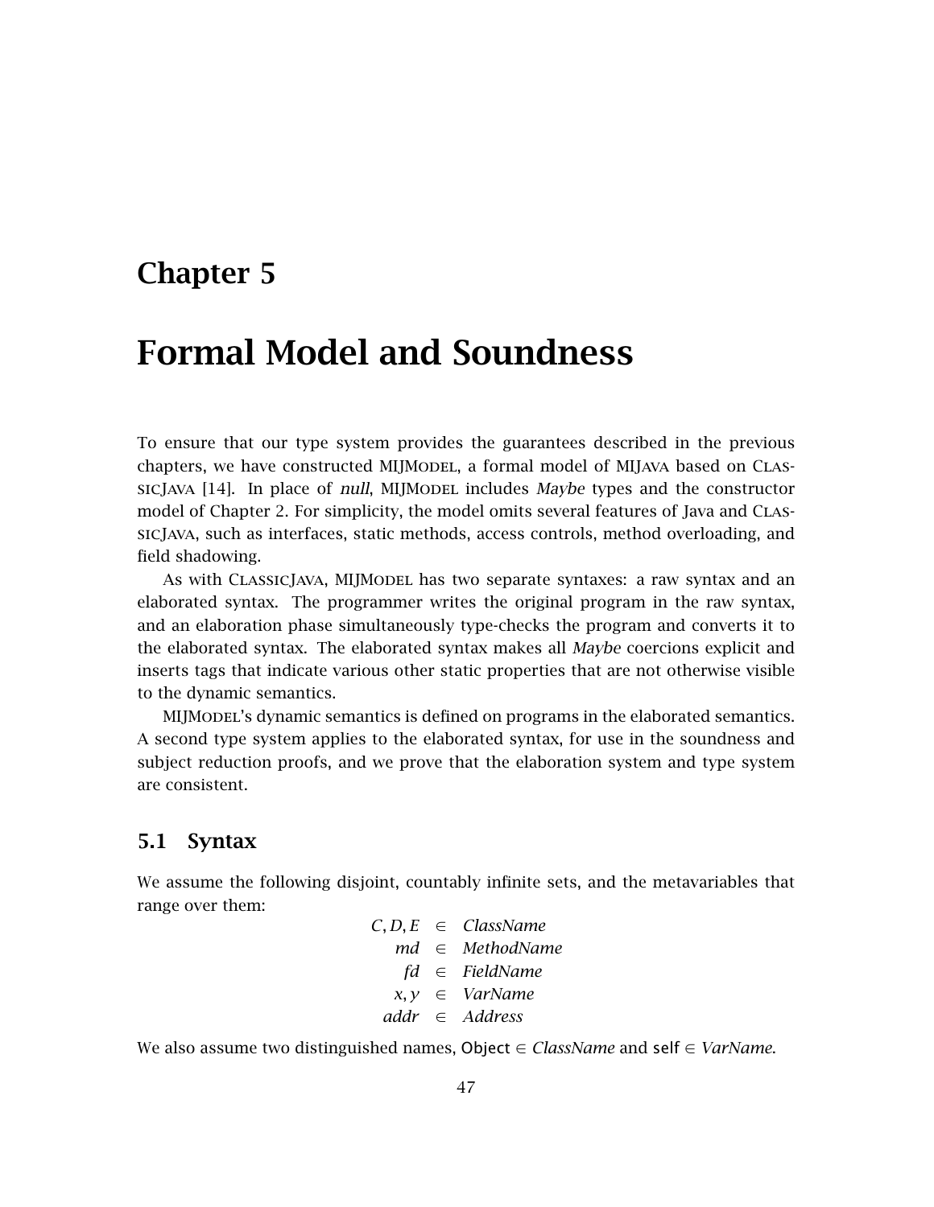# Chapter 5

# Formal Model and Soundness

To ensure that our type system provides the guarantees described in the previous chapters, we have constructed MIJMODEL, a formal model of MIJAVA based on CLASSICJAVA [14]. In place of *null*, MIJMODEL includes *Maybe* types and the constructor model of Chapter 2. For simplicity, the model omits several features of Java and CLASSICJAVA, such as interfaces, static methods, access controls, method overloading, and field shadowing.

As with CLASSICJAVA, MIJMODEL has two separate syntaxes: a raw syntax and an elaborated syntax. The programmer writes the original program in the raw syntax, and an elaboration phase simultaneously type-checks the program and converts it to the elaborated syntax. The elaborated syntax makes all *Maybe* coercions explicit and inserts tags that indicate various other static properties that are not otherwise visible to the dynamic semantics.

MIJMODEL's dynamic semantics is defined on programs in the elaborated semantics. A second type system applies to the elaborated syntax, for use in the soundness and subject reduction proofs, and we prove that the elaboration system and type system are consistent.

## 5.1 Syntax

We assume the following disjoint, countably infinite sets, and the metavariables that range over them:

$$
\begin{aligned}
C, D, E &\in \mathit{ClassName} \\
md &\in \mathit{MethodName} \\
fd &\in \mathit{FieldName} \\
x, y &\in \mathit{VarName} \\
addr &\in \mathit{Address}
\end{aligned}
$$

We also assume two distinguished names, $\mathsf{Object} \in \mathit{ClassName}$ and $\mathsf{self} \in \mathit{VarName}$.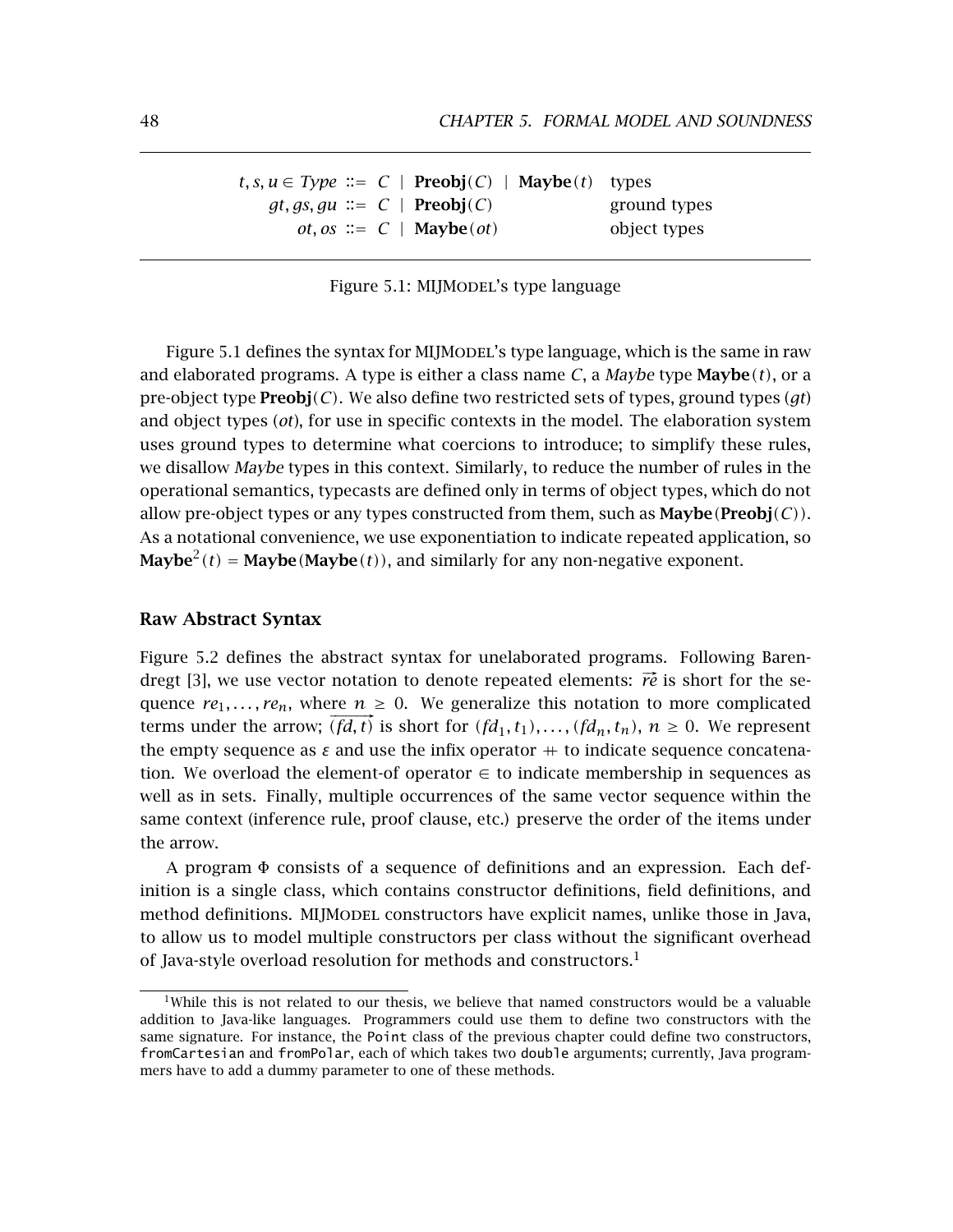$$
\begin{array}{rcll}
t, s, u \in \mathit{Type} & ::= & C \mid \mathbf{Preobj}(C) \mid \mathbf{Maybe}(t) & \text{types} \\
gt, gs, gu & ::= & C \mid \mathbf{Preobj}(C) & \text{ground types} \\
ot, os & ::= & C \mid \mathbf{Maybe}(ot) & \text{object types}
\end{array}
$$

Figure 5.1: MIJMODEL's type language

Figure 5.1 defines the syntax for MIJMODEL's type language, which is the same in raw and elaborated programs. A type is either a class name $C$, a *Maybe* type $\mathbf{Maybe}(t)$, or a pre-object type $\mathbf{Preobj}(C)$. We also define two restricted sets of types, ground types ($gt$) and object types ($ot$), for use in specific contexts in the model. The elaboration system uses ground types to determine what coercions to introduce; to simplify these rules, we disallow *Maybe* types in this context. Similarly, to reduce the number of rules in the operational semantics, typecasts are defined only in terms of object types, which do not allow pre-object types or any types constructed from them, such as $\mathbf{Maybe}(\mathbf{Preobj}(C))$. As a notational convenience, we use exponentiation to indicate repeated application, so $\mathbf{Maybe}^2(t) = \mathbf{Maybe}(\mathbf{Maybe}(t))$, and similarly for any non-negative exponent.

### Raw Abstract Syntax

Figure 5.2 defines the abstract syntax for unelaborated programs. Following Barendregt [3], we use vector notation to denote repeated elements: $\overrightarrow{re}$ is short for the sequence $re_1, \ldots, re_n$, where $n \geq 0$. We generalize this notation to more complicated terms under the arrow; $\overrightarrow{(fd, t)}$ is short for $(fd_1, t_1), \ldots, (fd_n, t_n)$, $n \geq 0$. We represent the empty sequence as $\varepsilon$ and use the infix operator $+\!\!+$ to indicate sequence concatenation. We overload the element-of operator $\in$ to indicate membership in sequences as well as in sets. Finally, multiple occurrences of the same vector sequence within the same context (inference rule, proof clause, etc.) preserve the order of the items under the arrow.

A program $\Phi$ consists of a sequence of definitions and an expression. Each definition is a single class, which contains constructor definitions, field definitions, and method definitions. MIJMODEL constructors have explicit names, unlike those in Java, to allow us to model multiple constructors per class without the significant overhead of Java-style overload resolution for methods and constructors.[1]

[1] While this is not related to our thesis, we believe that named constructors would be a valuable addition to Java-like languages. Programmers could use them to define two constructors with the same signature. For instance, the `Point` class of the previous chapter could define two constructors, `fromCartesian` and `fromPolar`, each of which takes two `double` arguments; currently, Java programmers have to add a dummy parameter to one of these methods.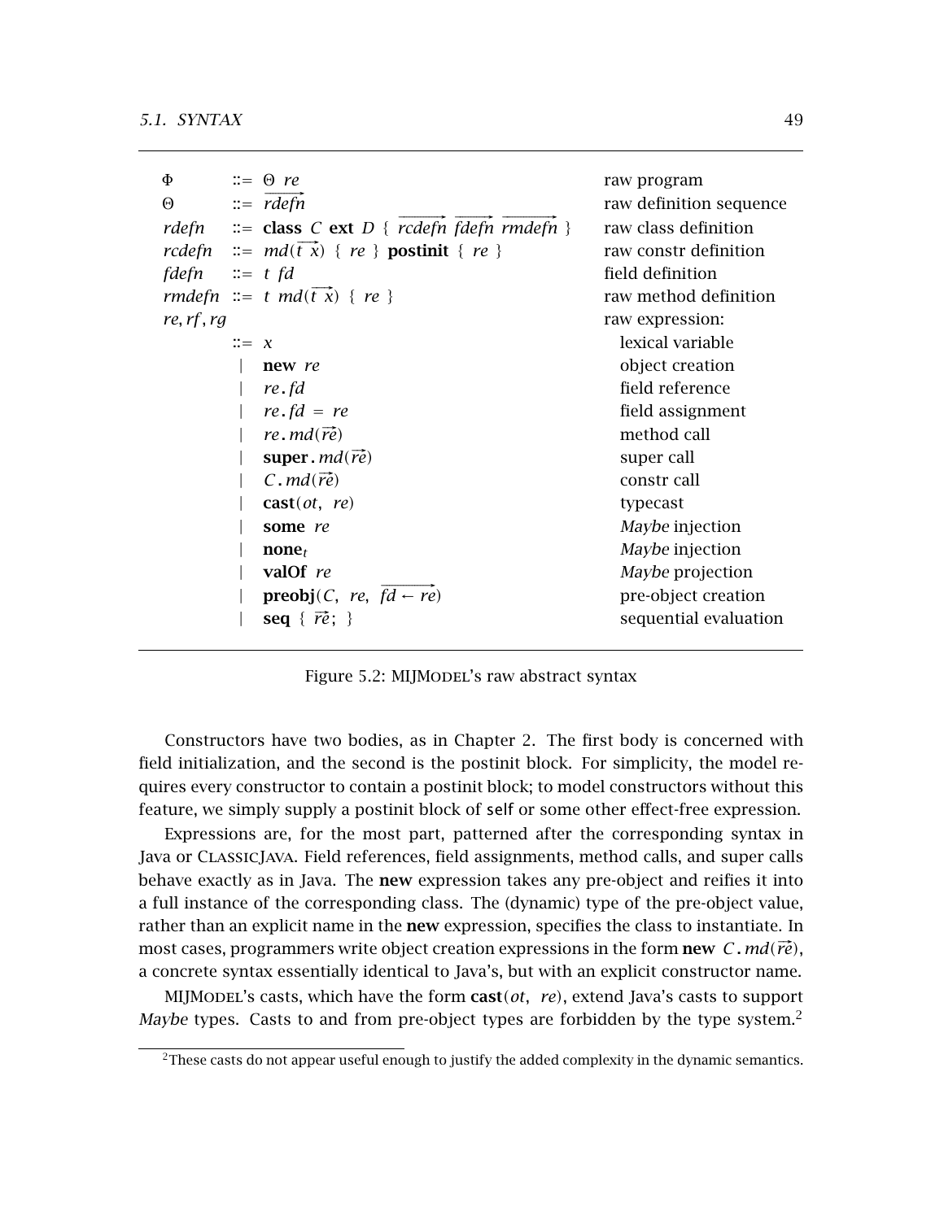| | | | |
|---|---|---|---|
| $\Phi$ | $::=$ | $\Theta\ re$ | raw program |
| $\Theta$ | $::=$ | $\overrightarrow{rdefn}$ | raw definition sequence |
| $rdefn$ | $::=$ | **class** $C$ **ext** $D$ $\{\ \overrightarrow{rcdefn}\ \overrightarrow{fdefn}\ \overrightarrow{rmdefn}\ \}$ | raw class definition |
| $rcdefn$ | $::=$ | $md(\overrightarrow{t\ x})\ \{\ re\ \}$ **postinit** $\{\ re\ \}$ | raw constr definition |
| $fdefn$ | $::=$ | $t\ fd$ | field definition |
| $rmdefn$ | $::=$ | $t\ md(\overrightarrow{t\ x})\ \{\ re\ \}$ | raw method definition |
| $re, rf, rg$ | | | raw expression: |
| | $::=$ | $x$ | lexical variable |
| | $\mid$ | **new** $re$ | object creation |
| | $\mid$ | $re\,.\,fd$ | field reference |
| | $\mid$ | $re\,.\,fd\ =\ re$ | field assignment |
| | $\mid$ | $re\,.\,md(\overrightarrow{re})$ | method call |
| | $\mid$ | **super**$\,.\,md(\overrightarrow{re})$ | super call |
| | $\mid$ | $C\,.\,md(\overrightarrow{re})$ | constr call |
| | $\mid$ | **cast**$(ot,\ re)$ | typecast |
| | $\mid$ | **some** $re$ | *Maybe* injection |
| | $\mid$ | $\textbf{none}_t$ | *Maybe* injection |
| | $\mid$ | **valOf** $re$ | *Maybe* projection |
| | $\mid$ | **preobj**$(C,\ re,\ \overrightarrow{fd \leftarrow re})$ | pre-object creation |
| | $\mid$ | **seq** $\{\ \overrightarrow{re};\ \}$ | sequential evaluation |

Figure 5.2: MIJMODEL's raw abstract syntax

Constructors have two bodies, as in Chapter 2. The first body is concerned with field initialization, and the second is the postinit block. For simplicity, the model requires every constructor to contain a postinit block; to model constructors without this feature, we simply supply a postinit block of `self` or some other effect-free expression.

Expressions are, for the most part, patterned after the corresponding syntax in Java or CLASSICJAVA. Field references, field assignments, method calls, and super calls behave exactly as in Java. The **new** expression takes any pre-object and reifies it into a full instance of the corresponding class. The (dynamic) type of the pre-object value, rather than an explicit name in the **new** expression, specifies the class to instantiate. In most cases, programmers write object creation expressions in the form **new** $C\,.\,md(\overrightarrow{re})$, a concrete syntax essentially identical to Java's, but with an explicit constructor name.

MIJMODEL's casts, which have the form **cast**$(ot,\ re)$, extend Java's casts to support *Maybe* types. Casts to and from pre-object types are forbidden by the type system.[2]

[2]These casts do not appear useful enough to justify the added complexity in the dynamic semantics.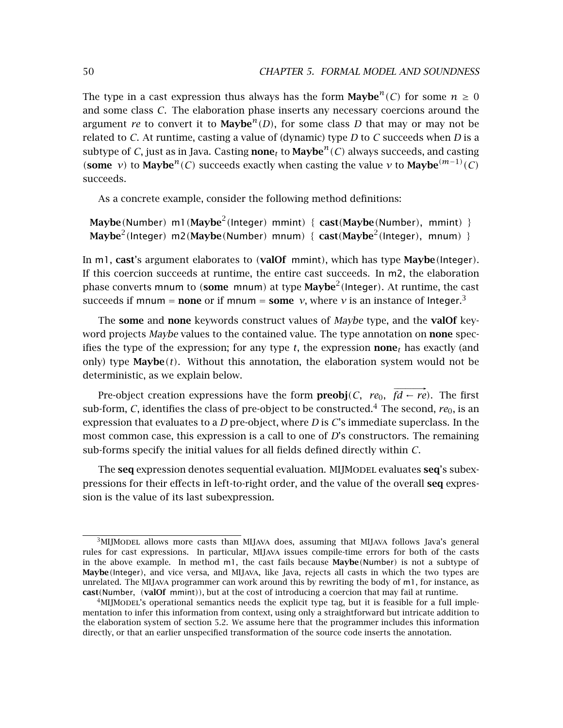The type in a cast expression thus always has the form $\mathbf{Maybe}^n(C)$ for some $n \geq 0$ and some class $C$. The elaboration phase inserts any necessary coercions around the argument *re* to convert it to $\mathbf{Maybe}^n(D)$, for some class $D$ that may or may not be related to $C$. At runtime, casting a value of (dynamic) type $D$ to $C$ succeeds when $D$ is a subtype of $C$, just as in Java. Casting $\mathbf{none}_t$ to $\mathbf{Maybe}^n(C)$ always succeeds, and casting (**some** $v$) to $\mathbf{Maybe}^n(C)$ succeeds exactly when casting the value $v$ to $\mathbf{Maybe}^{(m-1)}(C)$ succeeds.

As a concrete example, consider the following method definitions:

```
Maybe(Number) m1(Maybe²(Integer) mmint) { cast(Maybe(Number), mmint) }
Maybe²(Integer) m2(Maybe(Number) mnum) { cast(Maybe²(Integer), mnum) }
```

In m1, **cast**'s argument elaborates to (**valOf** mmint), which has type **Maybe**(Integer). If this coercion succeeds at runtime, the entire cast succeeds. In m2, the elaboration phase converts mnum to (**some** mnum) at type $\mathbf{Maybe}^2$(Integer). At runtime, the cast succeeds if mnum = **none** or if mnum = **some** $v$, where $v$ is an instance of Integer.[3]

The **some** and **none** keywords construct values of *Maybe* type, and the **valOf** keyword projects *Maybe* values to the contained value. The type annotation on **none** specifies the type of the expression; for any type $t$, the expression $\mathbf{none}_t$ has exactly (and only) type $\mathbf{Maybe}(t)$. Without this annotation, the elaboration system would not be deterministic, as we explain below.

Pre-object creation expressions have the form $\mathbf{preobj}(C,\ re_0,\ \overrightarrow{fd \leftarrow re})$. The first sub-form, $C$, identifies the class of pre-object to be constructed.[4] The second, $re_0$, is an expression that evaluates to a $D$ pre-object, where $D$ is $C$'s immediate superclass. In the most common case, this expression is a call to one of $D$'s constructors. The remaining sub-forms specify the initial values for all fields defined directly within $C$.

The **seq** expression denotes sequential evaluation. MIJMODEL evaluates **seq**'s subexpressions for their effects in left-to-right order, and the value of the overall **seq** expression is the value of its last subexpression.

---

[3] MIJMODEL allows more casts than MIJAVA does, assuming that MIJAVA follows Java's general rules for cast expressions. In particular, MIJAVA issues compile-time errors for both of the casts in the above example. In method m1, the cast fails because **Maybe**(Number) is not a subtype of **Maybe**(Integer), and vice versa, and MIJAVA, like Java, rejects all casts in which the two types are unrelated. The MIJAVA programmer can work around this by rewriting the body of m1, for instance, as **cast**(Number, (**valOf** mmint)), but at the cost of introducing a coercion that may fail at runtime.

[4] MIJMODEL's operational semantics needs the explicit type tag, but it is feasible for a full implementation to infer this information from context, using only a straightforward but intricate addition to the elaboration system of section 5.2. We assume here that the programmer includes this information directly, or that an earlier unspecified transformation of the source code inserts the annotation.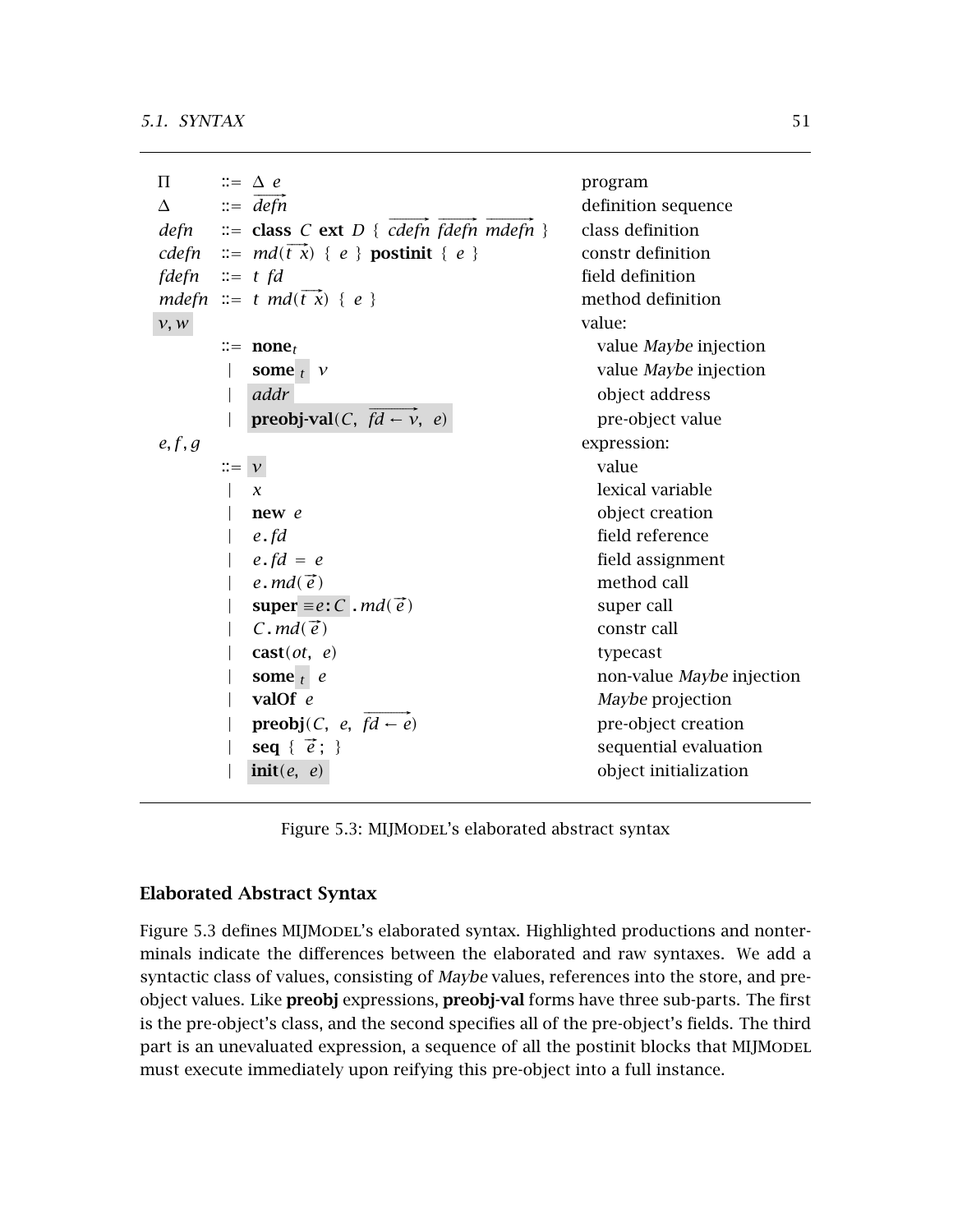| | | | |
|---|---|---|---|
| $\Pi$ | ::= | $\Delta\ e$ | program |
| $\Delta$ | ::= | $\overrightarrow{defn}$ | definition sequence |
| $defn$ | ::= | **class** $C$ **ext** $D$ { $\overrightarrow{cdefn}\ \overrightarrow{fdefn}\ \overrightarrow{mdefn}$ } | class definition |
| $cdefn$ | ::= | $md(\overrightarrow{t\ x})$ { $e$ } **postinit** { $e$ } | constr definition |
| $fdefn$ | ::= | $t\ fd$ | field definition |
| $mdefn$ | ::= | $t\ md(\overrightarrow{t\ x})$ { $e$ } | method definition |
| $v, w$ | | | value: |
| | ::= | $\textbf{none}_t$ | value *Maybe* injection |
| | \| | $\textbf{some}_t\ v$ | value *Maybe* injection |
| | \| | $addr$ | object address |
| | \| | **preobj-val**$(C,\ \overrightarrow{fd \leftarrow v},\ e)$ | pre-object value |
| $e, f, g$ | | | expression: |
| | ::= | $v$ | value |
| | \| | $x$ | lexical variable |
| | \| | **new** $e$ | object creation |
| | \| | $e\,.\,fd$ | field reference |
| | \| | $e\,.\,fd\ =\ e$ | field assignment |
| | \| | $e\,.\,md(\vec{e})$ | method call |
| | \| | **super** $\equiv e : C$ $.\,md(\vec{e})$ | super call |
| | \| | $C\,.\,md(\vec{e})$ | constr call |
| | \| | **cast**$(ot,\ e)$ | typecast |
| | \| | $\textbf{some}_t\ e$ | non-value *Maybe* injection |
| | \| | **valOf** $e$ | *Maybe* projection |
| | \| | **preobj**$(C,\ e,\ \overrightarrow{fd \leftarrow e})$ | pre-object creation |
| | \| | **seq** { $\vec{e}$ ; } | sequential evaluation |
| | \| | **init**$(e,\ e)$ | object initialization |

Figure 5.3: MIJMODEL's elaborated abstract syntax

### Elaborated Abstract Syntax

Figure 5.3 defines MIJMODEL's elaborated syntax. Highlighted productions and nonterminals indicate the differences between the elaborated and raw syntaxes. We add a syntactic class of values, consisting of *Maybe* values, references into the store, and pre-object values. Like **preobj** expressions, **preobj-val** forms have three sub-parts. The first is the pre-object's class, and the second specifies all of the pre-object's fields. The third part is an unevaluated expression, a sequence of all the postinit blocks that MIJMODEL must execute immediately upon reifying this pre-object into a full instance.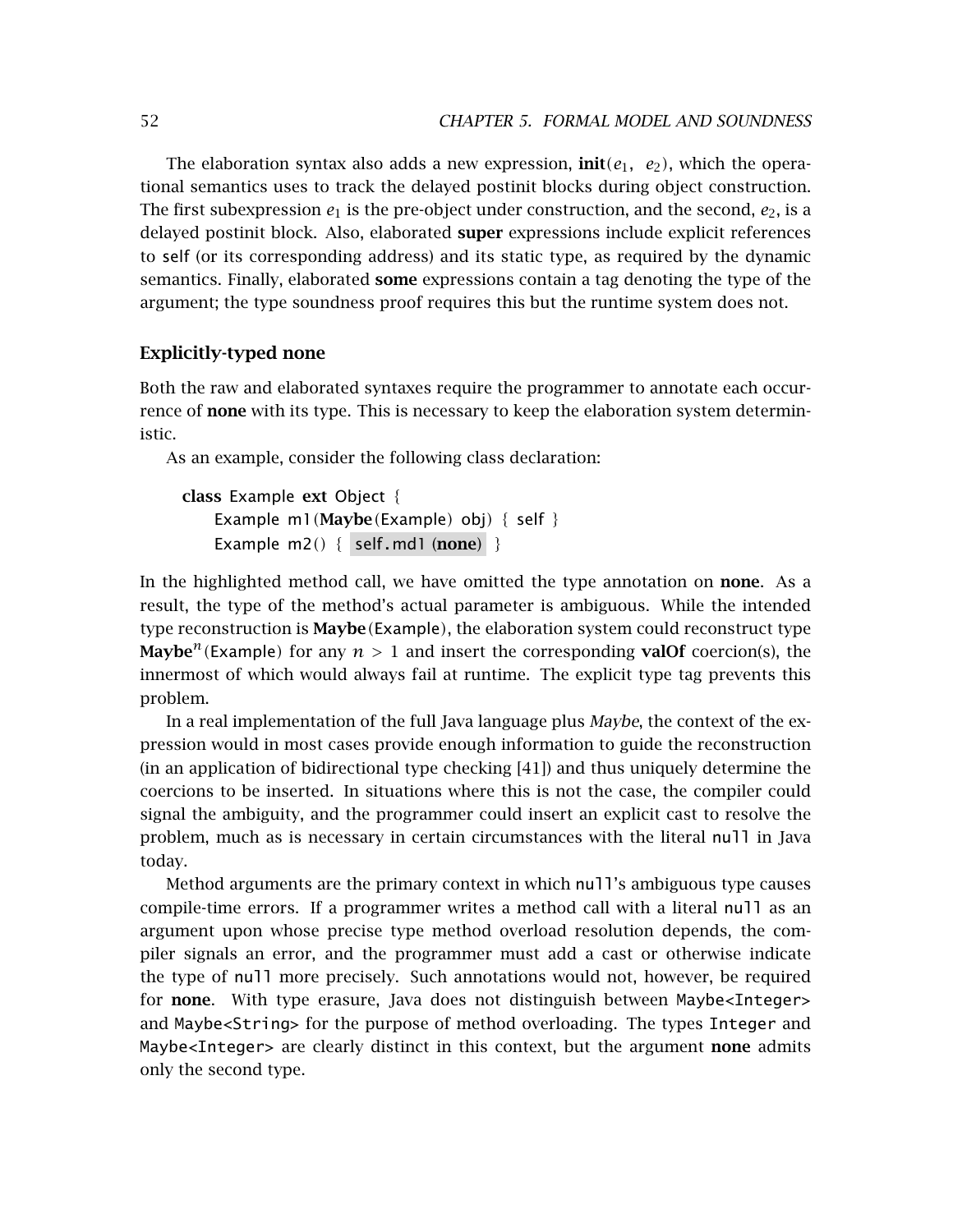The elaboration syntax also adds a new expression, **init**($e_1$, $e_2$), which the operational semantics uses to track the delayed postinit blocks during object construction. The first subexpression $e_1$ is the pre-object under construction, and the second, $e_2$, is a delayed postinit block. Also, elaborated **super** expressions include explicit references to self (or its corresponding address) and its static type, as required by the dynamic semantics. Finally, elaborated **some** expressions contain a tag denoting the type of the argument; the type soundness proof requires this but the runtime system does not.

### Explicitly-typed none

Both the raw and elaborated syntaxes require the programmer to annotate each occurrence of **none** with its type. This is necessary to keep the elaboration system deterministic.

As an example, consider the following class declaration:

```
class Example ext Object {
    Example m1(Maybe(Example) obj) { self }
    Example m2() { self.md1 (none) }
```

In the highlighted method call, we have omitted the type annotation on **none**. As a result, the type of the method's actual parameter is ambiguous. While the intended type reconstruction is **Maybe**(Example), the elaboration system could reconstruct type $\textbf{Maybe}^n$(Example) for any $n > 1$ and insert the corresponding **valOf** coercion(s), the innermost of which would always fail at runtime. The explicit type tag prevents this problem.

In a real implementation of the full Java language plus *Maybe*, the context of the expression would in most cases provide enough information to guide the reconstruction (in an application of bidirectional type checking [41]) and thus uniquely determine the coercions to be inserted. In situations where this is not the case, the compiler could signal the ambiguity, and the programmer could insert an explicit cast to resolve the problem, much as is necessary in certain circumstances with the literal `null` in Java today.

Method arguments are the primary context in which `null`'s ambiguous type causes compile-time errors. If a programmer writes a method call with a literal `null` as an argument upon whose precise type method overload resolution depends, the compiler signals an error, and the programmer must add a cast or otherwise indicate the type of `null` more precisely. Such annotations would not, however, be required for **none**. With type erasure, Java does not distinguish between `Maybe<Integer>` and `Maybe<String>` for the purpose of method overloading. The types `Integer` and `Maybe<Integer>` are clearly distinct in this context, but the argument **none** admits only the second type.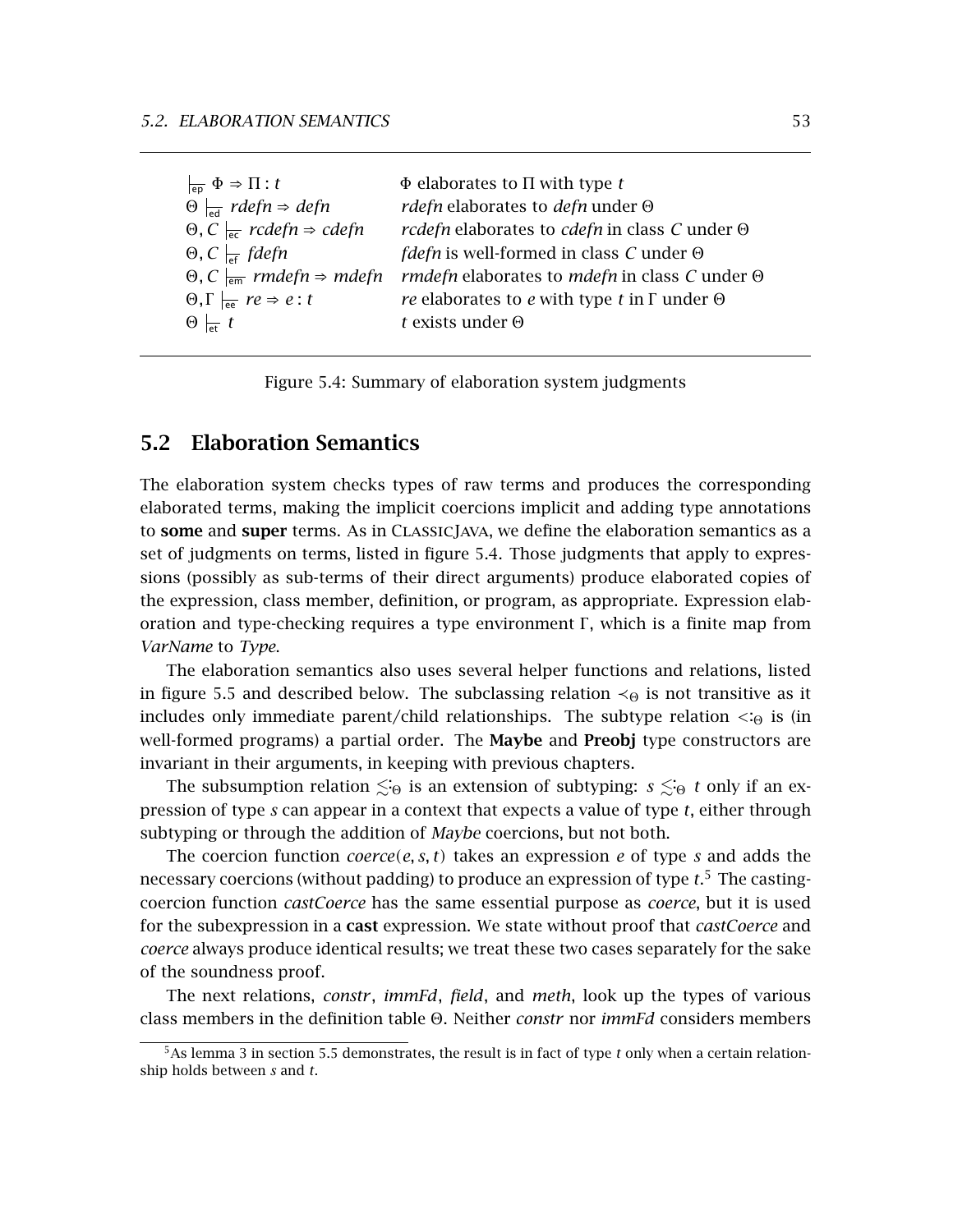| | |
|---|---|
| $\vdash_{\mathsf{ep}} \Phi \Rightarrow \Pi : t$ | $\Phi$ elaborates to $\Pi$ with type $t$ |
| $\Theta \vdash_{\mathsf{ed}} rdefn \Rightarrow defn$ | *rdefn* elaborates to *defn* under $\Theta$ |
| $\Theta, C \vdash_{\mathsf{ec}} rcdefn \Rightarrow cdefn$ | *rcdefn* elaborates to *cdefn* in class $C$ under $\Theta$ |
| $\Theta, C \vdash_{\mathsf{ef}} fdefn$ | *fdefn* is well-formed in class $C$ under $\Theta$ |
| $\Theta, C \vdash_{\mathsf{em}} rmdefn \Rightarrow mdefn$ | *rmdefn* elaborates to *mdefn* in class $C$ under $\Theta$ |
| $\Theta, \Gamma \vdash_{\mathsf{ee}} re \Rightarrow e : t$ | *re* elaborates to $e$ with type $t$ in $\Gamma$ under $\Theta$ |
| $\Theta \vdash_{\mathsf{et}} t$ | $t$ exists under $\Theta$ |

Figure 5.4: Summary of elaboration system judgments

## 5.2 Elaboration Semantics

The elaboration system checks types of raw terms and produces the corresponding elaborated terms, making the implicit coercions implicit and adding type annotations to **some** and **super** terms. As in ClassicJava, we define the elaboration semantics as a set of judgments on terms, listed in figure 5.4. Those judgments that apply to expressions (possibly as sub-terms of their direct arguments) produce elaborated copies of the expression, class member, definition, or program, as appropriate. Expression elaboration and type-checking requires a type environment $\Gamma$, which is a finite map from *VarName* to *Type*.

The elaboration semantics also uses several helper functions and relations, listed in figure 5.5 and described below. The subclassing relation $\prec_\Theta$ is not transitive as it includes only immediate parent/child relationships. The subtype relation $<:_\Theta$ is (in well-formed programs) a partial order. The **Maybe** and **Preobj** type constructors are invariant in their arguments, in keeping with previous chapters.

The subsumption relation $\lesssim_\Theta$ is an extension of subtyping: $s \lesssim_\Theta t$ only if an expression of type $s$ can appear in a context that expects a value of type $t$, either through subtyping or through the addition of *Maybe* coercions, but not both.

The coercion function $coerce(e, s, t)$ takes an expression $e$ of type $s$ and adds the necessary coercions (without padding) to produce an expression of type $t$.[5] The casting-coercion function *castCoerce* has the same essential purpose as *coerce*, but it is used for the subexpression in a **cast** expression. We state without proof that *castCoerce* and *coerce* always produce identical results; we treat these two cases separately for the sake of the soundness proof.

The next relations, *constr*, *immFd*, *field*, and *meth*, look up the types of various class members in the definition table $\Theta$. Neither *constr* nor *immFd* considers members

[5] As lemma 3 in section 5.5 demonstrates, the result is in fact of type $t$ only when a certain relationship holds between $s$ and $t$.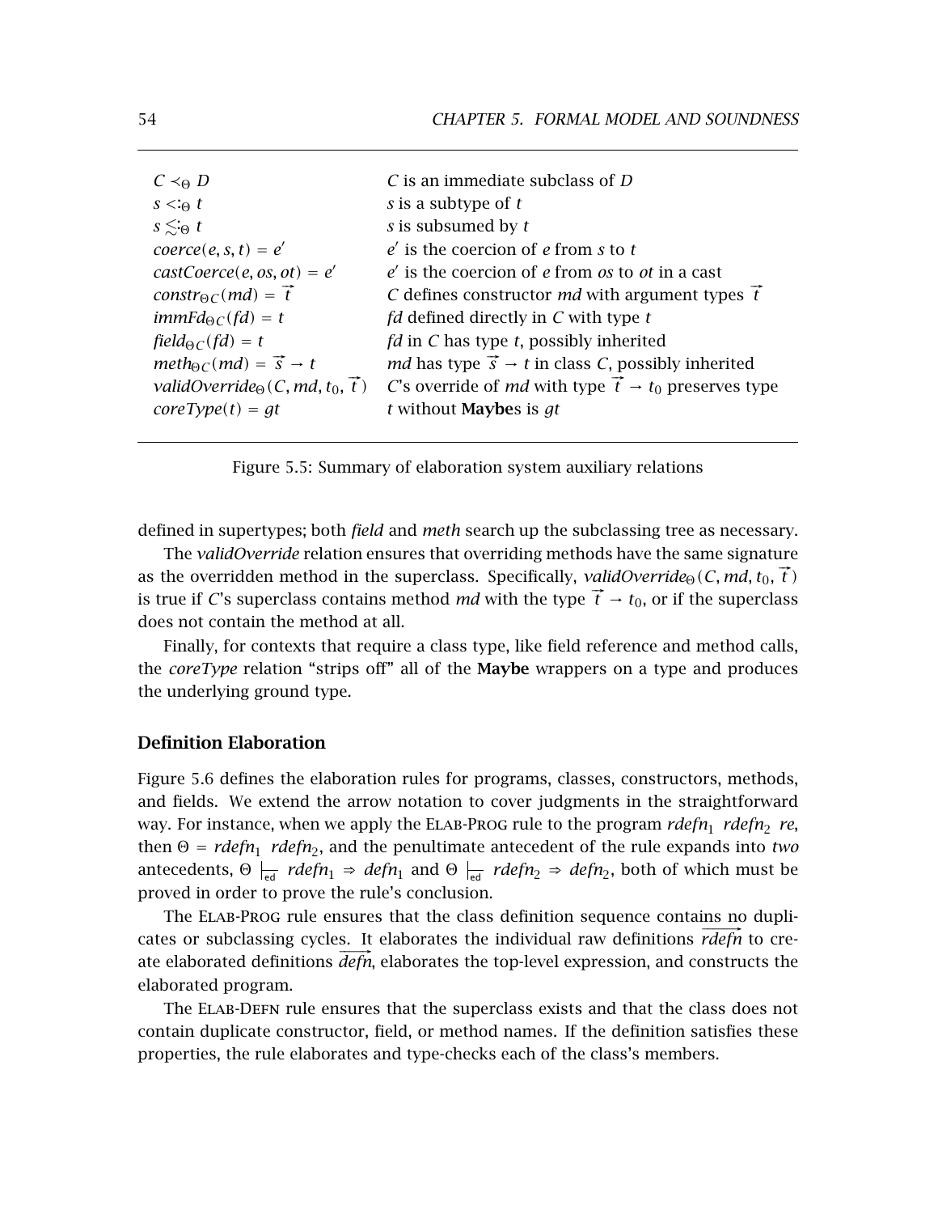| | |
|---|---|
| $C \prec_\Theta D$ | $C$ is an immediate subclass of $D$ |
| $s <:_\Theta t$ | $s$ is a subtype of $t$ |
| $s \lesssim_\Theta t$ | $s$ is subsumed by $t$ |
| $coerce(e, s, t) = e'$ | $e'$ is the coercion of $e$ from $s$ to $t$ |
| $castCoerce(e, os, ot) = e'$ | $e'$ is the coercion of $e$ from $os$ to $ot$ in a cast |
| $constr_{\Theta C}(md) = \vec{t}$ | $C$ defines constructor $md$ with argument types $\vec{t}$ |
| $immFd_{\Theta C}(fd) = t$ | $fd$ defined directly in $C$ with type $t$ |
| $field_{\Theta C}(fd) = t$ | $fd$ in $C$ has type $t$, possibly inherited |
| $meth_{\Theta C}(md) = \vec{s} \to t$ | $md$ has type $\vec{s} \to t$ in class $C$, possibly inherited |
| $validOverride_\Theta(C, md, t_0, \vec{t})$ | $C$'s override of $md$ with type $\vec{t} \to t_0$ preserves type |
| $coreType(t) = gt$ | $t$ without **Maybe**s is $gt$ |

Figure 5.5: Summary of elaboration system auxiliary relations

defined in supertypes; both *field* and *meth* search up the subclassing tree as necessary.

The *validOverride* relation ensures that overriding methods have the same signature as the overridden method in the superclass. Specifically, $validOverride_\Theta(C, md, t_0, \vec{t})$ is true if $C$'s superclass contains method $md$ with the type $\vec{t} \to t_0$, or if the superclass does not contain the method at all.

Finally, for contexts that require a class type, like field reference and method calls, the *coreType* relation "strips off" all of the **Maybe** wrappers on a type and produces the underlying ground type.

### Definition Elaboration

Figure 5.6 defines the elaboration rules for programs, classes, constructors, methods, and fields. We extend the arrow notation to cover judgments in the straightforward way. For instance, when we apply the Elab-Prog rule to the program $rdefn_1 \; rdefn_2 \; re$, then $\Theta = rdefn_1 \; rdefn_2$, and the penultimate antecedent of the rule expands into *two* antecedents, $\Theta \models_{ed} rdefn_1 \Rightarrow defn_1$ and $\Theta \models_{ed} rdefn_2 \Rightarrow defn_2$, both of which must be proved in order to prove the rule's conclusion.

The Elab-Prog rule ensures that the class definition sequence contains no duplicates or subclassing cycles. It elaborates the individual raw definitions $\overrightarrow{rdefn}$ to create elaborated definitions $\overrightarrow{defn}$, elaborates the top-level expression, and constructs the elaborated program.

The Elab-Defn rule ensures that the superclass exists and that the class does not contain duplicate constructor, field, or method names. If the definition satisfies these properties, the rule elaborates and type-checks each of the class's members.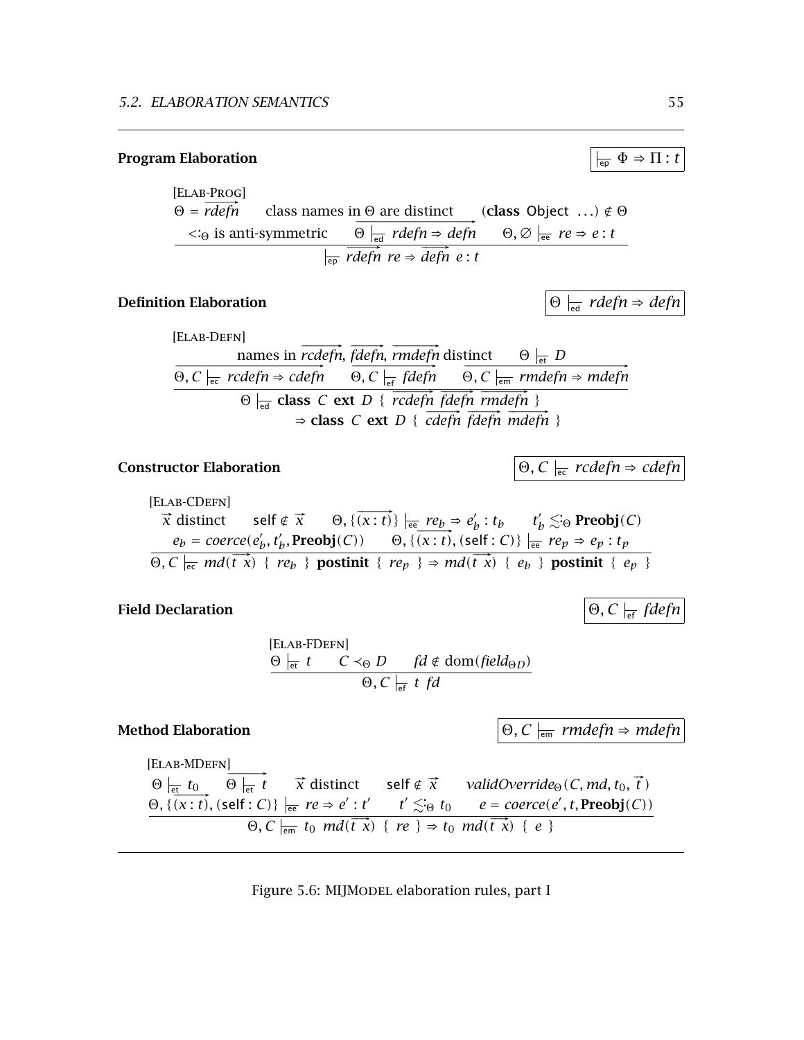**Program Elaboration** $\quad \boxed{\vdash_{\mathsf{ep}} \Phi \Rightarrow \Pi : t}$

[Elab-Prog]

$$\frac{\Theta = \overrightarrow{rdefn} \quad \text{class names in } \Theta \text{ are distinct} \quad (\textbf{class}\ \mathsf{Object}\ \ldots) \notin \Theta \quad <:_\Theta \text{ is anti-symmetric} \quad \overrightarrow{\Theta \vdash_{\mathsf{ed}} rdefn \Rightarrow defn} \quad \Theta, \varnothing \vdash_{\mathsf{ee}} re \Rightarrow e : t}{\vdash_{\mathsf{ep}} \overrightarrow{rdefn}\ re \Rightarrow \overrightarrow{defn}\ e : t}$$

**Definition Elaboration** $\quad \boxed{\Theta \vdash_{\mathsf{ed}} rdefn \Rightarrow defn}$

[Elab-Defn]

$$\frac{\text{names in } \overrightarrow{rcdefn}, \overrightarrow{fdefn}, \overrightarrow{rmdefn} \text{ distinct} \quad \Theta \vdash_{\mathsf{et}} D \quad \overrightarrow{\Theta, C \vdash_{\mathsf{ec}} rcdefn \Rightarrow cdefn} \quad \overrightarrow{\Theta, C \vdash_{\mathsf{ef}} fdefn} \quad \overrightarrow{\Theta, C \vdash_{\mathsf{em}} rmdefn \Rightarrow mdefn}}{\Theta \vdash_{\mathsf{ed}} \textbf{class}\ C\ \textbf{ext}\ D\ \{\ \overrightarrow{rcdefn}\ \overrightarrow{fdefn}\ \overrightarrow{rmdefn}\ \} \Rightarrow \textbf{class}\ C\ \textbf{ext}\ D\ \{\ \overrightarrow{cdefn}\ \overrightarrow{fdefn}\ \overrightarrow{mdefn}\ \}}$$

**Constructor Elaboration** $\quad \boxed{\Theta, C \vdash_{\mathsf{ec}} rcdefn \Rightarrow cdefn}$

[Elab-CDefn]

$$\frac{\vec{x} \text{ distinct} \quad \mathsf{self} \notin \vec{x} \quad \Theta, \{\overrightarrow{(x:t)}\} \vdash_{\mathsf{ee}} re_b \Rightarrow e'_b : t_b \quad t'_b \lesssim_\Theta \textbf{Preobj}(C) \quad e_b = coerce(e'_b, t'_b, \textbf{Preobj}(C)) \quad \Theta, \{\overrightarrow{(x:t)}, (\mathsf{self} : C)\} \vdash_{\mathsf{ee}} re_p \Rightarrow e_p : t_p}{\Theta, C \vdash_{\mathsf{ec}} md(\overrightarrow{t\ x})\ \{\ re_b\ \}\ \textbf{postinit}\ \{\ re_p\ \} \Rightarrow md(\overrightarrow{t\ x})\ \{\ e_b\ \}\ \textbf{postinit}\ \{\ e_p\ \}}$$

**Field Declaration** $\quad \boxed{\Theta, C \vdash_{\mathsf{ef}} fdefn}$

[Elab-FDefn]

$$\frac{\Theta \vdash_{\mathsf{et}} t \quad C \prec_\Theta D \quad fd \notin \mathrm{dom}(field_{\Theta D})}{\Theta, C \vdash_{\mathsf{ef}} t\ fd}$$

**Method Elaboration** $\quad \boxed{\Theta, C \vdash_{\mathsf{em}} rmdefn \Rightarrow mdefn}$

[Elab-MDefn]

$$\frac{\Theta \vdash_{\mathsf{et}} t_0 \quad \overrightarrow{\Theta \vdash_{\mathsf{et}} t} \quad \vec{x} \text{ distinct} \quad \mathsf{self} \notin \vec{x} \quad validOverride_\Theta(C, md, t_0, \vec{t}) \quad \Theta, \{\overrightarrow{(x:t)}, (\mathsf{self} : C)\} \vdash_{\mathsf{ee}} re \Rightarrow e' : t' \quad t' \lesssim_\Theta t_0 \quad e = coerce(e', t, \textbf{Preobj}(C))}{\Theta, C \vdash_{\mathsf{em}} t_0\ md(\overrightarrow{t\ x})\ \{\ re\ \} \Rightarrow t_0\ md(\overrightarrow{t\ x})\ \{\ e\ \}}$$

Figure 5.6: MIJModel elaboration rules, part I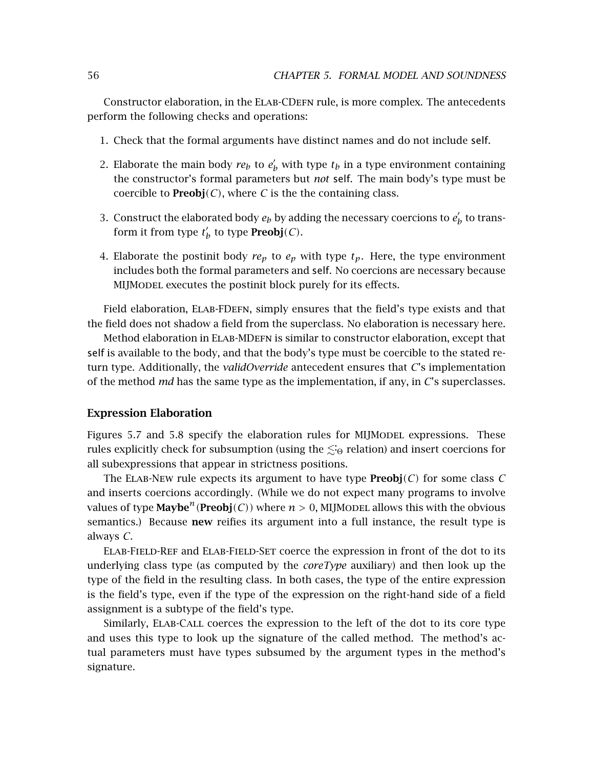Constructor elaboration, in the ELAB-CDEFN rule, is more complex. The antecedents perform the following checks and operations:

1. Check that the formal arguments have distinct names and do not include self.
2. Elaborate the main body $re_b$ to $e'_b$ with type $t_b$ in a type environment containing the constructor's formal parameters but *not* self. The main body's type must be coercible to $\mathbf{Preobj}(C)$, where $C$ is the the containing class.
3. Construct the elaborated body $e_b$ by adding the necessary coercions to $e'_b$ to transform it from type $t'_b$ to type $\mathbf{Preobj}(C)$.
4. Elaborate the postinit body $re_p$ to $e_p$ with type $t_p$. Here, the type environment includes both the formal parameters and self. No coercions are necessary because MIJMODEL executes the postinit block purely for its effects.

Field elaboration, ELAB-FDEFN, simply ensures that the field's type exists and that the field does not shadow a field from the superclass. No elaboration is necessary here.

Method elaboration in ELAB-MDEFN is similar to constructor elaboration, except that self is available to the body, and that the body's type must be coercible to the stated return type. Additionally, the *validOverride* antecedent ensures that $C$'s implementation of the method $md$ has the same type as the implementation, if any, in $C$'s superclasses.

### Expression Elaboration

Figures 5.7 and 5.8 specify the elaboration rules for MIJMODEL expressions. These rules explicitly check for subsumption (using the $\lesssim_\Theta$ relation) and insert coercions for all subexpressions that appear in strictness positions.

The ELAB-NEW rule expects its argument to have type $\mathbf{Preobj}(C)$ for some class $C$ and inserts coercions accordingly. (While we do not expect many programs to involve values of type $\mathbf{Maybe}^n(\mathbf{Preobj}(C))$ where $n > 0$, MIJMODEL allows this with the obvious semantics.) Because **new** reifies its argument into a full instance, the result type is always $C$.

ELAB-FIELD-REF and ELAB-FIELD-SET coerce the expression in front of the dot to its underlying class type (as computed by the *coreType* auxiliary) and then look up the type of the field in the resulting class. In both cases, the type of the entire expression is the field's type, even if the type of the expression on the right-hand side of a field assignment is a subtype of the field's type.

Similarly, ELAB-CALL coerces the expression to the left of the dot to its core type and uses this type to look up the signature of the called method. The method's actual parameters must have types subsumed by the argument types in the method's signature.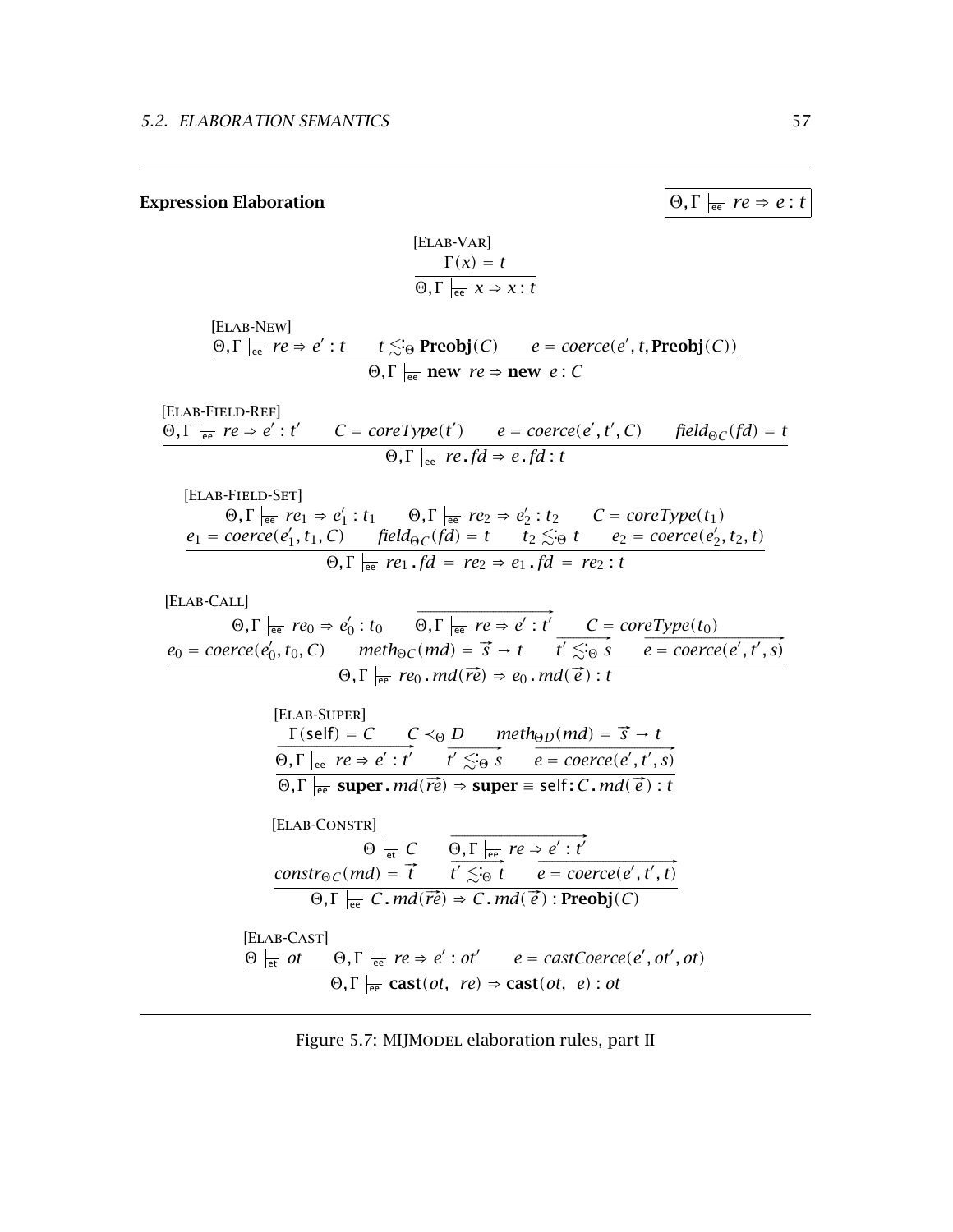**Expression Elaboration** $\boxed{\Theta, \Gamma \vdash_{ee} re \Rightarrow e : t}$

[ELAB-VAR]

$$\frac{\Gamma(x) = t}{\Theta, \Gamma \vdash_{ee} x \Rightarrow x : t}$$

[ELAB-NEW]

$$\frac{\Theta, \Gamma \vdash_{ee} re \Rightarrow e' : t \qquad t \lesssim_{\Theta} \mathbf{Preobj}(C) \qquad e = coerce(e', t, \mathbf{Preobj}(C))}{\Theta, \Gamma \vdash_{ee} \mathbf{new}\ re \Rightarrow \mathbf{new}\ e : C}$$

[ELAB-FIELD-REF]

$$\frac{\Theta, \Gamma \vdash_{ee} re \Rightarrow e' : t' \qquad C = coreType(t') \qquad e = coerce(e', t', C) \qquad field_{\Theta C}(fd) = t}{\Theta, \Gamma \vdash_{ee} re\,.\,fd \Rightarrow e\,.\,fd : t}$$

[ELAB-FIELD-SET]

$$\frac{\begin{array}{c}\Theta, \Gamma \vdash_{ee} re_1 \Rightarrow e_1' : t_1 \qquad \Theta, \Gamma \vdash_{ee} re_2 \Rightarrow e_2' : t_2 \qquad C = coreType(t_1) \\ e_1 = coerce(e_1', t_1, C) \qquad field_{\Theta C}(fd) = t \qquad t_2 \lesssim_{\Theta} t \qquad e_2 = coerce(e_2', t_2, t)\end{array}}{\Theta, \Gamma \vdash_{ee} re_1\,.\,fd\ =\ re_2 \Rightarrow e_1\,.\,fd\ =\ re_2 : t}$$

[ELAB-CALL]

$$\frac{\begin{array}{c}\Theta, \Gamma \vdash_{ee} re_0 \Rightarrow e_0' : t_0 \qquad \overrightarrow{\Theta, \Gamma \vdash_{ee} re \Rightarrow e' : t'} \qquad C = coreType(t_0) \\ e_0 = coerce(e_0', t_0, C) \qquad meth_{\Theta C}(md) = \vec{s} \rightarrow t \qquad \overrightarrow{t' \lesssim_{\Theta} s} \qquad \overrightarrow{e = coerce(e', t', s)}\end{array}}{\Theta, \Gamma \vdash_{ee} re_0\,.\,md(\vec{re}) \Rightarrow e_0\,.\,md(\vec{e}) : t}$$

[ELAB-SUPER]

$$\frac{\begin{array}{c}\Gamma(\mathsf{self}) = C \qquad C \prec_{\Theta} D \qquad meth_{\Theta D}(md) = \vec{s} \rightarrow t \\ \overrightarrow{\Theta, \Gamma \vdash_{ee} re \Rightarrow e' : t'} \qquad \overrightarrow{t' \lesssim_{\Theta} s} \qquad \overrightarrow{e = coerce(e', t', s)}\end{array}}{\Theta, \Gamma \vdash_{ee} \mathbf{super}\,.\,md(\vec{re}) \Rightarrow \mathbf{super} \equiv \mathsf{self}\!: C\,.\,md(\vec{e}) : t}$$

[ELAB-CONSTR]

$$\frac{\begin{array}{c}\Theta \vdash_{et} C \qquad \overrightarrow{\Theta, \Gamma \vdash_{ee} re \Rightarrow e' : t'} \\ constr_{\Theta C}(md) = \vec{t} \qquad \overrightarrow{t' \lesssim_{\Theta} t} \qquad \overrightarrow{e = coerce(e', t', t)}\end{array}}{\Theta, \Gamma \vdash_{ee} C\,.\,md(\vec{re}) \Rightarrow C\,.\,md(\vec{e}) : \mathbf{Preobj}(C)}$$

[ELAB-CAST]

$$\frac{\Theta \vdash_{et} ot \qquad \Theta, \Gamma \vdash_{ee} re \Rightarrow e' : ot' \qquad e = castCoerce(e', ot', ot)}{\Theta, \Gamma \vdash_{ee} \mathbf{cast}(ot,\ re) \Rightarrow \mathbf{cast}(ot,\ e) : ot}$$

Figure 5.7: MIJMODEL elaboration rules, part II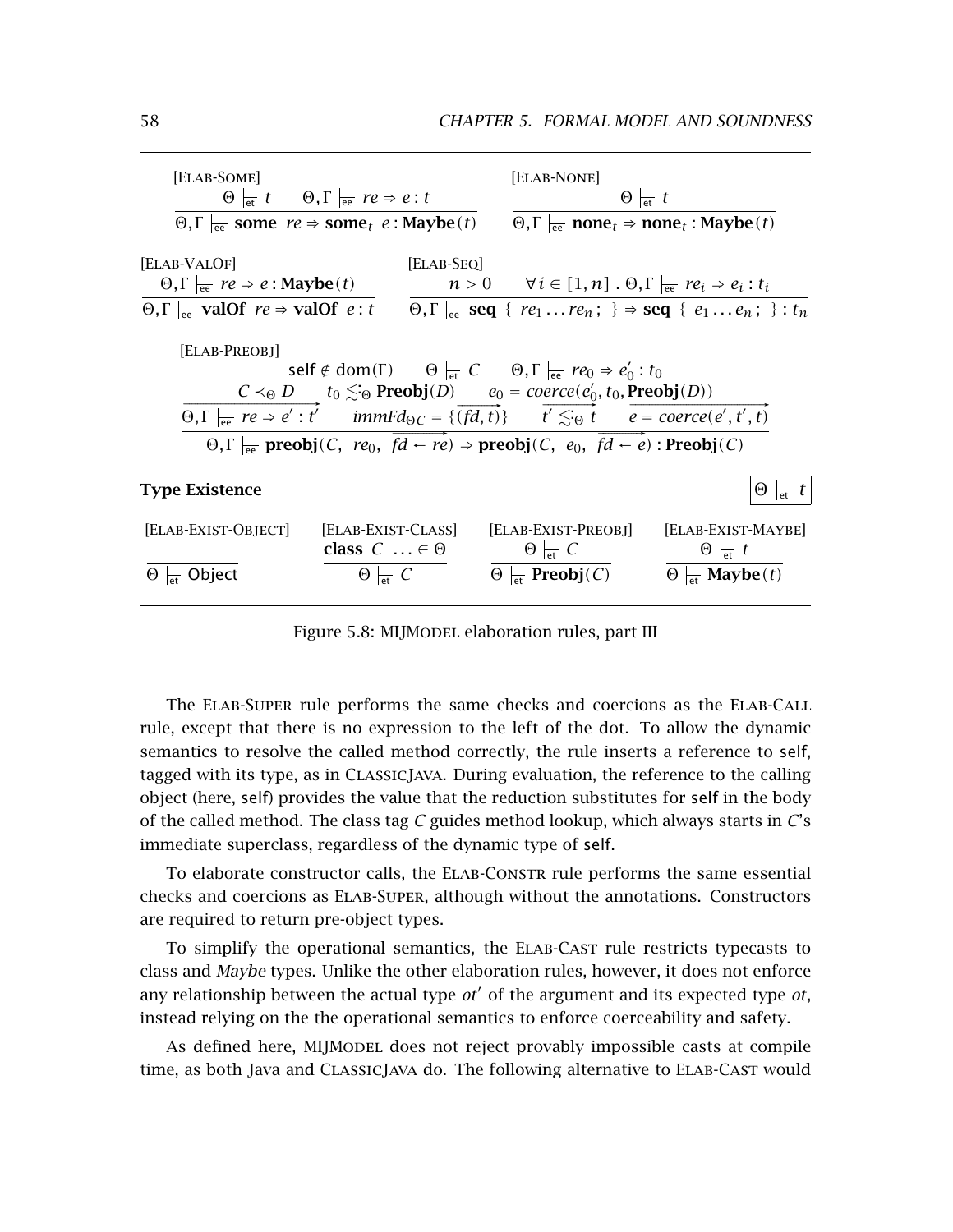[Elab-Some]

$$\frac{\Theta \vdash_{\mathsf{et}} t \qquad \Theta, \Gamma \vdash_{\mathsf{ee}} re \Rightarrow e : t}{\Theta, \Gamma \vdash_{\mathsf{ee}} \textbf{some}\ \ re \Rightarrow \textbf{some}_t\ \ e : \textbf{Maybe}(t)}$$

[Elab-None]

$$\frac{\Theta \vdash_{\mathsf{et}} t}{\Theta, \Gamma \vdash_{\mathsf{ee}} \textbf{none}_t \Rightarrow \textbf{none}_t : \textbf{Maybe}(t)}$$

[Elab-ValOf]

$$\frac{\Theta, \Gamma \vdash_{\mathsf{ee}} re \Rightarrow e : \textbf{Maybe}(t)}{\Theta, \Gamma \vdash_{\mathsf{ee}} \textbf{valOf}\ \ re \Rightarrow \textbf{valOf}\ \ e : t}$$

[Elab-Seq]

$$\frac{n > 0 \qquad \forall i \in [1, n]\ .\ \Theta, \Gamma \vdash_{\mathsf{ee}} re_i \Rightarrow e_i : t_i}{\Theta, \Gamma \vdash_{\mathsf{ee}} \textbf{seq}\ \{\ re_1 \ldots re_n\ ;\ \} \Rightarrow \textbf{seq}\ \{\ e_1 \ldots e_n\ ;\ \} : t_n}$$

[Elab-Preobj]

$$\frac{\begin{array}{c} \mathsf{self} \notin \mathrm{dom}(\Gamma) \qquad \Theta \vdash_{\mathsf{et}} C \qquad \Theta, \Gamma \vdash_{\mathsf{ee}} re_0 \Rightarrow e_0' : t_0 \\ C \prec_\Theta D \qquad t_0 \lesssim_\Theta \textbf{Preobj}(D) \qquad e_0 = coerce(e_0', t_0, \textbf{Preobj}(D)) \\ \overrightarrow{\Theta, \Gamma \vdash_{\mathsf{ee}} re \Rightarrow e' : t'} \qquad immFd_{\Theta C} = \{\overrightarrow{(fd, t)}\} \qquad \overrightarrow{t' \lesssim_\Theta t} \qquad \overrightarrow{e = coerce(e', t', t)} \end{array}}{\Theta, \Gamma \vdash_{\mathsf{ee}} \textbf{preobj}(C,\ \ re_0,\ \ \overrightarrow{fd \leftarrow re}) \Rightarrow \textbf{preobj}(C,\ \ e_0,\ \ \overrightarrow{fd \leftarrow e}) : \textbf{Preobj}(C)}$$

**Type Existence** $\boxed{\Theta \vdash_{\mathsf{et}} t}$

[Elab-Exist-Object]

$$\frac{}{\Theta \vdash_{\mathsf{et}} \mathsf{Object}}$$

[Elab-Exist-Class]

$$\frac{\textbf{class}\ \ C\ \ldots \in \Theta}{\Theta \vdash_{\mathsf{et}} C}$$

[Elab-Exist-Preobj]

$$\frac{\Theta \vdash_{\mathsf{et}} C}{\Theta \vdash_{\mathsf{et}} \textbf{Preobj}(C)}$$

[Elab-Exist-Maybe]

$$\frac{\Theta \vdash_{\mathsf{et}} t}{\Theta \vdash_{\mathsf{et}} \textbf{Maybe}(t)}$$

Figure 5.8: MIJModel elaboration rules, part III

The Elab-Super rule performs the same checks and coercions as the Elab-Call rule, except that there is no expression to the left of the dot. To allow the dynamic semantics to resolve the called method correctly, the rule inserts a reference to self, tagged with its type, as in ClassicJava. During evaluation, the reference to the calling object (here, self) provides the value that the reduction substitutes for self in the body of the called method. The class tag $C$ guides method lookup, which always starts in $C$'s immediate superclass, regardless of the dynamic type of self.

To elaborate constructor calls, the Elab-Constr rule performs the same essential checks and coercions as Elab-Super, although without the annotations. Constructors are required to return pre-object types.

To simplify the operational semantics, the Elab-Cast rule restricts typecasts to class and *Maybe* types. Unlike the other elaboration rules, however, it does not enforce any relationship between the actual type $ot'$ of the argument and its expected type $ot$, instead relying on the the operational semantics to enforce coerceability and safety.

As defined here, MIJModel does not reject provably impossible casts at compile time, as both Java and ClassicJava do. The following alternative to Elab-Cast would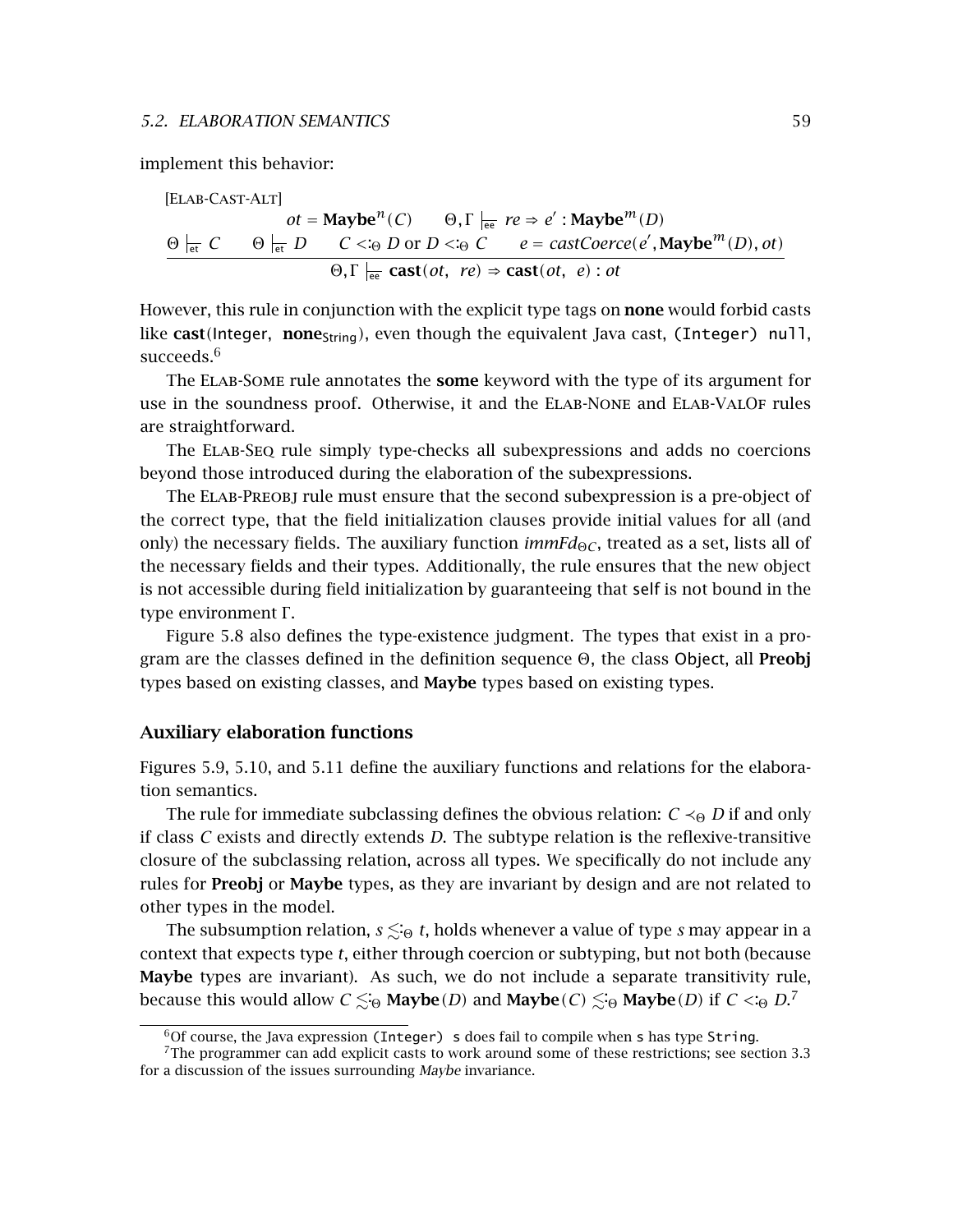implement this behavior:

[ELAB-CAST-ALT]

$$\frac{\Theta \vdash_{\text{et}} C \qquad \Theta \vdash_{\text{et}} D \qquad \begin{array}{c} ot = \mathbf{Maybe}^n(C) \qquad \Theta, \Gamma \vdash_{\text{ee}} re \Rightarrow e' : \mathbf{Maybe}^m(D) \\ C <:_\Theta D \text{ or } D <:_\Theta C \qquad e = castCoerce(e', \mathbf{Maybe}^m(D), ot) \end{array}}{\Theta, \Gamma \vdash_{\text{ee}} \mathbf{cast}(ot,\ re) \Rightarrow \mathbf{cast}(ot,\ e) : ot}$$

However, this rule in conjunction with the explicit type tags on **none** would forbid casts like **cast**(Integer, $\mathbf{none}_{\text{String}}$), even though the equivalent Java cast, `(Integer) null`, succeeds.[6]

The ELAB-SOME rule annotates the **some** keyword with the type of its argument for use in the soundness proof. Otherwise, it and the ELAB-NONE and ELAB-VALOF rules are straightforward.

The ELAB-SEQ rule simply type-checks all subexpressions and adds no coercions beyond those introduced during the elaboration of the subexpressions.

The ELAB-PREOBJ rule must ensure that the second subexpression is a pre-object of the correct type, that the field initialization clauses provide initial values for all (and only) the necessary fields. The auxiliary function $immFd_{\Theta C}$, treated as a set, lists all of the necessary fields and their types. Additionally, the rule ensures that the new object is not accessible during field initialization by guaranteeing that self is not bound in the type environment $\Gamma$.

Figure 5.8 also defines the type-existence judgment. The types that exist in a program are the classes defined in the definition sequence $\Theta$, the class Object, all **Preobj** types based on existing classes, and **Maybe** types based on existing types.

### Auxiliary elaboration functions

Figures 5.9, 5.10, and 5.11 define the auxiliary functions and relations for the elaboration semantics.

The rule for immediate subclassing defines the obvious relation: $C \prec_\Theta D$ if and only if class $C$ exists and directly extends $D$. The subtype relation is the reflexive-transitive closure of the subclassing relation, across all types. We specifically do not include any rules for **Preobj** or **Maybe** types, as they are invariant by design and are not related to other types in the model.

The subsumption relation, $s \lesssim_\Theta t$, holds whenever a value of type $s$ may appear in a context that expects type $t$, either through coercion or subtyping, but not both (because **Maybe** types are invariant). As such, we do not include a separate transitivity rule, because this would allow $C \lesssim_\Theta \mathbf{Maybe}(D)$ and $\mathbf{Maybe}(C) \lesssim_\Theta \mathbf{Maybe}(D)$ if $C <:_\Theta D$.[7]

---

[6] Of course, the Java expression `(Integer) s` does fail to compile when `s` has type `String`.

[7] The programmer can add explicit casts to work around some of these restrictions; see section 3.3 for a discussion of the issues surrounding *Maybe* invariance.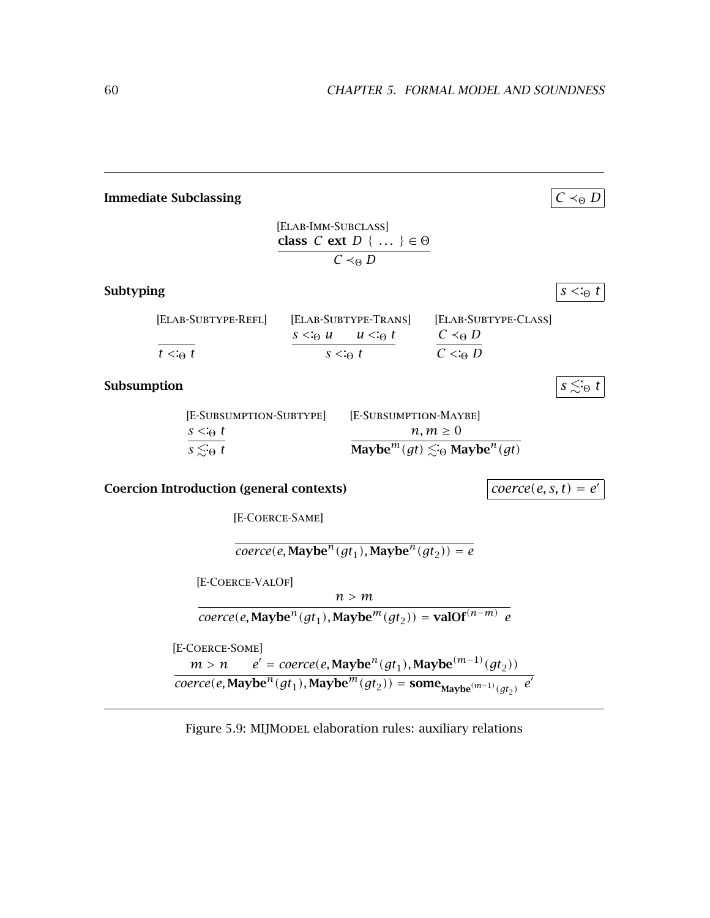**Immediate Subclassing** $\boxed{C \prec_\Theta D}$

[Elab-Imm-Subclass]

$$\frac{\textbf{class } C \textbf{ ext } D \; \{ \; \dots \; \} \in \Theta}{C \prec_\Theta D}$$

**Subtyping** $\boxed{s <:_\Theta t}$

[Elab-Subtype-Refl]

$$\frac{}{t <:_\Theta t}$$

[Elab-Subtype-Trans]

$$\frac{s <:_\Theta u \qquad u <:_\Theta t}{s <:_\Theta t}$$

[Elab-Subtype-Class]

$$\frac{C \prec_\Theta D}{C <:_\Theta D}$$

**Subsumption** $\boxed{s \lesssim_\Theta t}$

[E-Subsumption-Subtype]

$$\frac{s <:_\Theta t}{s \lesssim_\Theta t}$$

[E-Subsumption-Maybe]

$$\frac{n, m \geq 0}{\textbf{Maybe}^m(gt) \lesssim_\Theta \textbf{Maybe}^n(gt)}$$

**Coercion Introduction (general contexts)** $\boxed{coerce(e, s, t) = e'}$

[E-Coerce-Same]

$$\frac{}{coerce(e, \textbf{Maybe}^n(gt_1), \textbf{Maybe}^n(gt_2)) = e}$$

[E-Coerce-ValOf]

$$\frac{n > m}{coerce(e, \textbf{Maybe}^n(gt_1), \textbf{Maybe}^m(gt_2)) = \textbf{valOf}^{(n-m)} \; e}$$

[E-Coerce-Some]

$$\frac{m > n \qquad e' = coerce(e, \textbf{Maybe}^n(gt_1), \textbf{Maybe}^{(m-1)}(gt_2))}{coerce(e, \textbf{Maybe}^n(gt_1), \textbf{Maybe}^m(gt_2)) = \textbf{some}_{\textbf{Maybe}^{(m-1)}(gt_2)} \; e'}$$

Figure 5.9: MIJModel elaboration rules: auxiliary relations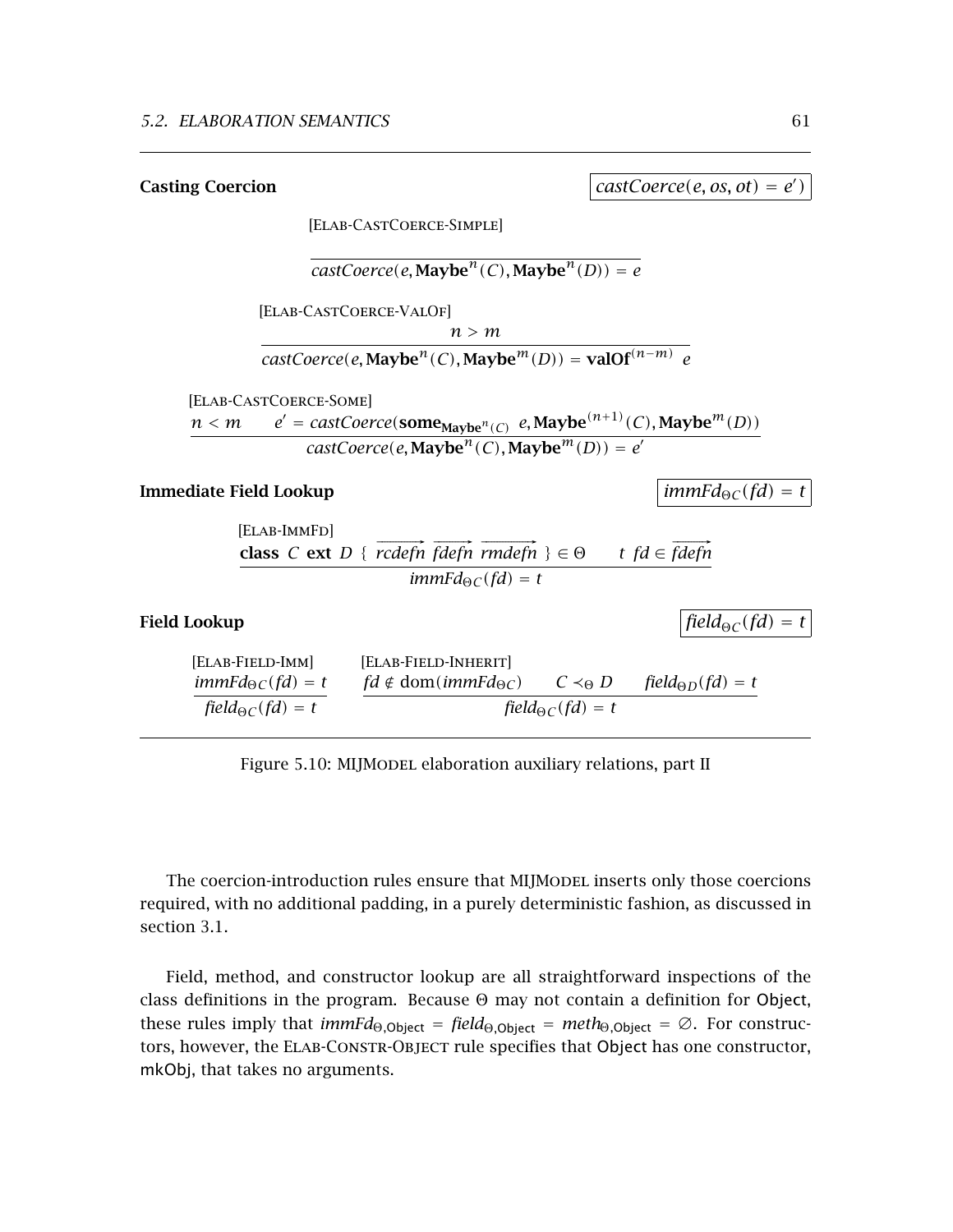**Casting Coercion** $\boxed{castCoerce(e, os, ot) = e')}$

[Elab-CastCoerce-Simple]

$$\frac{}{castCoerce(e, \textbf{Maybe}^n(C), \textbf{Maybe}^n(D)) = e}$$

[Elab-CastCoerce-ValOf]

$$\frac{n > m}{castCoerce(e, \textbf{Maybe}^n(C), \textbf{Maybe}^m(D)) = \textbf{valOf}^{(n-m)}\ e}$$

[Elab-CastCoerce-Some]

$$\frac{n < m \qquad e' = castCoerce(\textbf{some}_{\textbf{Maybe}^n(C)}\ e, \textbf{Maybe}^{(n+1)}(C), \textbf{Maybe}^m(D))}{castCoerce(e, \textbf{Maybe}^n(C), \textbf{Maybe}^m(D)) = e'}$$

**Immediate Field Lookup** $\boxed{immFd_{\Theta C}(fd) = t}$

[Elab-ImmFd]

$$\frac{\textbf{class}\ C\ \textbf{ext}\ D\ \{\ \overrightarrow{rcdefn}\ \overrightarrow{fdefn}\ \overrightarrow{rmdefn}\ \} \in \Theta \qquad t\ fd \in \overrightarrow{fdefn}}{immFd_{\Theta C}(fd) = t}$$

**Field Lookup** $\boxed{field_{\Theta C}(fd) = t}$

[Elab-Field-Imm]

$$\frac{immFd_{\Theta C}(fd) = t}{field_{\Theta C}(fd) = t}$$

[Elab-Field-Inherit]

$$\frac{fd \notin \mathrm{dom}(immFd_{\Theta C}) \qquad C \prec_{\Theta} D \qquad field_{\Theta D}(fd) = t}{field_{\Theta C}(fd) = t}$$

Figure 5.10: MIJModel elaboration auxiliary relations, part II

The coercion-introduction rules ensure that MIJModel inserts only those coercions required, with no additional padding, in a purely deterministic fashion, as discussed in section 3.1.

Field, method, and constructor lookup are all straightforward inspections of the class definitions in the program. Because $\Theta$ may not contain a definition for Object, these rules imply that $immFd_{\Theta,\mathsf{Object}} = field_{\Theta,\mathsf{Object}} = meth_{\Theta,\mathsf{Object}} = \emptyset$. For constructors, however, the Elab-Constr-Object rule specifies that Object has one constructor, mkObj, that takes no arguments.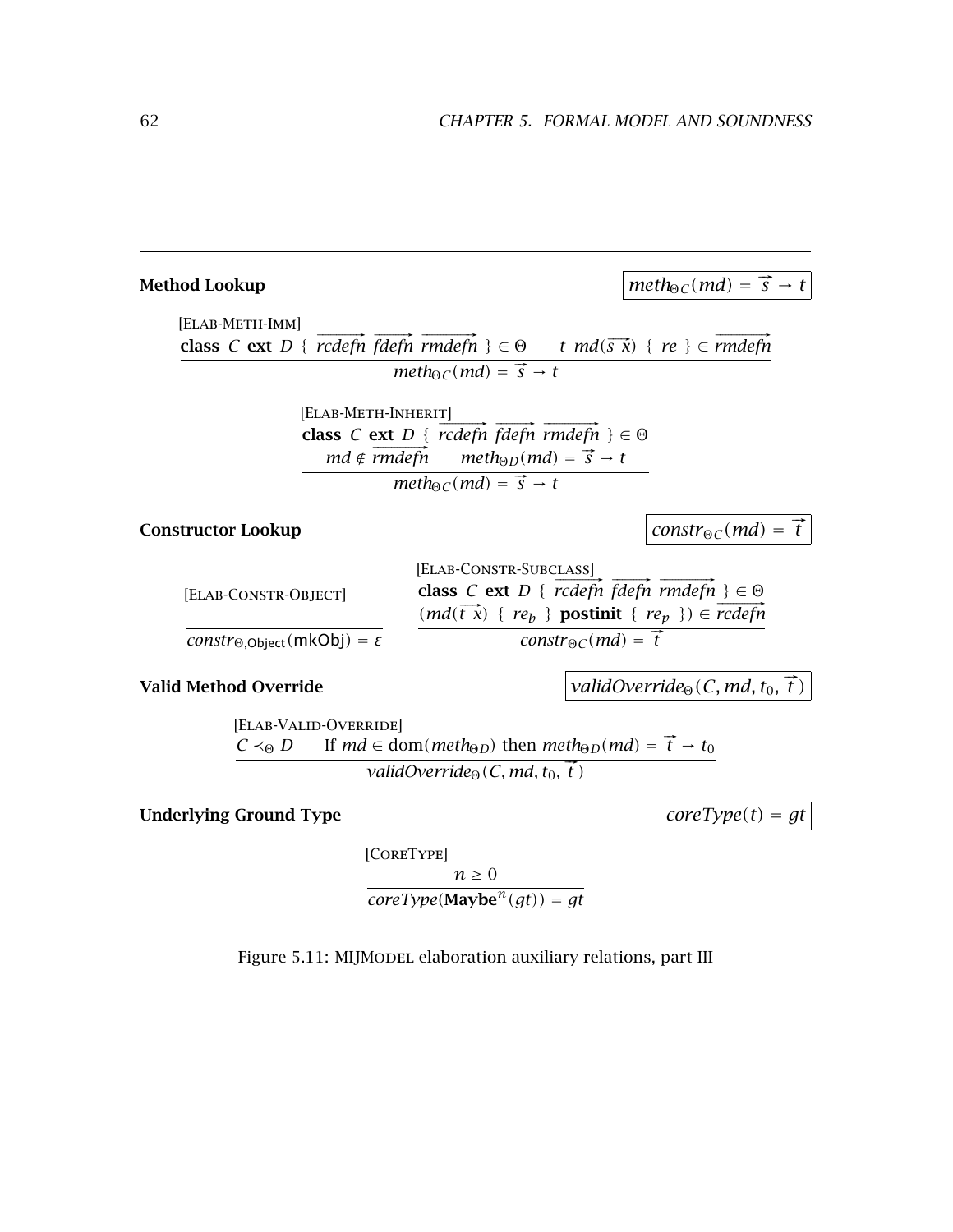**Method Lookup** $\boxed{meth_{\Theta C}(md) = \overrightarrow{s} \rightarrow t}$

[ELAB-METH-IMM]

$$\frac{\textbf{class}\ C\ \textbf{ext}\ D\ \{\ \overrightarrow{rcdefn}\ \overrightarrow{fdefn}\ \overrightarrow{rmdefn}\ \} \in \Theta \qquad t\ md(\overrightarrow{s\ x})\ \{\ re\ \} \in \overrightarrow{rmdefn}}{meth_{\Theta C}(md) = \overrightarrow{s} \rightarrow t}$$

[ELAB-METH-INHERIT]

$$\frac{\begin{array}{c}\textbf{class}\ C\ \textbf{ext}\ D\ \{\ \overrightarrow{rcdefn}\ \overrightarrow{fdefn}\ \overrightarrow{rmdefn}\ \} \in \Theta \\ md \notin \overrightarrow{rmdefn} \qquad meth_{\Theta D}(md) = \overrightarrow{s} \rightarrow t\end{array}}{meth_{\Theta C}(md) = \overrightarrow{s} \rightarrow t}$$

**Constructor Lookup** $\boxed{constr_{\Theta C}(md) = \overrightarrow{t}}$

[ELAB-CONSTR-OBJECT]

$$\frac{}{constr_{\Theta,\mathsf{Object}}(\mathsf{mkObj}) = \varepsilon}$$

[ELAB-CONSTR-SUBCLASS]

$$\frac{\begin{array}{c}\textbf{class}\ C\ \textbf{ext}\ D\ \{\ \overrightarrow{rcdefn}\ \overrightarrow{fdefn}\ \overrightarrow{rmdefn}\ \} \in \Theta \\ (md(\overrightarrow{t\ x})\ \{\ re_b\ \}\ \textbf{postinit}\ \{\ re_p\ \}) \in \overrightarrow{rcdefn}\end{array}}{constr_{\Theta C}(md) = \overrightarrow{t}}$$

**Valid Method Override** $\boxed{validOverride_{\Theta}(C, md, t_0, \overrightarrow{t})}$

[ELAB-VALID-OVERRIDE]

$$\frac{C \prec_{\Theta} D \qquad \text{If } md \in \text{dom}(meth_{\Theta D}) \text{ then } meth_{\Theta D}(md) = \overrightarrow{t} \rightarrow t_0}{validOverride_{\Theta}(C, md, t_0, \overrightarrow{t})}$$

**Underlying Ground Type** $\boxed{coreType(t) = gt}$

[CORETYPE]

$$\frac{n \geq 0}{coreType(\textbf{Maybe}^n(gt)) = gt}$$

Figure 5.11: MIJMODEL elaboration auxiliary relations, part III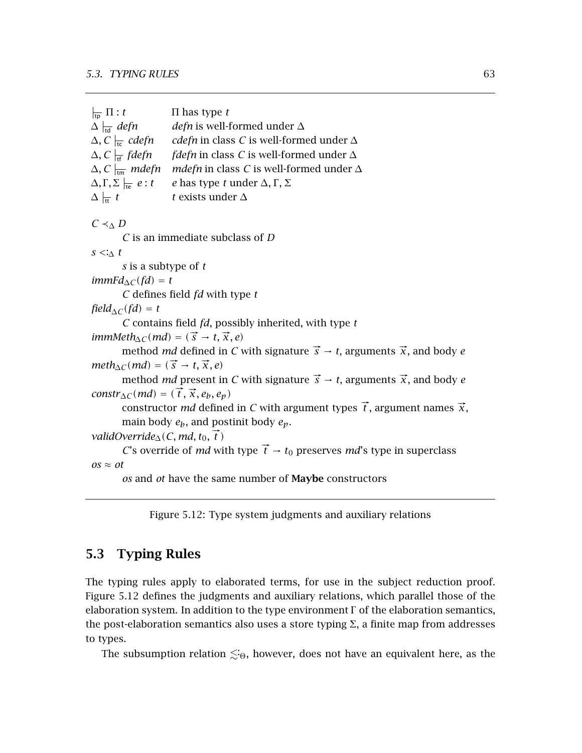| | |
|---|---|
| $\vdash_{\mathsf{tp}} \Pi : t$ | $\Pi$ has type $t$ |
| $\Delta \vdash_{\mathsf{td}} \mathit{defn}$ | $\mathit{defn}$ is well-formed under $\Delta$ |
| $\Delta, C \vdash_{\mathsf{tc}} \mathit{cdefn}$ | $\mathit{cdefn}$ in class $C$ is well-formed under $\Delta$ |
| $\Delta, C \vdash_{\mathsf{tf}} \mathit{fdefn}$ | $\mathit{fdefn}$ in class $C$ is well-formed under $\Delta$ |
| $\Delta, C \vdash_{\mathsf{tm}} \mathit{mdefn}$ | $\mathit{mdefn}$ in class $C$ is well-formed under $\Delta$ |
| $\Delta, \Gamma, \Sigma \vdash_{\mathsf{te}} e : t$ | $e$ has type $t$ under $\Delta, \Gamma, \Sigma$ |
| $\Delta \vdash_{\mathsf{tt}} t$ | $t$ exists under $\Delta$ |

$C \prec_{\Delta} D$
: $C$ is an immediate subclass of $D$

$s <:_{\Delta} t$
: $s$ is a subtype of $t$

$\mathit{immFd}_{\Delta C}(\mathit{fd}) = t$
: $C$ defines field $\mathit{fd}$ with type $t$

$\mathit{field}_{\Delta C}(\mathit{fd}) = t$
: $C$ contains field $\mathit{fd}$, possibly inherited, with type $t$

$\mathit{immMeth}_{\Delta C}(\mathit{md}) = (\vec{s} \to t, \vec{x}, e)$
: method $\mathit{md}$ defined in $C$ with signature $\vec{s} \to t$, arguments $\vec{x}$, and body $e$

$\mathit{meth}_{\Delta C}(\mathit{md}) = (\vec{s} \to t, \vec{x}, e)$
: method $\mathit{md}$ present in $C$ with signature $\vec{s} \to t$, arguments $\vec{x}$, and body $e$

$\mathit{constr}_{\Delta C}(\mathit{md}) = (\vec{t}, \vec{x}, e_b, e_p)$
: constructor $\mathit{md}$ defined in $C$ with argument types $\vec{t}$, argument names $\vec{x}$, main body $e_b$, and postinit body $e_p$.

$\mathit{validOverride}_{\Delta}(C, \mathit{md}, t_0, \vec{t})$
: $C$'s override of $\mathit{md}$ with type $\vec{t} \to t_0$ preserves $\mathit{md}$'s type in superclass

$\mathit{os} \approx \mathit{ot}$
: $\mathit{os}$ and $\mathit{ot}$ have the same number of **Maybe** constructors

Figure 5.12: Type system judgments and auxiliary relations

## 5.3 Typing Rules

The typing rules apply to elaborated terms, for use in the subject reduction proof. Figure 5.12 defines the judgments and auxiliary relations, which parallel those of the elaboration system. In addition to the type environment $\Gamma$ of the elaboration semantics, the post-elaboration semantics also uses a store typing $\Sigma$, a finite map from addresses to types.

The subsumption relation $\lesssim_{\Theta}$, however, does not have an equivalent here, as the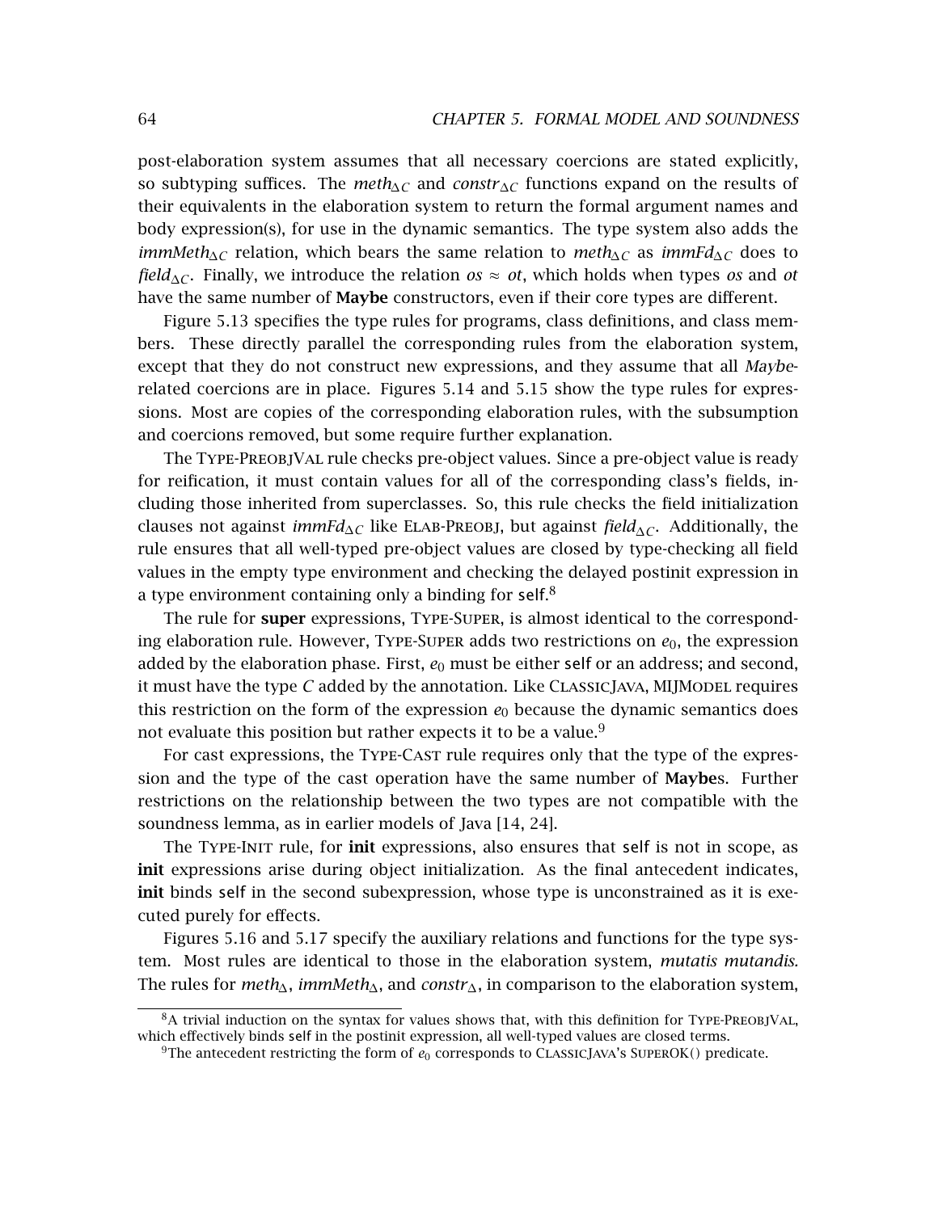post-elaboration system assumes that all necessary coercions are stated explicitly, so subtyping suffices. The $meth_{\Delta C}$ and $constr_{\Delta C}$ functions expand on the results of their equivalents in the elaboration system to return the formal argument names and body expression(s), for use in the dynamic semantics. The type system also adds the $immMeth_{\Delta C}$ relation, which bears the same relation to $meth_{\Delta C}$ as $immFd_{\Delta C}$ does to $field_{\Delta C}$. Finally, we introduce the relation $os \approx ot$, which holds when types $os$ and $ot$ have the same number of **Maybe** constructors, even if their core types are different.

Figure 5.13 specifies the type rules for programs, class definitions, and class members. These directly parallel the corresponding rules from the elaboration system, except that they do not construct new expressions, and they assume that all *Maybe*-related coercions are in place. Figures 5.14 and 5.15 show the type rules for expressions. Most are copies of the corresponding elaboration rules, with the subsumption and coercions removed, but some require further explanation.

The Type-PreobjVal rule checks pre-object values. Since a pre-object value is ready for reification, it must contain values for all of the corresponding class's fields, including those inherited from superclasses. So, this rule checks the field initialization clauses not against $immFd_{\Delta C}$ like Elab-Preobj, but against $field_{\Delta C}$. Additionally, the rule ensures that all well-typed pre-object values are closed by type-checking all field values in the empty type environment and checking the delayed postinit expression in a type environment containing only a binding for self.[8]

The rule for **super** expressions, Type-Super, is almost identical to the corresponding elaboration rule. However, Type-Super adds two restrictions on $e_0$, the expression added by the elaboration phase. First, $e_0$ must be either self or an address; and second, it must have the type $C$ added by the annotation. Like ClassicJava, MIJModel requires this restriction on the form of the expression $e_0$ because the dynamic semantics does not evaluate this position but rather expects it to be a value.[9]

For cast expressions, the Type-Cast rule requires only that the type of the expression and the type of the cast operation have the same number of **Maybe**s. Further restrictions on the relationship between the two types are not compatible with the soundness lemma, as in earlier models of Java [14, 24].

The Type-Init rule, for **init** expressions, also ensures that self is not in scope, as **init** expressions arise during object initialization. As the final antecedent indicates, **init** binds self in the second subexpression, whose type is unconstrained as it is executed purely for effects.

Figures 5.16 and 5.17 specify the auxiliary relations and functions for the type system. Most rules are identical to those in the elaboration system, *mutatis mutandis*. The rules for $meth_{\Delta}$, $immMeth_{\Delta}$, and $constr_{\Delta}$, in comparison to the elaboration system,

[8] A trivial induction on the syntax for values shows that, with this definition for Type-PreobjVal, which effectively binds self in the postinit expression, all well-typed values are closed terms.

[9] The antecedent restricting the form of $e_0$ corresponds to ClassicJava's SuperOK() predicate.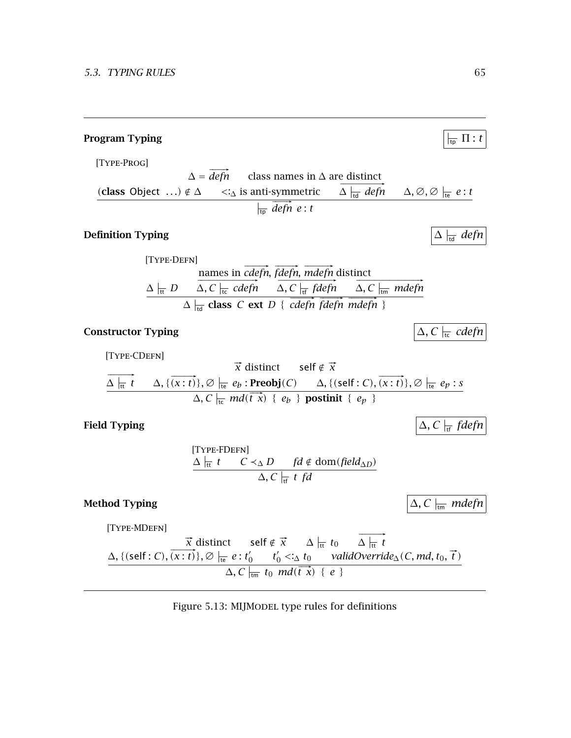**Program Typing** $\quad \vdash_{\mathsf{tp}} \Pi : t$

[Type-Prog]

$$\frac{(\textbf{class}\ \mathsf{Object}\ \ldots) \notin \Delta \qquad \begin{array}{c}\Delta = \overrightarrow{defn} \qquad \text{class names in } \Delta \text{ are distinct} \\ <:_{\Delta} \text{ is anti-symmetric} \qquad \overrightarrow{\Delta \vdash_{\mathsf{td}} defn}\end{array} \qquad \Delta, \varnothing, \varnothing \vdash_{\mathsf{te}} e : t}{\vdash_{\mathsf{tp}} \overrightarrow{defn}\ e : t}$$

**Definition Typing** $\quad \Delta \vdash_{\mathsf{td}} defn$

[Type-Defn]

$$\frac{\Delta \vdash_{\mathsf{tt}} D \qquad \begin{array}{c}\text{names in } \overrightarrow{cdefn}, \overrightarrow{fdefn}, \overrightarrow{mdefn} \text{ distinct} \\ \overrightarrow{\Delta, C \vdash_{\mathsf{tc}} cdefn} \qquad \overrightarrow{\Delta, C \vdash_{\mathsf{tf}} fdefn}\end{array} \qquad \overrightarrow{\Delta, C \vdash_{\mathsf{tm}} mdefn}}{\Delta \vdash_{\mathsf{td}} \textbf{class}\ C\ \textbf{ext}\ D\ \{\ \overrightarrow{cdefn}\ \overrightarrow{fdefn}\ \overrightarrow{mdefn}\ \}}$$

**Constructor Typing** $\quad \Delta, C \vdash_{\mathsf{tc}} cdefn$

[Type-CDefn]

$$\frac{\overrightarrow{\Delta \vdash_{\mathsf{tt}} t} \qquad \begin{array}{c}\vec{x} \text{ distinct} \qquad \mathsf{self} \notin \vec{x} \\ \Delta, \{\overrightarrow{(x : t)}\}, \varnothing \vdash_{\mathsf{te}} e_b : \textbf{Preobj}(C)\end{array} \qquad \Delta, \{(\mathsf{self} : C), \overrightarrow{(x : t)}\}, \varnothing \vdash_{\mathsf{te}} e_p : s}{\Delta, C \vdash_{\mathsf{tc}} md(\overrightarrow{t\ x})\ \{\ e_b\ \}\ \textbf{postinit}\ \{\ e_p\ \}}$$

**Field Typing** $\quad \Delta, C \vdash_{\mathsf{tf}} fdefn$

[Type-FDefn]

$$\frac{\Delta \vdash_{\mathsf{tt}} t \qquad C \prec_{\Delta} D \qquad fd \notin \mathrm{dom}(field_{\Delta D})}{\Delta, C \vdash_{\mathsf{tf}} t\ fd}$$

**Method Typing** $\quad \Delta, C \vdash_{\mathsf{tm}} mdefn$

[Type-MDefn]

$$\frac{\Delta, \{(\mathsf{self} : C), \overrightarrow{(x : t)}\}, \varnothing \vdash_{\mathsf{te}} e : t_0' \qquad \begin{array}{c}\vec{x} \text{ distinct} \qquad \mathsf{self} \notin \vec{x} \qquad \Delta \vdash_{\mathsf{tt}} t_0 \qquad \overrightarrow{\Delta \vdash_{\mathsf{tt}} t} \\ t_0' <:_{\Delta} t_0 \qquad validOverride_{\Delta}(C, md, t_0, \vec{t})\end{array}}{\Delta, C \vdash_{\mathsf{tm}} t_0\ md(\overrightarrow{t\ x})\ \{\ e\ \}}$$

Figure 5.13: MIJModel type rules for definitions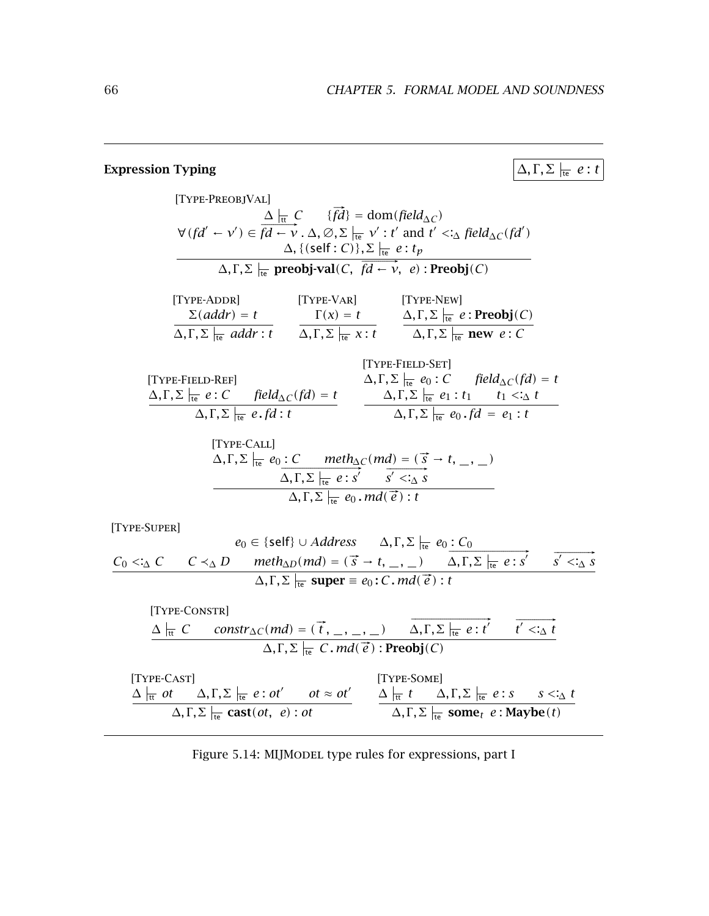**Expression Typing** $\boxed{\Delta, \Gamma, \Sigma \vdash_{\mathsf{te}} e : t}$

[Type-PreobjVal]

$$\frac{\Delta \vdash_{\mathsf{tt}} C \qquad \{\overrightarrow{fd}\} = \mathrm{dom}(\mathit{field}_{\Delta C}) \\ \forall (fd' \leftarrow v') \in \overrightarrow{fd \leftarrow v}\,.\, \Delta, \varnothing, \Sigma \vdash_{\mathsf{te}} v' : t' \text{ and } t' <:_{\Delta} \mathit{field}_{\Delta C}(fd') \\ \Delta, \{(\mathsf{self} : C)\}, \Sigma \vdash_{\mathsf{te}} e : t_p}{\Delta, \Gamma, \Sigma \vdash_{\mathsf{te}} \textbf{preobj-val}(C,\ \overrightarrow{fd \leftarrow v},\ e) : \textbf{Preobj}(C)}$$

[Type-Addr]

$$\frac{\Sigma(addr) = t}{\Delta, \Gamma, \Sigma \vdash_{\mathsf{te}} addr : t}$$

[Type-Var]

$$\frac{\Gamma(x) = t}{\Delta, \Gamma, \Sigma \vdash_{\mathsf{te}} x : t}$$

[Type-New]

$$\frac{\Delta, \Gamma, \Sigma \vdash_{\mathsf{te}} e : \textbf{Preobj}(C)}{\Delta, \Gamma, \Sigma \vdash_{\mathsf{te}} \textbf{new}\ e : C}$$

[Type-Field-Ref]

$$\frac{\Delta, \Gamma, \Sigma \vdash_{\mathsf{te}} e : C \qquad \mathit{field}_{\Delta C}(fd) = t}{\Delta, \Gamma, \Sigma \vdash_{\mathsf{te}} e\,.\,fd : t}$$

[Type-Field-Set]

$$\frac{\Delta, \Gamma, \Sigma \vdash_{\mathsf{te}} e_0 : C \qquad \mathit{field}_{\Delta C}(fd) = t \\ \Delta, \Gamma, \Sigma \vdash_{\mathsf{te}} e_1 : t_1 \qquad t_1 <:_{\Delta} t}{\Delta, \Gamma, \Sigma \vdash_{\mathsf{te}} e_0\,.\,fd\ =\ e_1 : t}$$

[Type-Call]

$$\frac{\Delta, \Gamma, \Sigma \vdash_{\mathsf{te}} e_0 : C \qquad \mathit{meth}_{\Delta C}(md) = (\vec{s} \to t,\ \_,\ \_) \\ \overrightarrow{\Delta, \Gamma, \Sigma \vdash_{\mathsf{te}} e : s'} \qquad \overrightarrow{s' <:_{\Delta} s}}{\Delta, \Gamma, \Sigma \vdash_{\mathsf{te}} e_0\,.\,md(\vec{e}) : t}$$

[Type-Super]

$$\frac{e_0 \in \{\mathsf{self}\} \cup \mathit{Address} \qquad \Delta, \Gamma, \Sigma \vdash_{\mathsf{te}} e_0 : C_0 \\ C_0 <:_{\Delta} C \qquad C \prec_{\Delta} D \qquad \mathit{meth}_{\Delta D}(md) = (\vec{s} \to t,\ \_,\ \_) \qquad \overrightarrow{\Delta, \Gamma, \Sigma \vdash_{\mathsf{te}} e : s'} \qquad \overrightarrow{s' <:_{\Delta} s}}{\Delta, \Gamma, \Sigma \vdash_{\mathsf{te}} \textbf{super} \equiv e_0 : C\,.\,md(\vec{e}) : t}$$

[Type-Constr]

$$\frac{\Delta \vdash_{\mathsf{tt}} C \qquad \mathit{constr}_{\Delta C}(md) = (\vec{t},\ \_,\ \_,\ \_) \qquad \overrightarrow{\Delta, \Gamma, \Sigma \vdash_{\mathsf{te}} e : t'} \qquad \overrightarrow{t' <:_{\Delta} t}}{\Delta, \Gamma, \Sigma \vdash_{\mathsf{te}} C\,.\,md(\vec{e}) : \textbf{Preobj}(C)}$$

[Type-Cast]

$$\frac{\Delta \vdash_{\mathsf{tt}} ot \qquad \Delta, \Gamma, \Sigma \vdash_{\mathsf{te}} e : ot' \qquad ot \approx ot'}{\Delta, \Gamma, \Sigma \vdash_{\mathsf{te}} \textbf{cast}(ot,\ e) : ot}$$

[Type-Some]

$$\frac{\Delta \vdash_{\mathsf{tt}} t \qquad \Delta, \Gamma, \Sigma \vdash_{\mathsf{te}} e : s \qquad s <:_{\Delta} t}{\Delta, \Gamma, \Sigma \vdash_{\mathsf{te}} \textbf{some}_t\ e : \textbf{Maybe}(t)}$$

Figure 5.14: MIJModel type rules for expressions, part I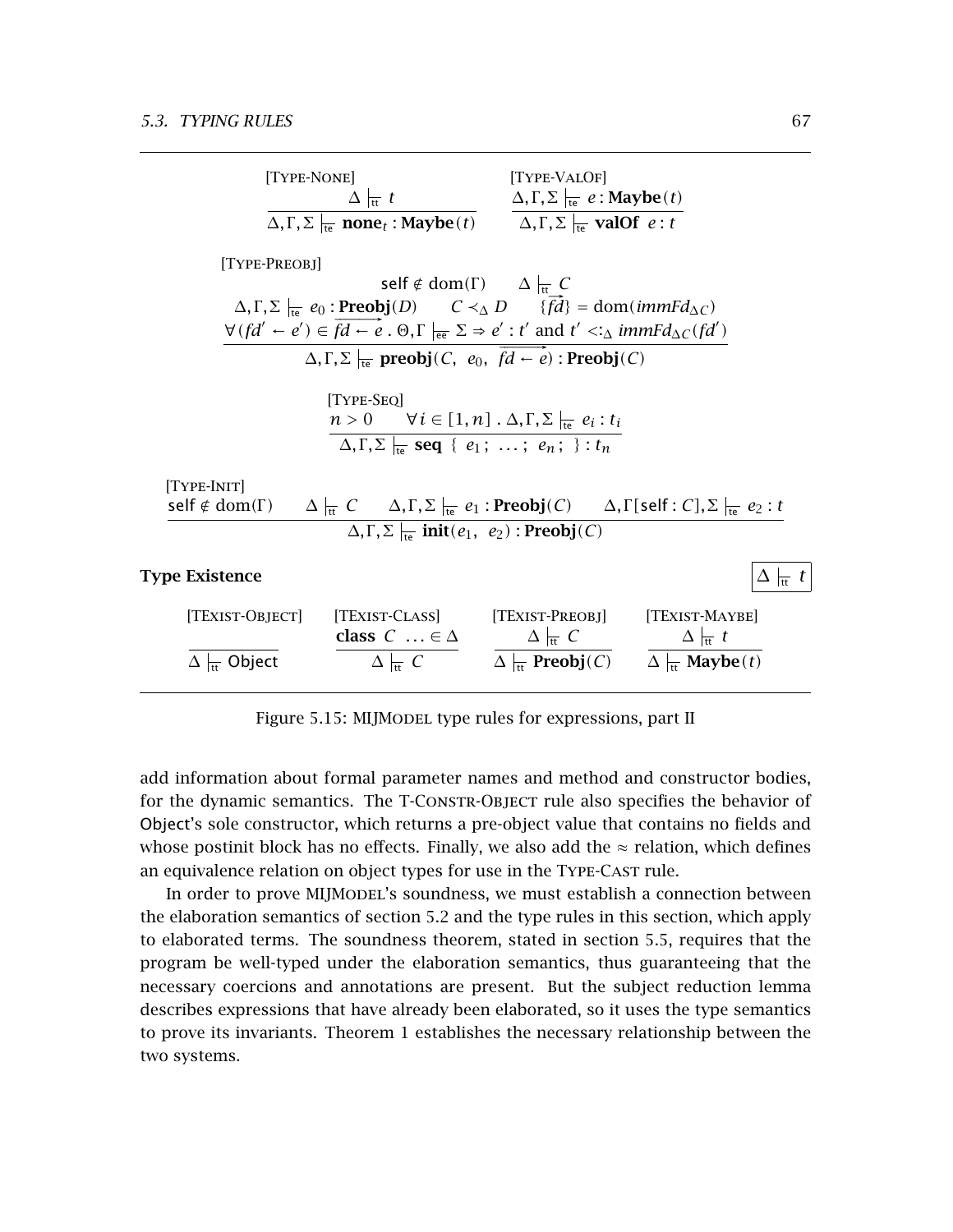[Type-None]

$$\frac{\Delta \vdash_{\mathsf{tt}} t}{\Delta, \Gamma, \Sigma \vdash_{\mathsf{te}} \mathbf{none}_t : \mathbf{Maybe}(t)}$$

[Type-ValOf]

$$\frac{\Delta, \Gamma, \Sigma \vdash_{\mathsf{te}} e : \mathbf{Maybe}(t)}{\Delta, \Gamma, \Sigma \vdash_{\mathsf{te}} \mathbf{valOf}\ \ e : t}$$

[Type-Preobj]

$$\frac{\begin{array}{c} \mathsf{self} \notin \mathrm{dom}(\Gamma) \qquad \Delta \vdash_{\mathsf{tt}} C \\ \Delta, \Gamma, \Sigma \vdash_{\mathsf{te}} e_0 : \mathbf{Preobj}(D) \qquad C \prec_{\Delta} D \qquad \{\overrightarrow{fd}\} = \mathrm{dom}(immFd_{\Delta C}) \\ \forall (fd' \leftarrow e') \in \overrightarrow{fd \leftarrow e} \,.\, \Theta, \Gamma \vdash_{\mathsf{ee}} \Sigma \Rightarrow e' : t' \text{ and } t' <:_{\Delta} immFd_{\Delta C}(fd') \end{array}}{\Delta, \Gamma, \Sigma \vdash_{\mathsf{te}} \mathbf{preobj}(C,\ e_0,\ \overrightarrow{fd \leftarrow e}) : \mathbf{Preobj}(C)}$$

[Type-Seq]

$$\frac{n > 0 \qquad \forall i \in [1, n] \,.\, \Delta, \Gamma, \Sigma \vdash_{\mathsf{te}} e_i : t_i}{\Delta, \Gamma, \Sigma \vdash_{\mathsf{te}} \mathbf{seq}\ \{\ e_1\,;\ \ldots\,;\ e_n\,;\ \} : t_n}$$

[Type-Init]

$$\frac{\mathsf{self} \notin \mathrm{dom}(\Gamma) \qquad \Delta \vdash_{\mathsf{tt}} C \qquad \Delta, \Gamma, \Sigma \vdash_{\mathsf{te}} e_1 : \mathbf{Preobj}(C) \qquad \Delta, \Gamma[\mathsf{self} : C], \Sigma \vdash_{\mathsf{te}} e_2 : t}{\Delta, \Gamma, \Sigma \vdash_{\mathsf{te}} \mathbf{init}(e_1,\ e_2) : \mathbf{Preobj}(C)}$$

**Type Existence** $\boxed{\Delta \vdash_{\mathsf{tt}} t}$

[TExist-Object]

$$\frac{}{\Delta \vdash_{\mathsf{tt}} \mathsf{Object}}$$

[TExist-Class]

$$\frac{\mathbf{class}\ C\ \ldots \in \Delta}{\Delta \vdash_{\mathsf{tt}} C}$$

[TExist-Preobj]

$$\frac{\Delta \vdash_{\mathsf{tt}} C}{\Delta \vdash_{\mathsf{tt}} \mathbf{Preobj}(C)}$$

[TExist-Maybe]

$$\frac{\Delta \vdash_{\mathsf{tt}} t}{\Delta \vdash_{\mathsf{tt}} \mathbf{Maybe}(t)}$$

Figure 5.15: MIJModel type rules for expressions, part II

add information about formal parameter names and method and constructor bodies, for the dynamic semantics. The T-Constr-Object rule also specifies the behavior of Object's sole constructor, which returns a pre-object value that contains no fields and whose postinit block has no effects. Finally, we also add the $\approx$ relation, which defines an equivalence relation on object types for use in the Type-Cast rule.

In order to prove MIJModel's soundness, we must establish a connection between the elaboration semantics of section 5.2 and the type rules in this section, which apply to elaborated terms. The soundness theorem, stated in section 5.5, requires that the program be well-typed under the elaboration semantics, thus guaranteeing that the necessary coercions and annotations are present. But the subject reduction lemma describes expressions that have already been elaborated, so it uses the type semantics to prove its invariants. Theorem 1 establishes the necessary relationship between the two systems.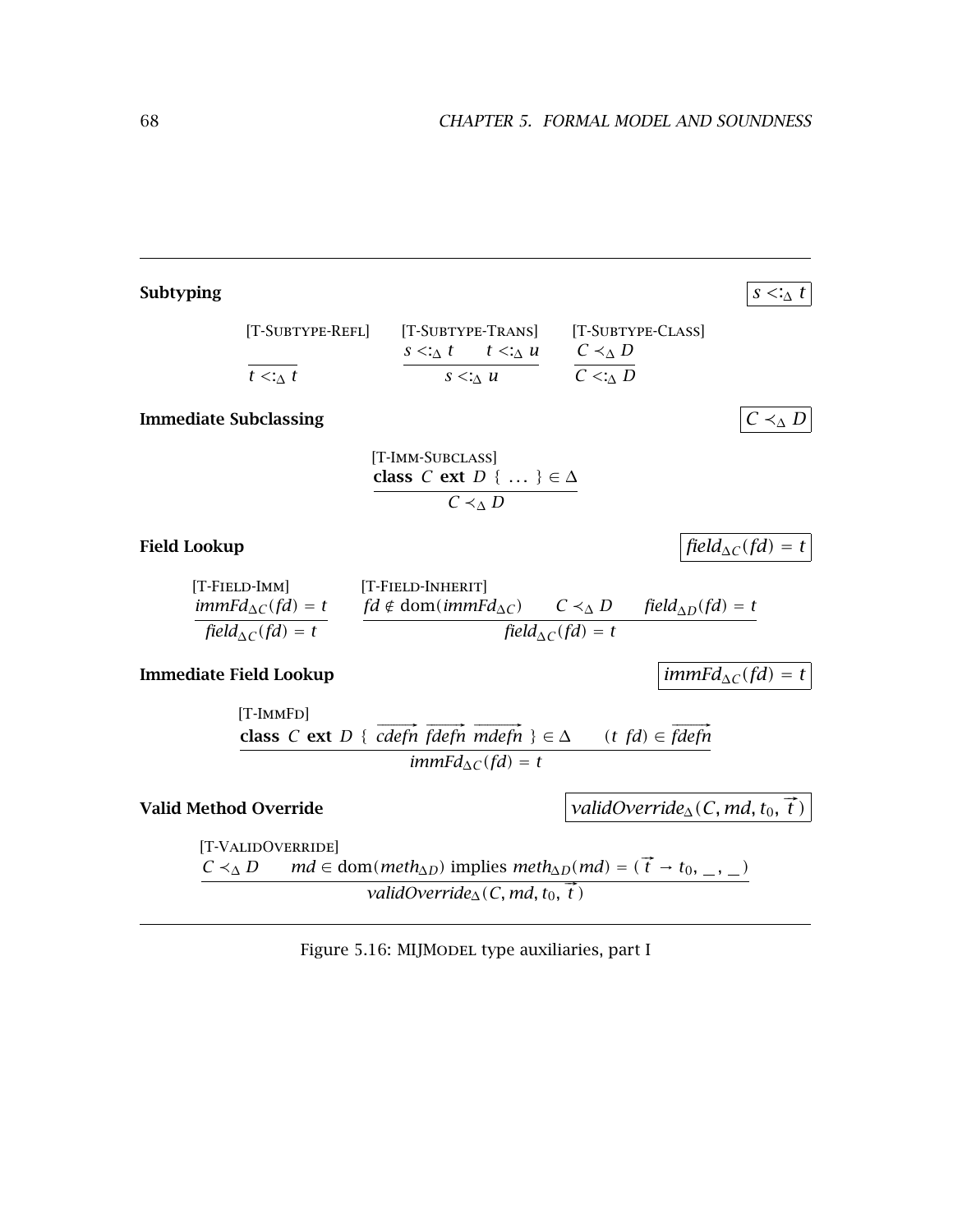**Subtyping** $\boxed{s <:_\Delta t}$

[T-Subtype-Refl]
$$\frac{}{t <:_\Delta t}$$

[T-Subtype-Trans]
$$\frac{s <:_\Delta t \qquad t <:_\Delta u}{s <:_\Delta u}$$

[T-Subtype-Class]
$$\frac{C \prec_\Delta D}{C <:_\Delta D}$$

**Immediate Subclassing** $\boxed{C \prec_\Delta D}$

[T-Imm-Subclass]
$$\frac{\textbf{class}\ C\ \textbf{ext}\ D\ \{\ \ldots\ \} \in \Delta}{C \prec_\Delta D}$$

**Field Lookup** $\boxed{field_{\Delta C}(fd) = t}$

[T-Field-Imm]
$$\frac{immFd_{\Delta C}(fd) = t}{field_{\Delta C}(fd) = t}$$

[T-Field-Inherit]
$$\frac{fd \notin \text{dom}(immFd_{\Delta C}) \qquad C \prec_\Delta D \qquad field_{\Delta D}(fd) = t}{field_{\Delta C}(fd) = t}$$

**Immediate Field Lookup** $\boxed{immFd_{\Delta C}(fd) = t}$

[T-ImmFd]
$$\frac{\textbf{class}\ C\ \textbf{ext}\ D\ \{\ \overrightarrow{cdefn}\ \overrightarrow{fdefn}\ \overrightarrow{mdefn}\ \} \in \Delta \qquad (t\ \ fd) \in \overrightarrow{fdefn}}{immFd_{\Delta C}(fd) = t}$$

**Valid Method Override** $\boxed{validOverride_\Delta(C, md, t_0, \vec{t}\,)}$

[T-ValidOverride]
$$\frac{C \prec_\Delta D \qquad md \in \text{dom}(meth_{\Delta D}) \text{ implies } meth_{\Delta D}(md) = (\vec{t} \to t_0, \_\, , \_\,)}{validOverride_\Delta(C, md, t_0, \vec{t}\,)}$$

Figure 5.16: MIJModel type auxiliaries, part I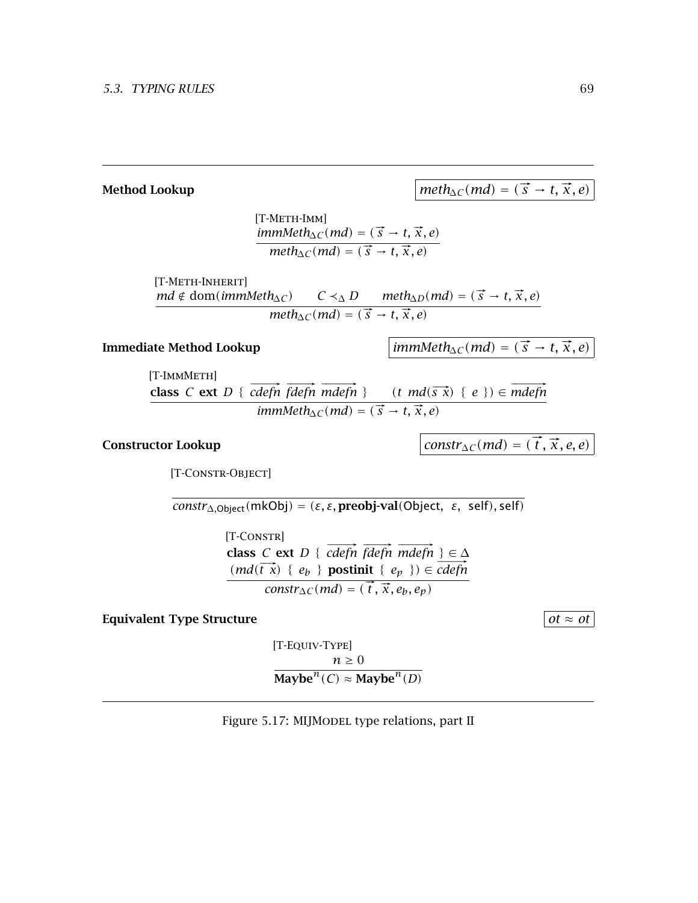**Method Lookup** $\boxed{meth_{\Delta C}(md) = (\vec{s} \to t, \vec{x}, e)}$

[T-METH-IMM]

$$\frac{immMeth_{\Delta C}(md) = (\vec{s} \to t, \vec{x}, e)}{meth_{\Delta C}(md) = (\vec{s} \to t, \vec{x}, e)}$$

[T-METH-INHERIT]

$$\frac{md \notin \mathrm{dom}(immMeth_{\Delta C}) \qquad C \prec_{\Delta} D \qquad meth_{\Delta D}(md) = (\vec{s} \to t, \vec{x}, e)}{meth_{\Delta C}(md) = (\vec{s} \to t, \vec{x}, e)}$$

**Immediate Method Lookup** $\boxed{immMeth_{\Delta C}(md) = (\vec{s} \to t, \vec{x}, e)}$

[T-IMMMETH]

$$\frac{\textbf{class}\ C\ \textbf{ext}\ D\ \{\ \overrightarrow{cdefn}\ \overrightarrow{fdefn}\ \overrightarrow{mdefn}\ \} \qquad (t\ \ md(\overrightarrow{s\ x})\ \{\ e\ \}) \in \overrightarrow{mdefn}}{immMeth_{\Delta C}(md) = (\vec{s} \to t, \vec{x}, e)}$$

**Constructor Lookup** $\boxed{constr_{\Delta C}(md) = (\vec{t}, \vec{x}, e, e)}$

[T-CONSTR-OBJECT]

$$\frac{}{constr_{\Delta,\mathsf{Object}}(\mathsf{mkObj}) = (\varepsilon, \varepsilon, \textbf{preobj-val}(\mathsf{Object},\ \varepsilon,\ \mathsf{self}), \mathsf{self})}$$

[T-CONSTR]

$$\frac{\begin{array}{c}\textbf{class}\ C\ \textbf{ext}\ D\ \{\ \overrightarrow{cdefn}\ \overrightarrow{fdefn}\ \overrightarrow{mdefn}\ \} \in \Delta \\ (md(\overrightarrow{t\ x})\ \{\ e_b\ \}\ \textbf{postinit}\ \{\ e_p\ \}) \in \overrightarrow{cdefn}\end{array}}{constr_{\Delta C}(md) = (\vec{t}, \vec{x}, e_b, e_p)}$$

**Equivalent Type Structure** $\boxed{ot \approx ot}$

[T-EQUIV-TYPE]

$$\frac{n \geq 0}{\textbf{Maybe}^n(C) \approx \textbf{Maybe}^n(D)}$$

Figure 5.17: MIJMODEL type relations, part II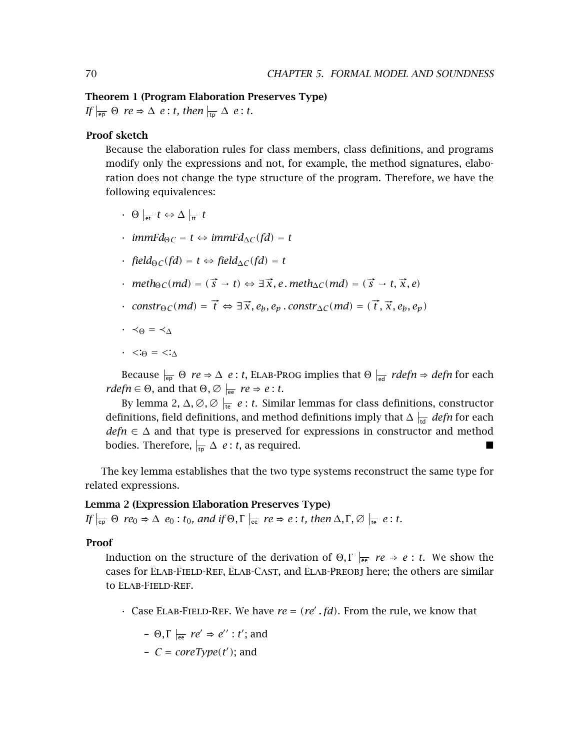**Theorem 1 (Program Elaboration Preserves Type)**
*If* $\vdash_{\mathsf{ep}} \Theta\ \ re \Rightarrow \Delta\ \ e : t$*, then* $\vdash_{\mathsf{tp}} \Delta\ \ e : t$*.*

**Proof sketch**

Because the elaboration rules for class members, class definitions, and programs modify only the expressions and not, for example, the method signatures, elaboration does not change the type structure of the program. Therefore, we have the following equivalences:

- $\Theta \vdash_{\mathsf{et}} t \Leftrightarrow \Delta \vdash_{\mathsf{tt}} t$
- $immFd_{\Theta C} = t \Leftrightarrow immFd_{\Delta C}(fd) = t$
- $field_{\Theta C}(fd) = t \Leftrightarrow field_{\Delta C}(fd) = t$
- $meth_{\Theta C}(md) = (\vec{s} \to t) \Leftrightarrow \exists \vec{x}, e \,.\, meth_{\Delta C}(md) = (\vec{s} \to t, \vec{x}, e)$
- $constr_{\Theta C}(md) = \vec{t} \Leftrightarrow \exists \vec{x}, e_b, e_p \,.\, constr_{\Delta C}(md) = (\vec{t}, \vec{x}, e_b, e_p)$
- $\prec_{\Theta} = \prec_{\Delta}$
- $<:_{\Theta} = <:_{\Delta}$

Because $\vdash_{\mathsf{ep}} \Theta\ \ re \Rightarrow \Delta\ \ e : t$, ELAB-PROG implies that $\Theta \vdash_{\mathsf{ed}} rdefn \Rightarrow defn$ for each $rdefn \in \Theta$, and that $\Theta, \varnothing \vdash_{\mathsf{ee}} re \Rightarrow e : t$.

By lemma 2, $\Delta, \varnothing, \varnothing \vdash_{\mathsf{te}} e : t$. Similar lemmas for class definitions, constructor definitions, field definitions, and method definitions imply that $\Delta \vdash_{\mathsf{td}} defn$ for each $defn \in \Delta$ and that type is preserved for expressions in constructor and method bodies. Therefore, $\vdash_{\mathsf{tp}} \Delta\ \ e : t$, as required. ■

The key lemma establishes that the two type systems reconstruct the same type for related expressions.

**Lemma 2 (Expression Elaboration Preserves Type)**
*If* $\vdash_{\mathsf{ep}} \Theta\ \ re_0 \Rightarrow \Delta\ \ e_0 : t_0$*, and if* $\Theta, \Gamma \vdash_{\mathsf{ee}} re \Rightarrow e : t$*, then* $\Delta, \Gamma, \varnothing \vdash_{\mathsf{te}} e : t$*.*

**Proof**

Induction on the structure of the derivation of $\Theta, \Gamma \vdash_{\mathsf{ee}} re \Rightarrow e : t$. We show the cases for ELAB-FIELD-REF, ELAB-CAST, and ELAB-PREOBJ here; the others are similar to ELAB-FIELD-REF.

- Case ELAB-FIELD-REF. We have $re = (re' \,.\, fd)$. From the rule, we know that
  - $\Theta, \Gamma \vdash_{\mathsf{ee}} re' \Rightarrow e'' : t'$; and
  - $C = coreType(t')$; and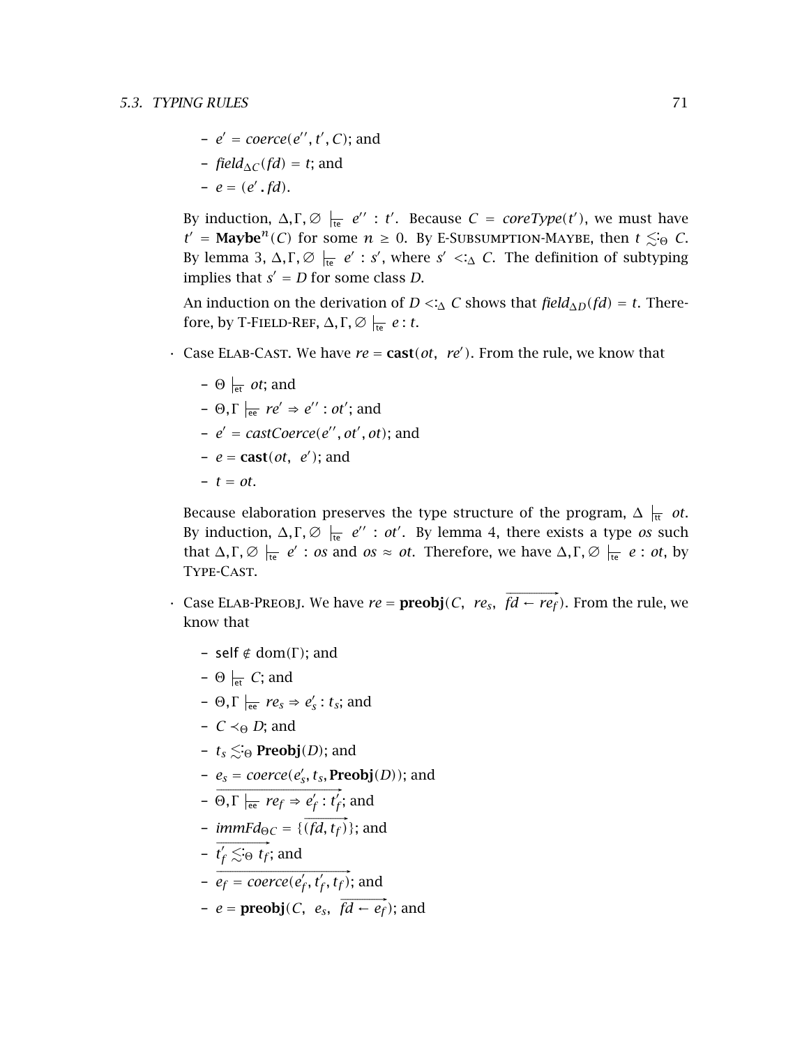- $e' = \mathit{coerce}(e'', t', C)$; and
- $\mathit{field}_{\Delta C}(fd) = t$; and
- $e = (e' \,.\, fd)$.

By induction, $\Delta, \Gamma, \varnothing \vdash_{\text{te}} e'' : t'$. Because $C = \mathit{coreType}(t')$, we must have $t' = \mathbf{Maybe}^n(C)$ for some $n \geq 0$. By E-Subsumption-Maybe, then $t \lesssim_\Theta C$. By lemma 3, $\Delta, \Gamma, \varnothing \vdash_{\text{te}} e' : s'$, where $s' <:_\Delta C$. The definition of subtyping implies that $s' = D$ for some class $D$.

An induction on the derivation of $D <:_\Delta C$ shows that $\mathit{field}_{\Delta D}(fd) = t$. Therefore, by T-Field-Ref, $\Delta, \Gamma, \varnothing \vdash_{\text{te}} e : t$.

- Case Elab-Cast. We have $re = \mathbf{cast}(ot,\ re')$. From the rule, we know that
  - $\Theta \vdash_{\text{et}} ot$; and
  - $\Theta, \Gamma \vdash_{\text{ee}} re' \Rightarrow e'' : ot'$; and
  - $e' = \mathit{castCoerce}(e'', ot', ot)$; and
  - $e = \mathbf{cast}(ot,\ e')$; and
  - $t = ot$.

  Because elaboration preserves the type structure of the program, $\Delta \vdash_{\text{tt}} ot$. By induction, $\Delta, \Gamma, \varnothing \vdash_{\text{te}} e'' : ot'$. By lemma 4, there exists a type $os$ such that $\Delta, \Gamma, \varnothing \vdash_{\text{te}} e' : os$ and $os \approx ot$. Therefore, we have $\Delta, \Gamma, \varnothing \vdash_{\text{te}} e : ot$, by Type-Cast.

- Case Elab-Preobj. We have $re = \mathbf{preobj}(C,\ re_s,\ \overrightarrow{fd \leftarrow re_f})$. From the rule, we know that
  - $\mathsf{self} \notin \mathrm{dom}(\Gamma)$; and
  - $\Theta \vdash_{\text{et}} C$; and
  - $\Theta, \Gamma \vdash_{\text{ee}} re_s \Rightarrow e_s' : t_s$; and
  - $C \prec_\Theta D$; and
  - $t_s \lesssim_\Theta \mathbf{Preobj}(D)$; and
  - $e_s = \mathit{coerce}(e_s', t_s, \mathbf{Preobj}(D))$; and
  - $\overrightarrow{\Theta, \Gamma \vdash_{\text{ee}} re_f \Rightarrow e_f' : t_f'}$; and
  - $\mathit{immFd}_{\Theta C} = \{\overrightarrow{(fd, t_f)}\}$; and
  - $\overrightarrow{t_f' \lesssim_\Theta t_f}$; and
  - $\overrightarrow{e_f = \mathit{coerce}(e_f', t_f', t_f)}$; and
  - $e = \mathbf{preobj}(C,\ e_s,\ \overrightarrow{fd \leftarrow e_f})$; and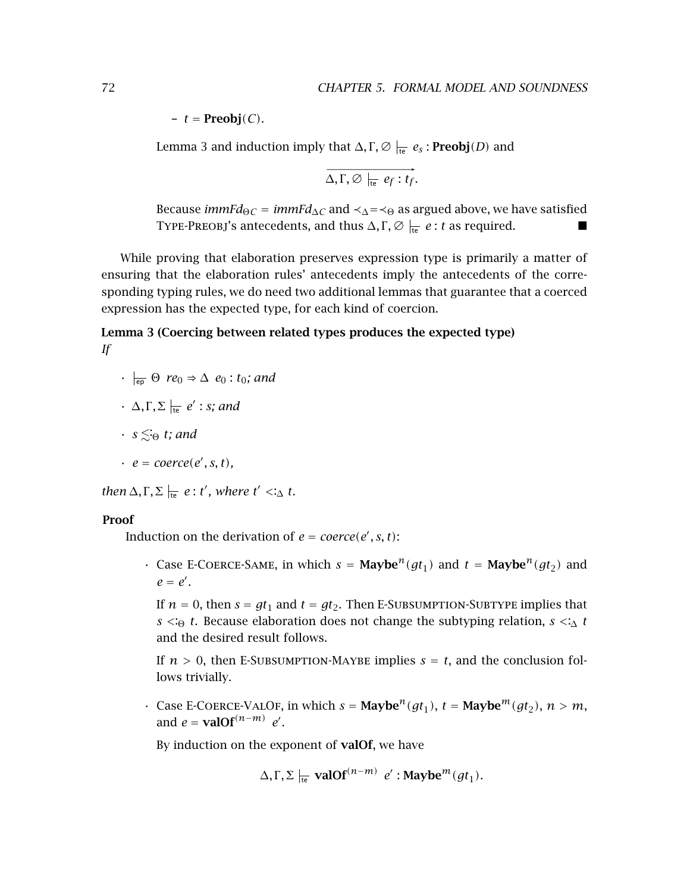– $t = \mathbf{Preobj}(C)$.

Lemma 3 and induction imply that $\Delta, \Gamma, \emptyset \models_{te} e_s : \mathbf{Preobj}(D)$ and

$$\overrightarrow{\Delta, \Gamma, \emptyset \models_{te} e_f : t_f}.$$

Because $immFd_{\Theta C} = immFd_{\Delta C}$ and $\prec_\Delta = \prec_\Theta$ as argued above, we have satisfied TYPE-PREOBJ's antecedents, and thus $\Delta, \Gamma, \emptyset \models_{te} e : t$ as required. ■

While proving that elaboration preserves expression type is primarily a matter of ensuring that the elaboration rules' antecedents imply the antecedents of the corresponding typing rules, we do need two additional lemmas that guarantee that a coerced expression has the expected type, for each kind of coercion.

**Lemma 3 (Coercing between related types produces the expected type)**
*If*

- $\models_{ep} \Theta \;\; re_0 \Rightarrow \Delta \;\; e_0 : t_0$; *and*
- $\Delta, \Gamma, \Sigma \models_{te} e' : s$; *and*
- $s \lesssim:_\Theta t$; *and*
- $e = coerce(e', s, t)$,

*then* $\Delta, \Gamma, \Sigma \models_{te} e : t'$, *where* $t' <:_\Delta t$.

**Proof**

Induction on the derivation of $e = coerce(e', s, t)$:

- Case E-COERCE-SAME, in which $s = \mathbf{Maybe}^n(gt_1)$ and $t = \mathbf{Maybe}^n(gt_2)$ and $e = e'$.

  If $n = 0$, then $s = gt_1$ and $t = gt_2$. Then E-SUBSUMPTION-SUBTYPE implies that $s <:_\Theta t$. Because elaboration does not change the subtyping relation, $s <:_\Delta t$ and the desired result follows.

  If $n > 0$, then E-SUBSUMPTION-MAYBE implies $s = t$, and the conclusion follows trivially.

- Case E-COERCE-VALOF, in which $s = \mathbf{Maybe}^n(gt_1)$, $t = \mathbf{Maybe}^m(gt_2)$, $n > m$, and $e = \mathbf{valOf}^{(n-m)} \; e'$.

  By induction on the exponent of **valOf**, we have

$$\Delta, \Gamma, \Sigma \models_{te} \mathbf{valOf}^{(n-m)} \; e' : \mathbf{Maybe}^m(gt_1).$$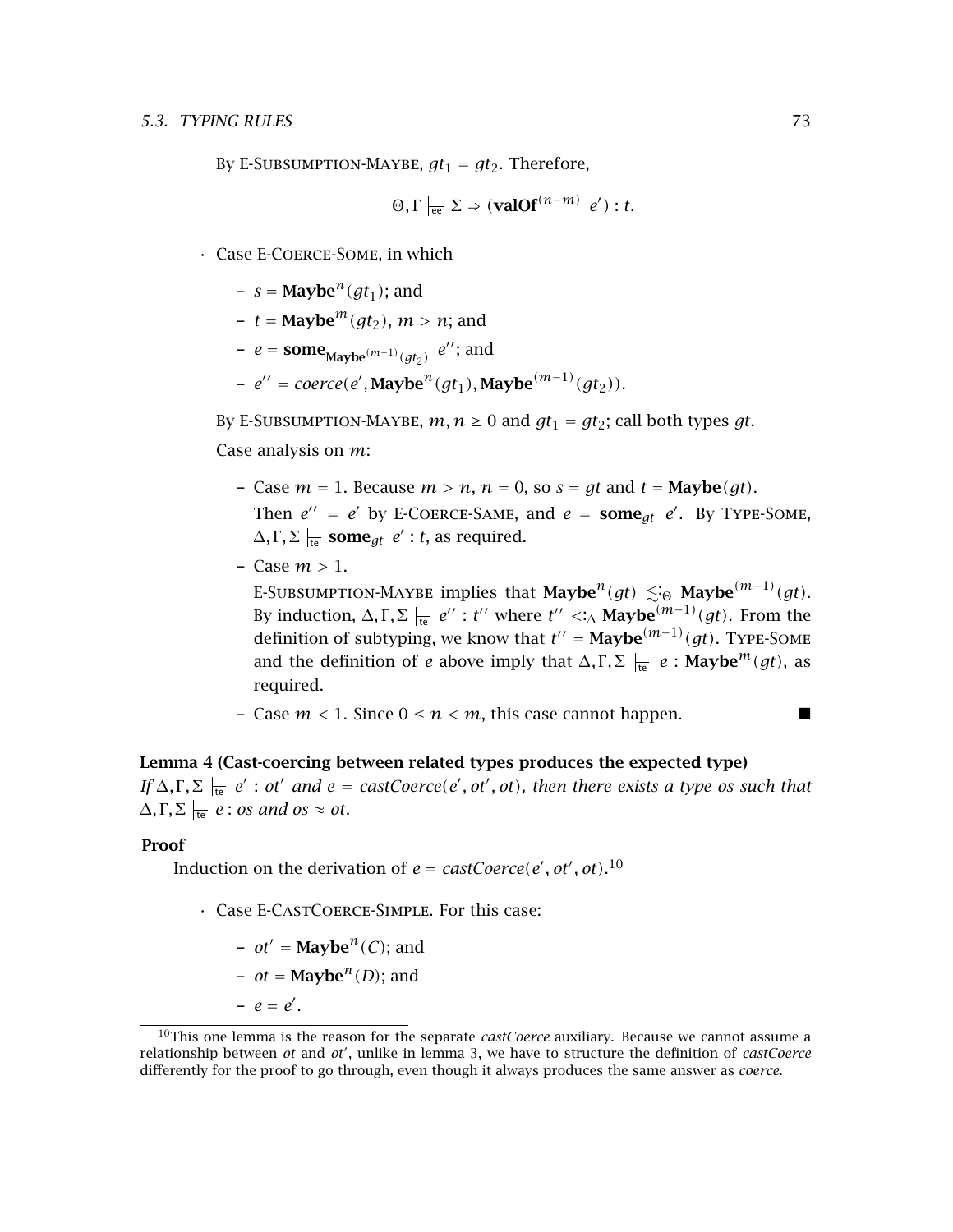By E-Subsumption-Maybe, $gt_1 = gt_2$. Therefore,

$$\Theta, \Gamma \mathrel{|\!\!\frac{}{\text{ee}}} \Sigma \Rightarrow (\textbf{valOf}^{(n-m)}\ e') : t.$$

- Case E-Coerce-Some, in which
  - $s = \textbf{Maybe}^n(gt_1)$; and
  - $t = \textbf{Maybe}^m(gt_2)$, $m > n$; and
  - $e = \textbf{some}_{\textbf{Maybe}^{(m-1)}(gt_2)}\ e''$; and
  - $e'' = coerce(e', \textbf{Maybe}^n(gt_1), \textbf{Maybe}^{(m-1)}(gt_2))$.

  By E-Subsumption-Maybe, $m, n \geq 0$ and $gt_1 = gt_2$; call both types $gt$.

  Case analysis on $m$:

  - Case $m = 1$. Because $m > n$, $n = 0$, so $s = gt$ and $t = \textbf{Maybe}(gt)$. Then $e'' = e'$ by E-Coerce-Same, and $e = \textbf{some}_{gt}\ e'$. By Type-Some, $\Delta, \Gamma, \Sigma \mathrel{|\!\!\frac{}{\text{te}}} \textbf{some}_{gt}\ e' : t$, as required.
  - Case $m > 1$.
    E-Subsumption-Maybe implies that $\textbf{Maybe}^n(gt) \lesssim_\Theta \textbf{Maybe}^{(m-1)}(gt)$. By induction, $\Delta, \Gamma, \Sigma \mathrel{|\!\!\frac{}{\text{te}}} e'' : t''$ where $t'' <:_\Delta \textbf{Maybe}^{(m-1)}(gt)$. From the definition of subtyping, we know that $t'' = \textbf{Maybe}^{(m-1)}(gt)$. Type-Some and the definition of $e$ above imply that $\Delta, \Gamma, \Sigma \mathrel{|\!\!\frac{}{\text{te}}} e : \textbf{Maybe}^m(gt)$, as required.
  - Case $m < 1$. Since $0 \leq n < m$, this case cannot happen. ■

**Lemma 4 (Cast-coercing between related types produces the expected type)**
*If $\Delta, \Gamma, \Sigma \mathrel{|\!\!\frac{}{\text{te}}} e' : ot'$ and $e = castCoerce(e', ot', ot)$, then there exists a type $os$ such that $\Delta, \Gamma, \Sigma \mathrel{|\!\!\frac{}{\text{te}}} e : os$ and $os \approx ot$.*

**Proof**

Induction on the derivation of $e = castCoerce(e', ot', ot)$.[10]

- Case E-CastCoerce-Simple. For this case:
  - $ot' = \textbf{Maybe}^n(C)$; and
  - $ot = \textbf{Maybe}^n(D)$; and
  - $e = e'$.

[10] This one lemma is the reason for the separate *castCoerce* auxiliary. Because we cannot assume a relationship between *ot* and *ot'*, unlike in lemma 3, we have to structure the definition of *castCoerce* differently for the proof to go through, even though it always produces the same answer as *coerce*.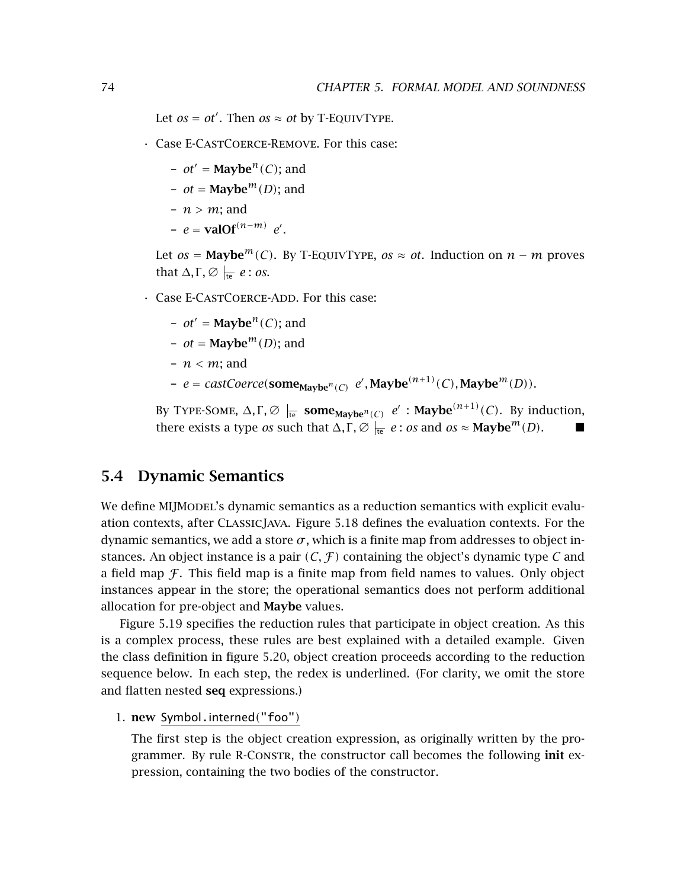Let $os = ot'$. Then $os \approx ot$ by T-EQUIVTYPE.

- Case E-CASTCOERCE-REMOVE. For this case:
  - $ot' = \mathbf{Maybe}^n(C)$; and
  - $ot = \mathbf{Maybe}^m(D)$; and
  - $n > m$; and
  - $e = \mathbf{valOf}^{(n-m)}\ e'$.

  Let $os = \mathbf{Maybe}^m(C)$. By T-EQUIVTYPE, $os \approx ot$. Induction on $n - m$ proves that $\Delta, \Gamma, \varnothing \models_{\text{te}} e : os$.

- Case E-CASTCOERCE-ADD. For this case:
  - $ot' = \mathbf{Maybe}^n(C)$; and
  - $ot = \mathbf{Maybe}^m(D)$; and
  - $n < m$; and
  - $e = castCoerce(\mathbf{some}_{\mathbf{Maybe}^n(C)}\ e', \mathbf{Maybe}^{(n+1)}(C), \mathbf{Maybe}^m(D))$.

  By TYPE-SOME, $\Delta, \Gamma, \varnothing \models_{\text{te}} \mathbf{some}_{\mathbf{Maybe}^n(C)}\ e' : \mathbf{Maybe}^{(n+1)}(C)$. By induction, there exists a type $os$ such that $\Delta, \Gamma, \varnothing \models_{\text{te}} e : os$ and $os \approx \mathbf{Maybe}^m(D)$. ■

## 5.4 Dynamic Semantics

We define MIJMODEL's dynamic semantics as a reduction semantics with explicit evaluation contexts, after CLASSICJAVA. Figure 5.18 defines the evaluation contexts. For the dynamic semantics, we add a store $\sigma$, which is a finite map from addresses to object instances. An object instance is a pair $(C, \mathcal{F})$ containing the object's dynamic type $C$ and a field map $\mathcal{F}$. This field map is a finite map from field names to values. Only object instances appear in the store; the operational semantics does not perform additional allocation for pre-object and **Maybe** values.

Figure 5.19 specifies the reduction rules that participate in object creation. As this is a complex process, these rules are best explained with a detailed example. Given the class definition in figure 5.20, object creation proceeds according to the reduction sequence below. In each step, the redex is underlined. (For clarity, we omit the store and flatten nested **seq** expressions.)

1. **new** <u>`Symbol.interned("foo")`</u>

   The first step is the object creation expression, as originally written by the programmer. By rule R-CONSTR, the constructor call becomes the following **init** expression, containing the two bodies of the constructor.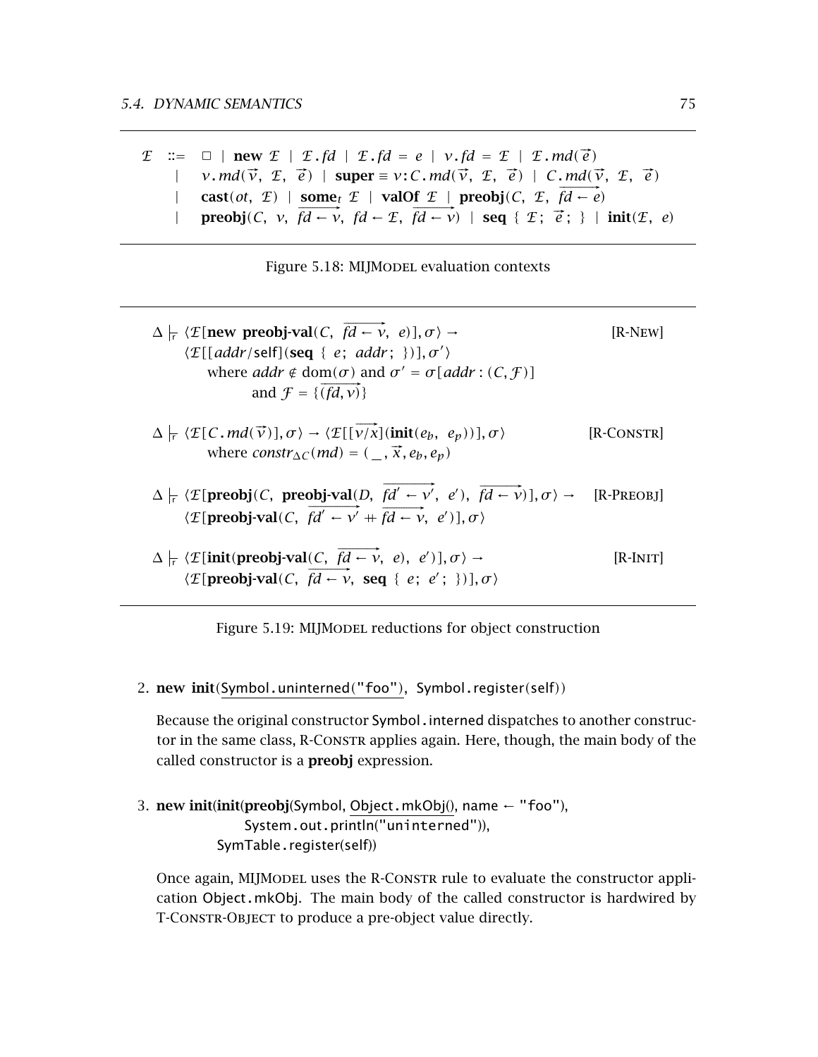$$
\begin{array}{rcl}
\mathcal{E} & ::= & \square \mid \textbf{new}\ \mathcal{E} \mid \mathcal{E}\,.\,fd \mid \mathcal{E}\,.\,fd = e \mid v\,.\,fd = \mathcal{E} \mid \mathcal{E}\,.\,md(\vec{e}) \\
& \mid & v\,.\,md(\vec{v},\ \mathcal{E},\ \vec{e}) \mid \textbf{super} \equiv v\!:\!C\,.\,md(\vec{v},\ \mathcal{E},\ \vec{e}) \mid C\,.\,md(\vec{v},\ \mathcal{E},\ \vec{e}) \\
& \mid & \textbf{cast}(ot,\ \mathcal{E}) \mid \underline{\textbf{some}}_t\ \mathcal{E} \mid \textbf{valOf}\ \mathcal{E} \mid \textbf{preobj}(C,\ \mathcal{E},\ \overrightarrow{fd \leftarrow e}) \\
& \mid & \textbf{preobj}(C,\ v,\ \overrightarrow{fd \leftarrow v},\ fd \leftarrow \mathcal{E},\ \overrightarrow{fd \leftarrow v}) \mid \textbf{seq}\ \{\ \mathcal{E};\ \vec{e}\,;\ \} \mid \textbf{init}(\mathcal{E},\ e)
\end{array}
$$

Figure 5.18: MIJModel evaluation contexts

$$
\Delta \models_{\mathsf{r}} \langle \mathcal{E}[\textbf{new preobj-val}(C,\ \overrightarrow{fd \leftarrow v},\ e)], \sigma\rangle \rightarrow \qquad \text{[R-New]}
$$
$$
\langle \mathcal{E}[[addr/\mathsf{self}](\textbf{seq}\ \{\ e;\ addr;\ \})], \sigma'\rangle
$$
$$
\text{where } addr \notin \mathrm{dom}(\sigma) \text{ and } \sigma' = \sigma[addr : (C, \mathcal{F})] \text{ and } \mathcal{F} = \{\overrightarrow{(fd, v)}\}
$$

$$
\Delta \models_{\mathsf{r}} \langle \mathcal{E}[C\,.\,md(\vec{v})], \sigma\rangle \rightarrow \langle \mathcal{E}[[\overrightarrow{v/x}](\textbf{init}(e_b,\ e_p))], \sigma\rangle \qquad \text{[R-Constr]}
$$
$$
\text{where } constr_{\Delta C}(md) = (\_, \vec{x}, e_b, e_p)
$$

$$
\Delta \models_{\mathsf{r}} \langle \mathcal{E}[\textbf{preobj}(C,\ \textbf{preobj-val}(D,\ \overrightarrow{fd' \leftarrow v'},\ e'),\ \overrightarrow{fd \leftarrow v})], \sigma\rangle \rightarrow \qquad \text{[R-Preobj]}
$$
$$
\langle \mathcal{E}[\textbf{preobj-val}(C,\ \overrightarrow{fd' \leftarrow v'} + \overrightarrow{fd \leftarrow v},\ e')], \sigma\rangle
$$

$$
\Delta \models_{\mathsf{r}} \langle \mathcal{E}[\textbf{init}(\textbf{preobj-val}(C,\ \overrightarrow{fd \leftarrow v},\ e),\ e')], \sigma\rangle \rightarrow \qquad \text{[R-Init]}
$$
$$
\langle \mathcal{E}[\textbf{preobj-val}(C,\ \overrightarrow{fd \leftarrow v},\ \textbf{seq}\ \{\ e;\ e';\ \})], \sigma\rangle
$$

Figure 5.19: MIJModel reductions for object construction

2. **new init**(Symbol.uninterned("foo"), Symbol.register(self))

   Because the original constructor Symbol.interned dispatches to another constructor in the same class, R-Constr applies again. Here, though, the main body of the called constructor is a **preobj** expression.

3. **new init**(**init**(**preobj**(Symbol, Object.mkObj(), name ← "foo"),
   System.out.println("uninterned")),
   SymTable.register(self))

   Once again, MIJModel uses the R-Constr rule to evaluate the constructor application Object.mkObj. The main body of the called constructor is hardwired by T-Constr-Object to produce a pre-object value directly.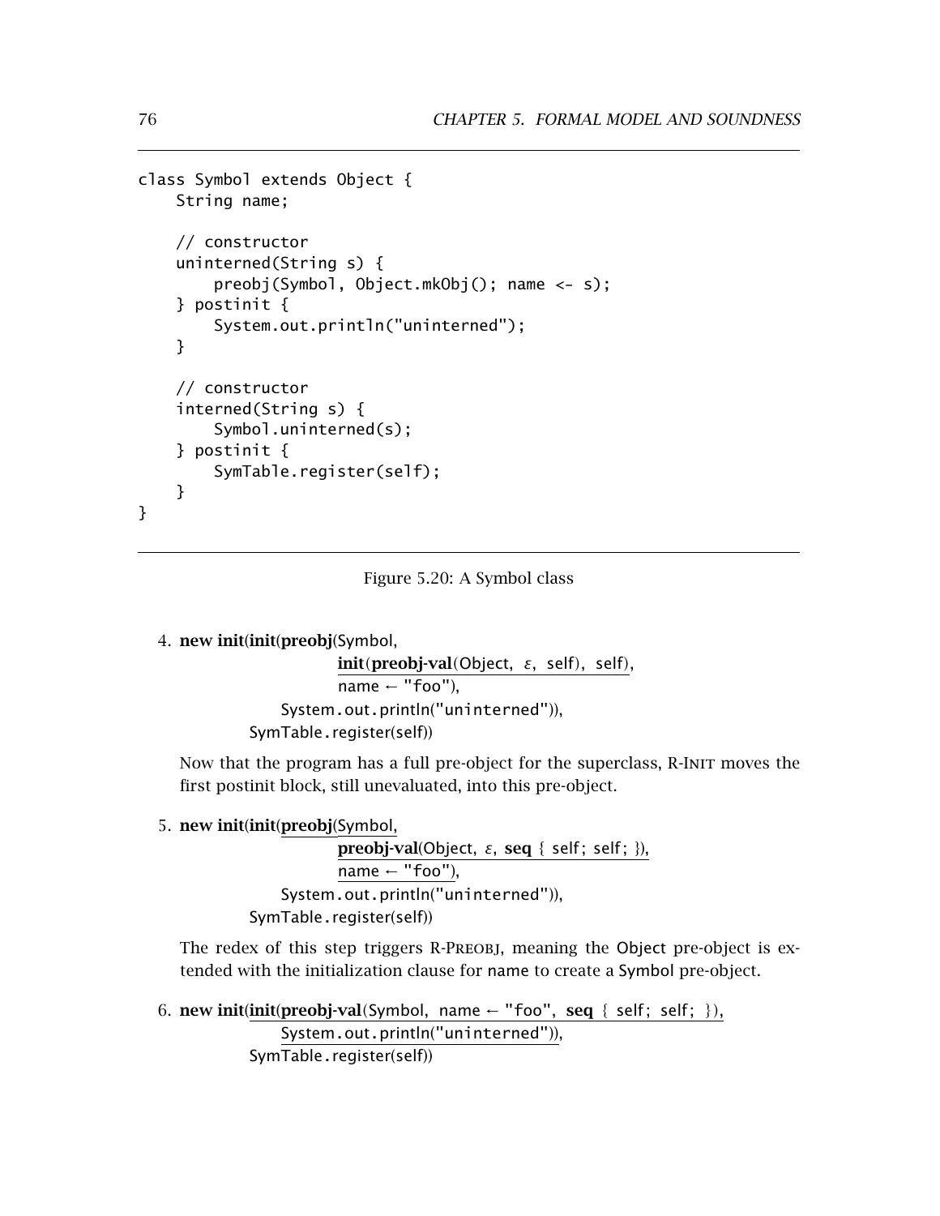```
class Symbol extends Object {
    String name;

    // constructor
    uninterned(String s) {
        preobj(Symbol, Object.mkObj(); name <- s);
    } postinit {
        System.out.println("uninterned");
    }

    // constructor
    interned(String s) {
        Symbol.uninterned(s);
    } postinit {
        SymTable.register(self);
    }
}
```

Figure 5.20: A Symbol class

4. **new init**(**init**(**preobj**(Symbol,
   **init**(**preobj-val**(Object, $\varepsilon$, self), self),
   name ← "foo"),
   System.out.println("uninterned")),
   SymTable.register(self))

   Now that the program has a full pre-object for the superclass, R-INIT moves the first postinit block, still unevaluated, into this pre-object.

5. **new init**(**init**(**preobj**(Symbol,
   **preobj-val**(Object, $\varepsilon$, **seq** { self; self; }),
   name ← "foo"),
   System.out.println("uninterned")),
   SymTable.register(self))

   The redex of this step triggers R-PREOBJ, meaning the Object pre-object is extended with the initialization clause for name to create a Symbol pre-object.

6. **new init**(**init**(**preobj-val**(Symbol, name ← "foo", **seq** { self; self; }),
   System.out.println("uninterned")),
   SymTable.register(self))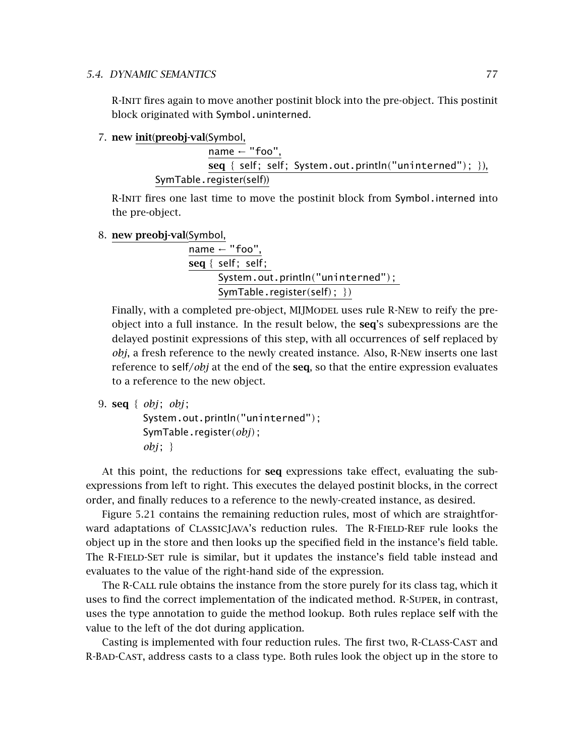R-Init fires again to move another postinit block into the pre-object. This postinit block originated with Symbol.uninterned.

7. **new** **init**(**preobj-val**(Symbol,
   name ← "foo",
   **seq** { self; self; System.out.println("uninterned"); }),
   SymTable.register(self))

R-Init fires one last time to move the postinit block from Symbol.interned into the pre-object.

8. **new** **preobj-val**(Symbol,
   name ← "foo",
   **seq** { self; self;
   System.out.println("uninterned");
   SymTable.register(self); })

Finally, with a completed pre-object, MIJModel uses rule R-New to reify the pre-object into a full instance. In the result below, the **seq**'s subexpressions are the delayed postinit expressions of this step, with all occurrences of self replaced by *obj*, a fresh reference to the newly created instance. Also, R-New inserts one last reference to self/*obj* at the end of the **seq**, so that the entire expression evaluates to a reference to the new object.

9. **seq** { *obj*; *obj*;
   System.out.println("uninterned");
   SymTable.register(*obj*);
   *obj*; }

At this point, the reductions for **seq** expressions take effect, evaluating the subexpressions from left to right. This executes the delayed postinit blocks, in the correct order, and finally reduces to a reference to the newly-created instance, as desired.

Figure 5.21 contains the remaining reduction rules, most of which are straightforward adaptations of ClassicJava's reduction rules. The R-Field-Ref rule looks the object up in the store and then looks up the specified field in the instance's field table. The R-Field-Set rule is similar, but it updates the instance's field table instead and evaluates to the value of the right-hand side of the expression.

The R-Call rule obtains the instance from the store purely for its class tag, which it uses to find the correct implementation of the indicated method. R-Super, in contrast, uses the type annotation to guide the method lookup. Both rules replace self with the value to the left of the dot during application.

Casting is implemented with four reduction rules. The first two, R-Class-Cast and R-Bad-Cast, address casts to a class type. Both rules look the object up in the store to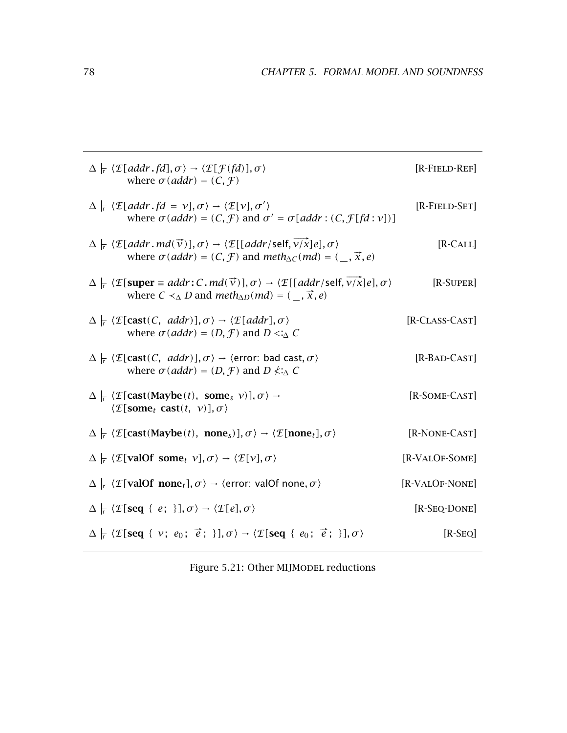$$\Delta \models_r \langle \mathcal{E}[addr\,.\,fd], \sigma\rangle \rightarrow \langle \mathcal{E}[\mathcal{F}(fd)], \sigma\rangle \qquad \text{[R-FIELD-REF]}$$
$$\text{where } \sigma(addr) = (C, \mathcal{F})$$

$$\Delta \models_r \langle \mathcal{E}[addr\,.\,fd\ =\ v], \sigma\rangle \rightarrow \langle \mathcal{E}[v], \sigma'\rangle \qquad \text{[R-FIELD-SET]}$$
$$\text{where } \sigma(addr) = (C, \mathcal{F}) \text{ and } \sigma' = \sigma[addr : (C, \mathcal{F}[fd : v])]$$

$$\Delta \models_r \langle \mathcal{E}[addr\,.\,md(\vec{v})], \sigma\rangle \rightarrow \langle \mathcal{E}[[addr/\mathsf{self}, \overrightarrow{v/x}]e], \sigma\rangle \qquad \text{[R-CALL]}$$
$$\text{where } \sigma(addr) = (C, \mathcal{F}) \text{ and } meth_{\Delta C}(md) = (\_\,, \vec{x}, e)$$

$$\Delta \models_r \langle \mathcal{E}[\mathbf{super} \equiv addr\!:\!C\,.\,md(\vec{v})], \sigma\rangle \rightarrow \langle \mathcal{E}[[addr/\mathsf{self}, \overrightarrow{v/x}]e], \sigma\rangle \qquad \text{[R-SUPER]}$$
$$\text{where } C \prec_\Delta D \text{ and } meth_{\Delta D}(md) = (\_\,, \vec{x}, e)$$

$$\Delta \models_r \langle \mathcal{E}[\mathbf{cast}(C,\ addr)], \sigma\rangle \rightarrow \langle \mathcal{E}[addr], \sigma\rangle \qquad \text{[R-CLASS-CAST]}$$
$$\text{where } \sigma(addr) = (D, \mathcal{F}) \text{ and } D <:_\Delta C$$

$$\Delta \models_r \langle \mathcal{E}[\mathbf{cast}(C,\ addr)], \sigma\rangle \rightarrow \langle \mathsf{error\colon\ bad\ cast}, \sigma\rangle \qquad \text{[R-BAD-CAST]}$$
$$\text{where } \sigma(addr) = (D, \mathcal{F}) \text{ and } D \not<:_\Delta C$$

$$\Delta \models_r \langle \mathcal{E}[\mathbf{cast}(\mathbf{Maybe}(t),\ \mathbf{some}_s\ v)], \sigma\rangle \rightarrow \qquad \text{[R-SOME-CAST]}$$
$$\langle \mathcal{E}[\mathbf{some}_t\ \mathbf{cast}(t,\ v)], \sigma\rangle$$

$$\Delta \models_r \langle \mathcal{E}[\mathbf{cast}(\mathbf{Maybe}(t),\ \mathbf{none}_s)], \sigma\rangle \rightarrow \langle \mathcal{E}[\mathbf{none}_t], \sigma\rangle \qquad \text{[R-NONE-CAST]}$$

$$\Delta \models_r \langle \mathcal{E}[\mathbf{valOf}\ \ \mathbf{some}_t\ v], \sigma\rangle \rightarrow \langle \mathcal{E}[v], \sigma\rangle \qquad \text{[R-VALOF-SOME]}$$

$$\Delta \models_r \langle \mathcal{E}[\mathbf{valOf}\ \ \mathbf{none}_t], \sigma\rangle \rightarrow \langle \mathsf{error\colon\ valOf\ none}, \sigma\rangle \qquad \text{[R-VALOF-NONE]}$$

$$\Delta \models_r \langle \mathcal{E}[\mathbf{seq}\ \{\ e;\ \}], \sigma\rangle \rightarrow \langle \mathcal{E}[e], \sigma\rangle \qquad \text{[R-SEQ-DONE]}$$

$$\Delta \models_r \langle \mathcal{E}[\mathbf{seq}\ \{\ v;\ e_0;\ \vec{e};\ \}], \sigma\rangle \rightarrow \langle \mathcal{E}[\mathbf{seq}\ \{\ e_0;\ \vec{e};\ \}], \sigma\rangle \qquad \text{[R-SEQ]}$$

Figure 5.21: Other MIJMODEL reductions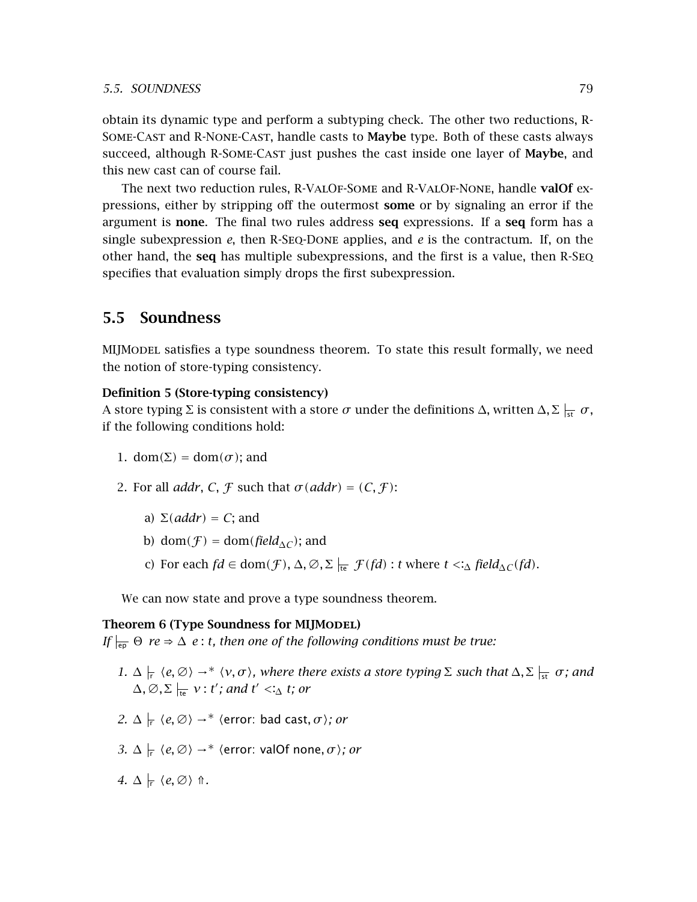obtain its dynamic type and perform a subtyping check. The other two reductions, R-Some-Cast and R-None-Cast, handle casts to **Maybe** type. Both of these casts always succeed, although R-Some-Cast just pushes the cast inside one layer of **Maybe**, and this new cast can of course fail.

The next two reduction rules, R-ValOf-Some and R-ValOf-None, handle **valOf** expressions, either by stripping off the outermost **some** or by signaling an error if the argument is **none**. The final two rules address **seq** expressions. If a **seq** form has a single subexpression $e$, then R-Seq-Done applies, and $e$ is the contractum. If, on the other hand, the **seq** has multiple subexpressions, and the first is a value, then R-Seq specifies that evaluation simply drops the first subexpression.

## 5.5 Soundness

MIJModel satisfies a type soundness theorem. To state this result formally, we need the notion of store-typing consistency.

**Definition 5 (Store-typing consistency)**
A store typing $\Sigma$ is consistent with a store $\sigma$ under the definitions $\Delta$, written $\Delta, \Sigma \vdash_{\mathsf{st}} \sigma$, if the following conditions hold:

1. $\mathrm{dom}(\Sigma) = \mathrm{dom}(\sigma)$; and
2. For all $addr$, $C$, $\mathcal{F}$ such that $\sigma(addr) = (C, \mathcal{F})$:
   a) $\Sigma(addr) = C$; and
   b) $\mathrm{dom}(\mathcal{F}) = \mathrm{dom}(field_{\Delta C})$; and
   c) For each $fd \in \mathrm{dom}(\mathcal{F})$, $\Delta, \varnothing, \Sigma \vdash_{\mathsf{te}} \mathcal{F}(fd) : t$ where $t <:_{\Delta} field_{\Delta C}(fd)$.

We can now state and prove a type soundness theorem.

**Theorem 6 (Type Soundness for MIJModel)**
*If $\vdash_{\mathsf{ep}} \Theta \;\; re \Rightarrow \Delta \;\; e : t$, then one of the following conditions must be true:*

1. *$\Delta \vdash_{\mathsf{r}} \langle e, \varnothing \rangle \to^{*} \langle v, \sigma \rangle$, where there exists a store typing $\Sigma$ such that $\Delta, \Sigma \vdash_{\mathsf{st}} \sigma$; and $\Delta, \varnothing, \Sigma \vdash_{\mathsf{te}} v : t'$; and $t' <:_{\Delta} t$; or*
2. *$\Delta \vdash_{\mathsf{r}} \langle e, \varnothing \rangle \to^{*} \langle \mathsf{error\colon\ bad\ cast}, \sigma \rangle$; or*
3. *$\Delta \vdash_{\mathsf{r}} \langle e, \varnothing \rangle \to^{*} \langle \mathsf{error\colon\ valOf\ none}, \sigma \rangle$; or*
4. *$\Delta \vdash_{\mathsf{r}} \langle e, \varnothing \rangle \Uparrow$.*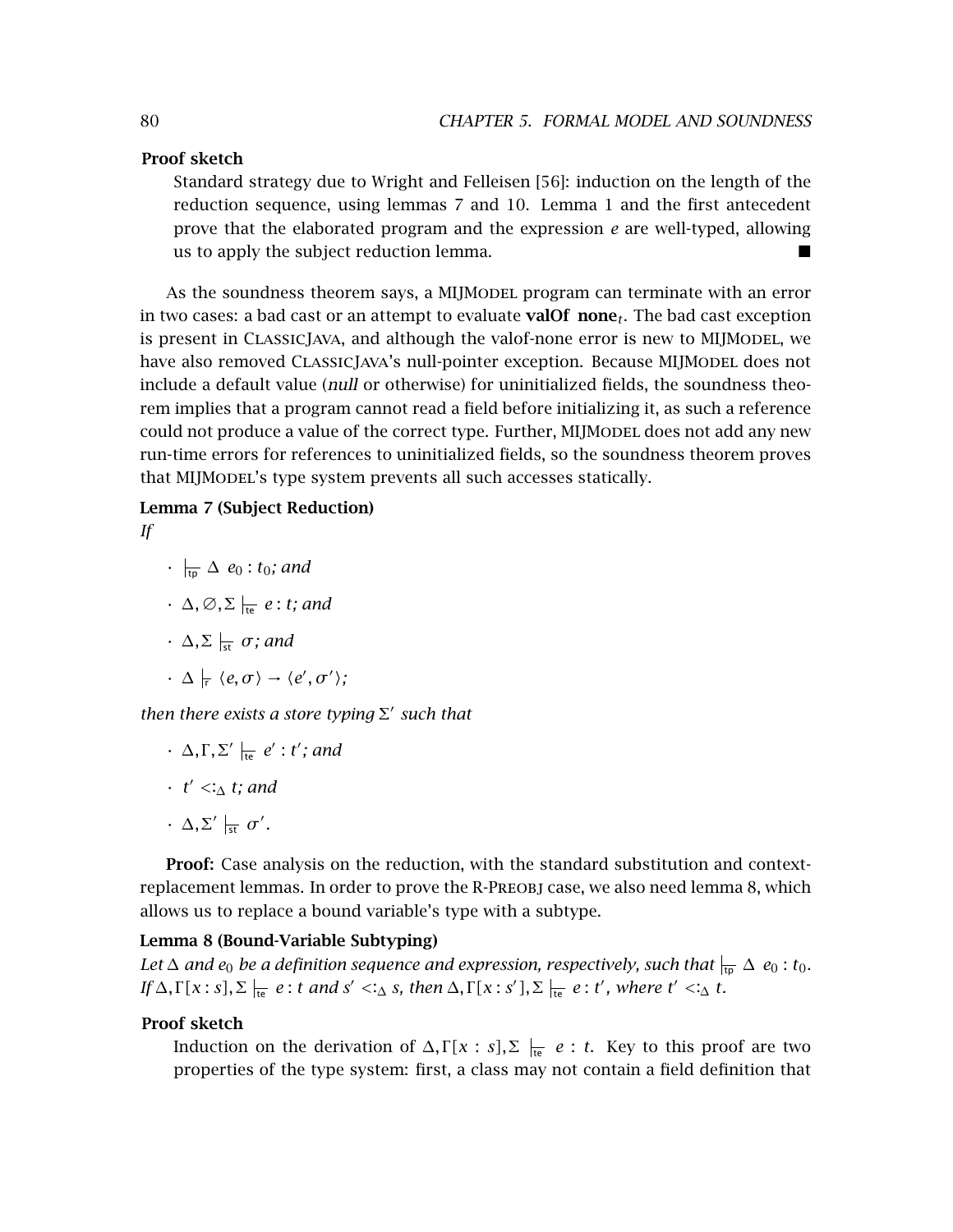**Proof sketch**

Standard strategy due to Wright and Felleisen [56]: induction on the length of the reduction sequence, using lemmas 7 and 10. Lemma 1 and the first antecedent prove that the elaborated program and the expression $e$ are well-typed, allowing us to apply the subject reduction lemma. ■

As the soundness theorem says, a MIJMODEL program can terminate with an error in two cases: a bad cast or an attempt to evaluate **valOf none**$_t$. The bad cast exception is present in CLASSICJAVA, and although the valof-none error is new to MIJMODEL, we have also removed CLASSICJAVA's null-pointer exception. Because MIJMODEL does not include a default value (*null* or otherwise) for uninitialized fields, the soundness theorem implies that a program cannot read a field before initializing it, as such a reference could not produce a value of the correct type. Further, MIJMODEL does not add any new run-time errors for references to uninitialized fields, so the soundness theorem proves that MIJMODEL's type system prevents all such accesses statically.

**Lemma 7 (Subject Reduction)**

*If*

- $\vdash_{\mathsf{tp}} \Delta \;\; e_0 : t_0$*; and*
- $\Delta, \varnothing, \Sigma \vdash_{\mathsf{te}} e : t$*; and*
- $\Delta, \Sigma \vdash_{\mathsf{st}} \sigma$*; and*
- $\Delta \vdash_{\mathsf{r}} \langle e, \sigma \rangle \rightarrow \langle e', \sigma' \rangle$*;*

*then there exists a store typing* $\Sigma'$ *such that*

- $\Delta, \Gamma, \Sigma' \vdash_{\mathsf{te}} e' : t'$*; and*
- $t' <:_\Delta t$*; and*
- $\Delta, \Sigma' \vdash_{\mathsf{st}} \sigma'$*.*

**Proof:** Case analysis on the reduction, with the standard substitution and context-replacement lemmas. In order to prove the R-PREOBJ case, we also need lemma 8, which allows us to replace a bound variable's type with a subtype.

**Lemma 8 (Bound-Variable Subtyping)**

*Let* $\Delta$ *and* $e_0$ *be a definition sequence and expression, respectively, such that* $\vdash_{\mathsf{tp}} \Delta \;\; e_0 : t_0$*. If* $\Delta, \Gamma[x : s], \Sigma \vdash_{\mathsf{te}} e : t$ *and* $s' <:_\Delta s$*, then* $\Delta, \Gamma[x : s'], \Sigma \vdash_{\mathsf{te}} e : t'$*, where* $t' <:_\Delta t$*.*

**Proof sketch**

Induction on the derivation of $\Delta, \Gamma[x : s], \Sigma \vdash_{\mathsf{te}} e : t$. Key to this proof are two properties of the type system: first, a class may not contain a field definition that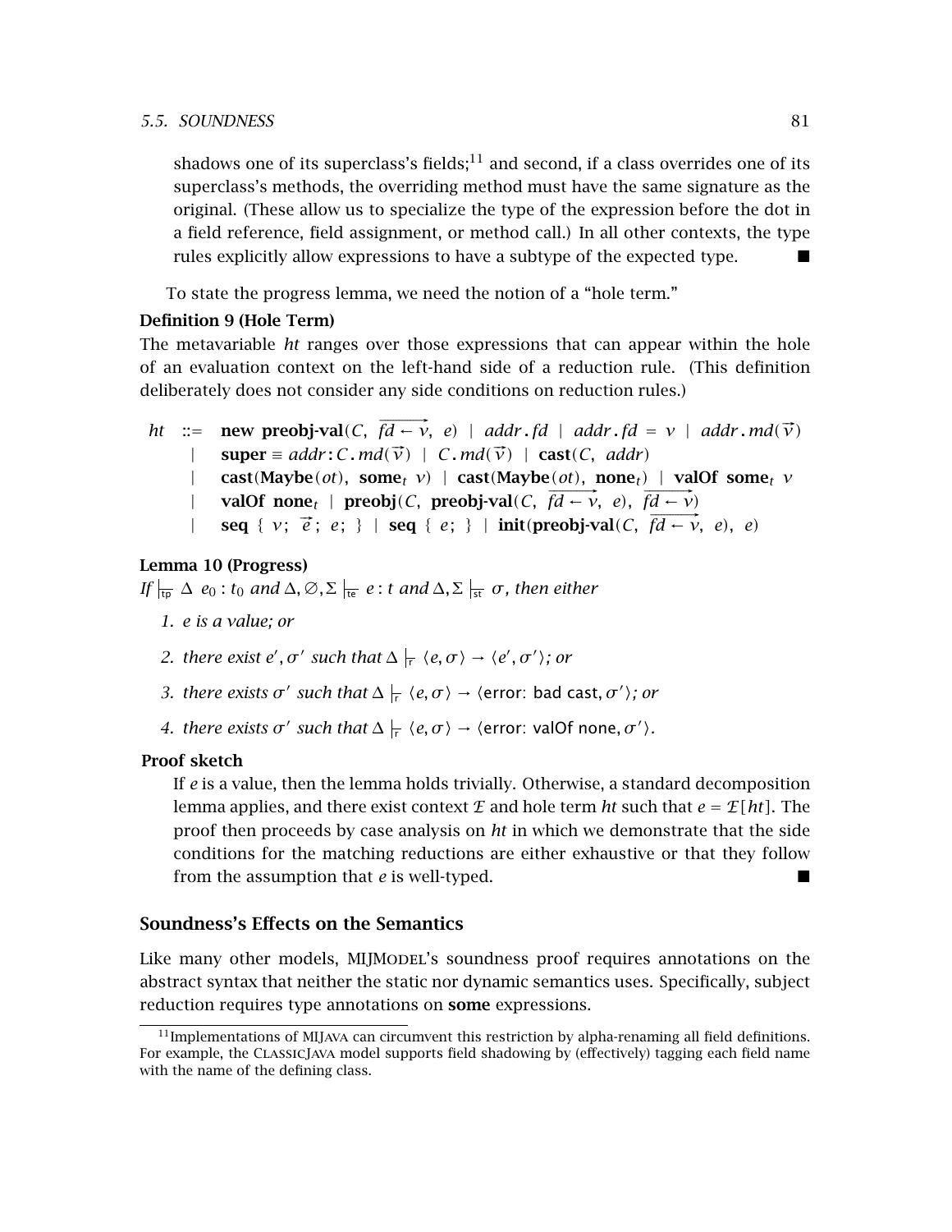shadows one of its superclass's fields;[11] and second, if a class overrides one of its superclass's methods, the overriding method must have the same signature as the original. (These allow us to specialize the type of the expression before the dot in a field reference, field assignment, or method call.) In all other contexts, the type rules explicitly allow expressions to have a subtype of the expected type. ■

To state the progress lemma, we need the notion of a "hole term."

**Definition 9 (Hole Term)**

The metavariable *ht* ranges over those expressions that can appear within the hole of an evaluation context on the left-hand side of a reduction rule. (This definition deliberately does not consider any side conditions on reduction rules.)

$$
\begin{array}{rcl}
ht & ::= & \textbf{new preobj-val}(C,\ \overrightarrow{fd \leftarrow v},\ e) \ \mid\ addr\,\textbf{.}\,fd \ \mid\ addr\,\textbf{.}\,fd\ =\ v \ \mid\ addr\,\textbf{.}\,md(\vec{v}) \\
& \mid & \textbf{super} \equiv addr\textbf{:}\,C\,\textbf{.}\,md(\vec{v}) \ \mid\ C\,\textbf{.}\,md(\vec{v}) \ \mid\ \textbf{cast}(C,\ addr) \\
& \mid & \textbf{cast}(\textbf{Maybe}(ot),\ \textbf{some}_t\ v) \ \mid\ \textbf{cast}(\textbf{Maybe}(ot),\ \textbf{none}_t) \ \mid\ \textbf{valOf some}_t\ v \\
& \mid & \textbf{valOf none}_t \ \mid\ \textbf{preobj}(C,\ \textbf{preobj-val}(C,\ \overrightarrow{fd \leftarrow v},\ e),\ \overrightarrow{fd \leftarrow v}) \\
& \mid & \textbf{seq}\ \{\ v;\ \vec{e}\,;\ e;\ \}\ \mid\ \textbf{seq}\ \{\ e;\ \}\ \mid\ \textbf{init}(\textbf{preobj-val}(C,\ \overrightarrow{fd \leftarrow v},\ e),\ e)
\end{array}
$$

**Lemma 10 (Progress)**

*If* $\models_{\mathsf{tp}} \Delta\ e_0 : t_0$ *and* $\Delta, \varnothing, \Sigma \models_{\mathsf{te}} e : t$ *and* $\Delta, \Sigma \models_{\mathsf{st}} \sigma$*, then either*

1. *e is a value; or*
2. *there exist* $e', \sigma'$ *such that* $\Delta \models_{\mathsf{r}} \langle e, \sigma \rangle \rightarrow \langle e', \sigma' \rangle$*; or*
3. *there exists* $\sigma'$ *such that* $\Delta \models_{\mathsf{r}} \langle e, \sigma \rangle \rightarrow \langle \text{error: bad cast}, \sigma' \rangle$*; or*
4. *there exists* $\sigma'$ *such that* $\Delta \models_{\mathsf{r}} \langle e, \sigma \rangle \rightarrow \langle \text{error: valOf none}, \sigma' \rangle$*.*

**Proof sketch**

If *e* is a value, then the lemma holds trivially. Otherwise, a standard decomposition lemma applies, and there exist context $\mathcal{E}$ and hole term *ht* such that $e = \mathcal{E}[ht]$. The proof then proceeds by case analysis on *ht* in which we demonstrate that the side conditions for the matching reductions are either exhaustive or that they follow from the assumption that *e* is well-typed. ■

### Soundness's Effects on the Semantics

Like many other models, MIJModel's soundness proof requires annotations on the abstract syntax that neither the static nor dynamic semantics uses. Specifically, subject reduction requires type annotations on **some** expressions.

[11] Implementations of MIJava can circumvent this restriction by alpha-renaming all field definitions. For example, the ClassicJava model supports field shadowing by (effectively) tagging each field name with the name of the defining class.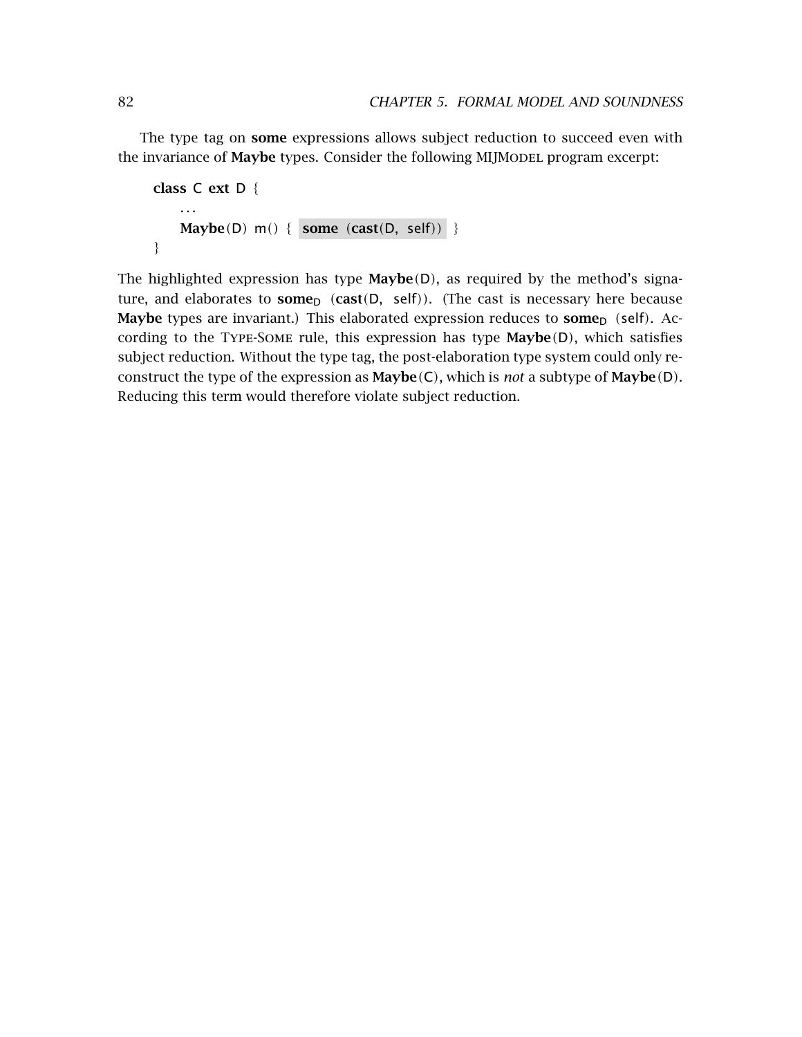The type tag on **some** expressions allows subject reduction to succeed even with the invariance of **Maybe** types. Consider the following MIJMODEL program excerpt:

```
class C ext D {
    ...
    Maybe(D) m() { some (cast(D, self)) }
}
```

The highlighted expression has type **Maybe**(D), as required by the method's signature, and elaborates to $\textbf{some}_{\mathsf{D}}$ (**cast**(D, self)). (The cast is necessary here because **Maybe** types are invariant.) This elaborated expression reduces to $\textbf{some}_{\mathsf{D}}$ (self). According to the TYPE-SOME rule, this expression has type **Maybe**(D), which satisfies subject reduction. Without the type tag, the post-elaboration type system could only reconstruct the type of the expression as **Maybe**(C), which is *not* a subtype of **Maybe**(D). Reducing this term would therefore violate subject reduction.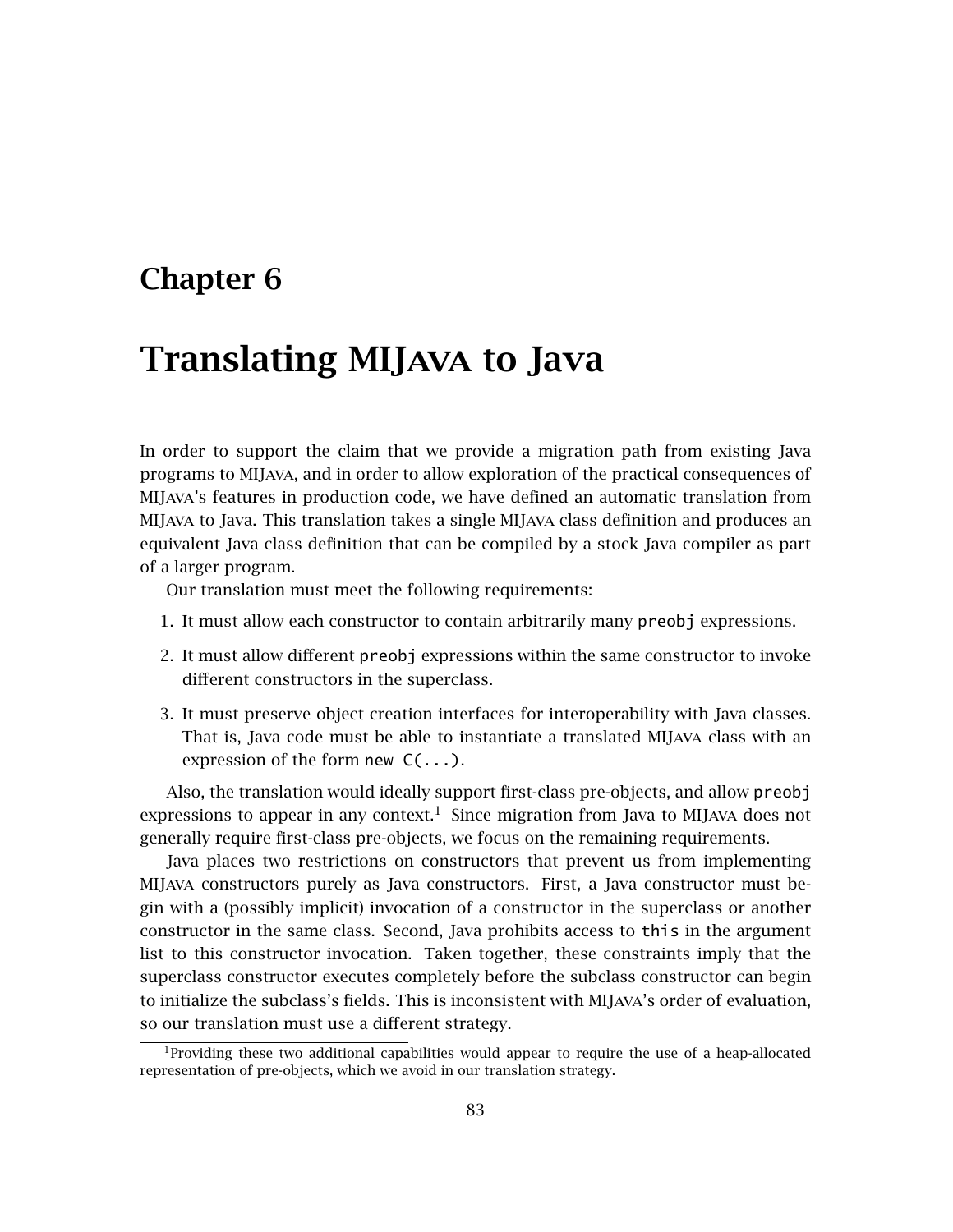# Chapter 6

# Translating MIJava to Java

In order to support the claim that we provide a migration path from existing Java programs to MIJava, and in order to allow exploration of the practical consequences of MIJava's features in production code, we have defined an automatic translation from MIJava to Java. This translation takes a single MIJava class definition and produces an equivalent Java class definition that can be compiled by a stock Java compiler as part of a larger program.

Our translation must meet the following requirements:

1. It must allow each constructor to contain arbitrarily many `preobj` expressions.
2. It must allow different `preobj` expressions within the same constructor to invoke different constructors in the superclass.
3. It must preserve object creation interfaces for interoperability with Java classes. That is, Java code must be able to instantiate a translated MIJava class with an expression of the form `new C(...)`.

Also, the translation would ideally support first-class pre-objects, and allow `preobj` expressions to appear in any context.[1] Since migration from Java to MIJava does not generally require first-class pre-objects, we focus on the remaining requirements.

Java places two restrictions on constructors that prevent us from implementing MIJava constructors purely as Java constructors. First, a Java constructor must begin with a (possibly implicit) invocation of a constructor in the superclass or another constructor in the same class. Second, Java prohibits access to `this` in the argument list to this constructor invocation. Taken together, these constraints imply that the superclass constructor executes completely before the subclass constructor can begin to initialize the subclass's fields. This is inconsistent with MIJava's order of evaluation, so our translation must use a different strategy.

[1]Providing these two additional capabilities would appear to require the use of a heap-allocated representation of pre-objects, which we avoid in our translation strategy.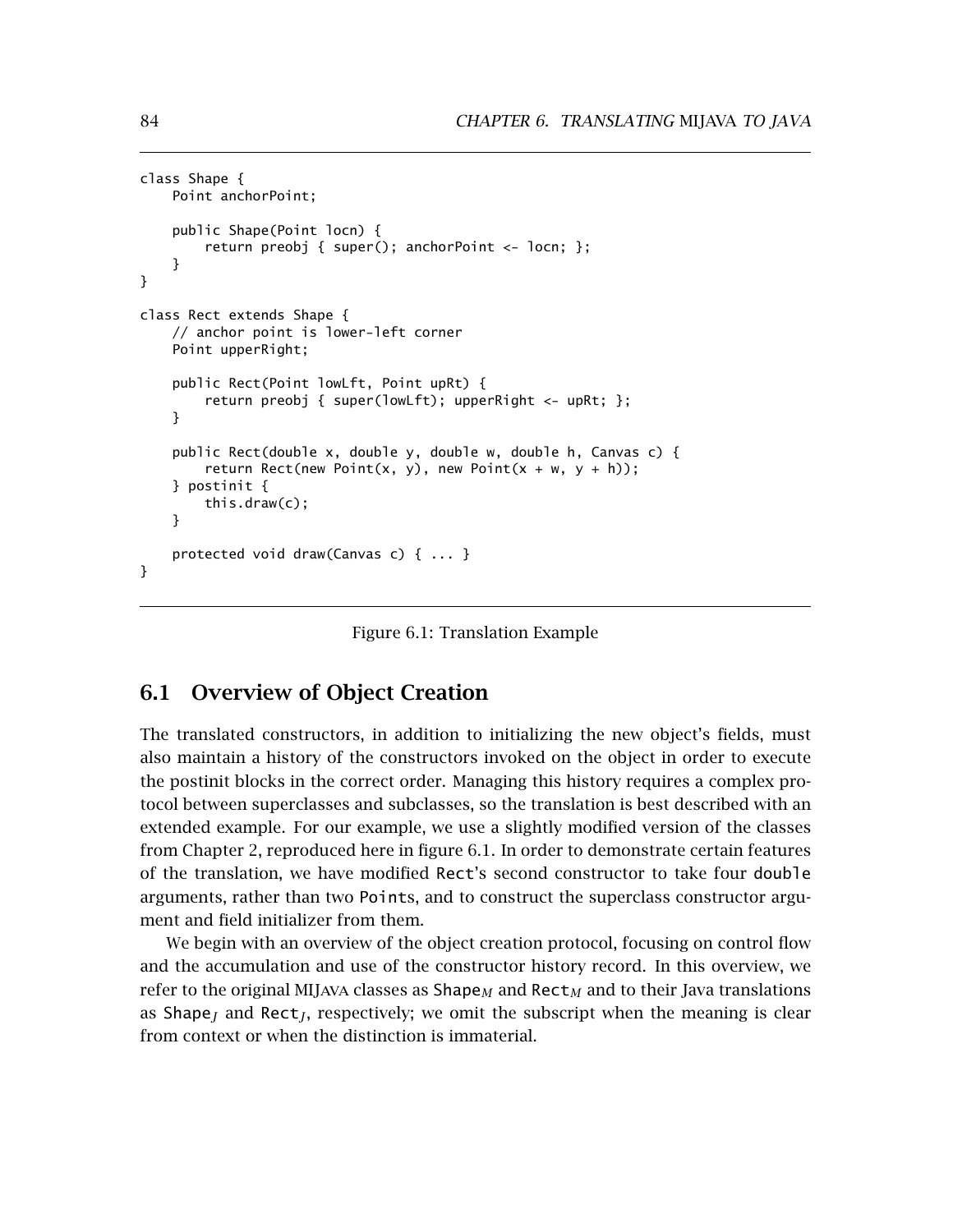```
class Shape {
    Point anchorPoint;

    public Shape(Point locn) {
        return preobj { super(); anchorPoint <- locn; };
    }
}

class Rect extends Shape {
    // anchor point is lower-left corner
    Point upperRight;

    public Rect(Point lowLft, Point upRt) {
        return preobj { super(lowLft); upperRight <- upRt; };
    }

    public Rect(double x, double y, double w, double h, Canvas c) {
        return Rect(new Point(x, y), new Point(x + w, y + h));
    } postinit {
        this.draw(c);
    }

    protected void draw(Canvas c) { ... }
}
```

Figure 6.1: Translation Example

## 6.1 Overview of Object Creation

The translated constructors, in addition to initializing the new object's fields, must also maintain a history of the constructors invoked on the object in order to execute the postinit blocks in the correct order. Managing this history requires a complex protocol between superclasses and subclasses, so the translation is best described with an extended example. For our example, we use a slightly modified version of the classes from Chapter 2, reproduced here in figure 6.1. In order to demonstrate certain features of the translation, we have modified `Rect`'s second constructor to take four `double` arguments, rather than two `Point`s, and to construct the superclass constructor argument and field initializer from them.

We begin with an overview of the object creation protocol, focusing on control flow and the accumulation and use of the constructor history record. In this overview, we refer to the original MIJAVA classes as $\texttt{Shape}_M$ and $\texttt{Rect}_M$ and to their Java translations as $\texttt{Shape}_J$ and $\texttt{Rect}_J$, respectively; we omit the subscript when the meaning is clear from context or when the distinction is immaterial.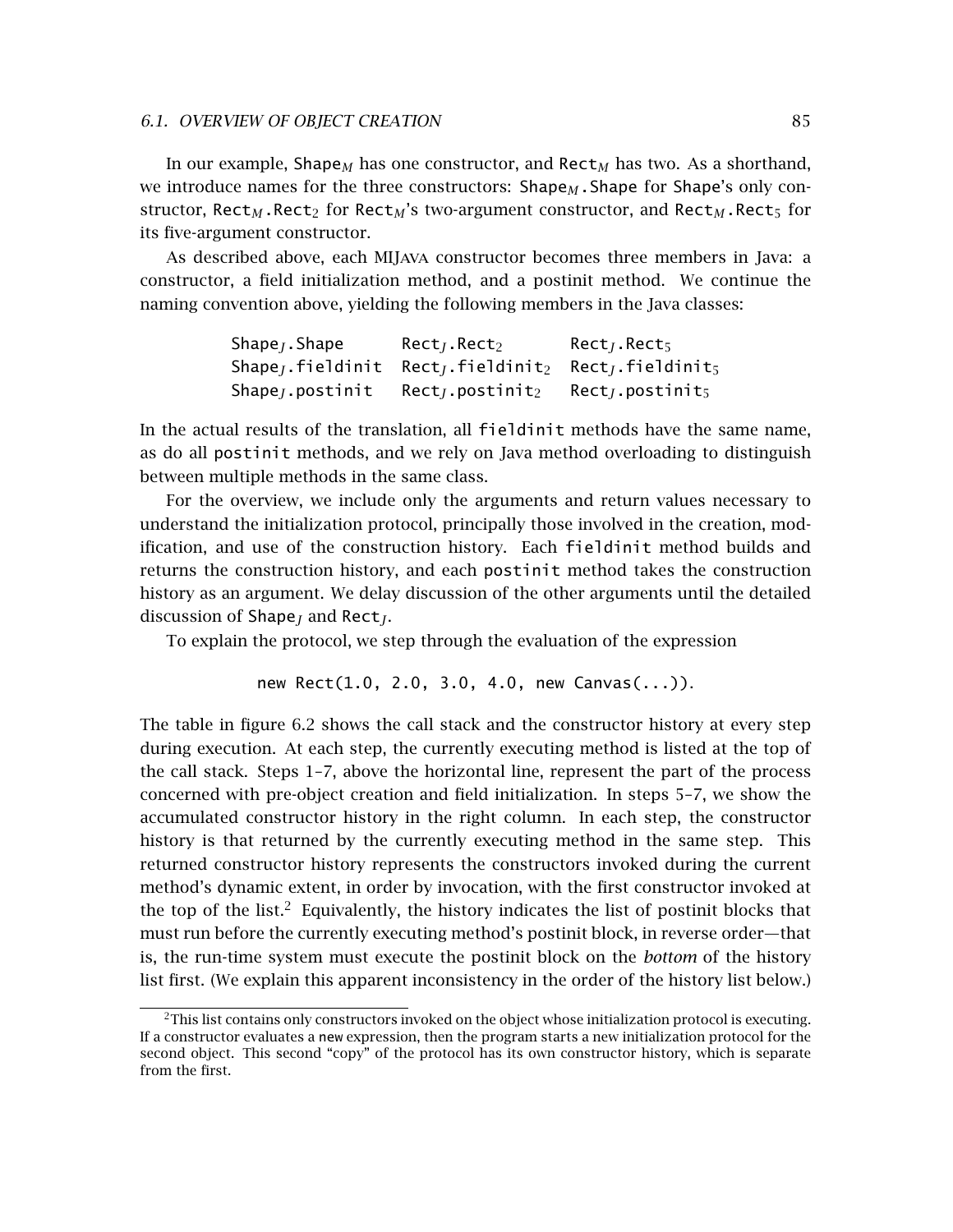In our example, $\mathtt{Shape}_M$ has one constructor, and $\mathtt{Rect}_M$ has two. As a shorthand, we introduce names for the three constructors: $\mathtt{Shape}_M\mathtt{.Shape}$ for Shape's only constructor, $\mathtt{Rect}_M\mathtt{.Rect}_2$ for $\mathtt{Rect}_M$'s two-argument constructor, and $\mathtt{Rect}_M\mathtt{.Rect}_5$ for its five-argument constructor.

As described above, each MIJAVA constructor becomes three members in Java: a constructor, a field initialization method, and a postinit method. We continue the naming convention above, yielding the following members in the Java classes:

| | | |
|---|---|---|
| $\mathtt{Shape}_J\mathtt{.Shape}$ | $\mathtt{Rect}_J\mathtt{.Rect}_2$ | $\mathtt{Rect}_J\mathtt{.Rect}_5$ |
| $\mathtt{Shape}_J\mathtt{.fieldinit}$ | $\mathtt{Rect}_J\mathtt{.fieldinit}_2$ | $\mathtt{Rect}_J\mathtt{.fieldinit}_5$ |
| $\mathtt{Shape}_J\mathtt{.postinit}$ | $\mathtt{Rect}_J\mathtt{.postinit}_2$ | $\mathtt{Rect}_J\mathtt{.postinit}_5$ |

In the actual results of the translation, all `fieldinit` methods have the same name, as do all `postinit` methods, and we rely on Java method overloading to distinguish between multiple methods in the same class.

For the overview, we include only the arguments and return values necessary to understand the initialization protocol, principally those involved in the creation, modification, and use of the construction history. Each `fieldinit` method builds and returns the construction history, and each `postinit` method takes the construction history as an argument. We delay discussion of the other arguments until the detailed discussion of $\mathtt{Shape}_J$ and $\mathtt{Rect}_J$.

To explain the protocol, we step through the evaluation of the expression

```
new Rect(1.0, 2.0, 3.0, 4.0, new Canvas(...)).
```

The table in figure 6.2 shows the call stack and the constructor history at every step during execution. At each step, the currently executing method is listed at the top of the call stack. Steps 1–7, above the horizontal line, represent the part of the process concerned with pre-object creation and field initialization. In steps 5–7, we show the accumulated constructor history in the right column. In each step, the constructor history is that returned by the currently executing method in the same step. This returned constructor history represents the constructors invoked during the current method's dynamic extent, in order by invocation, with the first constructor invoked at the top of the list.[2] Equivalently, the history indicates the list of postinit blocks that must run before the currently executing method's postinit block, in reverse order—that is, the run-time system must execute the postinit block on the *bottom* of the history list first. (We explain this apparent inconsistency in the order of the history list below.)

[2] This list contains only constructors invoked on the object whose initialization protocol is executing. If a constructor evaluates a new expression, then the program starts a new initialization protocol for the second object. This second "copy" of the protocol has its own constructor history, which is separate from the first.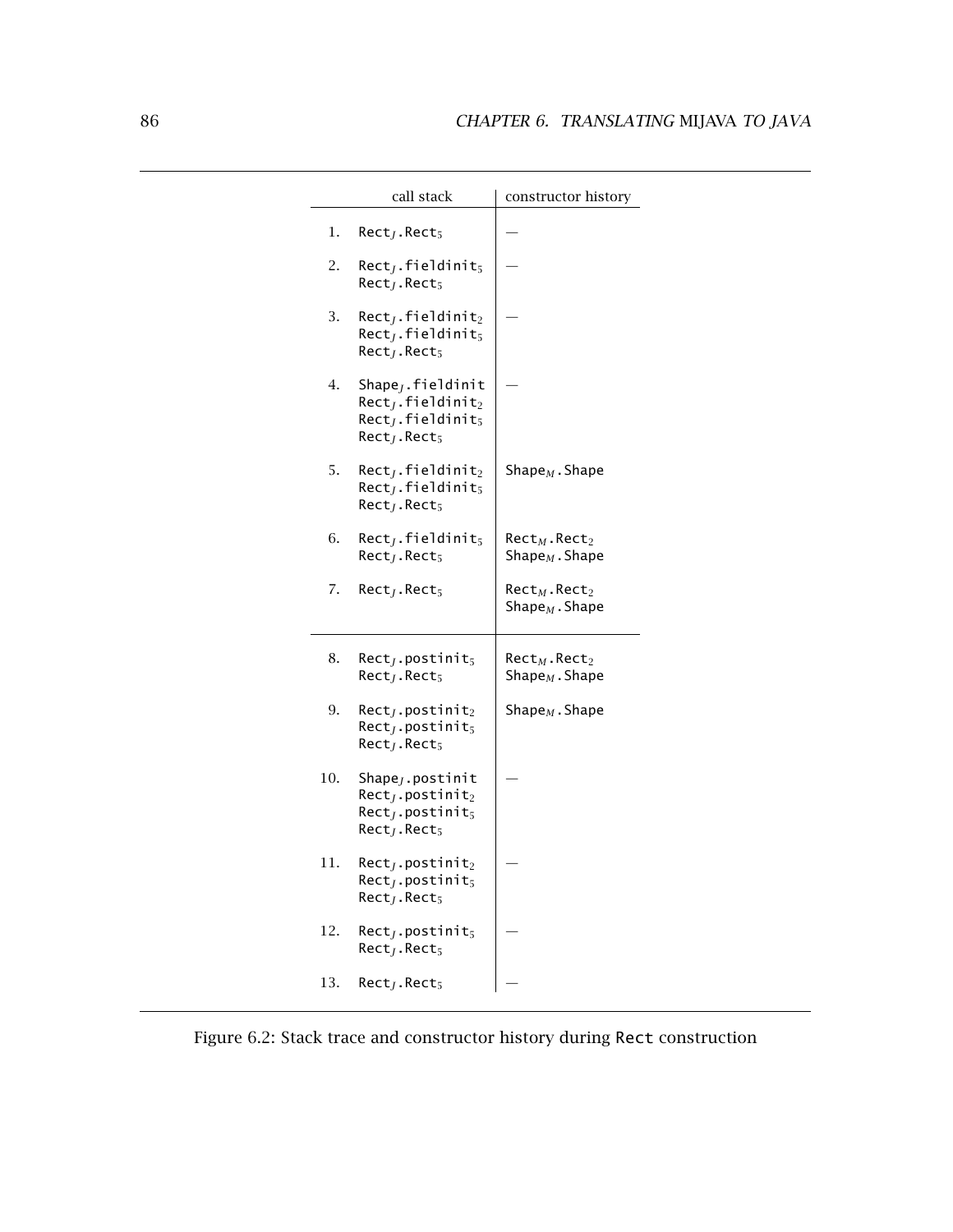| | call stack | constructor history |
|---|---|---|
| 1. | $\texttt{Rect}_J\texttt{.Rect}_5$ | — |
| 2. | $\texttt{Rect}_J\texttt{.fieldinit}_5$<br>$\texttt{Rect}_J\texttt{.Rect}_5$ | — |
| 3. | $\texttt{Rect}_J\texttt{.fieldinit}_2$<br>$\texttt{Rect}_J\texttt{.fieldinit}_5$<br>$\texttt{Rect}_J\texttt{.Rect}_5$ | — |
| 4. | $\texttt{Shape}_J\texttt{.fieldinit}$<br>$\texttt{Rect}_J\texttt{.fieldinit}_2$<br>$\texttt{Rect}_J\texttt{.fieldinit}_5$<br>$\texttt{Rect}_J\texttt{.Rect}_5$ | — |
| 5. | $\texttt{Rect}_J\texttt{.fieldinit}_2$<br>$\texttt{Rect}_J\texttt{.fieldinit}_5$<br>$\texttt{Rect}_J\texttt{.Rect}_5$ | $\texttt{Shape}_M\texttt{.Shape}$ |
| 6. | $\texttt{Rect}_J\texttt{.fieldinit}_5$<br>$\texttt{Rect}_J\texttt{.Rect}_5$ | $\texttt{Rect}_M\texttt{.Rect}_2$<br>$\texttt{Shape}_M\texttt{.Shape}$ |
| 7. | $\texttt{Rect}_J\texttt{.Rect}_5$ | $\texttt{Rect}_M\texttt{.Rect}_2$<br>$\texttt{Shape}_M\texttt{.Shape}$ |
| 8. | $\texttt{Rect}_J\texttt{.postinit}_5$<br>$\texttt{Rect}_J\texttt{.Rect}_5$ | $\texttt{Rect}_M\texttt{.Rect}_2$<br>$\texttt{Shape}_M\texttt{.Shape}$ |
| 9. | $\texttt{Rect}_J\texttt{.postinit}_2$<br>$\texttt{Rect}_J\texttt{.postinit}_5$<br>$\texttt{Rect}_J\texttt{.Rect}_5$ | $\texttt{Shape}_M\texttt{.Shape}$ |
| 10. | $\texttt{Shape}_J\texttt{.postinit}$<br>$\texttt{Rect}_J\texttt{.postinit}_2$<br>$\texttt{Rect}_J\texttt{.postinit}_5$<br>$\texttt{Rect}_J\texttt{.Rect}_5$ | — |
| 11. | $\texttt{Rect}_J\texttt{.postinit}_2$<br>$\texttt{Rect}_J\texttt{.postinit}_5$<br>$\texttt{Rect}_J\texttt{.Rect}_5$ | — |
| 12. | $\texttt{Rect}_J\texttt{.postinit}_5$<br>$\texttt{Rect}_J\texttt{.Rect}_5$ | — |
| 13. | $\texttt{Rect}_J\texttt{.Rect}_5$ | — |

Figure 6.2: Stack trace and constructor history during Rect construction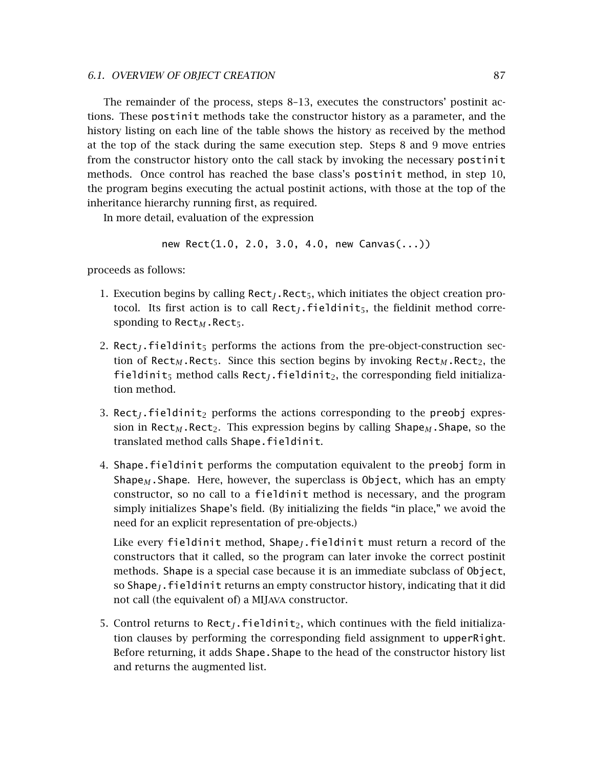The remainder of the process, steps 8–13, executes the constructors' postinit actions. These postinit methods take the constructor history as a parameter, and the history listing on each line of the table shows the history as received by the method at the top of the stack during the same execution step. Steps 8 and 9 move entries from the constructor history onto the call stack by invoking the necessary postinit methods. Once control has reached the base class's postinit method, in step 10, the program begins executing the actual postinit actions, with those at the top of the inheritance hierarchy running first, as required.

In more detail, evaluation of the expression

```
new Rect(1.0, 2.0, 3.0, 4.0, new Canvas(...))
```

proceeds as follows:

1. Execution begins by calling $\texttt{Rect}_J\texttt{.Rect}_5$, which initiates the object creation protocol. Its first action is to call $\texttt{Rect}_J\texttt{.fieldinit}_5$, the fieldinit method corresponding to $\texttt{Rect}_M\texttt{.Rect}_5$.

2. $\texttt{Rect}_J\texttt{.fieldinit}_5$ performs the actions from the pre-object-construction section of $\texttt{Rect}_M\texttt{.Rect}_5$. Since this section begins by invoking $\texttt{Rect}_M\texttt{.Rect}_2$, the $\texttt{fieldinit}_5$ method calls $\texttt{Rect}_J\texttt{.fieldinit}_2$, the corresponding field initialization method.

3. $\texttt{Rect}_J\texttt{.fieldinit}_2$ performs the actions corresponding to the preobj expression in $\texttt{Rect}_M\texttt{.Rect}_2$. This expression begins by calling $\texttt{Shape}_M\texttt{.Shape}$, so the translated method calls Shape.fieldinit.

4. Shape.fieldinit performs the computation equivalent to the preobj form in $\texttt{Shape}_M\texttt{.Shape}$. Here, however, the superclass is Object, which has an empty constructor, so no call to a fieldinit method is necessary, and the program simply initializes Shape's field. (By initializing the fields "in place," we avoid the need for an explicit representation of pre-objects.)

   Like every fieldinit method, $\texttt{Shape}_J\texttt{.fieldinit}$ must return a record of the constructors that it called, so the program can later invoke the correct postinit methods. Shape is a special case because it is an immediate subclass of Object, so $\texttt{Shape}_J\texttt{.fieldinit}$ returns an empty constructor history, indicating that it did not call (the equivalent of) a MIJAVA constructor.

5. Control returns to $\texttt{Rect}_J\texttt{.fieldinit}_2$, which continues with the field initialization clauses by performing the corresponding field assignment to upperRight. Before returning, it adds Shape.Shape to the head of the constructor history list and returns the augmented list.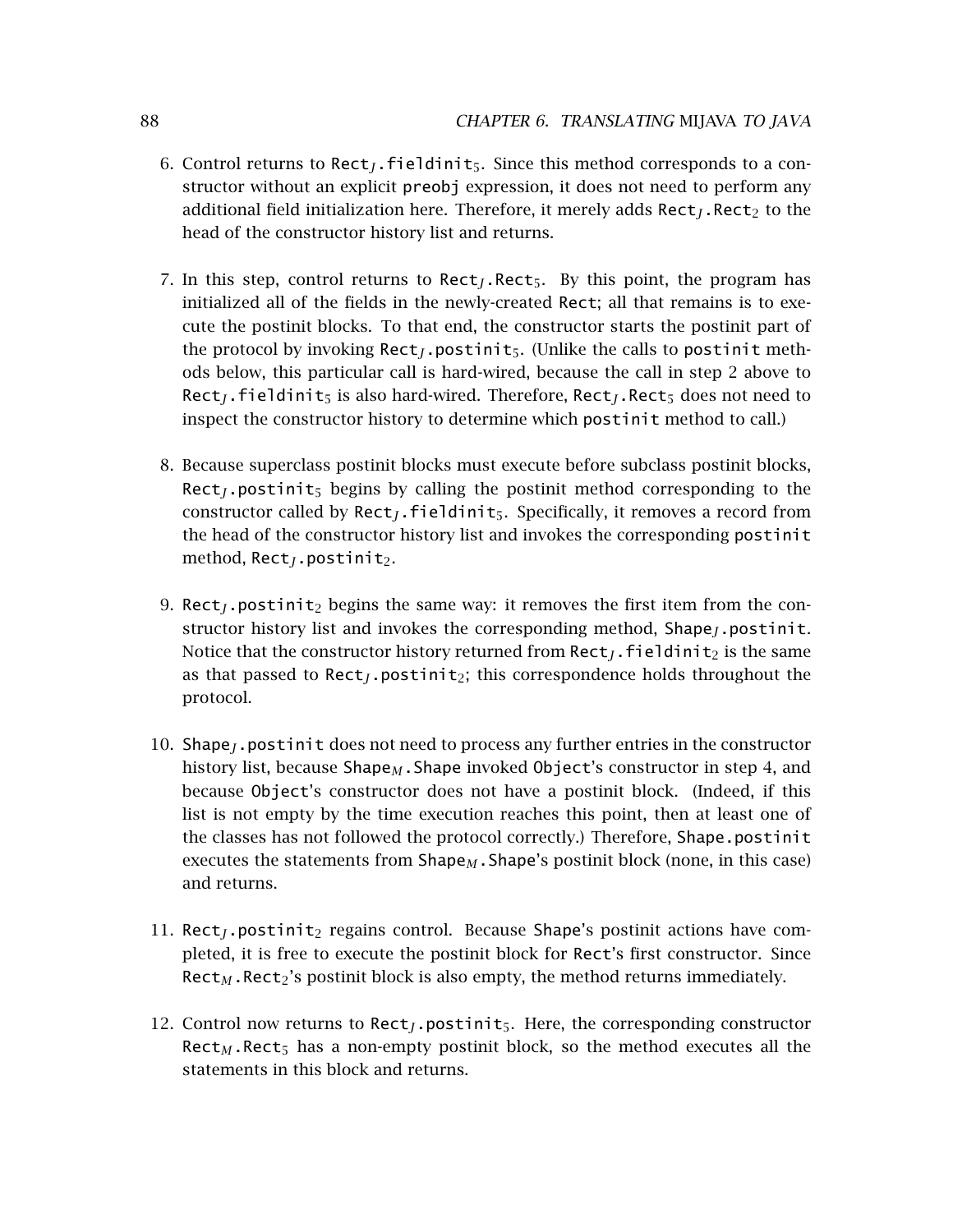6. Control returns to $\texttt{Rect}_J\texttt{.fieldinit}_5$. Since this method corresponds to a constructor without an explicit `preobj` expression, it does not need to perform any additional field initialization here. Therefore, it merely adds $\texttt{Rect}_J\texttt{.Rect}_2$ to the head of the constructor history list and returns.

7. In this step, control returns to $\texttt{Rect}_J\texttt{.Rect}_5$. By this point, the program has initialized all of the fields in the newly-created `Rect`; all that remains is to execute the postinit blocks. To that end, the constructor starts the postinit part of the protocol by invoking $\texttt{Rect}_J\texttt{.postinit}_5$. (Unlike the calls to `postinit` methods below, this particular call is hard-wired, because the call in step 2 above to $\texttt{Rect}_J\texttt{.fieldinit}_5$ is also hard-wired. Therefore, $\texttt{Rect}_J\texttt{.Rect}_5$ does not need to inspect the constructor history to determine which `postinit` method to call.)

8. Because superclass postinit blocks must execute before subclass postinit blocks, $\texttt{Rect}_J\texttt{.postinit}_5$ begins by calling the postinit method corresponding to the constructor called by $\texttt{Rect}_J\texttt{.fieldinit}_5$. Specifically, it removes a record from the head of the constructor history list and invokes the corresponding `postinit` method, $\texttt{Rect}_J\texttt{.postinit}_2$.

9. $\texttt{Rect}_J\texttt{.postinit}_2$ begins the same way: it removes the first item from the constructor history list and invokes the corresponding method, $\texttt{Shape}_J\texttt{.postinit}$. Notice that the constructor history returned from $\texttt{Rect}_J\texttt{.fieldinit}_2$ is the same as that passed to $\texttt{Rect}_J\texttt{.postinit}_2$; this correspondence holds throughout the protocol.

10. $\texttt{Shape}_J\texttt{.postinit}$ does not need to process any further entries in the constructor history list, because $\texttt{Shape}_M\texttt{.Shape}$ invoked `Object`'s constructor in step 4, and because `Object`'s constructor does not have a postinit block. (Indeed, if this list is not empty by the time execution reaches this point, then at least one of the classes has not followed the protocol correctly.) Therefore, `Shape.postinit` executes the statements from $\texttt{Shape}_M\texttt{.Shape}$'s postinit block (none, in this case) and returns.

11. $\texttt{Rect}_J\texttt{.postinit}_2$ regains control. Because `Shape`'s postinit actions have completed, it is free to execute the postinit block for `Rect`'s first constructor. Since $\texttt{Rect}_M\texttt{.Rect}_2$'s postinit block is also empty, the method returns immediately.

12. Control now returns to $\texttt{Rect}_J\texttt{.postinit}_5$. Here, the corresponding constructor $\texttt{Rect}_M\texttt{.Rect}_5$ has a non-empty postinit block, so the method executes all the statements in this block and returns.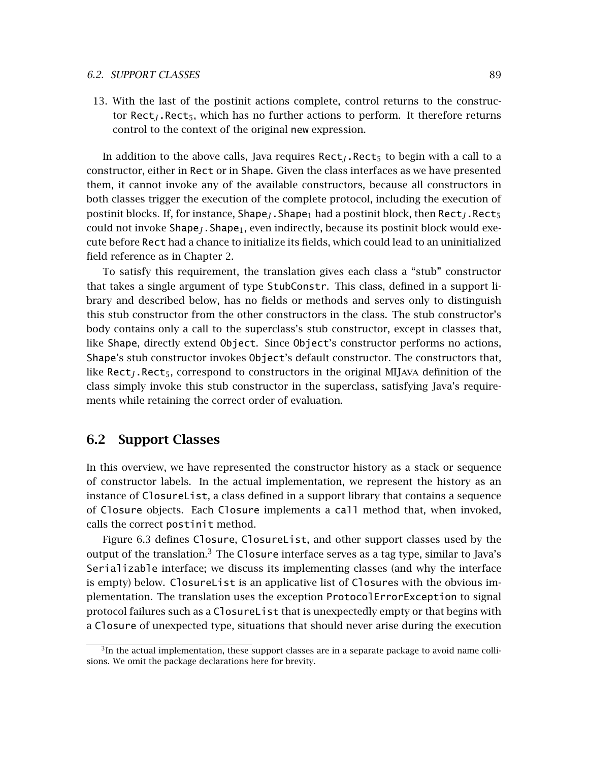13. With the last of the postinit actions complete, control returns to the constructor $\texttt{Rect}_J\texttt{.Rect}_5$, which has no further actions to perform. It therefore returns control to the context of the original `new` expression.

In addition to the above calls, Java requires $\texttt{Rect}_J\texttt{.Rect}_5$ to begin with a call to a constructor, either in `Rect` or in `Shape`. Given the class interfaces as we have presented them, it cannot invoke any of the available constructors, because all constructors in both classes trigger the execution of the complete protocol, including the execution of postinit blocks. If, for instance, $\texttt{Shape}_J\texttt{.Shape}_1$ had a postinit block, then $\texttt{Rect}_J\texttt{.Rect}_5$ could not invoke $\texttt{Shape}_J\texttt{.Shape}_1$, even indirectly, because its postinit block would execute before `Rect` had a chance to initialize its fields, which could lead to an uninitialized field reference as in Chapter 2.

To satisfy this requirement, the translation gives each class a "stub" constructor that takes a single argument of type `StubConstr`. This class, defined in a support library and described below, has no fields or methods and serves only to distinguish this stub constructor from the other constructors in the class. The stub constructor's body contains only a call to the superclass's stub constructor, except in classes that, like `Shape`, directly extend `Object`. Since `Object`'s constructor performs no actions, `Shape`'s stub constructor invokes `Object`'s default constructor. The constructors that, like $\texttt{Rect}_J\texttt{.Rect}_5$, correspond to constructors in the original MIJAVA definition of the class simply invoke this stub constructor in the superclass, satisfying Java's requirements while retaining the correct order of evaluation.

## 6.2 Support Classes

In this overview, we have represented the constructor history as a stack or sequence of constructor labels. In the actual implementation, we represent the history as an instance of `ClosureList`, a class defined in a support library that contains a sequence of `Closure` objects. Each `Closure` implements a `call` method that, when invoked, calls the correct `postinit` method.

Figure 6.3 defines `Closure`, `ClosureList`, and other support classes used by the output of the translation.[3] The `Closure` interface serves as a tag type, similar to Java's `Serializable` interface; we discuss its implementing classes (and why the interface is empty) below. `ClosureList` is an applicative list of `Closure`s with the obvious implementation. The translation uses the exception `ProtocolErrorException` to signal protocol failures such as a `ClosureList` that is unexpectedly empty or that begins with a `Closure` of unexpected type, situations that should never arise during the execution

---

[3] In the actual implementation, these support classes are in a separate package to avoid name collisions. We omit the package declarations here for brevity.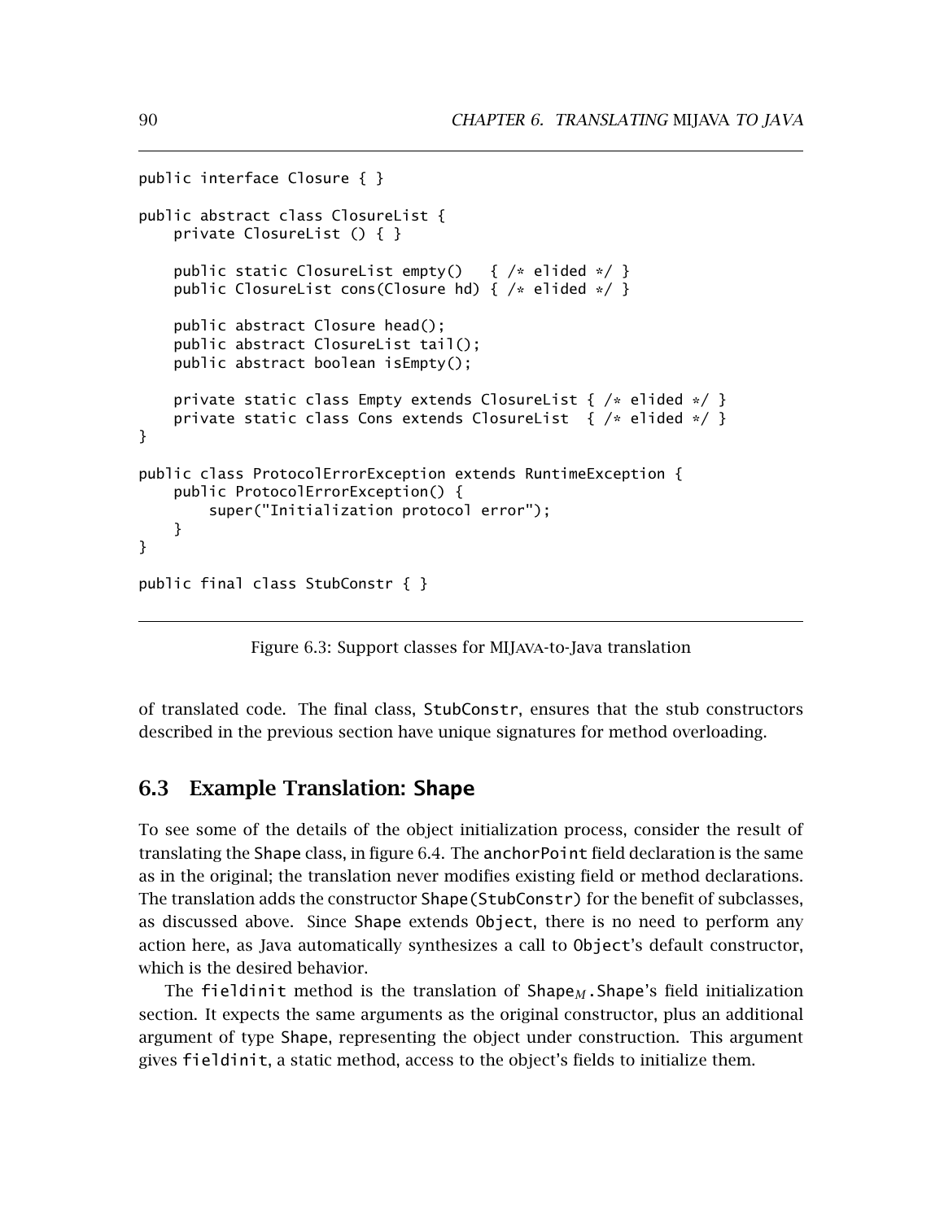```
public interface Closure { }

public abstract class ClosureList {
    private ClosureList () { }

    public static ClosureList empty()   { /* elided */ }
    public ClosureList cons(Closure hd) { /* elided */ }

    public abstract Closure head();
    public abstract ClosureList tail();
    public abstract boolean isEmpty();

    private static class Empty extends ClosureList { /* elided */ }
    private static class Cons extends ClosureList  { /* elided */ }
}

public class ProtocolErrorException extends RuntimeException {
    public ProtocolErrorException() {
        super("Initialization protocol error");
    }
}

public final class StubConstr { }
```

Figure 6.3: Support classes for MIJAVA-to-Java translation

of translated code. The final class, StubConstr, ensures that the stub constructors described in the previous section have unique signatures for method overloading.

## 6.3 Example Translation: Shape

To see some of the details of the object initialization process, consider the result of translating the Shape class, in figure 6.4. The anchorPoint field declaration is the same as in the original; the translation never modifies existing field or method declarations. The translation adds the constructor Shape(StubConstr) for the benefit of subclasses, as discussed above. Since Shape extends Object, there is no need to perform any action here, as Java automatically synthesizes a call to Object's default constructor, which is the desired behavior.

The fieldinit method is the translation of $\texttt{Shape}_M$.Shape's field initialization section. It expects the same arguments as the original constructor, plus an additional argument of type Shape, representing the object under construction. This argument gives fieldinit, a static method, access to the object's fields to initialize them.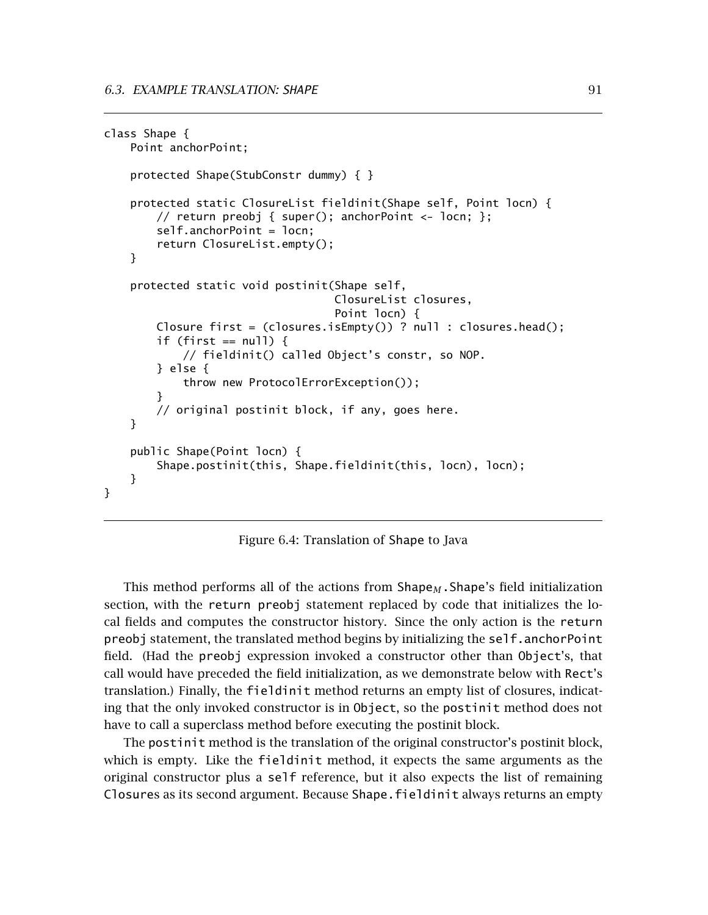```
class Shape {
    Point anchorPoint;

    protected Shape(StubConstr dummy) { }

    protected static ClosureList fieldinit(Shape self, Point locn) {
        // return preobj { super(); anchorPoint <- locn; };
        self.anchorPoint = locn;
        return ClosureList.empty();
    }

    protected static void postinit(Shape self,
                                   ClosureList closures,
                                   Point locn) {
        Closure first = (closures.isEmpty()) ? null : closures.head();
        if (first == null) {
            // fieldinit() called Object's constr, so NOP.
        } else {
            throw new ProtocolErrorException());
        }
        // original postinit block, if any, goes here.
    }

    public Shape(Point locn) {
        Shape.postinit(this, Shape.fieldinit(this, locn), locn);
    }
}
```

Figure 6.4: Translation of Shape to Java

This method performs all of the actions from $\text{Shape}_M$.Shape's field initialization section, with the `return preobj` statement replaced by code that initializes the local fields and computes the constructor history. Since the only action is the `return preobj` statement, the translated method begins by initializing the `self.anchorPoint` field. (Had the `preobj` expression invoked a constructor other than `Object`'s, that call would have preceded the field initialization, as we demonstrate below with `Rect`'s translation.) Finally, the `fieldinit` method returns an empty list of closures, indicating that the only invoked constructor is in `Object`, so the `postinit` method does not have to call a superclass method before executing the postinit block.

The `postinit` method is the translation of the original constructor's postinit block, which is empty. Like the `fieldinit` method, it expects the same arguments as the original constructor plus a `self` reference, but it also expects the list of remaining `Closure`s as its second argument. Because `Shape.fieldinit` always returns an empty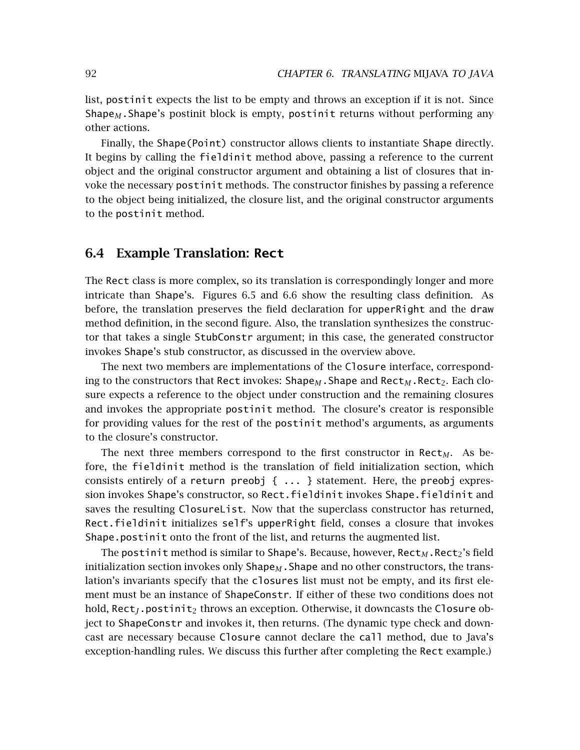list, `postinit` expects the list to be empty and throws an exception if it is not. Since $\texttt{Shape}_M$`.Shape`'s postinit block is empty, `postinit` returns without performing any other actions.

Finally, the `Shape(Point)` constructor allows clients to instantiate `Shape` directly. It begins by calling the `fieldinit` method above, passing a reference to the current object and the original constructor argument and obtaining a list of closures that invoke the necessary `postinit` methods. The constructor finishes by passing a reference to the object being initialized, the closure list, and the original constructor arguments to the `postinit` method.

## 6.4 Example Translation: Rect

The `Rect` class is more complex, so its translation is correspondingly longer and more intricate than `Shape`'s. Figures 6.5 and 6.6 show the resulting class definition. As before, the translation preserves the field declaration for `upperRight` and the `draw` method definition, in the second figure. Also, the translation synthesizes the constructor that takes a single `StubConstr` argument; in this case, the generated constructor invokes `Shape`'s stub constructor, as discussed in the overview above.

The next two members are implementations of the `Closure` interface, corresponding to the constructors that `Rect` invokes: $\texttt{Shape}_M$`.Shape` and $\texttt{Rect}_M$`.`$\texttt{Rect}_2$. Each closure expects a reference to the object under construction and the remaining closures and invokes the appropriate `postinit` method. The closure's creator is responsible for providing values for the rest of the `postinit` method's arguments, as arguments to the closure's constructor.

The next three members correspond to the first constructor in $\texttt{Rect}_M$. As before, the `fieldinit` method is the translation of field initialization section, which consists entirely of a `return preobj { ... }` statement. Here, the `preobj` expression invokes `Shape`'s constructor, so `Rect.fieldinit` invokes `Shape.fieldinit` and saves the resulting `ClosureList`. Now that the superclass constructor has returned, `Rect.fieldinit` initializes `self`'s `upperRight` field, conses a closure that invokes `Shape.postinit` onto the front of the list, and returns the augmented list.

The `postinit` method is similar to `Shape`'s. Because, however, $\texttt{Rect}_M$`.`$\texttt{Rect}_2$'s field initialization section invokes only $\texttt{Shape}_M$`.Shape` and no other constructors, the translation's invariants specify that the `closures` list must not be empty, and its first element must be an instance of `ShapeConstr`. If either of these two conditions does not hold, $\texttt{Rect}_J$`.`$\texttt{postinit}_2$ throws an exception. Otherwise, it downcasts the `Closure` object to `ShapeConstr` and invokes it, then returns. (The dynamic type check and downcast are necessary because `Closure` cannot declare the `call` method, due to Java's exception-handling rules. We discuss this further after completing the `Rect` example.)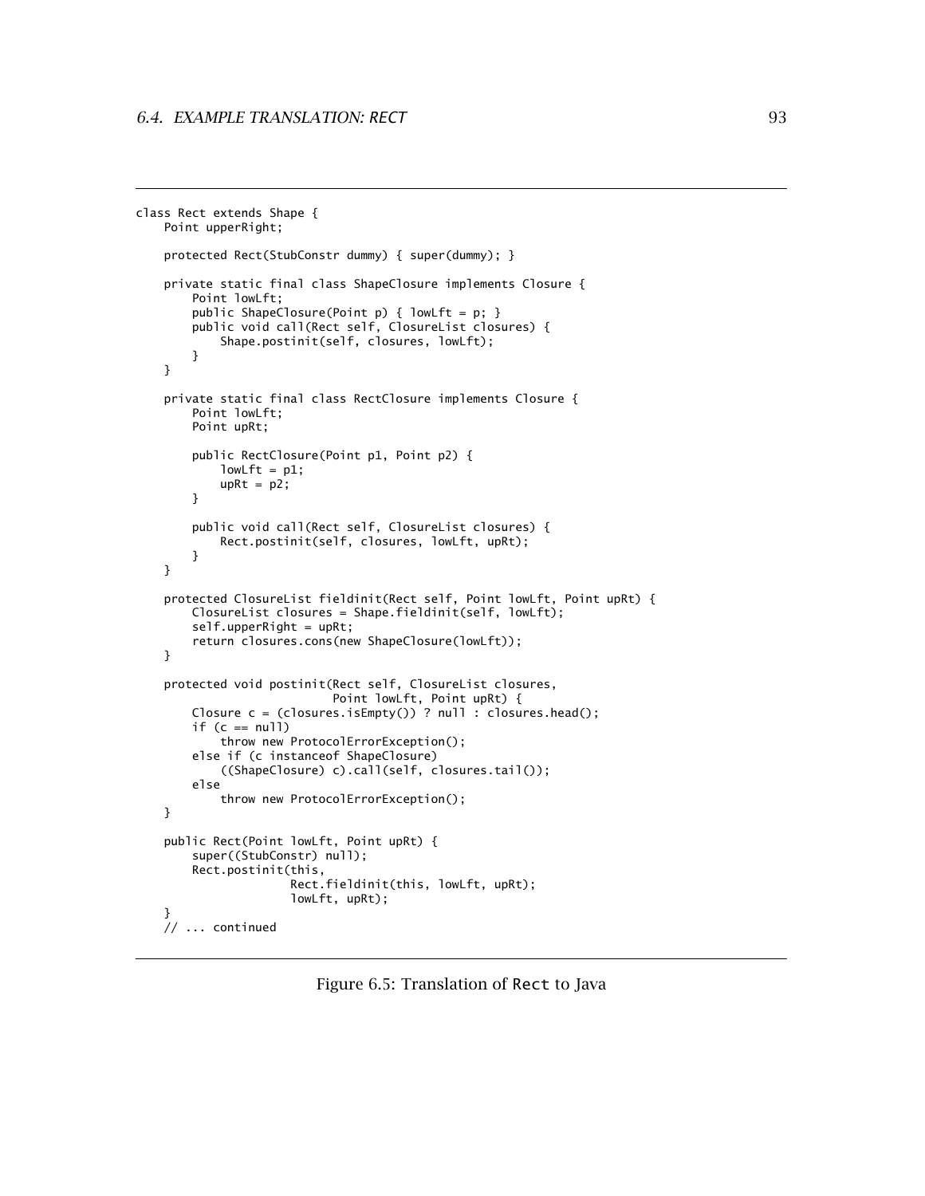```
class Rect extends Shape {
    Point upperRight;

    protected Rect(StubConstr dummy) { super(dummy); }

    private static final class ShapeClosure implements Closure {
        Point lowLft;
        public ShapeClosure(Point p) { lowLft = p; }
        public void call(Rect self, ClosureList closures) {
            Shape.postinit(self, closures, lowLft);
        }
    }

    private static final class RectClosure implements Closure {
        Point lowLft;
        Point upRt;

        public RectClosure(Point p1, Point p2) {
            lowLft = p1;
            upRt = p2;
        }

        public void call(Rect self, ClosureList closures) {
            Rect.postinit(self, closures, lowLft, upRt);
        }
    }

    protected ClosureList fieldinit(Rect self, Point lowLft, Point upRt) {
        ClosureList closures = Shape.fieldinit(self, lowLft);
        self.upperRight = upRt;
        return closures.cons(new ShapeClosure(lowLft));
    }

    protected void postinit(Rect self, ClosureList closures,
                            Point lowLft, Point upRt) {
        Closure c = (closures.isEmpty()) ? null : closures.head();
        if (c == null)
            throw new ProtocolErrorException();
        else if (c instanceof ShapeClosure)
            ((ShapeClosure) c).call(self, closures.tail());
        else
            throw new ProtocolErrorException();
    }

    public Rect(Point lowLft, Point upRt) {
        super((StubConstr) null);
        Rect.postinit(this,
                      Rect.fieldinit(this, lowLft, upRt);
                      lowLft, upRt);
    }
    // ... continued
```

Figure 6.5: Translation of `Rect` to Java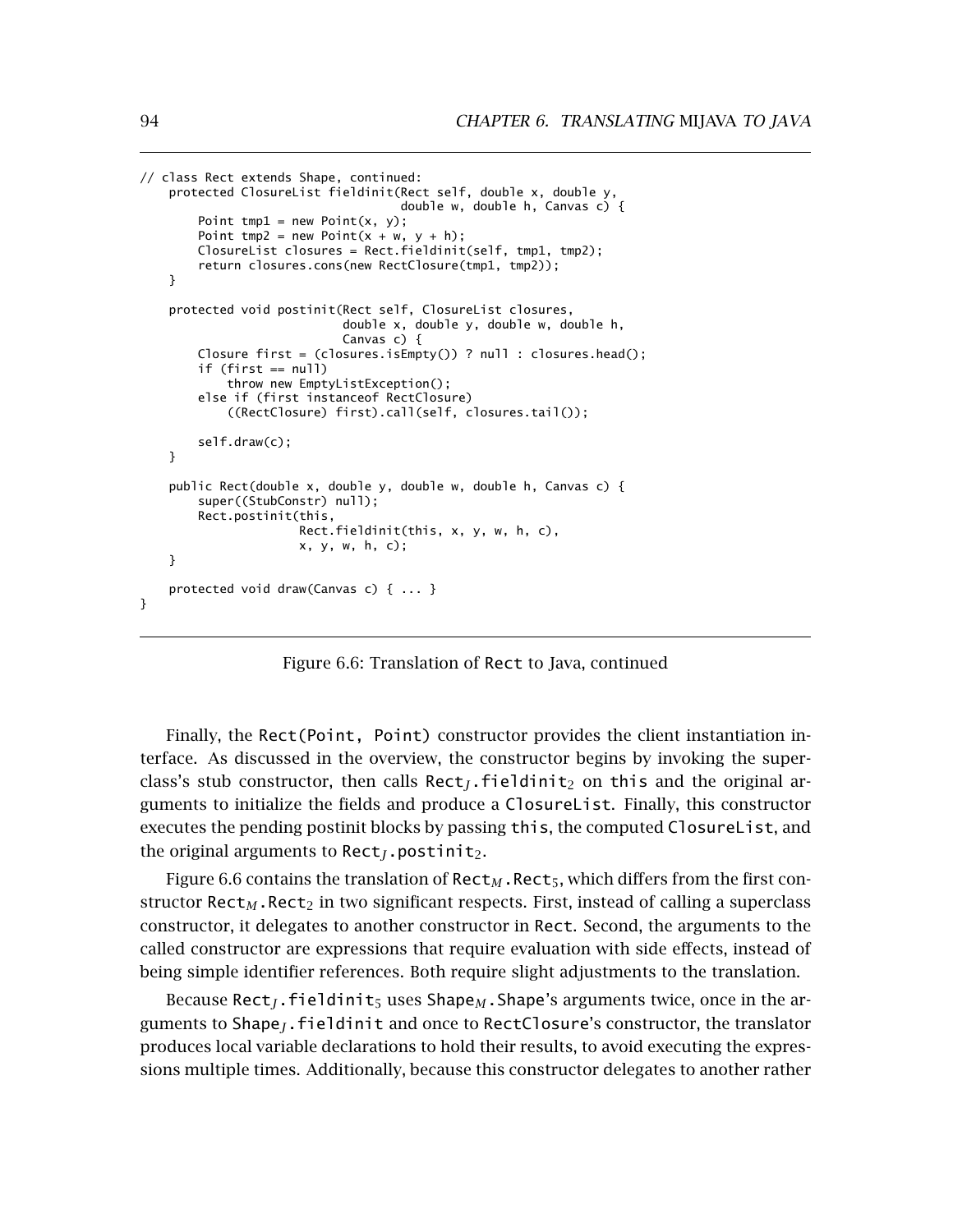```
// class Rect extends Shape, continued:
    protected ClosureList fieldinit(Rect self, double x, double y,
                                    double w, double h, Canvas c) {
        Point tmp1 = new Point(x, y);
        Point tmp2 = new Point(x + w, y + h);
        ClosureList closures = Rect.fieldinit(self, tmp1, tmp2);
        return closures.cons(new RectClosure(tmp1, tmp2));
    }

    protected void postinit(Rect self, ClosureList closures,
                            double x, double y, double w, double h,
                            Canvas c) {
        Closure first = (closures.isEmpty()) ? null : closures.head();
        if (first == null)
            throw new EmptyListException();
        else if (first instanceof RectClosure)
            ((RectClosure) first).call(self, closures.tail());

        self.draw(c);
    }

    public Rect(double x, double y, double w, double h, Canvas c) {
        super((StubConstr) null);
        Rect.postinit(this,
                      Rect.fieldinit(this, x, y, w, h, c),
                      x, y, w, h, c);
    }

    protected void draw(Canvas c) { ... }
}
```

Figure 6.6: Translation of Rect to Java, continued

Finally, the Rect(Point, Point) constructor provides the client instantiation interface. As discussed in the overview, the constructor begins by invoking the superclass's stub constructor, then calls $\texttt{Rect}_J\texttt{.fieldinit}_2$ on this and the original arguments to initialize the fields and produce a ClosureList. Finally, this constructor executes the pending postinit blocks by passing this, the computed ClosureList, and the original arguments to $\texttt{Rect}_J\texttt{.postinit}_2$.

Figure 6.6 contains the translation of $\texttt{Rect}_M\texttt{.Rect}_5$, which differs from the first constructor $\texttt{Rect}_M\texttt{.Rect}_2$ in two significant respects. First, instead of calling a superclass constructor, it delegates to another constructor in Rect. Second, the arguments to the called constructor are expressions that require evaluation with side effects, instead of being simple identifier references. Both require slight adjustments to the translation.

Because $\texttt{Rect}_J\texttt{.fieldinit}_5$ uses $\texttt{Shape}_M\texttt{.Shape}$'s arguments twice, once in the arguments to $\texttt{Shape}_J\texttt{.fieldinit}$ and once to RectClosure's constructor, the translator produces local variable declarations to hold their results, to avoid executing the expressions multiple times. Additionally, because this constructor delegates to another rather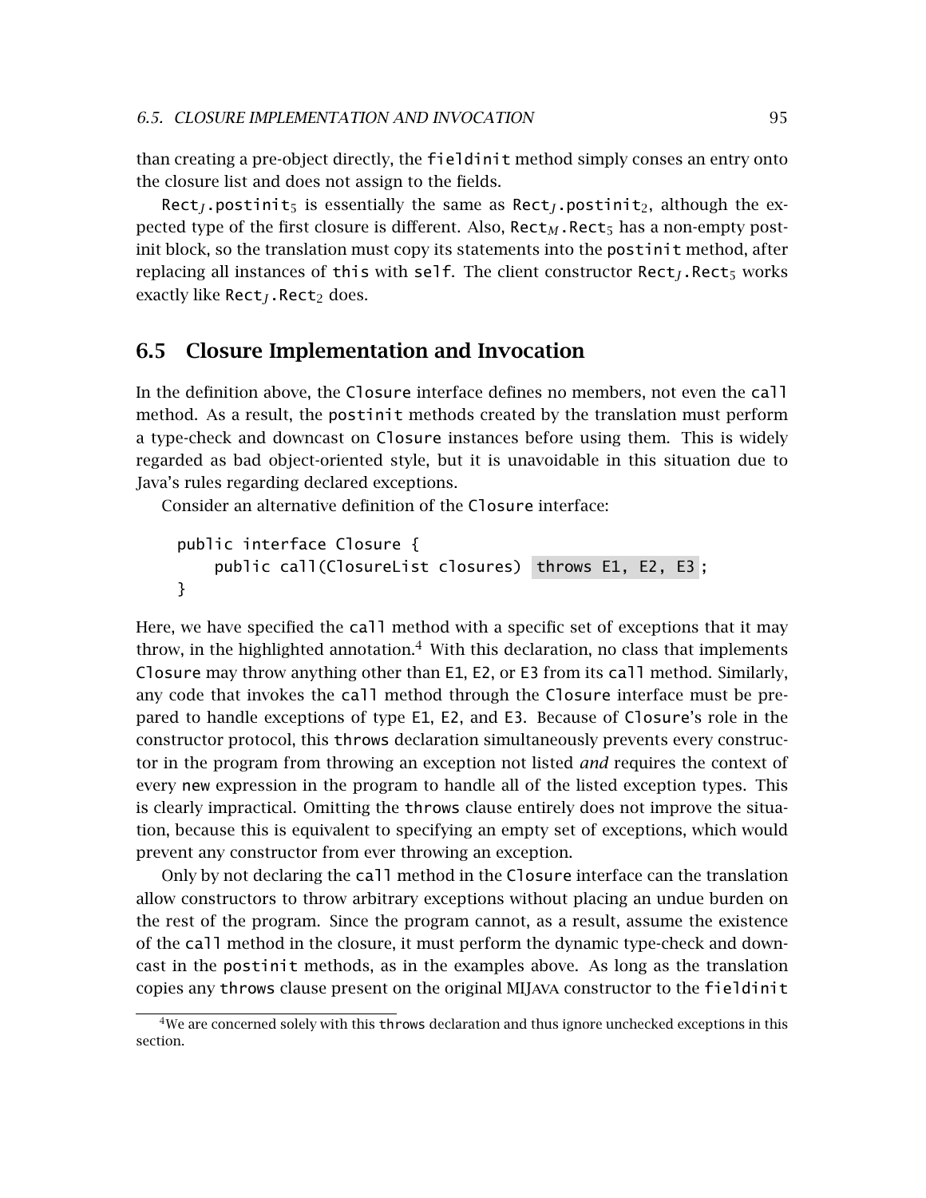than creating a pre-object directly, the `fieldinit` method simply conses an entry onto the closure list and does not assign to the fields.

$\texttt{Rect}_J\texttt{.postinit}_5$ is essentially the same as $\texttt{Rect}_J\texttt{.postinit}_2$, although the expected type of the first closure is different. Also, $\texttt{Rect}_M\texttt{.Rect}_5$ has a non-empty post-init block, so the translation must copy its statements into the `postinit` method, after replacing all instances of `this` with `self`. The client constructor $\texttt{Rect}_J\texttt{.Rect}_5$ works exactly like $\texttt{Rect}_J\texttt{.Rect}_2$ does.

## 6.5 Closure Implementation and Invocation

In the definition above, the `Closure` interface defines no members, not even the `call` method. As a result, the `postinit` methods created by the translation must perform a type-check and downcast on `Closure` instances before using them. This is widely regarded as bad object-oriented style, but it is unavoidable in this situation due to Java's rules regarding declared exceptions.

Consider an alternative definition of the `Closure` interface:

```
public interface Closure {
    public call(ClosureList closures) throws E1, E2, E3 ;
}
```

Here, we have specified the `call` method with a specific set of exceptions that it may throw, in the highlighted annotation.[4] With this declaration, no class that implements `Closure` may throw anything other than `E1`, `E2`, or `E3` from its `call` method. Similarly, any code that invokes the `call` method through the `Closure` interface must be prepared to handle exceptions of type `E1`, `E2`, and `E3`. Because of `Closure`'s role in the constructor protocol, this `throws` declaration simultaneously prevents every constructor in the program from throwing an exception not listed *and* requires the context of every `new` expression in the program to handle all of the listed exception types. This is clearly impractical. Omitting the `throws` clause entirely does not improve the situation, because this is equivalent to specifying an empty set of exceptions, which would prevent any constructor from ever throwing an exception.

Only by not declaring the `call` method in the `Closure` interface can the translation allow constructors to throw arbitrary exceptions without placing an undue burden on the rest of the program. Since the program cannot, as a result, assume the existence of the `call` method in the closure, it must perform the dynamic type-check and downcast in the `postinit` methods, as in the examples above. As long as the translation copies any `throws` clause present on the original MIJAVA constructor to the `fieldinit`

[4] We are concerned solely with this `throws` declaration and thus ignore unchecked exceptions in this section.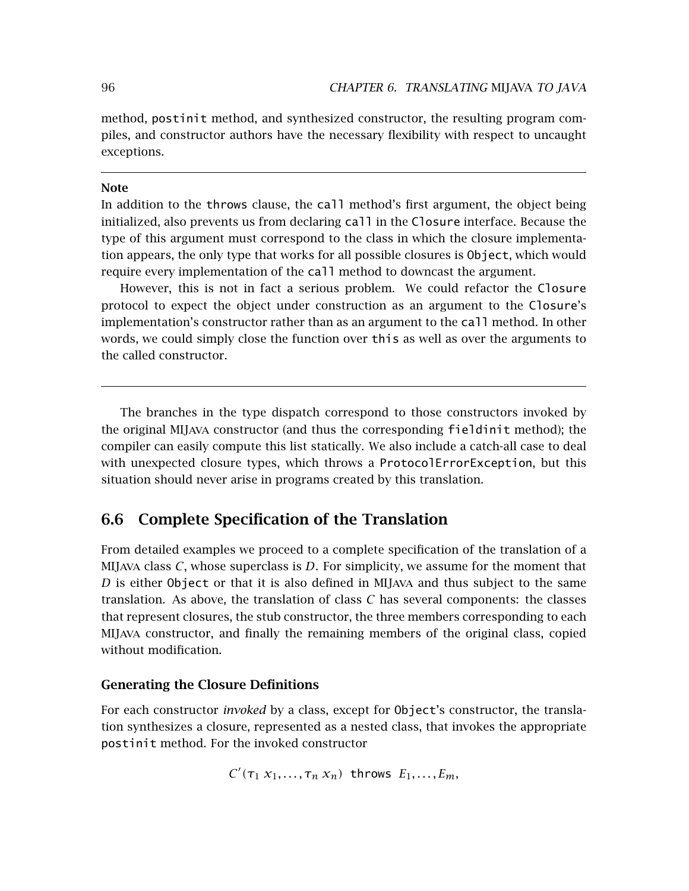method, `postinit` method, and synthesized constructor, the resulting program compiles, and constructor authors have the necessary flexibility with respect to uncaught exceptions.

---

**Note**

In addition to the `throws` clause, the `call` method's first argument, the object being initialized, also prevents us from declaring `call` in the `Closure` interface. Because the type of this argument must correspond to the class in which the closure implementation appears, the only type that works for all possible closures is `Object`, which would require every implementation of the `call` method to downcast the argument.

However, this is not in fact a serious problem. We could refactor the `Closure` protocol to expect the object under construction as an argument to the `Closure`'s implementation's constructor rather than as an argument to the `call` method. In other words, we could simply close the function over `this` as well as over the arguments to the called constructor.

---

The branches in the type dispatch correspond to those constructors invoked by the original MIJAVA constructor (and thus the corresponding `fieldinit` method); the compiler can easily compute this list statically. We also include a catch-all case to deal with unexpected closure types, which throws a `ProtocolErrorException`, but this situation should never arise in programs created by this translation.

## 6.6 Complete Specification of the Translation

From detailed examples we proceed to a complete specification of the translation of a MIJAVA class $C$, whose superclass is $D$. For simplicity, we assume for the moment that $D$ is either `Object` or that it is also defined in MIJAVA and thus subject to the same translation. As above, the translation of class $C$ has several components: the classes that represent closures, the stub constructor, the three members corresponding to each MIJAVA constructor, and finally the remaining members of the original class, copied without modification.

### Generating the Closure Definitions

For each constructor *invoked* by a class, except for `Object`'s constructor, the translation synthesizes a closure, represented as a nested class, that invokes the appropriate `postinit` method. For the invoked constructor

$$C'(\tau_1\ x_1, \ldots, \tau_n\ x_n)\ \texttt{throws}\ E_1, \ldots, E_m,$$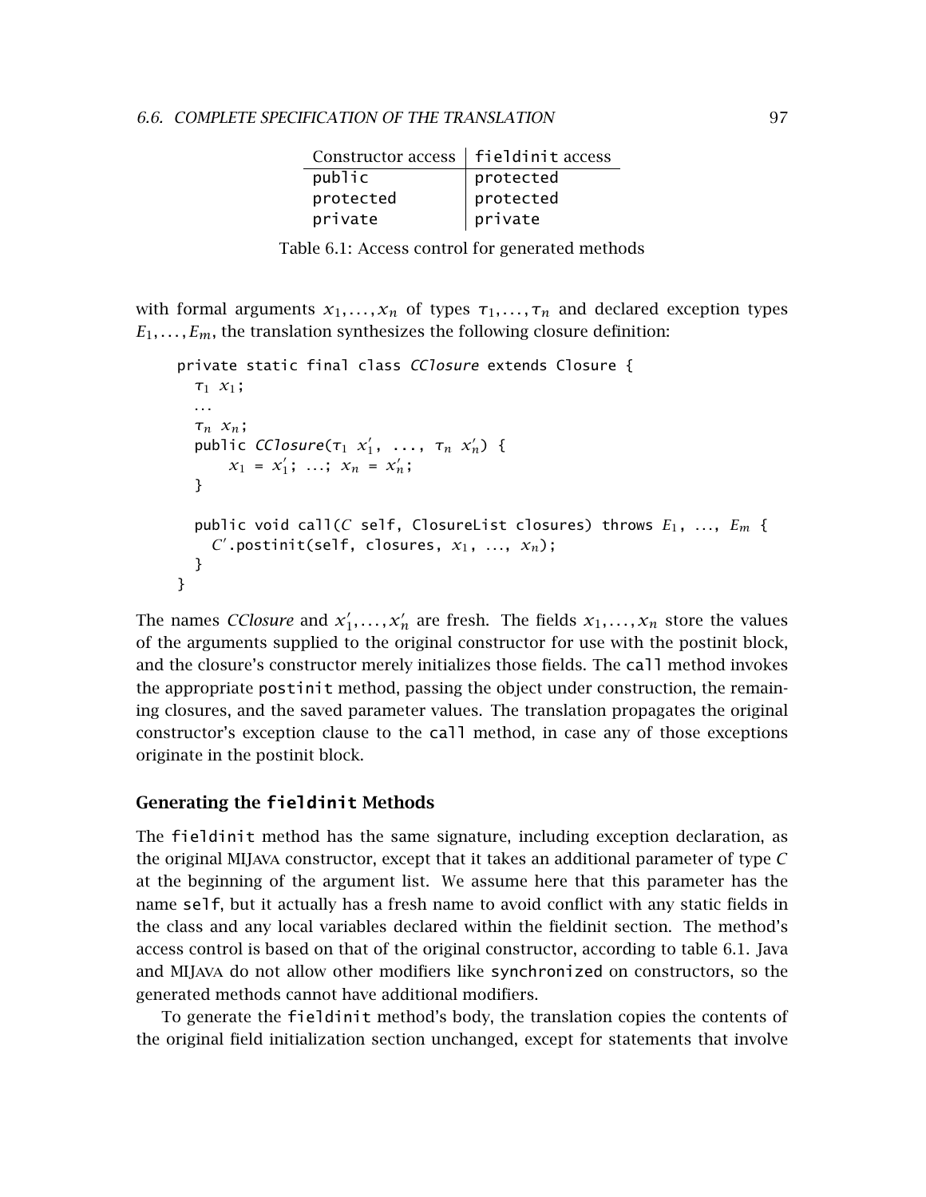| Constructor access | `fieldinit` access |
|---|---|
| `public` | `protected` |
| `protected` | `protected` |
| `private` | `private` |

Table 6.1: Access control for generated methods

with formal arguments $x_1, \ldots, x_n$ of types $\tau_1, \ldots, \tau_n$ and declared exception types $E_1, \ldots, E_m$, the translation synthesizes the following closure definition:

```
private static final class CClosure extends Closure {
  τ1 x1;
  ...
  τn xn;
  public CClosure(τ1 x1', ..., τn xn') {
      x1 = x1'; ...; xn = xn';
  }

  public void call(C self, ClosureList closures) throws E1, ..., Em {
    C'.postinit(self, closures, x1, ..., xn);
  }
}
```

The names *CClosure* and $x'_1, \ldots, x'_n$ are fresh. The fields $x_1, \ldots, x_n$ store the values of the arguments supplied to the original constructor for use with the postinit block, and the closure's constructor merely initializes those fields. The `call` method invokes the appropriate `postinit` method, passing the object under construction, the remaining closures, and the saved parameter values. The translation propagates the original constructor's exception clause to the `call` method, in case any of those exceptions originate in the postinit block.

### Generating the `fieldinit` Methods

The `fieldinit` method has the same signature, including exception declaration, as the original MIJava constructor, except that it takes an additional parameter of type *C* at the beginning of the argument list. We assume here that this parameter has the name `self`, but it actually has a fresh name to avoid conflict with any static fields in the class and any local variables declared within the fieldinit section. The method's access control is based on that of the original constructor, according to table 6.1. Java and MIJava do not allow other modifiers like `synchronized` on constructors, so the generated methods cannot have additional modifiers.

To generate the `fieldinit` method's body, the translation copies the contents of the original field initialization section unchanged, except for statements that involve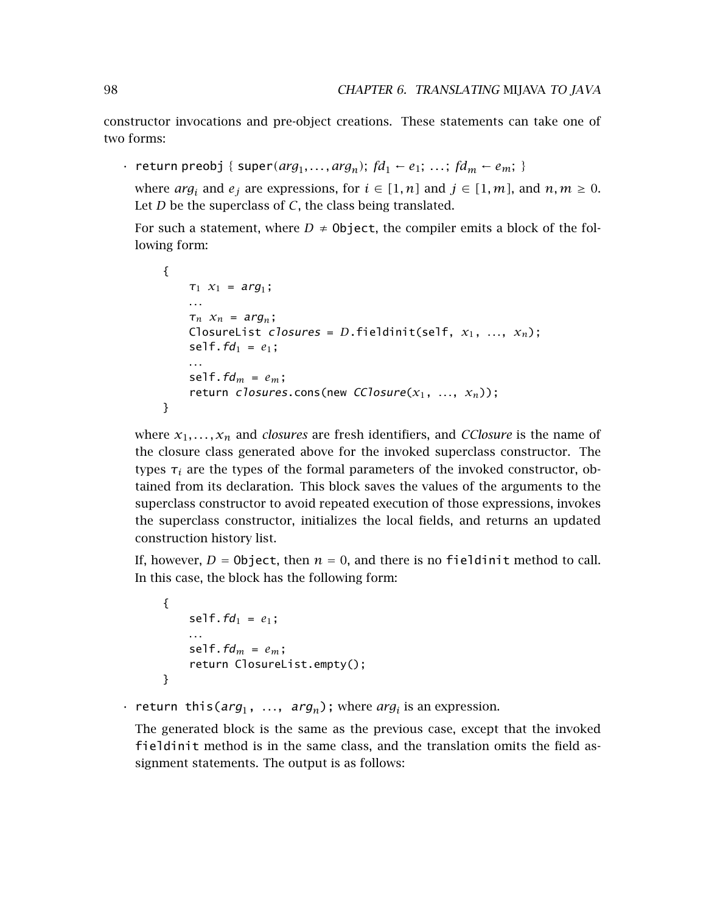constructor invocations and pre-object creations. These statements can take one of two forms:

- return preobj { super($arg_1, \ldots, arg_n$); $fd_1 \leftarrow e_1$; ...; $fd_m \leftarrow e_m$; }

  where $arg_i$ and $e_j$ are expressions, for $i \in [1, n]$ and $j \in [1, m]$, and $n, m \geq 0$. Let $D$ be the superclass of $C$, the class being translated.

  For such a statement, where $D \neq$ Object, the compiler emits a block of the following form:

```
{
    τ1 x1 = arg1;
    ...
    τn xn = argn;
    ClosureList closures = D.fieldinit(self, x1, ..., xn);
    self.fd1 = e1;
    ...
    self.fdm = em;
    return closures.cons(new CClosure(x1, ..., xn));
}
```

  where $x_1, \ldots, x_n$ and *closures* are fresh identifiers, and *CClosure* is the name of the closure class generated above for the invoked superclass constructor. The types $\tau_i$ are the types of the formal parameters of the invoked constructor, obtained from its declaration. This block saves the values of the arguments to the superclass constructor to avoid repeated execution of those expressions, invokes the superclass constructor, initializes the local fields, and returns an updated construction history list.

  If, however, $D =$ Object, then $n = 0$, and there is no fieldinit method to call. In this case, the block has the following form:

```
{
    self.fd1 = e1;
    ...
    self.fdm = em;
    return ClosureList.empty();
}
```

- return this($arg_1$, ..., $arg_n$); where $arg_i$ is an expression.

  The generated block is the same as the previous case, except that the invoked fieldinit method is in the same class, and the translation omits the field assignment statements. The output is as follows: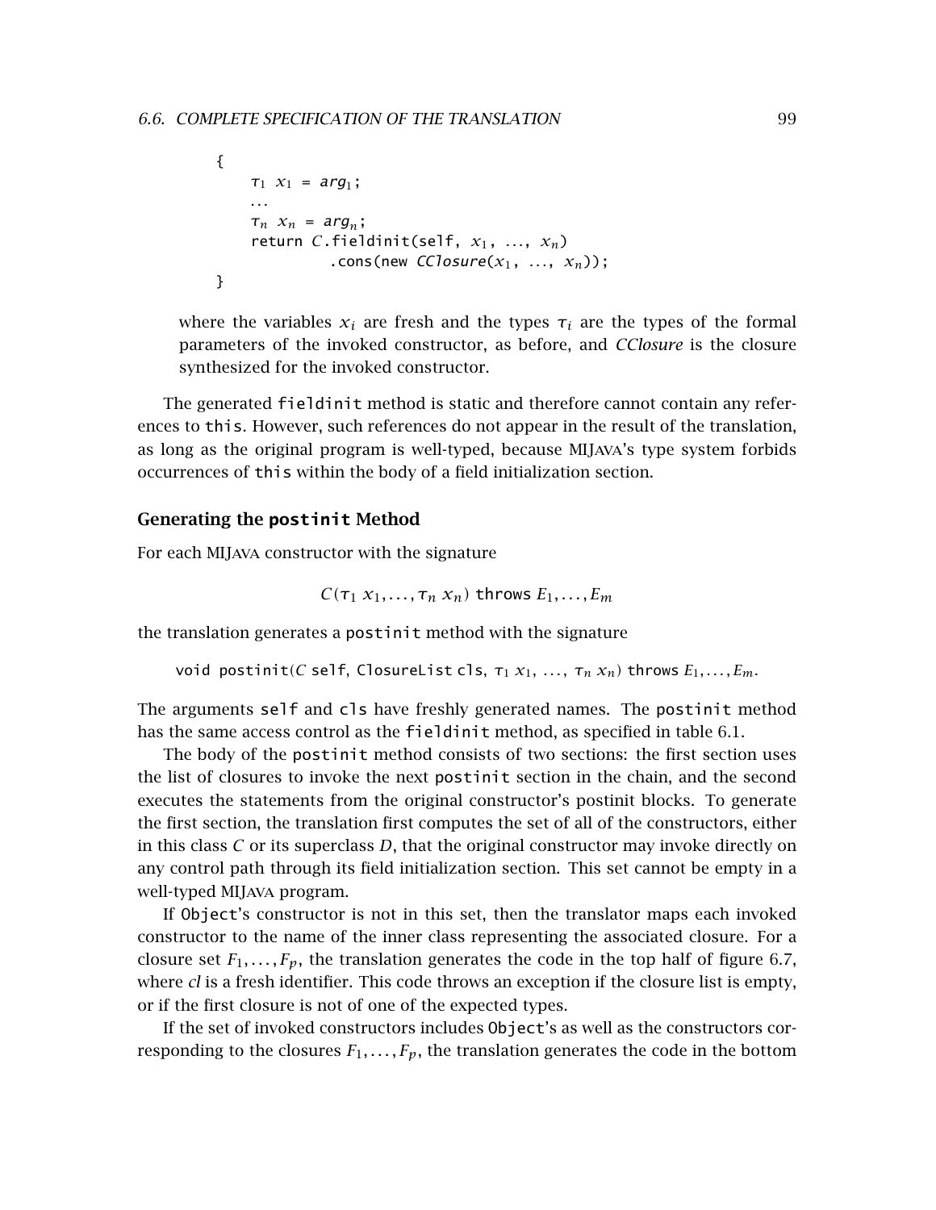```
{
    τ1 x1 = arg1;
    ...
    τn xn = argn;
    return C.fieldinit(self, x1, ..., xn)
            .cons(new CClosure(x1, ..., xn));
}
```

where the variables $x_i$ are fresh and the types $\tau_i$ are the types of the formal parameters of the invoked constructor, as before, and *CClosure* is the closure synthesized for the invoked constructor.

The generated `fieldinit` method is static and therefore cannot contain any references to `this`. However, such references do not appear in the result of the translation, as long as the original program is well-typed, because MIJAVA's type system forbids occurrences of `this` within the body of a field initialization section.

### Generating the `postinit` Method

For each MIJAVA constructor with the signature

$$C(\tau_1\ x_1, \ldots, \tau_n\ x_n)\ \texttt{throws}\ E_1, \ldots, E_m$$

the translation generates a `postinit` method with the signature

`void postinit(`$C$ `self, ClosureList cls,` $\tau_1\ x_1$, ..., $\tau_n\ x_n$`) throws` $E_1, \ldots, E_m$.

The arguments `self` and `cls` have freshly generated names. The `postinit` method has the same access control as the `fieldinit` method, as specified in table 6.1.

The body of the `postinit` method consists of two sections: the first section uses the list of closures to invoke the next `postinit` section in the chain, and the second executes the statements from the original constructor's postinit blocks. To generate the first section, the translation first computes the set of all of the constructors, either in this class $C$ or its superclass $D$, that the original constructor may invoke directly on any control path through its field initialization section. This set cannot be empty in a well-typed MIJAVA program.

If `Object`'s constructor is not in this set, then the translator maps each invoked constructor to the name of the inner class representing the associated closure. For a closure set $F_1, \ldots, F_p$, the translation generates the code in the top half of figure 6.7, where *cl* is a fresh identifier. This code throws an exception if the closure list is empty, or if the first closure is not of one of the expected types.

If the set of invoked constructors includes `Object`'s as well as the constructors corresponding to the closures $F_1, \ldots, F_p$, the translation generates the code in the bottom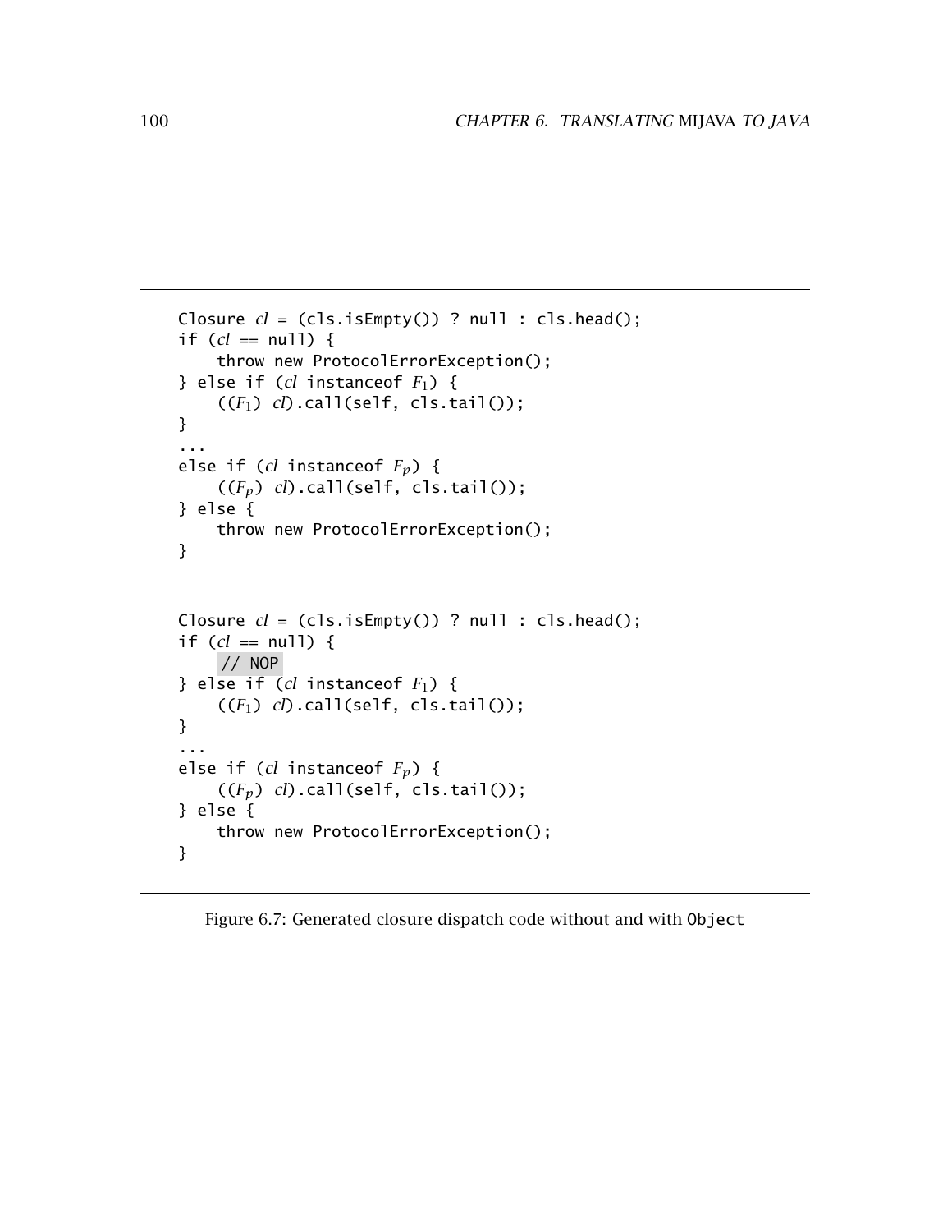```
Closure cl = (cls.isEmpty()) ? null : cls.head();
if (cl == null) {
    throw new ProtocolErrorException();
} else if (cl instanceof F1) {
    ((F1) cl).call(self, cls.tail());
}
...
else if (cl instanceof Fp) {
    ((Fp) cl).call(self, cls.tail());
} else {
    throw new ProtocolErrorException();
}
```

```
Closure cl = (cls.isEmpty()) ? null : cls.head();
if (cl == null) {
    // NOP
} else if (cl instanceof F1) {
    ((F1) cl).call(self, cls.tail());
}
...
else if (cl instanceof Fp) {
    ((Fp) cl).call(self, cls.tail());
} else {
    throw new ProtocolErrorException();
}
```

Figure 6.7: Generated closure dispatch code without and with `Object`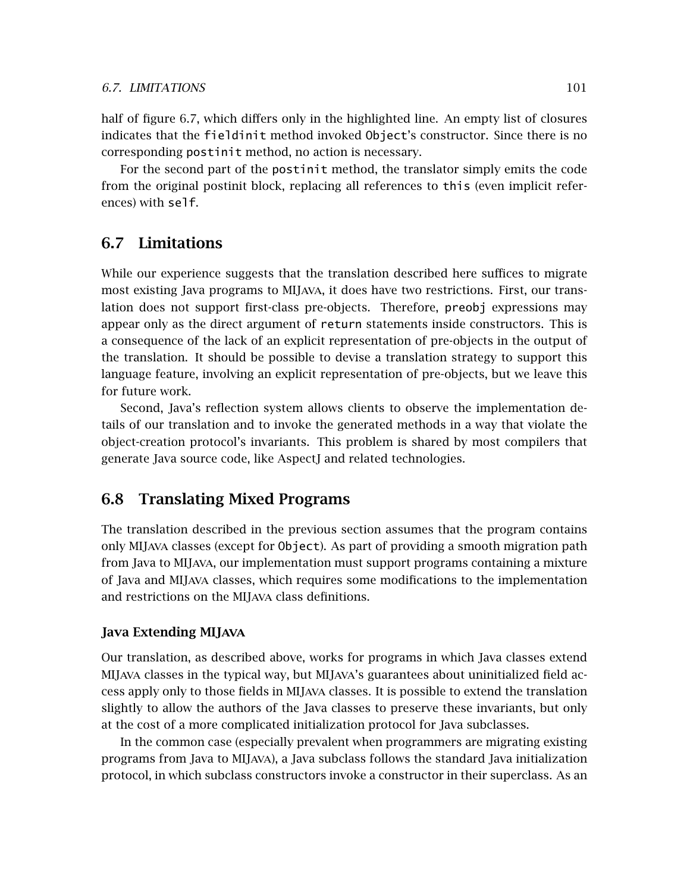half of figure 6.7, which differs only in the highlighted line. An empty list of closures indicates that the `fieldinit` method invoked `Object`'s constructor. Since there is no corresponding `postinit` method, no action is necessary.

For the second part of the `postinit` method, the translator simply emits the code from the original postinit block, replacing all references to `this` (even implicit references) with `self`.

## 6.7 Limitations

While our experience suggests that the translation described here suffices to migrate most existing Java programs to MIJava, it does have two restrictions. First, our translation does not support first-class pre-objects. Therefore, `preobj` expressions may appear only as the direct argument of `return` statements inside constructors. This is a consequence of the lack of an explicit representation of pre-objects in the output of the translation. It should be possible to devise a translation strategy to support this language feature, involving an explicit representation of pre-objects, but we leave this for future work.

Second, Java's reflection system allows clients to observe the implementation details of our translation and to invoke the generated methods in a way that violate the object-creation protocol's invariants. This problem is shared by most compilers that generate Java source code, like AspectJ and related technologies.

## 6.8 Translating Mixed Programs

The translation described in the previous section assumes that the program contains only MIJava classes (except for `Object`). As part of providing a smooth migration path from Java to MIJava, our implementation must support programs containing a mixture of Java and MIJava classes, which requires some modifications to the implementation and restrictions on the MIJava class definitions.

### Java Extending MIJava

Our translation, as described above, works for programs in which Java classes extend MIJava classes in the typical way, but MIJava's guarantees about uninitialized field access apply only to those fields in MIJava classes. It is possible to extend the translation slightly to allow the authors of the Java classes to preserve these invariants, but only at the cost of a more complicated initialization protocol for Java subclasses.

In the common case (especially prevalent when programmers are migrating existing programs from Java to MIJava), a Java subclass follows the standard Java initialization protocol, in which subclass constructors invoke a constructor in their superclass. As an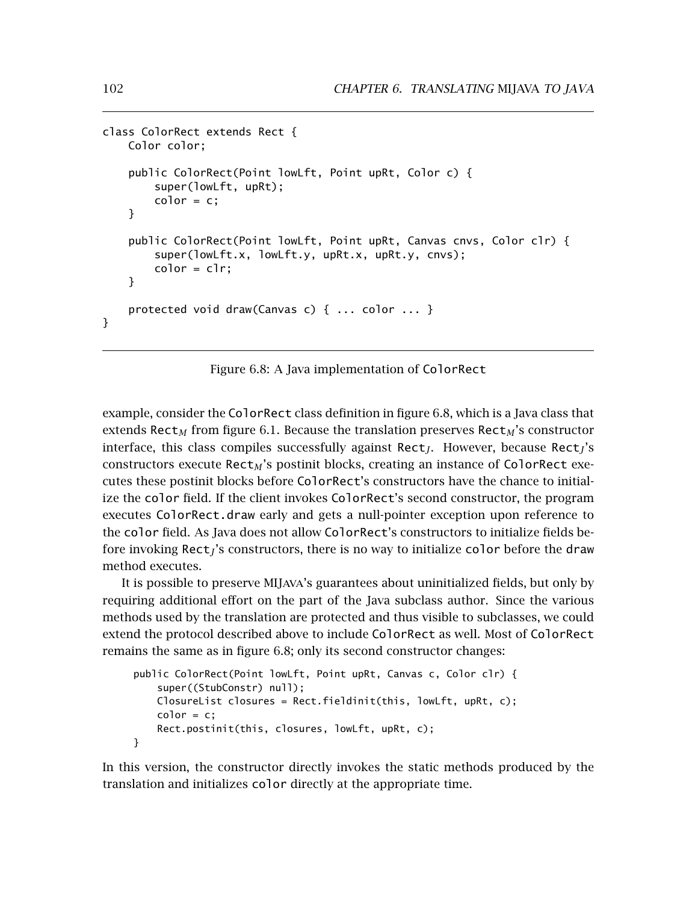```
class ColorRect extends Rect {
    Color color;

    public ColorRect(Point lowLft, Point upRt, Color c) {
        super(lowLft, upRt);
        color = c;
    }

    public ColorRect(Point lowLft, Point upRt, Canvas cnvs, Color clr) {
        super(lowLft.x, lowLft.y, upRt.x, upRt.y, cnvs);
        color = clr;
    }

    protected void draw(Canvas c) { ... color ... }
}
```

Figure 6.8: A Java implementation of ColorRect

example, consider the ColorRect class definition in figure 6.8, which is a Java class that extends $\texttt{Rect}_M$ from figure 6.1. Because the translation preserves $\texttt{Rect}_M$'s constructor interface, this class compiles successfully against $\texttt{Rect}_J$. However, because $\texttt{Rect}_J$'s constructors execute $\texttt{Rect}_M$'s postinit blocks, creating an instance of ColorRect executes these postinit blocks before ColorRect's constructors have the chance to initialize the color field. If the client invokes ColorRect's second constructor, the program executes ColorRect.draw early and gets a null-pointer exception upon reference to the color field. As Java does not allow ColorRect's constructors to initialize fields before invoking $\texttt{Rect}_J$'s constructors, there is no way to initialize color before the draw method executes.

It is possible to preserve MIJava's guarantees about uninitialized fields, but only by requiring additional effort on the part of the Java subclass author. Since the various methods used by the translation are protected and thus visible to subclasses, we could extend the protocol described above to include ColorRect as well. Most of ColorRect remains the same as in figure 6.8; only its second constructor changes:

```
public ColorRect(Point lowLft, Point upRt, Canvas c, Color clr) {
    super((StubConstr) null);
    ClosureList closures = Rect.fieldinit(this, lowLft, upRt, c);
    color = c;
    Rect.postinit(this, closures, lowLft, upRt, c);
}
```

In this version, the constructor directly invokes the static methods produced by the translation and initializes color directly at the appropriate time.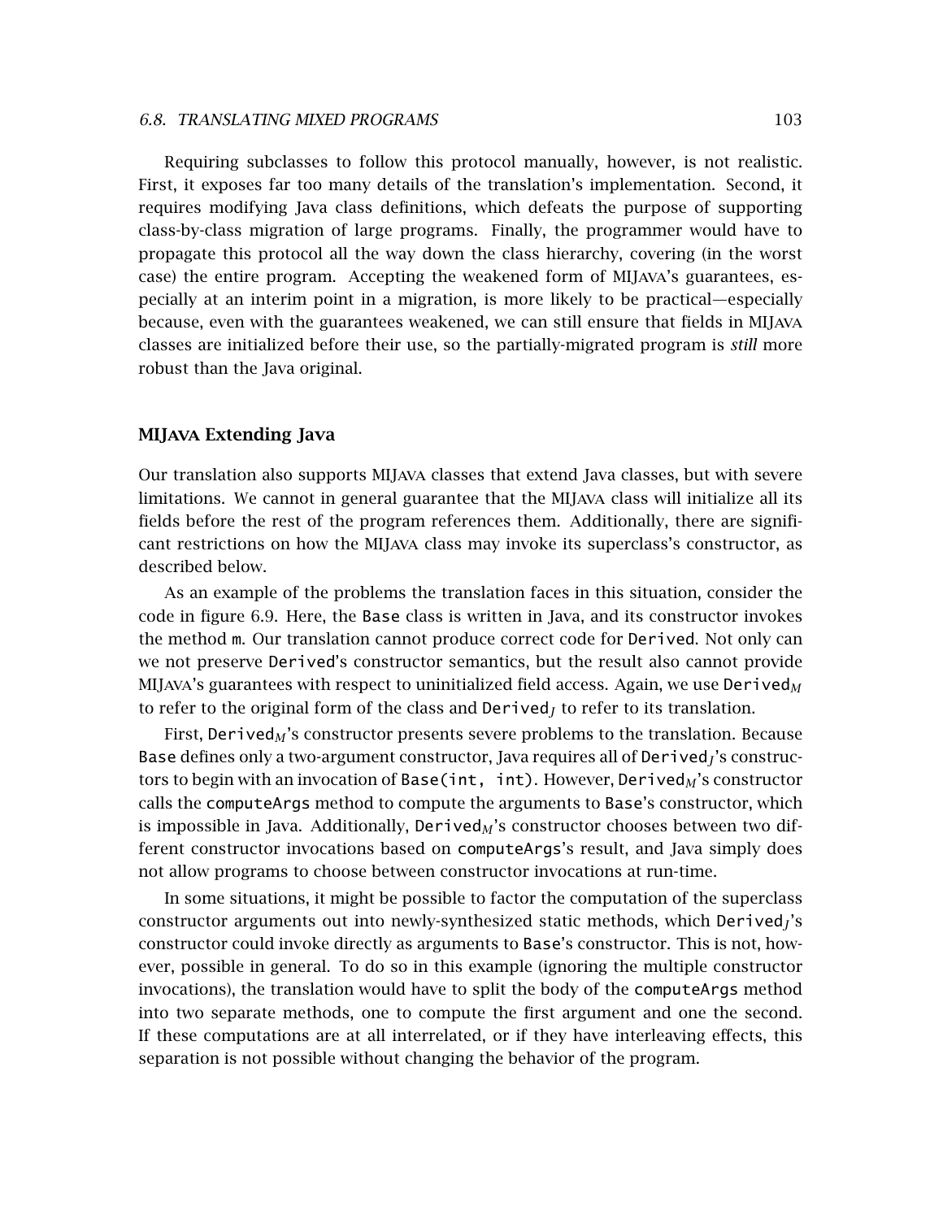Requiring subclasses to follow this protocol manually, however, is not realistic. First, it exposes far too many details of the translation's implementation. Second, it requires modifying Java class definitions, which defeats the purpose of supporting class-by-class migration of large programs. Finally, the programmer would have to propagate this protocol all the way down the class hierarchy, covering (in the worst case) the entire program. Accepting the weakened form of MIJAVA's guarantees, especially at an interim point in a migration, is more likely to be practical—especially because, even with the guarantees weakened, we can still ensure that fields in MIJAVA classes are initialized before their use, so the partially-migrated program is *still* more robust than the Java original.

### MIJAVA Extending Java

Our translation also supports MIJAVA classes that extend Java classes, but with severe limitations. We cannot in general guarantee that the MIJAVA class will initialize all its fields before the rest of the program references them. Additionally, there are significant restrictions on how the MIJAVA class may invoke its superclass's constructor, as described below.

As an example of the problems the translation faces in this situation, consider the code in figure 6.9. Here, the `Base` class is written in Java, and its constructor invokes the method `m`. Our translation cannot produce correct code for `Derived`. Not only can we not preserve `Derived`'s constructor semantics, but the result also cannot provide MIJAVA's guarantees with respect to uninitialized field access. Again, we use $\texttt{Derived}_M$ to refer to the original form of the class and $\texttt{Derived}_J$ to refer to its translation.

First, $\texttt{Derived}_M$'s constructor presents severe problems to the translation. Because `Base` defines only a two-argument constructor, Java requires all of $\texttt{Derived}_J$'s constructors to begin with an invocation of `Base(int, int)`. However, $\texttt{Derived}_M$'s constructor calls the `computeArgs` method to compute the arguments to `Base`'s constructor, which is impossible in Java. Additionally, $\texttt{Derived}_M$'s constructor chooses between two different constructor invocations based on `computeArgs`'s result, and Java simply does not allow programs to choose between constructor invocations at run-time.

In some situations, it might be possible to factor the computation of the superclass constructor arguments out into newly-synthesized static methods, which $\texttt{Derived}_J$'s constructor could invoke directly as arguments to `Base`'s constructor. This is not, however, possible in general. To do so in this example (ignoring the multiple constructor invocations), the translation would have to split the body of the `computeArgs` method into two separate methods, one to compute the first argument and one the second. If these computations are at all interrelated, or if they have interleaving effects, this separation is not possible without changing the behavior of the program.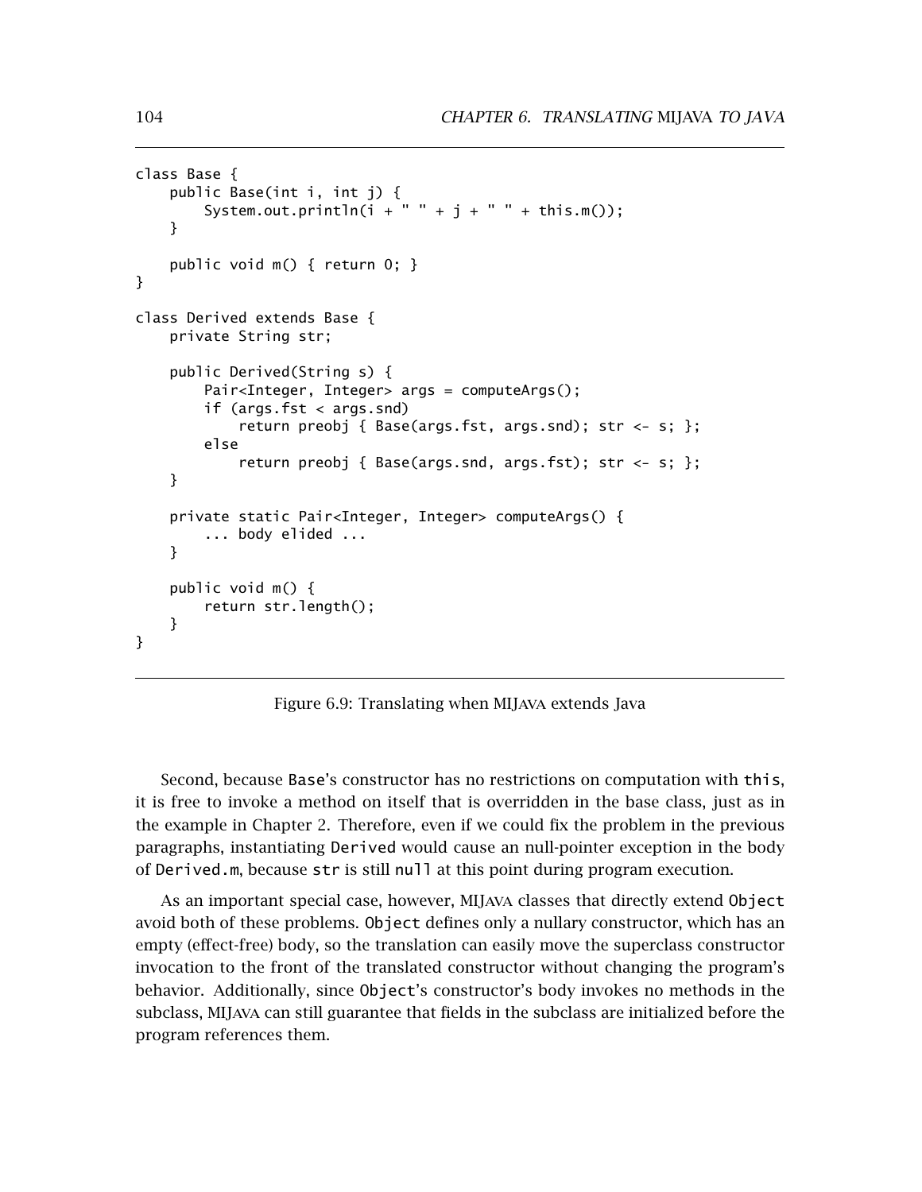```
class Base {
    public Base(int i, int j) {
        System.out.println(i + " " + j + " " + this.m());
    }

    public void m() { return 0; }
}

class Derived extends Base {
    private String str;

    public Derived(String s) {
        Pair<Integer, Integer> args = computeArgs();
        if (args.fst < args.snd)
            return preobj { Base(args.fst, args.snd); str <- s; };
        else
            return preobj { Base(args.snd, args.fst); str <- s; };
    }

    private static Pair<Integer, Integer> computeArgs() {
        ... body elided ...
    }

    public void m() {
        return str.length();
    }
}
```

Figure 6.9: Translating when MIJAVA extends Java

Second, because Base's constructor has no restrictions on computation with this, it is free to invoke a method on itself that is overridden in the base class, just as in the example in Chapter 2. Therefore, even if we could fix the problem in the previous paragraphs, instantiating Derived would cause an null-pointer exception in the body of Derived.m, because str is still null at this point during program execution.

As an important special case, however, MIJAVA classes that directly extend Object avoid both of these problems. Object defines only a nullary constructor, which has an empty (effect-free) body, so the translation can easily move the superclass constructor invocation to the front of the translated constructor without changing the program's behavior. Additionally, since Object's constructor's body invokes no methods in the subclass, MIJAVA can still guarantee that fields in the subclass are initialized before the program references them.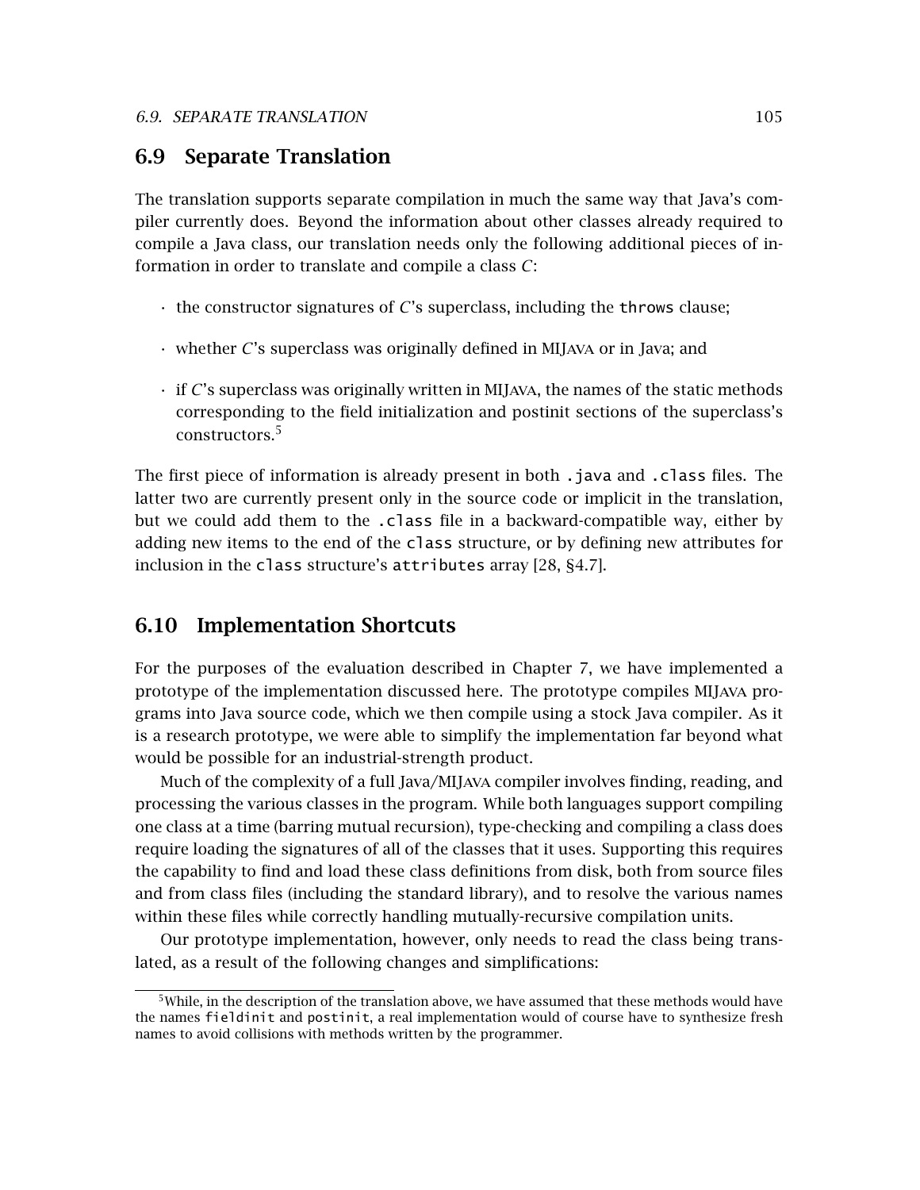## 6.9 Separate Translation

The translation supports separate compilation in much the same way that Java's compiler currently does. Beyond the information about other classes already required to compile a Java class, our translation needs only the following additional pieces of information in order to translate and compile a class *C*:

- the constructor signatures of *C*'s superclass, including the `throws` clause;
- whether *C*'s superclass was originally defined in MIJAVA or in Java; and
- if *C*'s superclass was originally written in MIJAVA, the names of the static methods corresponding to the field initialization and postinit sections of the superclass's constructors.[5]

The first piece of information is already present in both `.java` and `.class` files. The latter two are currently present only in the source code or implicit in the translation, but we could add them to the `.class` file in a backward-compatible way, either by adding new items to the end of the `class` structure, or by defining new attributes for inclusion in the `class` structure's `attributes` array [28, §4.7].

## 6.10 Implementation Shortcuts

For the purposes of the evaluation described in Chapter 7, we have implemented a prototype of the implementation discussed here. The prototype compiles MIJAVA programs into Java source code, which we then compile using a stock Java compiler. As it is a research prototype, we were able to simplify the implementation far beyond what would be possible for an industrial-strength product.

Much of the complexity of a full Java/MIJAVA compiler involves finding, reading, and processing the various classes in the program. While both languages support compiling one class at a time (barring mutual recursion), type-checking and compiling a class does require loading the signatures of all of the classes that it uses. Supporting this requires the capability to find and load these class definitions from disk, both from source files and from class files (including the standard library), and to resolve the various names within these files while correctly handling mutually-recursive compilation units.

Our prototype implementation, however, only needs to read the class being translated, as a result of the following changes and simplifications:

[5] While, in the description of the translation above, we have assumed that these methods would have the names `fieldinit` and `postinit`, a real implementation would of course have to synthesize fresh names to avoid collisions with methods written by the programmer.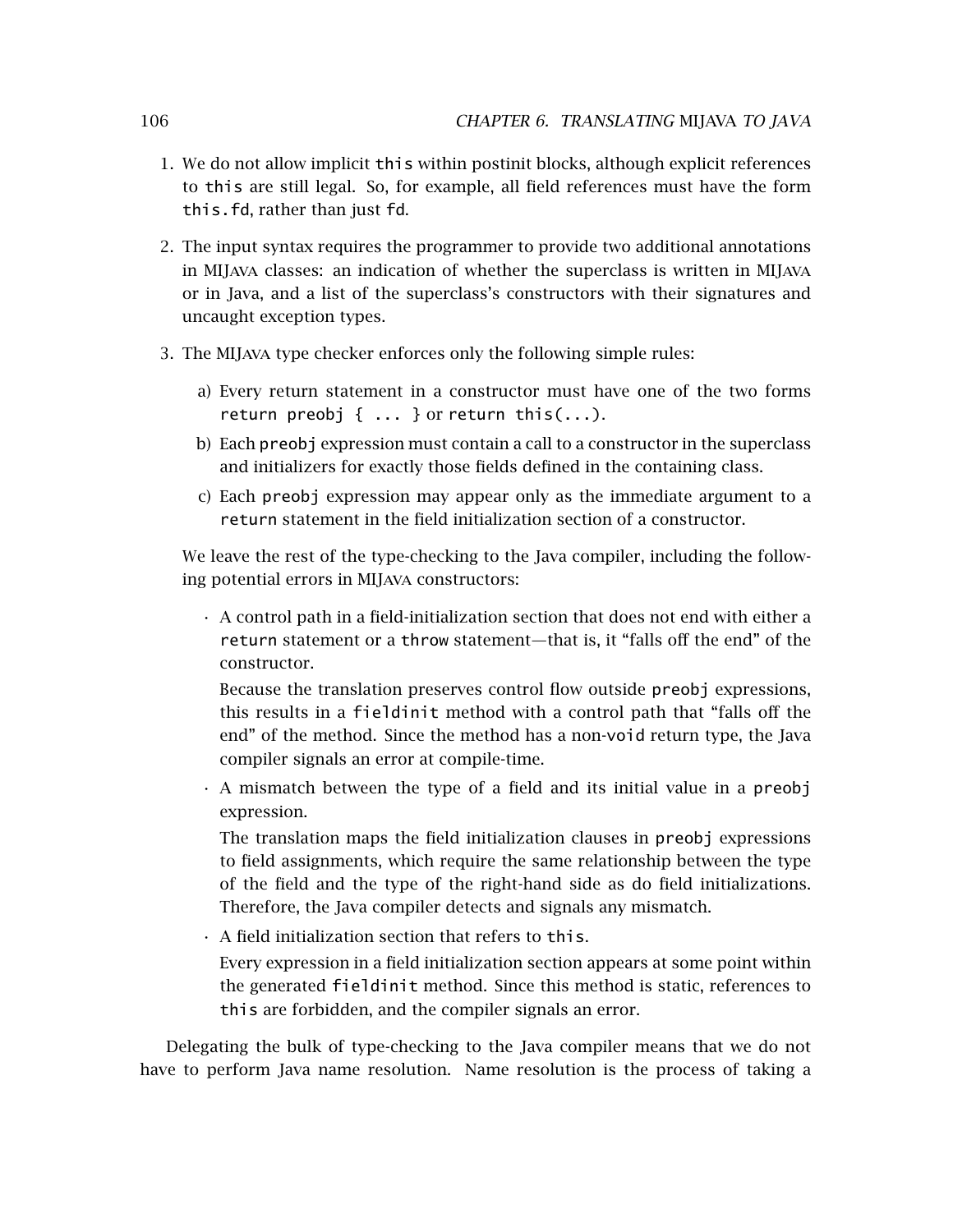1. We do not allow implicit `this` within postinit blocks, although explicit references to `this` are still legal. So, for example, all field references must have the form `this.fd`, rather than just `fd`.

2. The input syntax requires the programmer to provide two additional annotations in MIJava classes: an indication of whether the superclass is written in MIJava or in Java, and a list of the superclass's constructors with their signatures and uncaught exception types.

3. The MIJava type checker enforces only the following simple rules:

   a) Every return statement in a constructor must have one of the two forms `return preobj { ... }` or `return this(...)`.

   b) Each `preobj` expression must contain a call to a constructor in the superclass and initializers for exactly those fields defined in the containing class.

   c) Each `preobj` expression may appear only as the immediate argument to a `return` statement in the field initialization section of a constructor.

   We leave the rest of the type-checking to the Java compiler, including the following potential errors in MIJava constructors:

   - A control path in a field-initialization section that does not end with either a `return` statement or a `throw` statement—that is, it "falls off the end" of the constructor.

     Because the translation preserves control flow outside `preobj` expressions, this results in a `fieldinit` method with a control path that "falls off the end" of the method. Since the method has a non-`void` return type, the Java compiler signals an error at compile-time.

   - A mismatch between the type of a field and its initial value in a `preobj` expression.

     The translation maps the field initialization clauses in `preobj` expressions to field assignments, which require the same relationship between the type of the field and the type of the right-hand side as do field initializations. Therefore, the Java compiler detects and signals any mismatch.

   - A field initialization section that refers to `this`.

     Every expression in a field initialization section appears at some point within the generated `fieldinit` method. Since this method is static, references to `this` are forbidden, and the compiler signals an error.

Delegating the bulk of type-checking to the Java compiler means that we do not have to perform Java name resolution. Name resolution is the process of taking a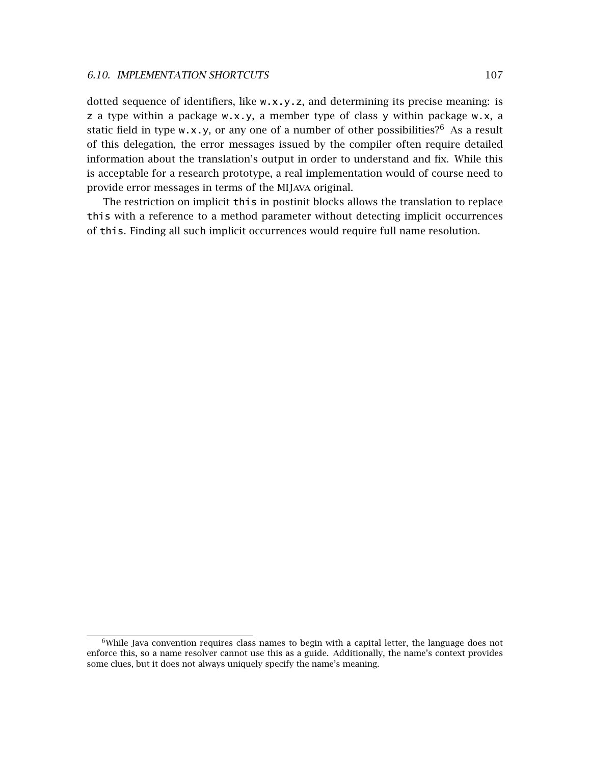dotted sequence of identifiers, like `w.x.y.z`, and determining its precise meaning: is `z` a type within a package `w.x.y`, a member type of class `y` within package `w.x`, a static field in type `w.x.y`, or any one of a number of other possibilities?[6] As a result of this delegation, the error messages issued by the compiler often require detailed information about the translation's output in order to understand and fix. While this is acceptable for a research prototype, a real implementation would of course need to provide error messages in terms of the MIJava original.

The restriction on implicit `this` in postinit blocks allows the translation to replace `this` with a reference to a method parameter without detecting implicit occurrences of `this`. Finding all such implicit occurrences would require full name resolution.

---

[6]While Java convention requires class names to begin with a capital letter, the language does not enforce this, so a name resolver cannot use this as a guide. Additionally, the name's context provides some clues, but it does not always uniquely specify the name's meaning.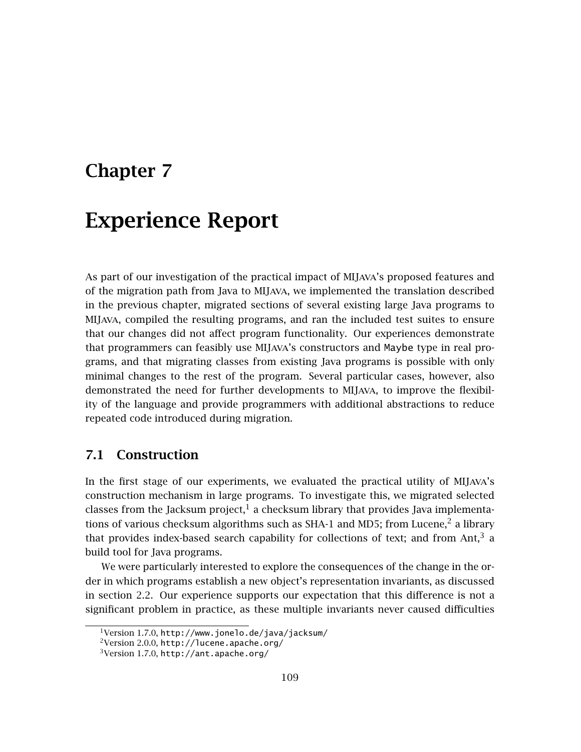# Chapter 7

# Experience Report

As part of our investigation of the practical impact of MIJAVA's proposed features and of the migration path from Java to MIJAVA, we implemented the translation described in the previous chapter, migrated sections of several existing large Java programs to MIJAVA, compiled the resulting programs, and ran the included test suites to ensure that our changes did not affect program functionality. Our experiences demonstrate that programmers can feasibly use MIJAVA's constructors and `Maybe` type in real programs, and that migrating classes from existing Java programs is possible with only minimal changes to the rest of the program. Several particular cases, however, also demonstrated the need for further developments to MIJAVA, to improve the flexibility of the language and provide programmers with additional abstractions to reduce repeated code introduced during migration.

## 7.1 Construction

In the first stage of our experiments, we evaluated the practical utility of MIJAVA's construction mechanism in large programs. To investigate this, we migrated selected classes from the Jacksum project,[1] a checksum library that provides Java implementations of various checksum algorithms such as SHA-1 and MD5; from Lucene,[2] a library that provides index-based search capability for collections of text; and from Ant,[3] a build tool for Java programs.

We were particularly interested to explore the consequences of the change in the order in which programs establish a new object's representation invariants, as discussed in section 2.2. Our experience supports our expectation that this difference is not a significant problem in practice, as these multiple invariants never caused difficulties

[1] Version 1.7.0, `http://www.jonelo.de/java/jacksum/`

[2] Version 2.0.0, `http://lucene.apache.org/`

[3] Version 1.7.0, `http://ant.apache.org/`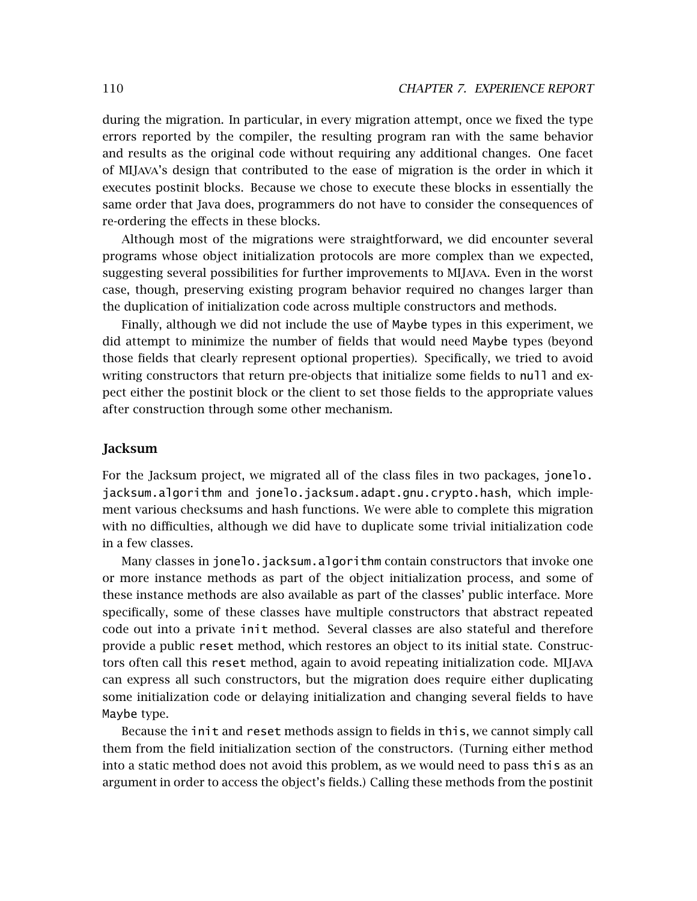during the migration. In particular, in every migration attempt, once we fixed the type errors reported by the compiler, the resulting program ran with the same behavior and results as the original code without requiring any additional changes. One facet of MIJava's design that contributed to the ease of migration is the order in which it executes postinit blocks. Because we chose to execute these blocks in essentially the same order that Java does, programmers do not have to consider the consequences of re-ordering the effects in these blocks.

Although most of the migrations were straightforward, we did encounter several programs whose object initialization protocols are more complex than we expected, suggesting several possibilities for further improvements to MIJava. Even in the worst case, though, preserving existing program behavior required no changes larger than the duplication of initialization code across multiple constructors and methods.

Finally, although we did not include the use of `Maybe` types in this experiment, we did attempt to minimize the number of fields that would need `Maybe` types (beyond those fields that clearly represent optional properties). Specifically, we tried to avoid writing constructors that return pre-objects that initialize some fields to `null` and expect either the postinit block or the client to set those fields to the appropriate values after construction through some other mechanism.

### Jacksum

For the Jacksum project, we migrated all of the class files in two packages, `jonelo.jacksum.algorithm` and `jonelo.jacksum.adapt.gnu.crypto.hash`, which implement various checksums and hash functions. We were able to complete this migration with no difficulties, although we did have to duplicate some trivial initialization code in a few classes.

Many classes in `jonelo.jacksum.algorithm` contain constructors that invoke one or more instance methods as part of the object initialization process, and some of these instance methods are also available as part of the classes' public interface. More specifically, some of these classes have multiple constructors that abstract repeated code out into a private `init` method. Several classes are also stateful and therefore provide a public `reset` method, which restores an object to its initial state. Constructors often call this `reset` method, again to avoid repeating initialization code. MIJava can express all such constructors, but the migration does require either duplicating some initialization code or delaying initialization and changing several fields to have `Maybe` type.

Because the `init` and `reset` methods assign to fields in `this`, we cannot simply call them from the field initialization section of the constructors. (Turning either method into a static method does not avoid this problem, as we would need to pass `this` as an argument in order to access the object's fields.) Calling these methods from the postinit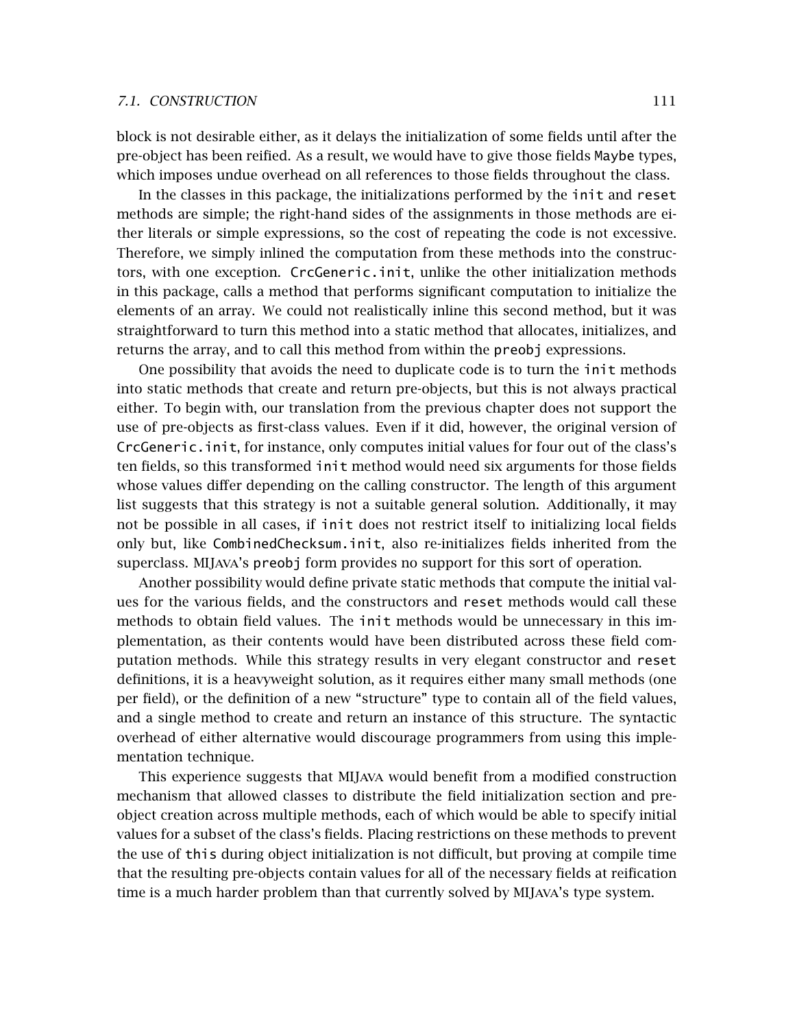block is not desirable either, as it delays the initialization of some fields until after the pre-object has been reified. As a result, we would have to give those fields `Maybe` types, which imposes undue overhead on all references to those fields throughout the class.

In the classes in this package, the initializations performed by the `init` and `reset` methods are simple; the right-hand sides of the assignments in those methods are either literals or simple expressions, so the cost of repeating the code is not excessive. Therefore, we simply inlined the computation from these methods into the constructors, with one exception. `CrcGeneric.init`, unlike the other initialization methods in this package, calls a method that performs significant computation to initialize the elements of an array. We could not realistically inline this second method, but it was straightforward to turn this method into a static method that allocates, initializes, and returns the array, and to call this method from within the `preobj` expressions.

One possibility that avoids the need to duplicate code is to turn the `init` methods into static methods that create and return pre-objects, but this is not always practical either. To begin with, our translation from the previous chapter does not support the use of pre-objects as first-class values. Even if it did, however, the original version of `CrcGeneric.init`, for instance, only computes initial values for four out of the class's ten fields, so this transformed `init` method would need six arguments for those fields whose values differ depending on the calling constructor. The length of this argument list suggests that this strategy is not a suitable general solution. Additionally, it may not be possible in all cases, if `init` does not restrict itself to initializing local fields only but, like `CombinedChecksum.init`, also re-initializes fields inherited from the superclass. MIJAVA's `preobj` form provides no support for this sort of operation.

Another possibility would define private static methods that compute the initial values for the various fields, and the constructors and `reset` methods would call these methods to obtain field values. The `init` methods would be unnecessary in this implementation, as their contents would have been distributed across these field computation methods. While this strategy results in very elegant constructor and `reset` definitions, it is a heavyweight solution, as it requires either many small methods (one per field), or the definition of a new "structure" type to contain all of the field values, and a single method to create and return an instance of this structure. The syntactic overhead of either alternative would discourage programmers from using this implementation technique.

This experience suggests that MIJAVA would benefit from a modified construction mechanism that allowed classes to distribute the field initialization section and pre-object creation across multiple methods, each of which would be able to specify initial values for a subset of the class's fields. Placing restrictions on these methods to prevent the use of `this` during object initialization is not difficult, but proving at compile time that the resulting pre-objects contain values for all of the necessary fields at reification time is a much harder problem than that currently solved by MIJAVA's type system.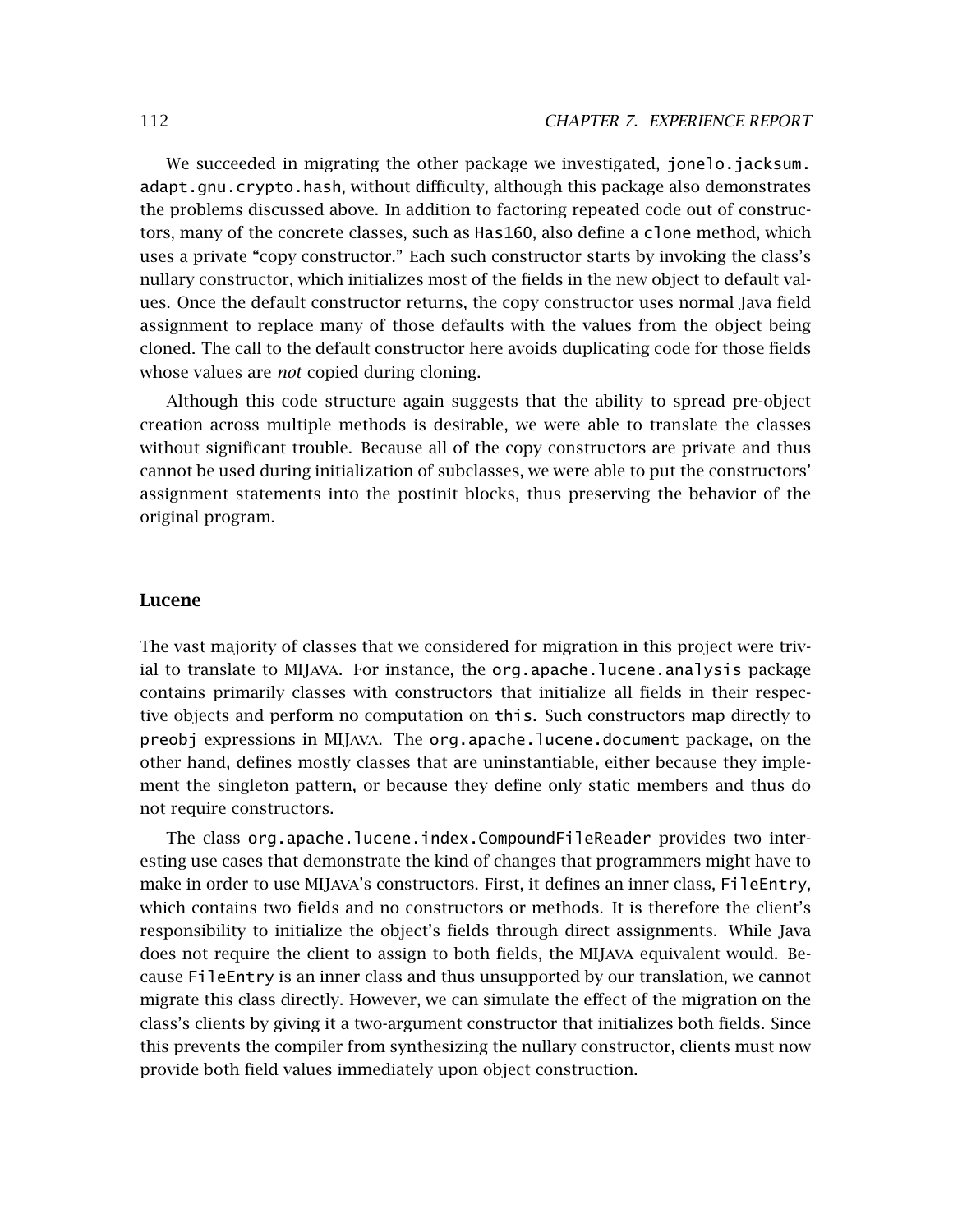We succeeded in migrating the other package we investigated, `jonelo.jacksum.adapt.gnu.crypto.hash`, without difficulty, although this package also demonstrates the problems discussed above. In addition to factoring repeated code out of constructors, many of the concrete classes, such as `Has160`, also define a `clone` method, which uses a private "copy constructor." Each such constructor starts by invoking the class's nullary constructor, which initializes most of the fields in the new object to default values. Once the default constructor returns, the copy constructor uses normal Java field assignment to replace many of those defaults with the values from the object being cloned. The call to the default constructor here avoids duplicating code for those fields whose values are *not* copied during cloning.

Although this code structure again suggests that the ability to spread pre-object creation across multiple methods is desirable, we were able to translate the classes without significant trouble. Because all of the copy constructors are private and thus cannot be used during initialization of subclasses, we were able to put the constructors' assignment statements into the postinit blocks, thus preserving the behavior of the original program.

### Lucene

The vast majority of classes that we considered for migration in this project were trivial to translate to MIJava. For instance, the `org.apache.lucene.analysis` package contains primarily classes with constructors that initialize all fields in their respective objects and perform no computation on `this`. Such constructors map directly to `preobj` expressions in MIJava. The `org.apache.lucene.document` package, on the other hand, defines mostly classes that are uninstantiable, either because they implement the singleton pattern, or because they define only static members and thus do not require constructors.

The class `org.apache.lucene.index.CompoundFileReader` provides two interesting use cases that demonstrate the kind of changes that programmers might have to make in order to use MIJava's constructors. First, it defines an inner class, `FileEntry`, which contains two fields and no constructors or methods. It is therefore the client's responsibility to initialize the object's fields through direct assignments. While Java does not require the client to assign to both fields, the MIJava equivalent would. Because `FileEntry` is an inner class and thus unsupported by our translation, we cannot migrate this class directly. However, we can simulate the effect of the migration on the class's clients by giving it a two-argument constructor that initializes both fields. Since this prevents the compiler from synthesizing the nullary constructor, clients must now provide both field values immediately upon object construction.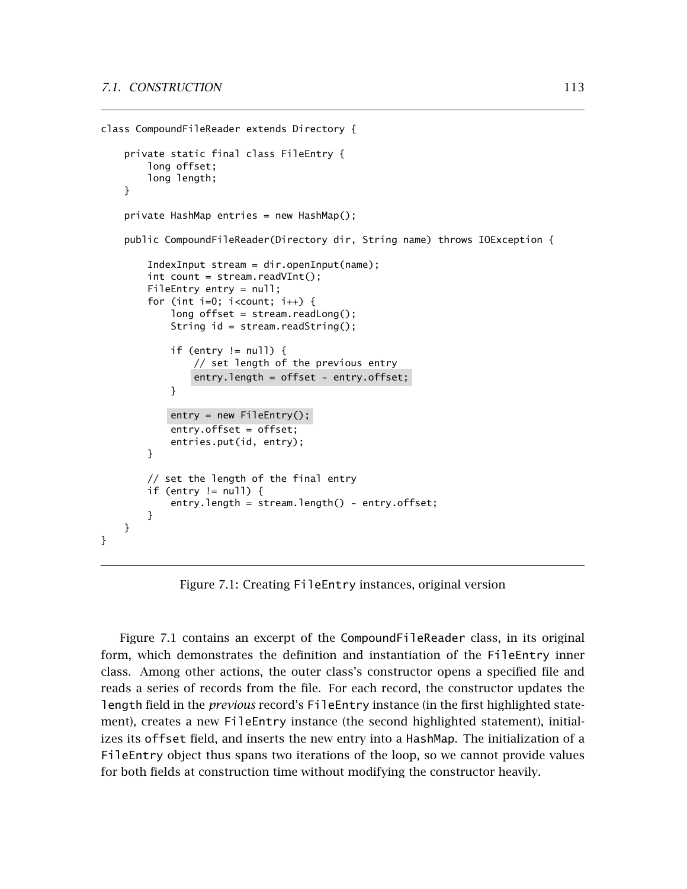```java
class CompoundFileReader extends Directory {

    private static final class FileEntry {
        long offset;
        long length;
    }

    private HashMap entries = new HashMap();

    public CompoundFileReader(Directory dir, String name) throws IOException {

        IndexInput stream = dir.openInput(name);
        int count = stream.readVInt();
        FileEntry entry = null;
        for (int i=0; i<count; i++) {
            long offset = stream.readLong();
            String id = stream.readString();

            if (entry != null) {
                // set length of the previous entry
                entry.length = offset - entry.offset;
            }

            entry = new FileEntry();
            entry.offset = offset;
            entries.put(id, entry);
        }

        // set the length of the final entry
        if (entry != null) {
            entry.length = stream.length() - entry.offset;
        }
    }
}
```

Figure 7.1: Creating FileEntry instances, original version

Figure 7.1 contains an excerpt of the CompoundFileReader class, in its original form, which demonstrates the definition and instantiation of the FileEntry inner class. Among other actions, the outer class's constructor opens a specified file and reads a series of records from the file. For each record, the constructor updates the length field in the *previous* record's FileEntry instance (in the first highlighted statement), creates a new FileEntry instance (the second highlighted statement), initializes its offset field, and inserts the new entry into a HashMap. The initialization of a FileEntry object thus spans two iterations of the loop, so we cannot provide values for both fields at construction time without modifying the constructor heavily.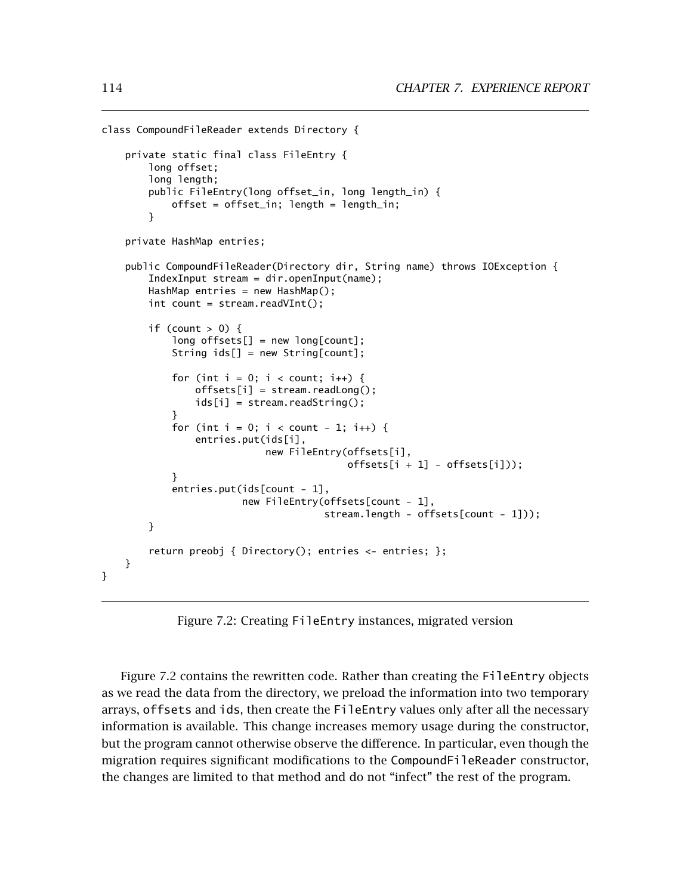```
class CompoundFileReader extends Directory {

    private static final class FileEntry {
        long offset;
        long length;
        public FileEntry(long offset_in, long length_in) {
            offset = offset_in; length = length_in;
        }

    private HashMap entries;

    public CompoundFileReader(Directory dir, String name) throws IOException {
        IndexInput stream = dir.openInput(name);
        HashMap entries = new HashMap();
        int count = stream.readVInt();

        if (count > 0) {
            long offsets[] = new long[count];
            String ids[] = new String[count];

            for (int i = 0; i < count; i++) {
                offsets[i] = stream.readLong();
                ids[i] = stream.readString();
            }
            for (int i = 0; i < count - 1; i++) {
                entries.put(ids[i],
                            new FileEntry(offsets[i],
                                          offsets[i + 1] - offsets[i]));
            }
            entries.put(ids[count - 1],
                        new FileEntry(offsets[count - 1],
                                      stream.length - offsets[count - 1]));
        }

        return preobj { Directory(); entries <- entries; };
    }
}
```

Figure 7.2: Creating FileEntry instances, migrated version

Figure 7.2 contains the rewritten code. Rather than creating the FileEntry objects as we read the data from the directory, we preload the information into two temporary arrays, offsets and ids, then create the FileEntry values only after all the necessary information is available. This change increases memory usage during the constructor, but the program cannot otherwise observe the difference. In particular, even though the migration requires significant modifications to the CompoundFileReader constructor, the changes are limited to that method and do not "infect" the rest of the program.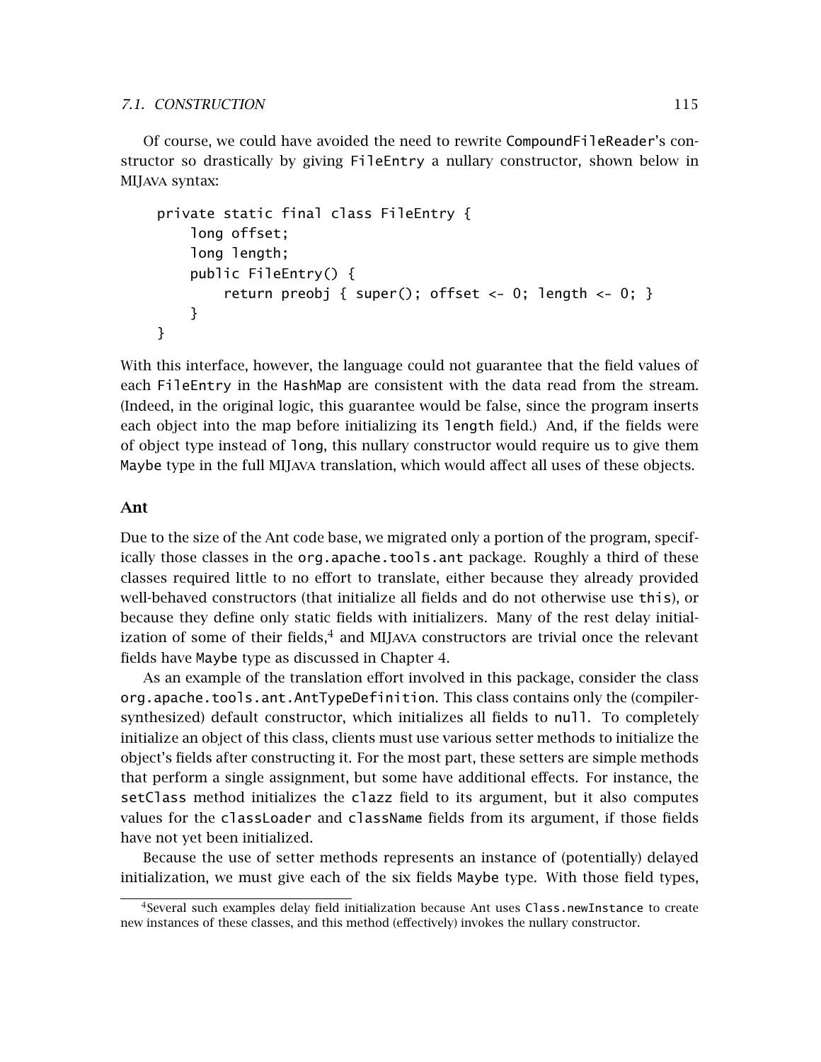Of course, we could have avoided the need to rewrite CompoundFileReader's constructor so drastically by giving FileEntry a nullary constructor, shown below in MIJava syntax:

```
private static final class FileEntry {
    long offset;
    long length;
    public FileEntry() {
        return preobj { super(); offset <- 0; length <- 0; }
    }
}
```

With this interface, however, the language could not guarantee that the field values of each FileEntry in the HashMap are consistent with the data read from the stream. (Indeed, in the original logic, this guarantee would be false, since the program inserts each object into the map before initializing its length field.) And, if the fields were of object type instead of long, this nullary constructor would require us to give them Maybe type in the full MIJava translation, which would affect all uses of these objects.

### Ant

Due to the size of the Ant code base, we migrated only a portion of the program, specifically those classes in the org.apache.tools.ant package. Roughly a third of these classes required little to no effort to translate, either because they already provided well-behaved constructors (that initialize all fields and do not otherwise use this), or because they define only static fields with initializers. Many of the rest delay initialization of some of their fields,[4] and MIJava constructors are trivial once the relevant fields have Maybe type as discussed in Chapter 4.

As an example of the translation effort involved in this package, consider the class org.apache.tools.ant.AntTypeDefinition. This class contains only the (compiler-synthesized) default constructor, which initializes all fields to null. To completely initialize an object of this class, clients must use various setter methods to initialize the object's fields after constructing it. For the most part, these setters are simple methods that perform a single assignment, but some have additional effects. For instance, the setClass method initializes the clazz field to its argument, but it also computes values for the classLoader and className fields from its argument, if those fields have not yet been initialized.

Because the use of setter methods represents an instance of (potentially) delayed initialization, we must give each of the six fields Maybe type. With those field types,

[4] Several such examples delay field initialization because Ant uses Class.newInstance to create new instances of these classes, and this method (effectively) invokes the nullary constructor.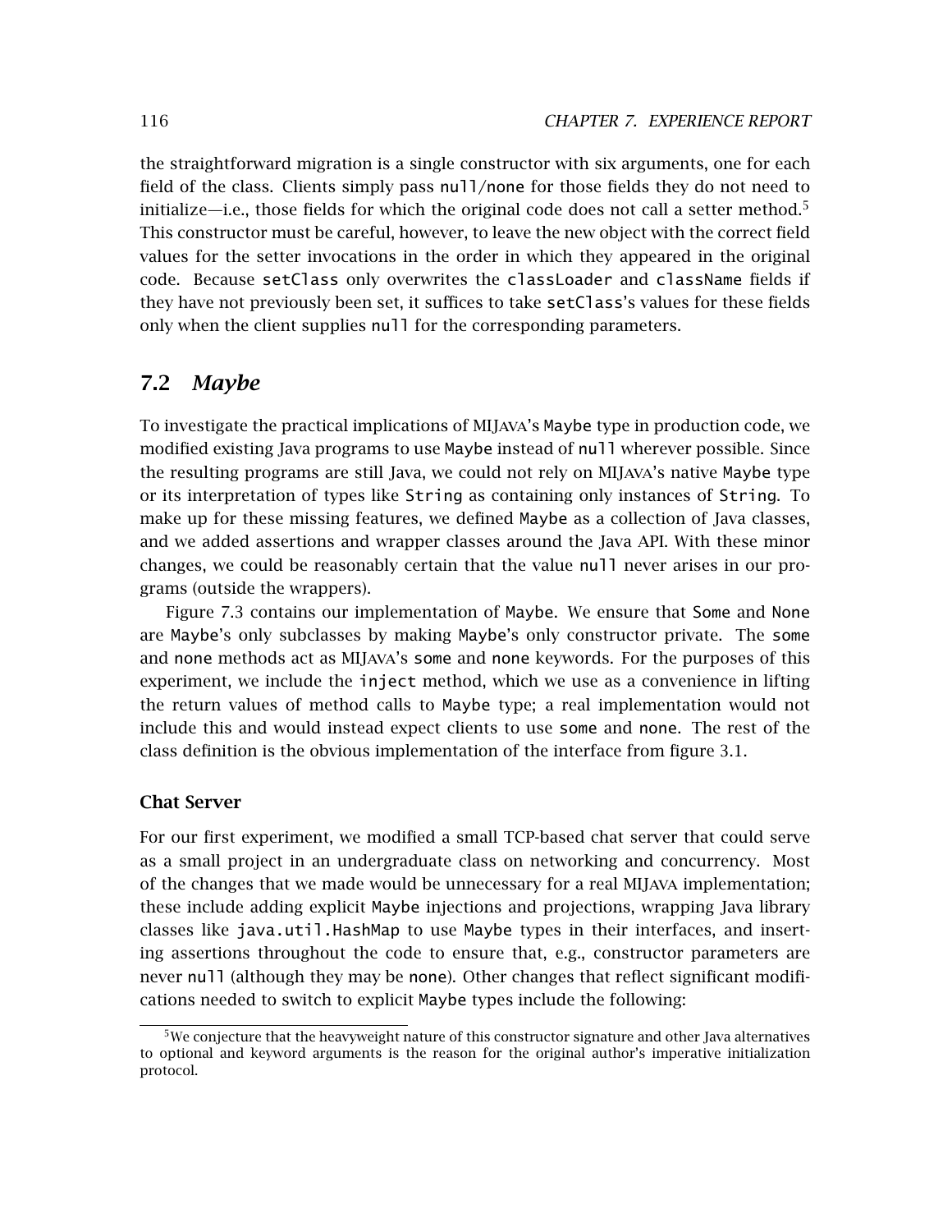the straightforward migration is a single constructor with six arguments, one for each field of the class. Clients simply pass null/none for those fields they do not need to initialize—i.e., those fields for which the original code does not call a setter method.[5] This constructor must be careful, however, to leave the new object with the correct field values for the setter invocations in the order in which they appeared in the original code. Because setClass only overwrites the classLoader and className fields if they have not previously been set, it suffices to take setClass's values for these fields only when the client supplies null for the corresponding parameters.

## 7.2 *Maybe*

To investigate the practical implications of MIJAVA's Maybe type in production code, we modified existing Java programs to use Maybe instead of null wherever possible. Since the resulting programs are still Java, we could not rely on MIJAVA's native Maybe type or its interpretation of types like String as containing only instances of String. To make up for these missing features, we defined Maybe as a collection of Java classes, and we added assertions and wrapper classes around the Java API. With these minor changes, we could be reasonably certain that the value null never arises in our programs (outside the wrappers).

Figure 7.3 contains our implementation of Maybe. We ensure that Some and None are Maybe's only subclasses by making Maybe's only constructor private. The some and none methods act as MIJAVA's some and none keywords. For the purposes of this experiment, we include the inject method, which we use as a convenience in lifting the return values of method calls to Maybe type; a real implementation would not include this and would instead expect clients to use some and none. The rest of the class definition is the obvious implementation of the interface from figure 3.1.

### Chat Server

For our first experiment, we modified a small TCP-based chat server that could serve as a small project in an undergraduate class on networking and concurrency. Most of the changes that we made would be unnecessary for a real MIJAVA implementation; these include adding explicit Maybe injections and projections, wrapping Java library classes like java.util.HashMap to use Maybe types in their interfaces, and inserting assertions throughout the code to ensure that, e.g., constructor parameters are never null (although they may be none). Other changes that reflect significant modifications needed to switch to explicit Maybe types include the following:

[5] We conjecture that the heavyweight nature of this constructor signature and other Java alternatives to optional and keyword arguments is the reason for the original author's imperative initialization protocol.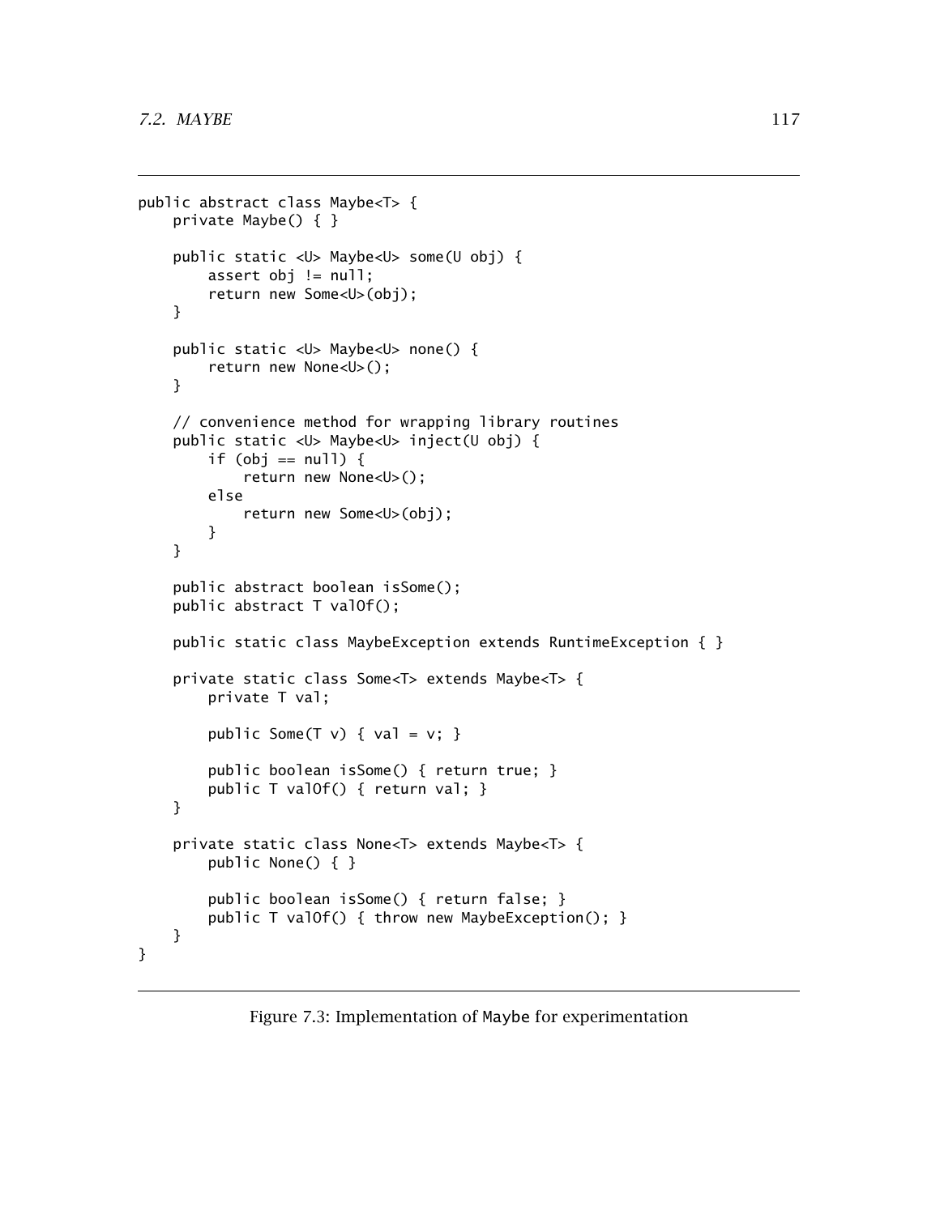```
public abstract class Maybe<T> {
    private Maybe() { }

    public static <U> Maybe<U> some(U obj) {
        assert obj != null;
        return new Some<U>(obj);
    }

    public static <U> Maybe<U> none() {
        return new None<U>();
    }

    // convenience method for wrapping library routines
    public static <U> Maybe<U> inject(U obj) {
        if (obj == null) {
            return new None<U>();
        else
            return new Some<U>(obj);
        }
    }

    public abstract boolean isSome();
    public abstract T valOf();

    public static class MaybeException extends RuntimeException { }

    private static class Some<T> extends Maybe<T> {
        private T val;

        public Some(T v) { val = v; }

        public boolean isSome() { return true; }
        public T valOf() { return val; }
    }

    private static class None<T> extends Maybe<T> {
        public None() { }

        public boolean isSome() { return false; }
        public T valOf() { throw new MaybeException(); }
    }
}
```

Figure 7.3: Implementation of Maybe for experimentation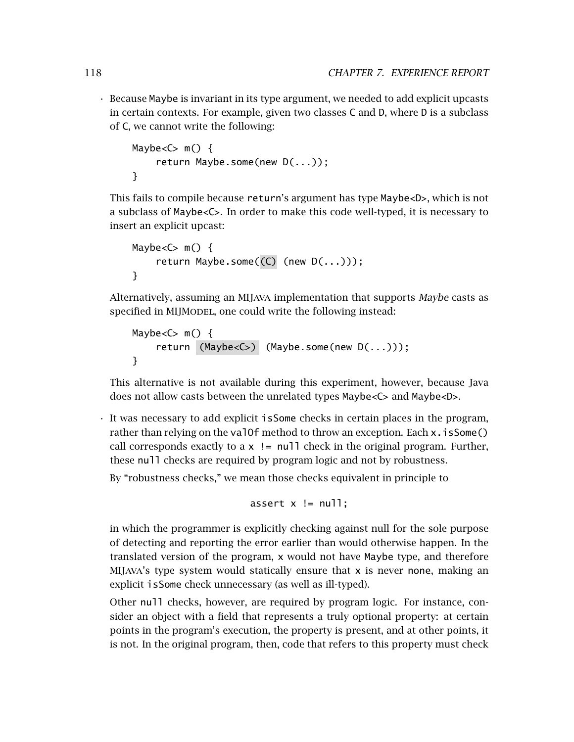- Because Maybe is invariant in its type argument, we needed to add explicit upcasts in certain contexts. For example, given two classes C and D, where D is a subclass of C, we cannot write the following:

  ```
  Maybe<C> m() {
      return Maybe.some(new D(...));
  }
  ```

  This fails to compile because return's argument has type Maybe<D>, which is not a subclass of Maybe<C>. In order to make this code well-typed, it is necessary to insert an explicit upcast:

  ```
  Maybe<C> m() {
      return Maybe.some((C) (new D(...)));
  }
  ```

  Alternatively, assuming an MIJAVA implementation that supports *Maybe* casts as specified in MIJMODEL, one could write the following instead:

  ```
  Maybe<C> m() {
      return (Maybe<C>) (Maybe.some(new D(...)));
  }
  ```

  This alternative is not available during this experiment, however, because Java does not allow casts between the unrelated types Maybe<C> and Maybe<D>.

- It was necessary to add explicit isSome checks in certain places in the program, rather than relying on the valOf method to throw an exception. Each x.isSome() call corresponds exactly to a x != null check in the original program. Further, these null checks are required by program logic and not by robustness.

  By "robustness checks," we mean those checks equivalent in principle to

  ```
  assert x != null;
  ```

  in which the programmer is explicitly checking against null for the sole purpose of detecting and reporting the error earlier than would otherwise happen. In the translated version of the program, x would not have Maybe type, and therefore MIJAVA's type system would statically ensure that x is never none, making an explicit isSome check unnecessary (as well as ill-typed).

  Other null checks, however, are required by program logic. For instance, consider an object with a field that represents a truly optional property: at certain points in the program's execution, the property is present, and at other points, it is not. In the original program, then, code that refers to this property must check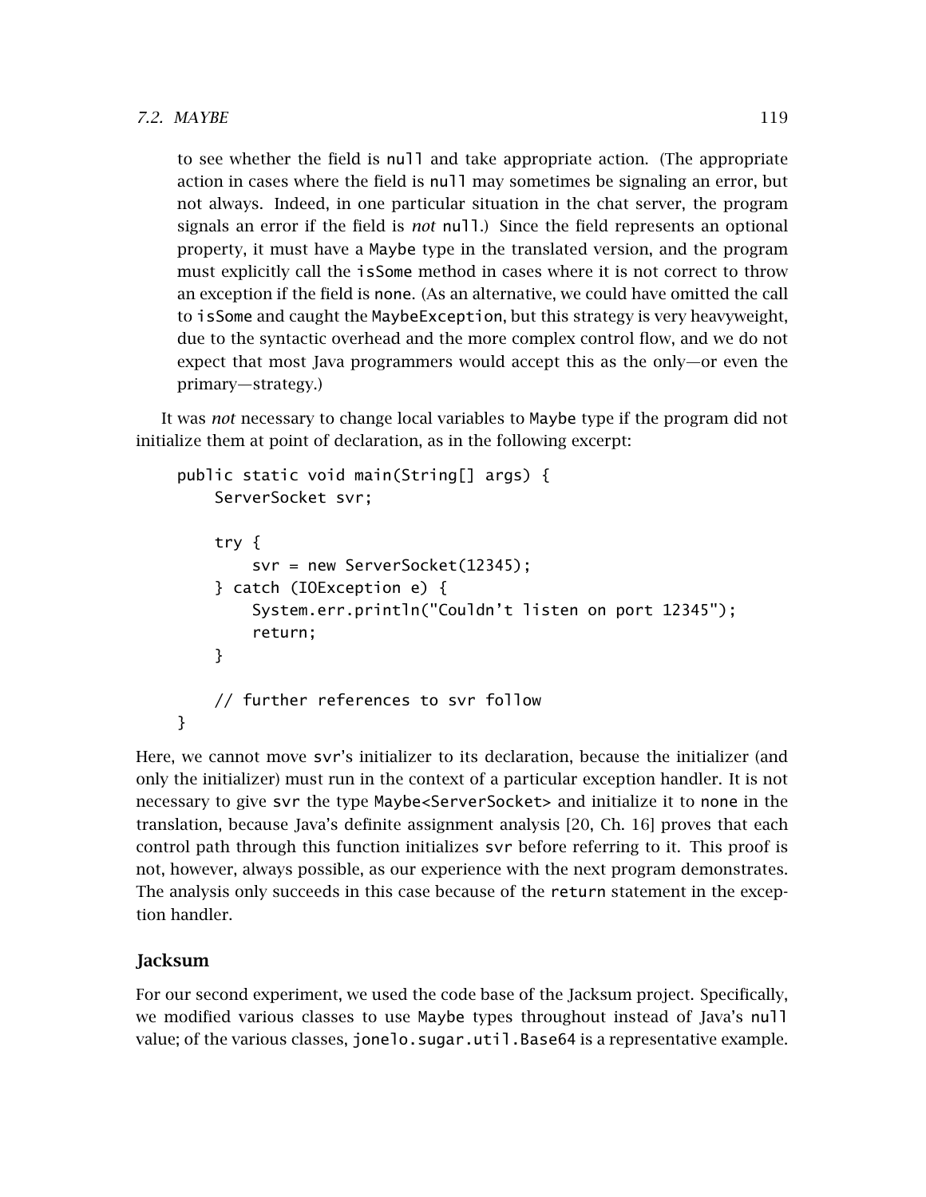to see whether the field is `null` and take appropriate action. (The appropriate action in cases where the field is `null` may sometimes be signaling an error, but not always. Indeed, in one particular situation in the chat server, the program signals an error if the field is *not* `null`.) Since the field represents an optional property, it must have a `Maybe` type in the translated version, and the program must explicitly call the `isSome` method in cases where it is not correct to throw an exception if the field is `none`. (As an alternative, we could have omitted the call to `isSome` and caught the `MaybeException`, but this strategy is very heavyweight, due to the syntactic overhead and the more complex control flow, and we do not expect that most Java programmers would accept this as the only—or even the primary—strategy.)

It was *not* necessary to change local variables to `Maybe` type if the program did not initialize them at point of declaration, as in the following excerpt:

```
public static void main(String[] args) {
    ServerSocket svr;

    try {
        svr = new ServerSocket(12345);
    } catch (IOException e) {
        System.err.println("Couldn't listen on port 12345");
        return;
    }

    // further references to svr follow
}
```

Here, we cannot move `svr`'s initializer to its declaration, because the initializer (and only the initializer) must run in the context of a particular exception handler. It is not necessary to give `svr` the type `Maybe<ServerSocket>` and initialize it to `none` in the translation, because Java's definite assignment analysis [20, Ch. 16] proves that each control path through this function initializes `svr` before referring to it. This proof is not, however, always possible, as our experience with the next program demonstrates. The analysis only succeeds in this case because of the `return` statement in the exception handler.

### Jacksum

For our second experiment, we used the code base of the Jacksum project. Specifically, we modified various classes to use `Maybe` types throughout instead of Java's `null` value; of the various classes, `jonelo.sugar.util.Base64` is a representative example.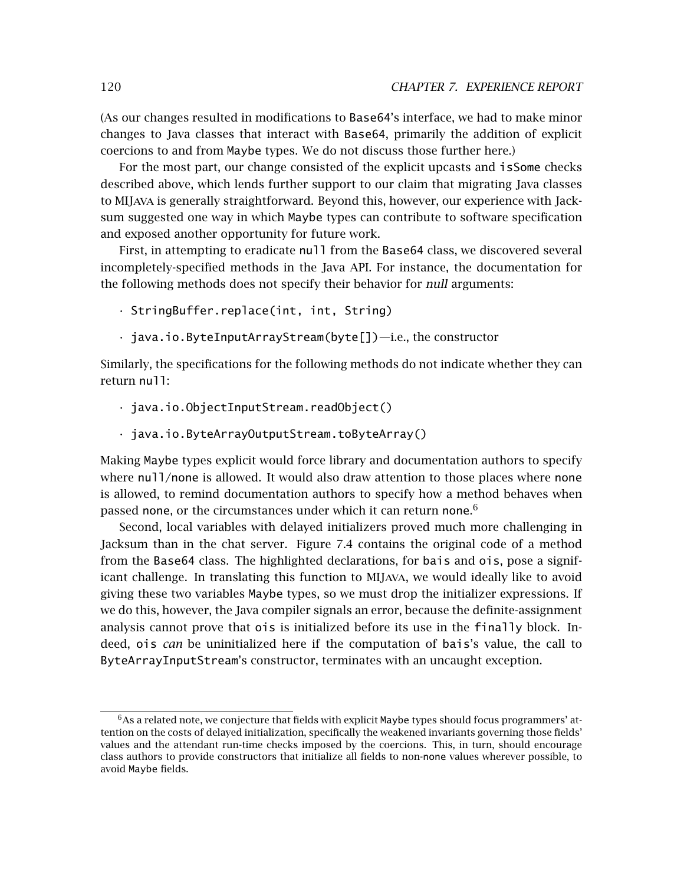(As our changes resulted in modifications to `Base64`'s interface, we had to make minor changes to Java classes that interact with `Base64`, primarily the addition of explicit coercions to and from `Maybe` types. We do not discuss those further here.)

For the most part, our change consisted of the explicit upcasts and `isSome` checks described above, which lends further support to our claim that migrating Java classes to MIJAVA is generally straightforward. Beyond this, however, our experience with Jacksum suggested one way in which `Maybe` types can contribute to software specification and exposed another opportunity for future work.

First, in attempting to eradicate `null` from the `Base64` class, we discovered several incompletely-specified methods in the Java API. For instance, the documentation for the following methods does not specify their behavior for *null* arguments:

- `StringBuffer.replace(int, int, String)`
- `java.io.ByteInputArrayStream(byte[])`—i.e., the constructor

Similarly, the specifications for the following methods do not indicate whether they can return `null`:

- `java.io.ObjectInputStream.readObject()`
- `java.io.ByteArrayOutputStream.toByteArray()`

Making `Maybe` types explicit would force library and documentation authors to specify where `null`/`none` is allowed. It would also draw attention to those places where `none` is allowed, to remind documentation authors to specify how a method behaves when passed `none`, or the circumstances under which it can return `none`.[6]

Second, local variables with delayed initializers proved much more challenging in Jacksum than in the chat server. Figure 7.4 contains the original code of a method from the `Base64` class. The highlighted declarations, for `bais` and `ois`, pose a significant challenge. In translating this function to MIJAVA, we would ideally like to avoid giving these two variables `Maybe` types, so we must drop the initializer expressions. If we do this, however, the Java compiler signals an error, because the definite-assignment analysis cannot prove that `ois` is initialized before its use in the `finally` block. Indeed, `ois` *can* be uninitialized here if the computation of `bais`'s value, the call to `ByteArrayInputStream`'s constructor, terminates with an uncaught exception.

[6] As a related note, we conjecture that fields with explicit `Maybe` types should focus programmers' attention on the costs of delayed initialization, specifically the weakened invariants governing those fields' values and the attendant run-time checks imposed by the coercions. This, in turn, should encourage class authors to provide constructors that initialize all fields to non-`none` values wherever possible, to avoid `Maybe` fields.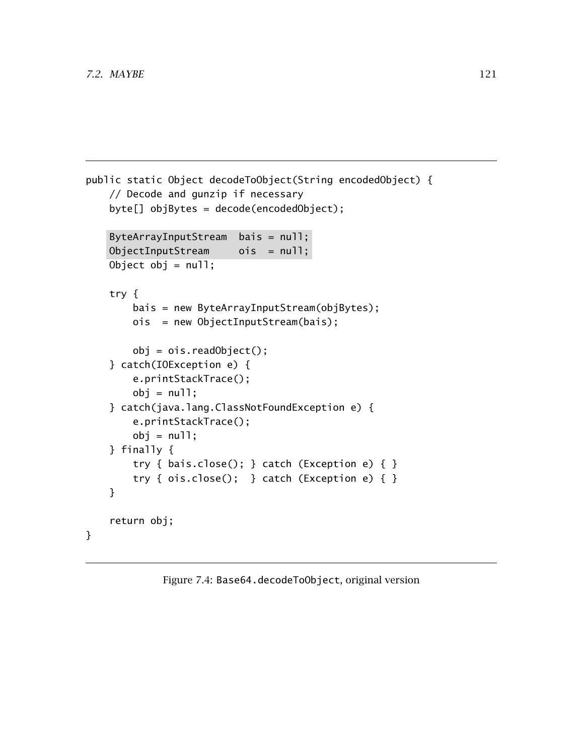```java
public static Object decodeToObject(String encodedObject) {
    // Decode and gunzip if necessary
    byte[] objBytes = decode(encodedObject);

    ByteArrayInputStream  bais = null;
    ObjectInputStream     ois  = null;
    Object obj = null;

    try {
        bais = new ByteArrayInputStream(objBytes);
        ois  = new ObjectInputStream(bais);

        obj = ois.readObject();
    } catch(IOException e) {
        e.printStackTrace();
        obj = null;
    } catch(java.lang.ClassNotFoundException e) {
        e.printStackTrace();
        obj = null;
    } finally {
        try { bais.close(); } catch (Exception e) { }
        try { ois.close();  } catch (Exception e) { }
    }

    return obj;
}
```

Figure 7.4: `Base64.decodeToObject`, original version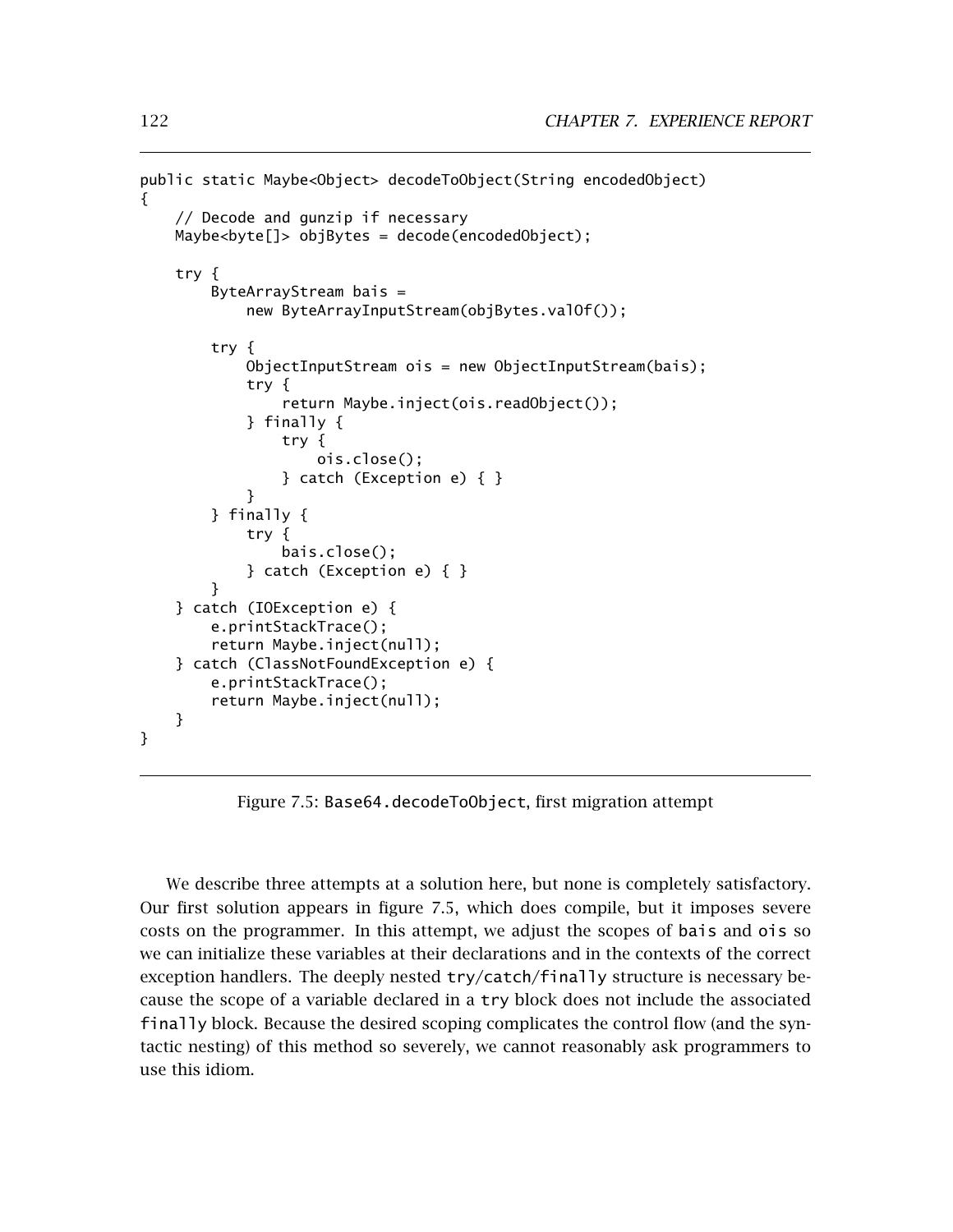```
public static Maybe<Object> decodeToObject(String encodedObject)
{
    // Decode and gunzip if necessary
    Maybe<byte[]> objBytes = decode(encodedObject);

    try {
        ByteArrayStream bais =
            new ByteArrayInputStream(objBytes.valOf());

        try {
            ObjectInputStream ois = new ObjectInputStream(bais);
            try {
                return Maybe.inject(ois.readObject());
            } finally {
                try {
                    ois.close();
                } catch (Exception e) { }
            }
        } finally {
            try {
                bais.close();
            } catch (Exception e) { }
        }
    } catch (IOException e) {
        e.printStackTrace();
        return Maybe.inject(null);
    } catch (ClassNotFoundException e) {
        e.printStackTrace();
        return Maybe.inject(null);
    }
}
```

Figure 7.5: `Base64.decodeToObject`, first migration attempt

We describe three attempts at a solution here, but none is completely satisfactory. Our first solution appears in figure 7.5, which does compile, but it imposes severe costs on the programmer. In this attempt, we adjust the scopes of `bais` and `ois` so we can initialize these variables at their declarations and in the contexts of the correct exception handlers. The deeply nested `try`/`catch`/`finally` structure is necessary because the scope of a variable declared in a `try` block does not include the associated `finally` block. Because the desired scoping complicates the control flow (and the syntactic nesting) of this method so severely, we cannot reasonably ask programmers to use this idiom.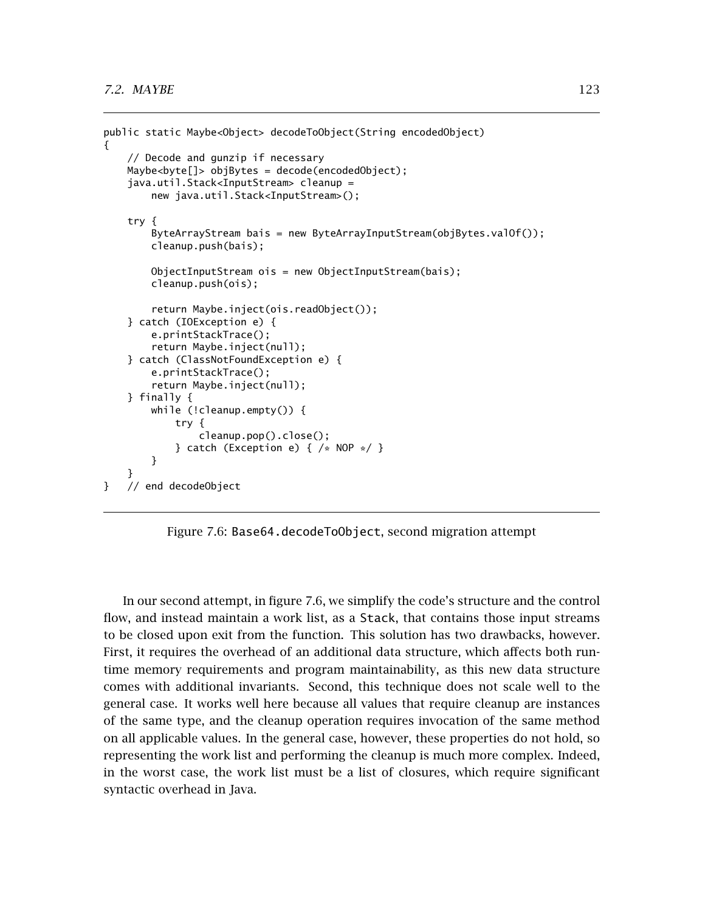```
public static Maybe<Object> decodeToObject(String encodedObject)
{
    // Decode and gunzip if necessary
    Maybe<byte[]> objBytes = decode(encodedObject);
    java.util.Stack<InputStream> cleanup =
        new java.util.Stack<InputStream>();

    try {
        ByteArrayStream bais = new ByteArrayInputStream(objBytes.valOf());
        cleanup.push(bais);

        ObjectInputStream ois = new ObjectInputStream(bais);
        cleanup.push(ois);

        return Maybe.inject(ois.readObject());
    } catch (IOException e) {
        e.printStackTrace();
        return Maybe.inject(null);
    } catch (ClassNotFoundException e) {
        e.printStackTrace();
        return Maybe.inject(null);
    } finally {
        while (!cleanup.empty()) {
            try {
                cleanup.pop().close();
            } catch (Exception e) { /* NOP */ }
        }
    }
}   // end decodeObject
```

Figure 7.6: Base64.decodeToObject, second migration attempt

In our second attempt, in figure 7.6, we simplify the code's structure and the control flow, and instead maintain a work list, as a Stack, that contains those input streams to be closed upon exit from the function. This solution has two drawbacks, however. First, it requires the overhead of an additional data structure, which affects both run-time memory requirements and program maintainability, as this new data structure comes with additional invariants. Second, this technique does not scale well to the general case. It works well here because all values that require cleanup are instances of the same type, and the cleanup operation requires invocation of the same method on all applicable values. In the general case, however, these properties do not hold, so representing the work list and performing the cleanup is much more complex. Indeed, in the worst case, the work list must be a list of closures, which require significant syntactic overhead in Java.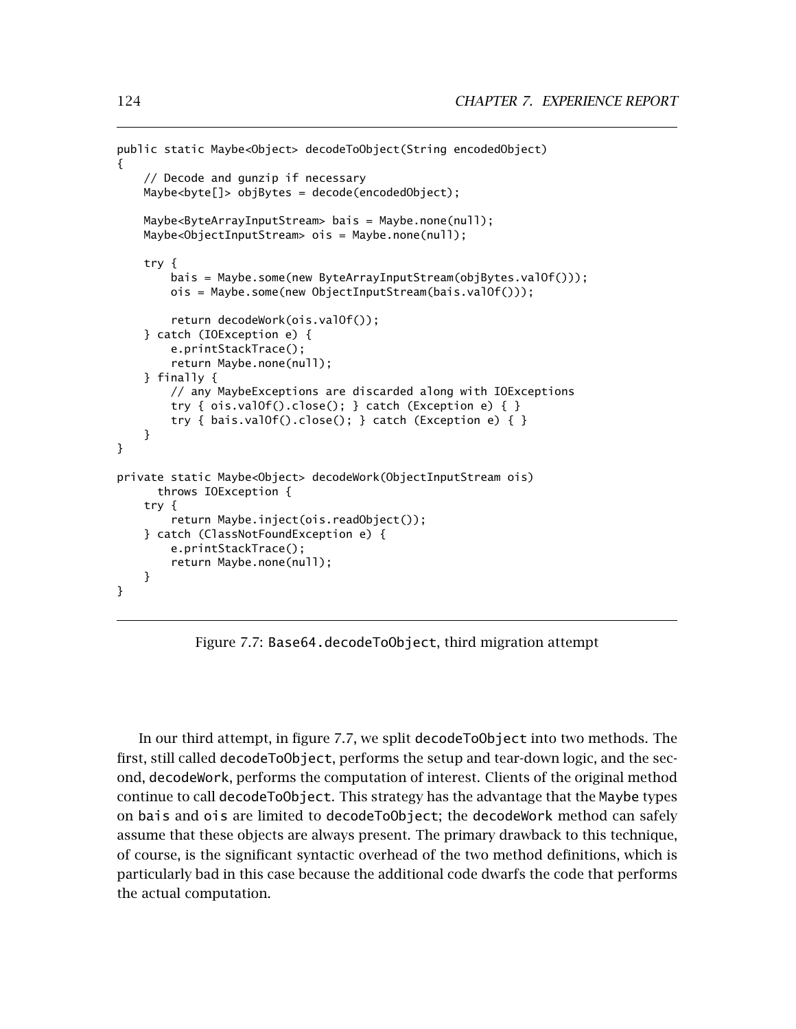```java
public static Maybe<Object> decodeToObject(String encodedObject)
{
    // Decode and gunzip if necessary
    Maybe<byte[]> objBytes = decode(encodedObject);

    Maybe<ByteArrayInputStream> bais = Maybe.none(null);
    Maybe<ObjectInputStream> ois = Maybe.none(null);

    try {
        bais = Maybe.some(new ByteArrayInputStream(objBytes.valOf()));
        ois = Maybe.some(new ObjectInputStream(bais.valOf()));

        return decodeWork(ois.valOf());
    } catch (IOException e) {
        e.printStackTrace();
        return Maybe.none(null);
    } finally {
        // any MaybeExceptions are discarded along with IOExceptions
        try { ois.valOf().close(); } catch (Exception e) { }
        try { bais.valOf().close(); } catch (Exception e) { }
    }
}

private static Maybe<Object> decodeWork(ObjectInputStream ois)
      throws IOException {
    try {
        return Maybe.inject(ois.readObject());
    } catch (ClassNotFoundException e) {
        e.printStackTrace();
        return Maybe.none(null);
    }
}
```

Figure 7.7: `Base64.decodeToObject`, third migration attempt

In our third attempt, in figure 7.7, we split `decodeToObject` into two methods. The first, still called `decodeToObject`, performs the setup and tear-down logic, and the second, `decodeWork`, performs the computation of interest. Clients of the original method continue to call `decodeToObject`. This strategy has the advantage that the `Maybe` types on `bais` and `ois` are limited to `decodeToObject`; the `decodeWork` method can safely assume that these objects are always present. The primary drawback to this technique, of course, is the significant syntactic overhead of the two method definitions, which is particularly bad in this case because the additional code dwarfs the code that performs the actual computation.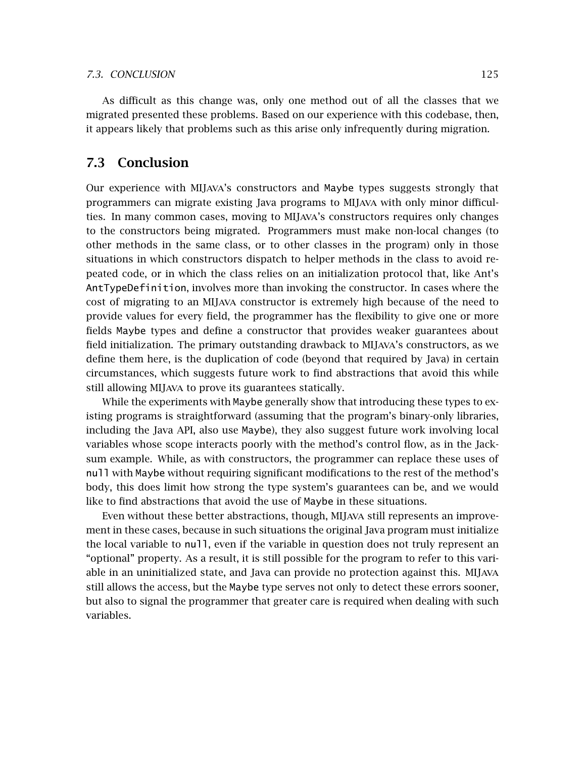As difficult as this change was, only one method out of all the classes that we migrated presented these problems. Based on our experience with this codebase, then, it appears likely that problems such as this arise only infrequently during migration.

## 7.3 Conclusion

Our experience with MIJAVA's constructors and `Maybe` types suggests strongly that programmers can migrate existing Java programs to MIJAVA with only minor difficulties. In many common cases, moving to MIJAVA's constructors requires only changes to the constructors being migrated. Programmers must make non-local changes (to other methods in the same class, or to other classes in the program) only in those situations in which constructors dispatch to helper methods in the class to avoid repeated code, or in which the class relies on an initialization protocol that, like Ant's `AntTypeDefinition`, involves more than invoking the constructor. In cases where the cost of migrating to an MIJAVA constructor is extremely high because of the need to provide values for every field, the programmer has the flexibility to give one or more fields `Maybe` types and define a constructor that provides weaker guarantees about field initialization. The primary outstanding drawback to MIJAVA's constructors, as we define them here, is the duplication of code (beyond that required by Java) in certain circumstances, which suggests future work to find abstractions that avoid this while still allowing MIJAVA to prove its guarantees statically.

While the experiments with `Maybe` generally show that introducing these types to existing programs is straightforward (assuming that the program's binary-only libraries, including the Java API, also use `Maybe`), they also suggest future work involving local variables whose scope interacts poorly with the method's control flow, as in the Jacksum example. While, as with constructors, the programmer can replace these uses of `null` with `Maybe` without requiring significant modifications to the rest of the method's body, this does limit how strong the type system's guarantees can be, and we would like to find abstractions that avoid the use of `Maybe` in these situations.

Even without these better abstractions, though, MIJAVA still represents an improvement in these cases, because in such situations the original Java program must initialize the local variable to `null`, even if the variable in question does not truly represent an "optional" property. As a result, it is still possible for the program to refer to this variable in an uninitialized state, and Java can provide no protection against this. MIJAVA still allows the access, but the `Maybe` type serves not only to detect these errors sooner, but also to signal the programmer that greater care is required when dealing with such variables.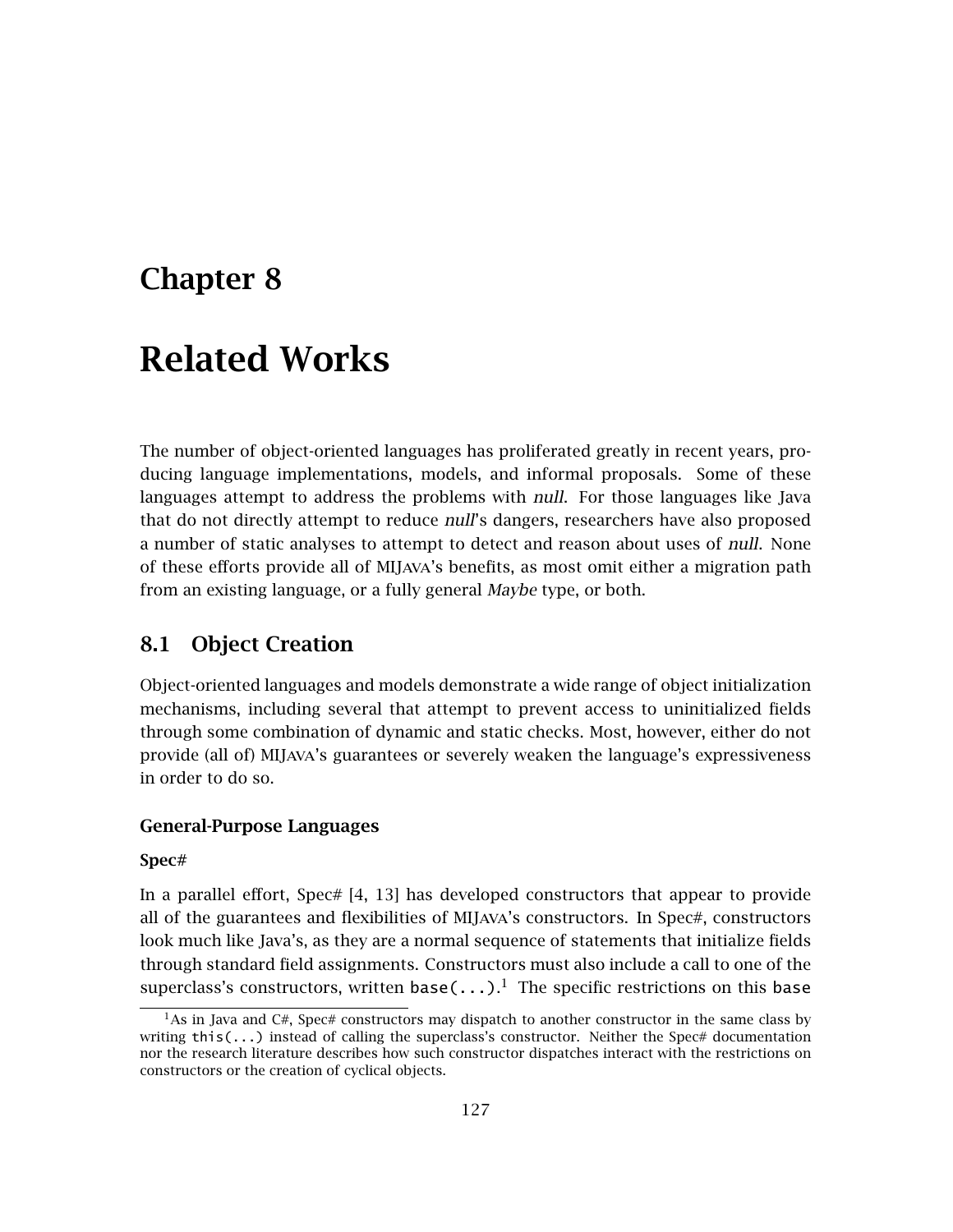# Chapter 8

# Related Works

The number of object-oriented languages has proliferated greatly in recent years, producing language implementations, models, and informal proposals. Some of these languages attempt to address the problems with *null*. For those languages like Java that do not directly attempt to reduce *null*'s dangers, researchers have also proposed a number of static analyses to attempt to detect and reason about uses of *null*. None of these efforts provide all of MIJAVA's benefits, as most omit either a migration path from an existing language, or a fully general *Maybe* type, or both.

## 8.1 Object Creation

Object-oriented languages and models demonstrate a wide range of object initialization mechanisms, including several that attempt to prevent access to uninitialized fields through some combination of dynamic and static checks. Most, however, either do not provide (all of) MIJAVA's guarantees or severely weaken the language's expressiveness in order to do so.

### General-Purpose Languages

#### Spec#

In a parallel effort, Spec# [4, 13] has developed constructors that appear to provide all of the guarantees and flexibilities of MIJAVA's constructors. In Spec#, constructors look much like Java's, as they are a normal sequence of statements that initialize fields through standard field assignments. Constructors must also include a call to one of the superclass's constructors, written `base(...)`.[1] The specific restrictions on this `base`

[1] As in Java and C#, Spec# constructors may dispatch to another constructor in the same class by writing `this(...)` instead of calling the superclass's constructor. Neither the Spec# documentation nor the research literature describes how such constructor dispatches interact with the restrictions on constructors or the creation of cyclical objects.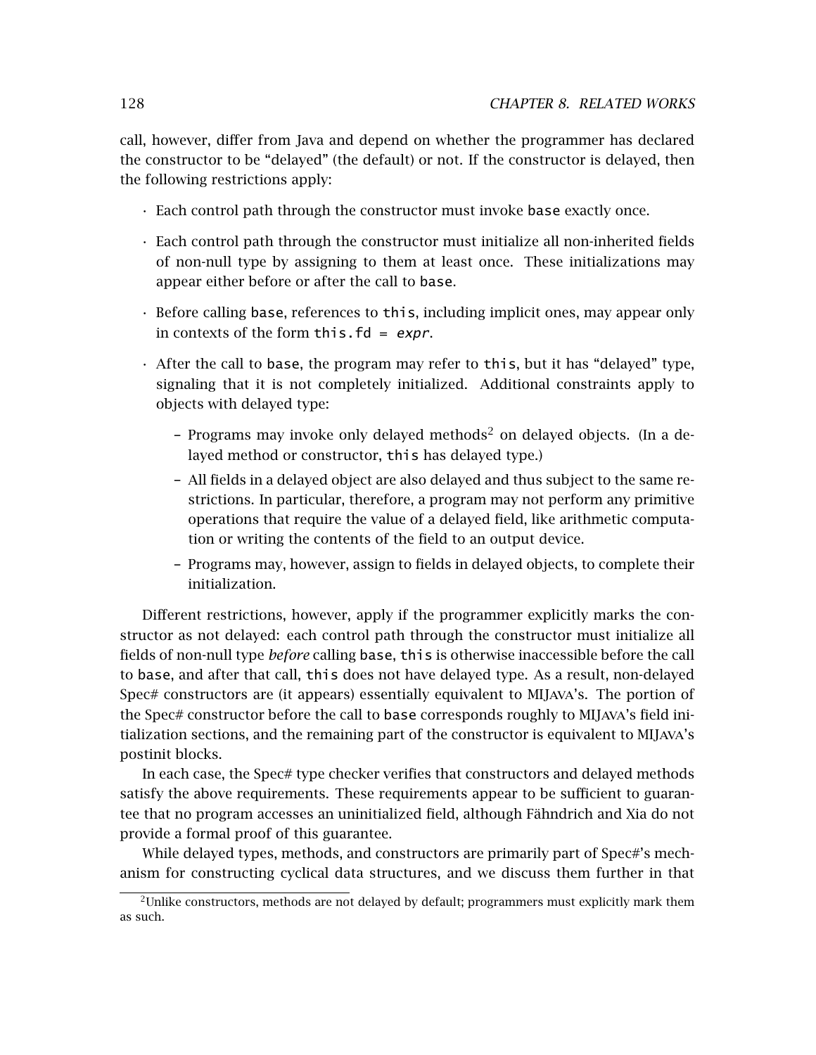call, however, differ from Java and depend on whether the programmer has declared the constructor to be "delayed" (the default) or not. If the constructor is delayed, then the following restrictions apply:

- Each control path through the constructor must invoke `base` exactly once.
- Each control path through the constructor must initialize all non-inherited fields of non-null type by assigning to them at least once. These initializations may appear either before or after the call to `base`.
- Before calling `base`, references to `this`, including implicit ones, may appear only in contexts of the form `this.fd = expr`.
- After the call to `base`, the program may refer to `this`, but it has "delayed" type, signaling that it is not completely initialized. Additional constraints apply to objects with delayed type:
  - Programs may invoke only delayed methods[2] on delayed objects. (In a delayed method or constructor, `this` has delayed type.)
  - All fields in a delayed object are also delayed and thus subject to the same restrictions. In particular, therefore, a program may not perform any primitive operations that require the value of a delayed field, like arithmetic computation or writing the contents of the field to an output device.
  - Programs may, however, assign to fields in delayed objects, to complete their initialization.

Different restrictions, however, apply if the programmer explicitly marks the constructor as not delayed: each control path through the constructor must initialize all fields of non-null type *before* calling `base`, `this` is otherwise inaccessible before the call to `base`, and after that call, `this` does not have delayed type. As a result, non-delayed Spec# constructors are (it appears) essentially equivalent to MIJAVA's. The portion of the Spec# constructor before the call to `base` corresponds roughly to MIJAVA's field initialization sections, and the remaining part of the constructor is equivalent to MIJAVA's postinit blocks.

In each case, the Spec# type checker verifies that constructors and delayed methods satisfy the above requirements. These requirements appear to be sufficient to guarantee that no program accesses an uninitialized field, although Fähndrich and Xia do not provide a formal proof of this guarantee.

While delayed types, methods, and constructors are primarily part of Spec#'s mechanism for constructing cyclical data structures, and we discuss them further in that

[2] Unlike constructors, methods are not delayed by default; programmers must explicitly mark them as such.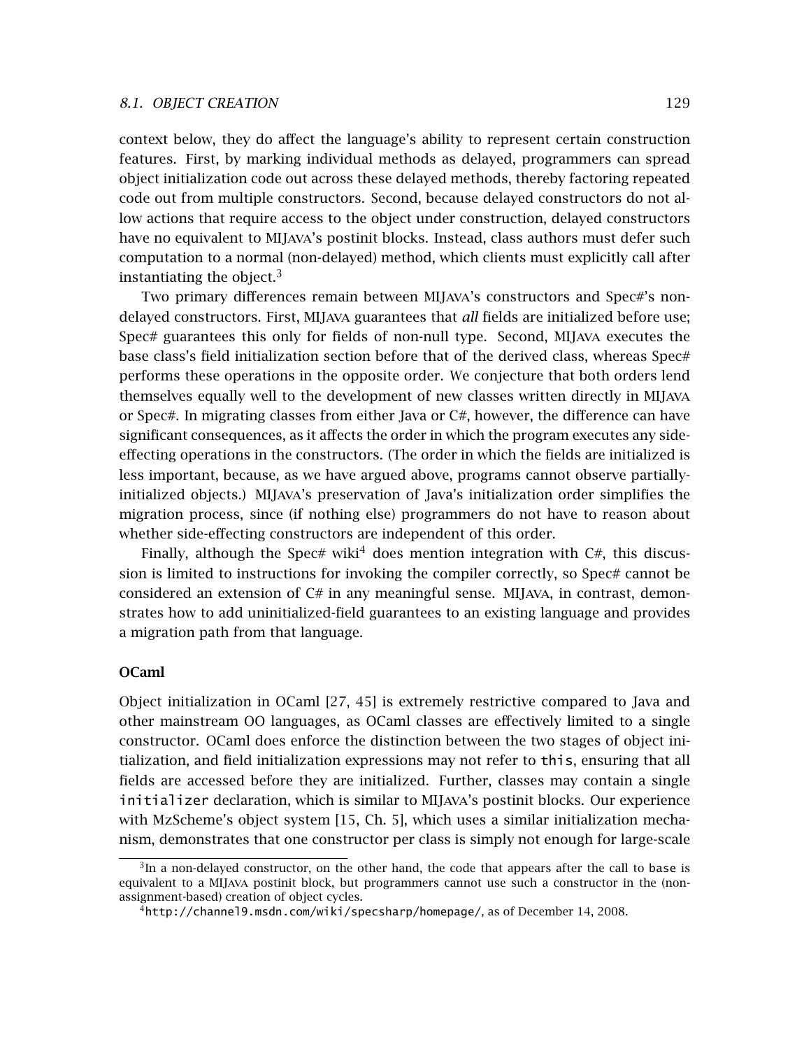context below, they do affect the language's ability to represent certain construction features. First, by marking individual methods as delayed, programmers can spread object initialization code out across these delayed methods, thereby factoring repeated code out from multiple constructors. Second, because delayed constructors do not allow actions that require access to the object under construction, delayed constructors have no equivalent to MIJAVA's postinit blocks. Instead, class authors must defer such computation to a normal (non-delayed) method, which clients must explicitly call after instantiating the object.[3]

Two primary differences remain between MIJAVA's constructors and Spec#'s non-delayed constructors. First, MIJAVA guarantees that *all* fields are initialized before use; Spec# guarantees this only for fields of non-null type. Second, MIJAVA executes the base class's field initialization section before that of the derived class, whereas Spec# performs these operations in the opposite order. We conjecture that both orders lend themselves equally well to the development of new classes written directly in MIJAVA or Spec#. In migrating classes from either Java or C#, however, the difference can have significant consequences, as it affects the order in which the program executes any side-effecting operations in the constructors. (The order in which the fields are initialized is less important, because, as we have argued above, programs cannot observe partially-initialized objects.) MIJAVA's preservation of Java's initialization order simplifies the migration process, since (if nothing else) programmers do not have to reason about whether side-effecting constructors are independent of this order.

Finally, although the Spec# wiki[4] does mention integration with C#, this discussion is limited to instructions for invoking the compiler correctly, so Spec# cannot be considered an extension of C# in any meaningful sense. MIJAVA, in contrast, demonstrates how to add uninitialized-field guarantees to an existing language and provides a migration path from that language.

**OCaml**

Object initialization in OCaml [27, 45] is extremely restrictive compared to Java and other mainstream OO languages, as OCaml classes are effectively limited to a single constructor. OCaml does enforce the distinction between the two stages of object initialization, and field initialization expressions may not refer to `this`, ensuring that all fields are accessed before they are initialized. Further, classes may contain a single `initializer` declaration, which is similar to MIJAVA's postinit blocks. Our experience with MzScheme's object system [15, Ch. 5], which uses a similar initialization mechanism, demonstrates that one constructor per class is simply not enough for large-scale

---

[3] In a non-delayed constructor, on the other hand, the code that appears after the call to `base` is equivalent to a MIJAVA postinit block, but programmers cannot use such a constructor in the (non-assignment-based) creation of object cycles.

[4] `http://channel9.msdn.com/wiki/specsharp/homepage/`, as of December 14, 2008.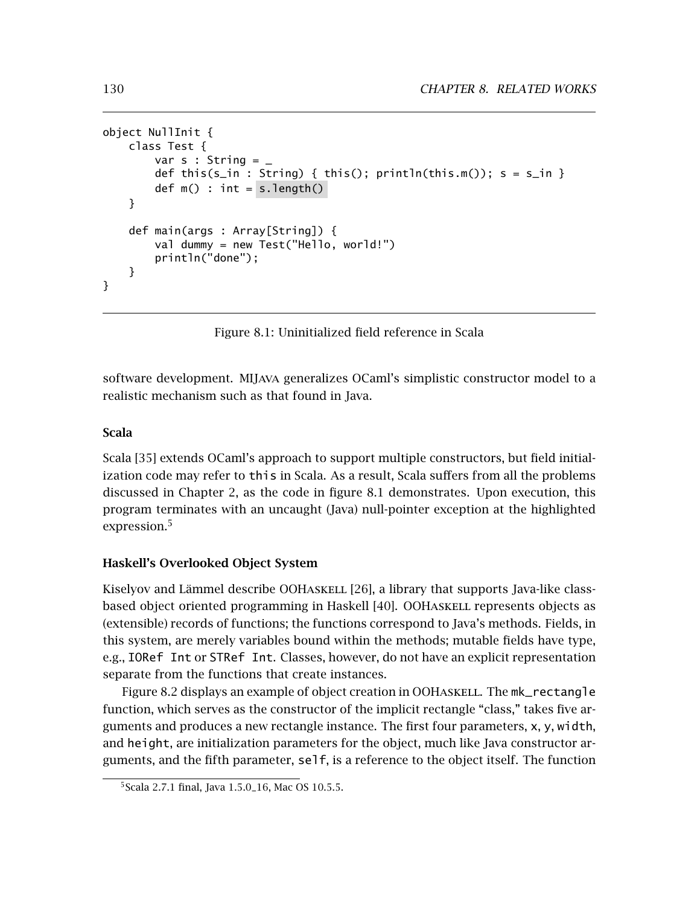```
object NullInit {
    class Test {
        var s : String = _
        def this(s_in : String) { this(); println(this.m()); s = s_in }
        def m() : int = s.length()
    }

    def main(args : Array[String]) {
        val dummy = new Test("Hello, world!")
        println("done");
    }
}
```

Figure 8.1: Uninitialized field reference in Scala

software development. MIJAVA generalizes OCaml's simplistic constructor model to a realistic mechanism such as that found in Java.

### Scala

Scala [35] extends OCaml's approach to support multiple constructors, but field initialization code may refer to `this` in Scala. As a result, Scala suffers from all the problems discussed in Chapter 2, as the code in figure 8.1 demonstrates. Upon execution, this program terminates with an uncaught (Java) null-pointer exception at the highlighted expression.[5]

### Haskell's Overlooked Object System

Kiselyov and Lämmel describe OOHASKELL [26], a library that supports Java-like class-based object oriented programming in Haskell [40]. OOHASKELL represents objects as (extensible) records of functions; the functions correspond to Java's methods. Fields, in this system, are merely variables bound within the methods; mutable fields have type, e.g., `IORef Int` or `STRef Int`. Classes, however, do not have an explicit representation separate from the functions that create instances.

Figure 8.2 displays an example of object creation in OOHASKELL. The `mk_rectangle` function, which serves as the constructor of the implicit rectangle "class," takes five arguments and produces a new rectangle instance. The first four parameters, `x`, `y`, `width`, and `height`, are initialization parameters for the object, much like Java constructor arguments, and the fifth parameter, `self`, is a reference to the object itself. The function

[5] Scala 2.7.1 final, Java 1.5.0_16, Mac OS 10.5.5.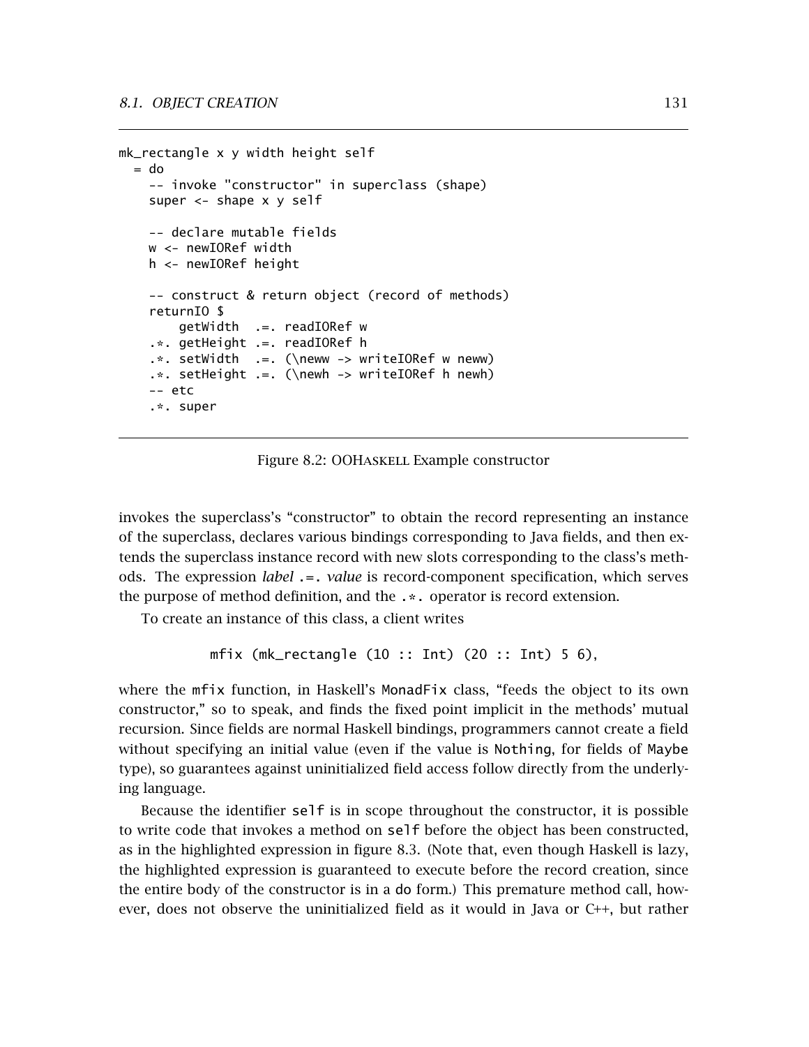```
mk_rectangle x y width height self
  = do
    -- invoke "constructor" in superclass (shape)
    super <- shape x y self

    -- declare mutable fields
    w <- newIORef width
    h <- newIORef height

    -- construct & return object (record of methods)
    returnIO $
        getWidth  .=. readIORef w
    .*. getHeight .=. readIORef h
    .*. setWidth  .=. (\neww -> writeIORef w neww)
    .*. setHeight .=. (\newh -> writeIORef h newh)
    -- etc
    .*. super
```

Figure 8.2: OOHaskell Example constructor

invokes the superclass's "constructor" to obtain the record representing an instance of the superclass, declares various bindings corresponding to Java fields, and then extends the superclass instance record with new slots corresponding to the class's methods. The expression *label* `.=.` *value* is record-component specification, which serves the purpose of method definition, and the `.*.` operator is record extension.

To create an instance of this class, a client writes

```
mfix (mk_rectangle (10 :: Int) (20 :: Int) 5 6),
```

where the `mfix` function, in Haskell's `MonadFix` class, "feeds the object to its own constructor," so to speak, and finds the fixed point implicit in the methods' mutual recursion. Since fields are normal Haskell bindings, programmers cannot create a field without specifying an initial value (even if the value is `Nothing`, for fields of `Maybe` type), so guarantees against uninitialized field access follow directly from the underlying language.

Because the identifier `self` is in scope throughout the constructor, it is possible to write code that invokes a method on `self` before the object has been constructed, as in the highlighted expression in figure 8.3. (Note that, even though Haskell is lazy, the highlighted expression is guaranteed to execute before the record creation, since the entire body of the constructor is in a `do` form.) This premature method call, however, does not observe the uninitialized field as it would in Java or C++, but rather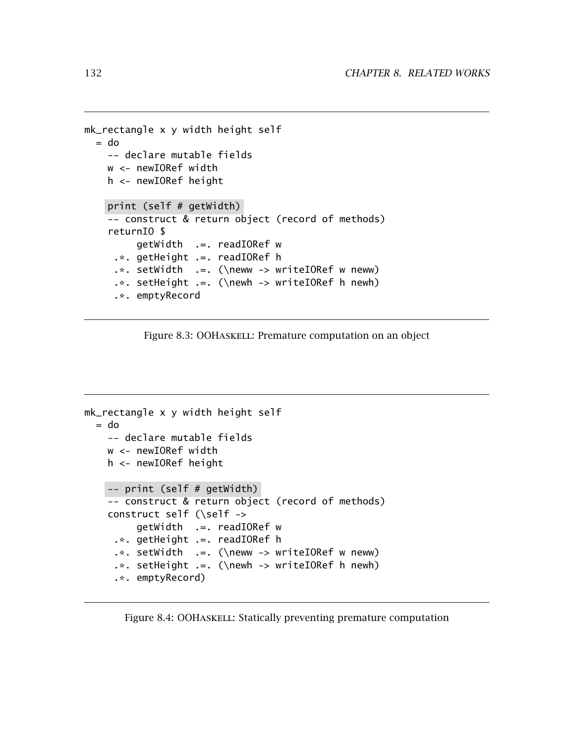```
mk_rectangle x y width height self
  = do
    -- declare mutable fields
    w <- newIORef width
    h <- newIORef height

    print (self # getWidth)
    -- construct & return object (record of methods)
    returnIO $
         getWidth  .=. readIORef w
     .*. getHeight .=. readIORef h
     .*. setWidth  .=. (\neww -> writeIORef w neww)
     .*. setHeight .=. (\newh -> writeIORef h newh)
     .*. emptyRecord
```

Figure 8.3: OOHASKELL: Premature computation on an object

```
mk_rectangle x y width height self
  = do
    -- declare mutable fields
    w <- newIORef width
    h <- newIORef height

    -- print (self # getWidth)
    -- construct & return object (record of methods)
    construct self (\self ->
         getWidth  .=. readIORef w
     .*. getHeight .=. readIORef h
     .*. setWidth  .=. (\neww -> writeIORef w neww)
     .*. setHeight .=. (\newh -> writeIORef h newh)
     .*. emptyRecord)
```

Figure 8.4: OOHASKELL: Statically preventing premature computation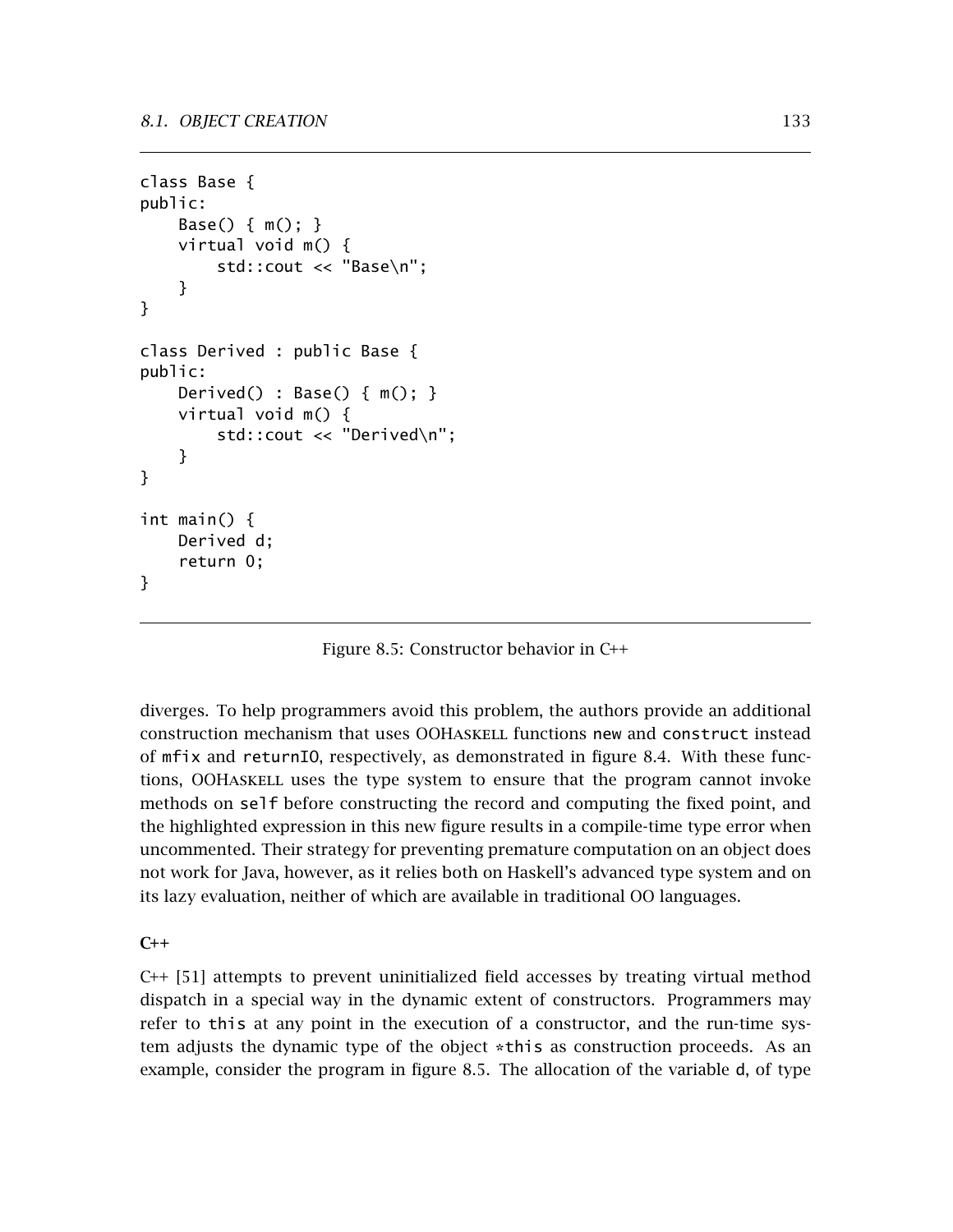```
class Base {
public:
    Base() { m(); }
    virtual void m() {
        std::cout << "Base\n";
    }
}

class Derived : public Base {
public:
    Derived() : Base() { m(); }
    virtual void m() {
        std::cout << "Derived\n";
    }
}

int main() {
    Derived d;
    return 0;
}
```

Figure 8.5: Constructor behavior in C++

diverges. To help programmers avoid this problem, the authors provide an additional construction mechanism that uses OOHaskell functions new and construct instead of mfix and returnIO, respectively, as demonstrated in figure 8.4. With these functions, OOHaskell uses the type system to ensure that the program cannot invoke methods on self before constructing the record and computing the fixed point, and the highlighted expression in this new figure results in a compile-time type error when uncommented. Their strategy for preventing premature computation on an object does not work for Java, however, as it relies both on Haskell's advanced type system and on its lazy evaluation, neither of which are available in traditional OO languages.

**C++**

C++ [51] attempts to prevent uninitialized field accesses by treating virtual method dispatch in a special way in the dynamic extent of constructors. Programmers may refer to this at any point in the execution of a constructor, and the run-time system adjusts the dynamic type of the object *this as construction proceeds. As an example, consider the program in figure 8.5. The allocation of the variable d, of type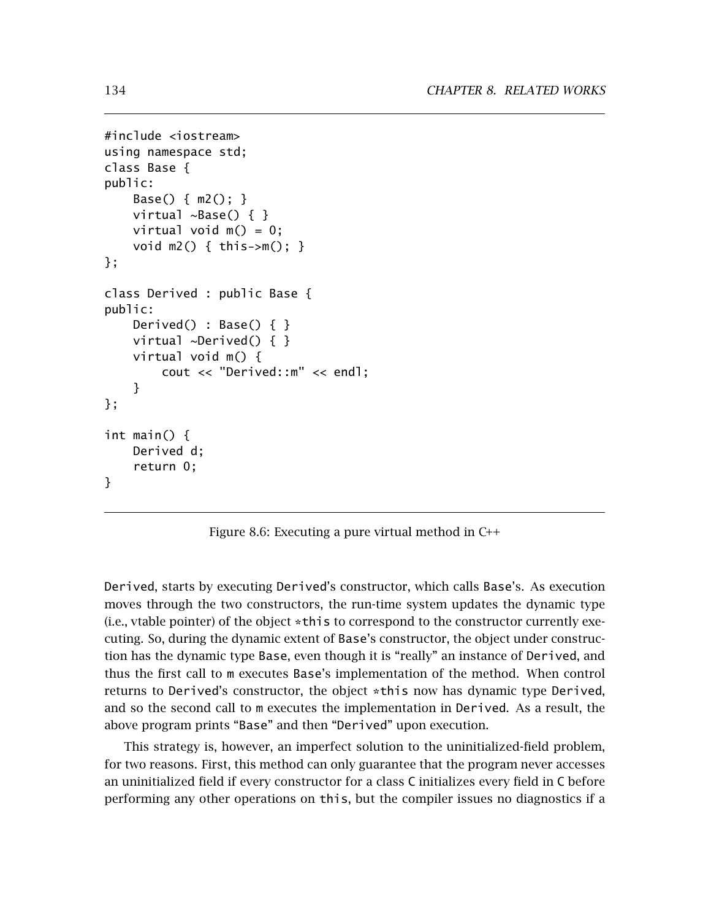```
#include <iostream>
using namespace std;
class Base {
public:
    Base() { m2(); }
    virtual ~Base() { }
    virtual void m() = 0;
    void m2() { this->m(); }
};

class Derived : public Base {
public:
    Derived() : Base() { }
    virtual ~Derived() { }
    virtual void m() {
        cout << "Derived::m" << endl;
    }
};

int main() {
    Derived d;
    return 0;
}
```

Figure 8.6: Executing a pure virtual method in C++

Derived, starts by executing Derived's constructor, which calls Base's. As execution moves through the two constructors, the run-time system updates the dynamic type (i.e., vtable pointer) of the object *this to correspond to the constructor currently executing. So, during the dynamic extent of Base's constructor, the object under construction has the dynamic type Base, even though it is "really" an instance of Derived, and thus the first call to m executes Base's implementation of the method. When control returns to Derived's constructor, the object *this now has dynamic type Derived, and so the second call to m executes the implementation in Derived. As a result, the above program prints "Base" and then "Derived" upon execution.

This strategy is, however, an imperfect solution to the uninitialized-field problem, for two reasons. First, this method can only guarantee that the program never accesses an uninitialized field if every constructor for a class C initializes every field in C before performing any other operations on this, but the compiler issues no diagnostics if a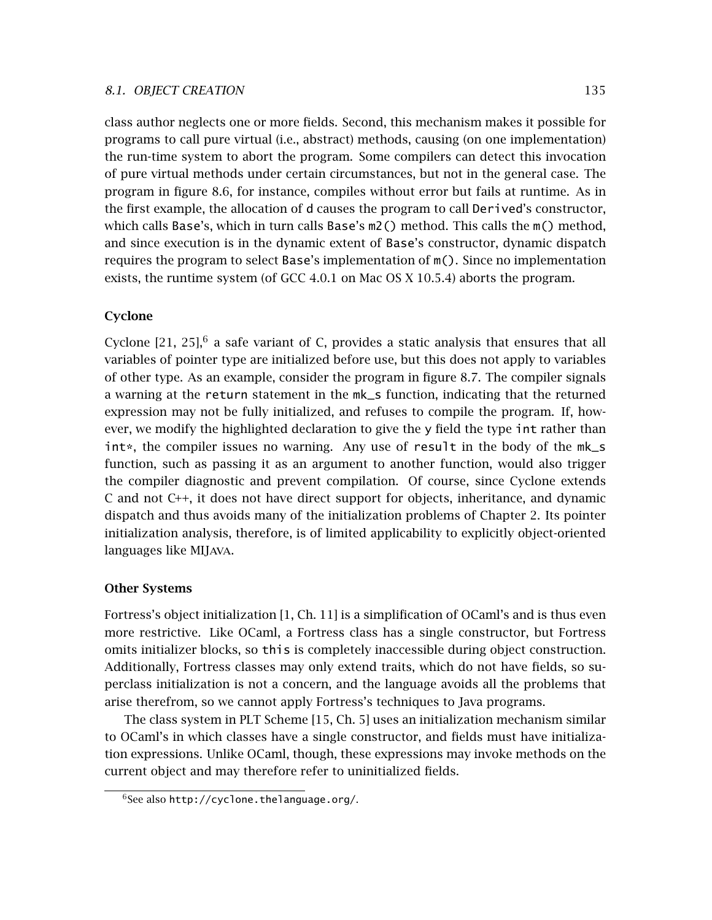class author neglects one or more fields. Second, this mechanism makes it possible for programs to call pure virtual (i.e., abstract) methods, causing (on one implementation) the run-time system to abort the program. Some compilers can detect this invocation of pure virtual methods under certain circumstances, but not in the general case. The program in figure 8.6, for instance, compiles without error but fails at runtime. As in the first example, the allocation of `d` causes the program to call `Derived`'s constructor, which calls `Base`'s, which in turn calls `Base`'s `m2()` method. This calls the `m()` method, and since execution is in the dynamic extent of `Base`'s constructor, dynamic dispatch requires the program to select `Base`'s implementation of `m()`. Since no implementation exists, the runtime system (of GCC 4.0.1 on Mac OS X 10.5.4) aborts the program.

### Cyclone

Cyclone [21, 25],[6] a safe variant of C, provides a static analysis that ensures that all variables of pointer type are initialized before use, but this does not apply to variables of other type. As an example, consider the program in figure 8.7. The compiler signals a warning at the `return` statement in the `mk_s` function, indicating that the returned expression may not be fully initialized, and refuses to compile the program. If, however, we modify the highlighted declaration to give the `y` field the type `int` rather than `int*`, the compiler issues no warning. Any use of `result` in the body of the `mk_s` function, such as passing it as an argument to another function, would also trigger the compiler diagnostic and prevent compilation. Of course, since Cyclone extends C and not C++, it does not have direct support for objects, inheritance, and dynamic dispatch and thus avoids many of the initialization problems of Chapter 2. Its pointer initialization analysis, therefore, is of limited applicability to explicitly object-oriented languages like MIJAVA.

### Other Systems

Fortress's object initialization [1, Ch. 11] is a simplification of OCaml's and is thus even more restrictive. Like OCaml, a Fortress class has a single constructor, but Fortress omits initializer blocks, so `this` is completely inaccessible during object construction. Additionally, Fortress classes may only extend traits, which do not have fields, so superclass initialization is not a concern, and the language avoids all the problems that arise therefrom, so we cannot apply Fortress's techniques to Java programs.

The class system in PLT Scheme [15, Ch. 5] uses an initialization mechanism similar to OCaml's in which classes have a single constructor, and fields must have initialization expressions. Unlike OCaml, though, these expressions may invoke methods on the current object and may therefore refer to uninitialized fields.

[6] See also `http://cyclone.thelanguage.org/`.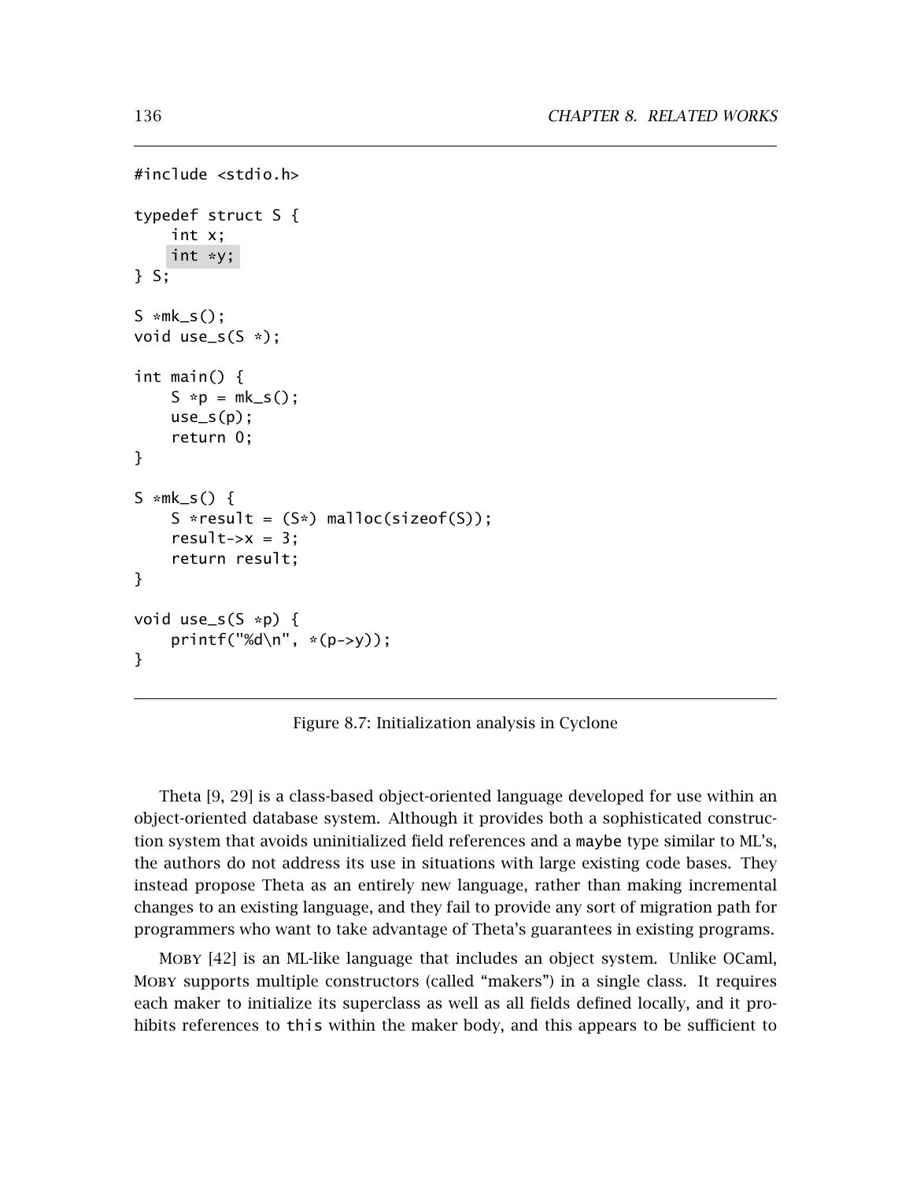```
#include <stdio.h>

typedef struct S {
    int x;
    int *y;
} S;

S *mk_s();
void use_s(S *);

int main() {
    S *p = mk_s();
    use_s(p);
    return 0;
}

S *mk_s() {
    S *result = (S*) malloc(sizeof(S));
    result->x = 3;
    return result;
}

void use_s(S *p) {
    printf("%d\n", *(p->y));
}
```

Figure 8.7: Initialization analysis in Cyclone

Theta [9, 29] is a class-based object-oriented language developed for use within an object-oriented database system. Although it provides both a sophisticated construction system that avoids uninitialized field references and a `maybe` type similar to ML's, the authors do not address its use in situations with large existing code bases. They instead propose Theta as an entirely new language, rather than making incremental changes to an existing language, and they fail to provide any sort of migration path for programmers who want to take advantage of Theta's guarantees in existing programs.

MOBY [42] is an ML-like language that includes an object system. Unlike OCaml, MOBY supports multiple constructors (called "makers") in a single class. It requires each maker to initialize its superclass as well as all fields defined locally, and it prohibits references to `this` within the maker body, and this appears to be sufficient to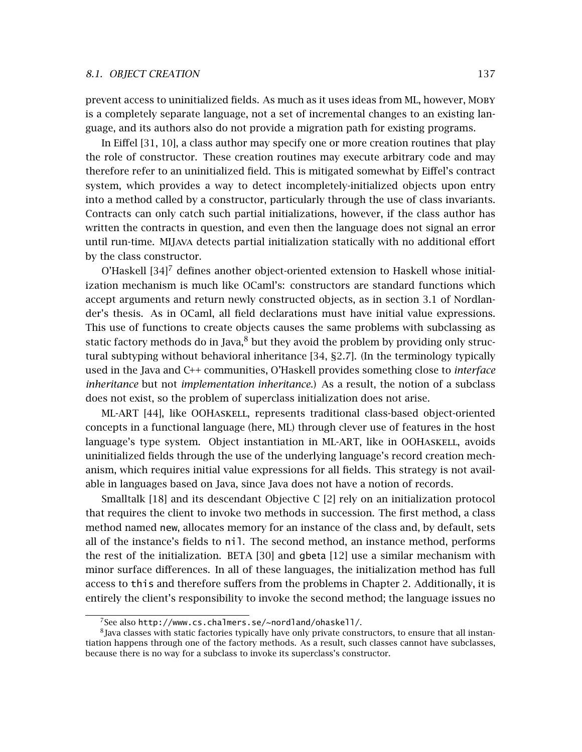prevent access to uninitialized fields. As much as it uses ideas from ML, however, MOBY is a completely separate language, not a set of incremental changes to an existing language, and its authors also do not provide a migration path for existing programs.

In Eiffel [31, 10], a class author may specify one or more creation routines that play the role of constructor. These creation routines may execute arbitrary code and may therefore refer to an uninitialized field. This is mitigated somewhat by Eiffel's contract system, which provides a way to detect incompletely-initialized objects upon entry into a method called by a constructor, particularly through the use of class invariants. Contracts can only catch such partial initializations, however, if the class author has written the contracts in question, and even then the language does not signal an error until run-time. MIJAVA detects partial initialization statically with no additional effort by the class constructor.

O'Haskell [34][7] defines another object-oriented extension to Haskell whose initialization mechanism is much like OCaml's: constructors are standard functions which accept arguments and return newly constructed objects, as in section 3.1 of Nordlander's thesis. As in OCaml, all field declarations must have initial value expressions. This use of functions to create objects causes the same problems with subclassing as static factory methods do in Java,[8] but they avoid the problem by providing only structural subtyping without behavioral inheritance [34, §2.7]. (In the terminology typically used in the Java and C++ communities, O'Haskell provides something close to *interface inheritance* but not *implementation inheritance*.) As a result, the notion of a subclass does not exist, so the problem of superclass initialization does not arise.

ML-ART [44], like OOHASKELL, represents traditional class-based object-oriented concepts in a functional language (here, ML) through clever use of features in the host language's type system. Object instantiation in ML-ART, like in OOHASKELL, avoids uninitialized fields through the use of the underlying language's record creation mechanism, which requires initial value expressions for all fields. This strategy is not available in languages based on Java, since Java does not have a notion of records.

Smalltalk [18] and its descendant Objective C [2] rely on an initialization protocol that requires the client to invoke two methods in succession. The first method, a class method named `new`, allocates memory for an instance of the class and, by default, sets all of the instance's fields to `nil`. The second method, an instance method, performs the rest of the initialization. BETA [30] and gbeta [12] use a similar mechanism with minor surface differences. In all of these languages, the initialization method has full access to `this` and therefore suffers from the problems in Chapter 2. Additionally, it is entirely the client's responsibility to invoke the second method; the language issues no

[7] See also `http://www.cs.chalmers.se/~nordland/ohaskell/`.

[8] Java classes with static factories typically have only private constructors, to ensure that all instantiation happens through one of the factory methods. As a result, such classes cannot have subclasses, because there is no way for a subclass to invoke its superclass's constructor.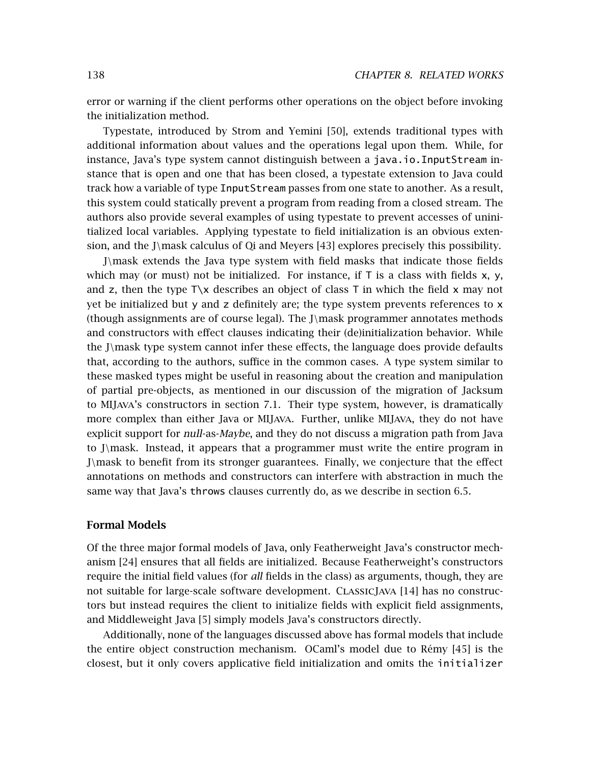error or warning if the client performs other operations on the object before invoking the initialization method.

Typestate, introduced by Strom and Yemini [50], extends traditional types with additional information about values and the operations legal upon them. While, for instance, Java's type system cannot distinguish between a `java.io.InputStream` instance that is open and one that has been closed, a typestate extension to Java could track how a variable of type `InputStream` passes from one state to another. As a result, this system could statically prevent a program from reading from a closed stream. The authors also provide several examples of using typestate to prevent accesses of uninitialized local variables. Applying typestate to field initialization is an obvious extension, and the J\mask calculus of Qi and Meyers [43] explores precisely this possibility.

J\mask extends the Java type system with field masks that indicate those fields which may (or must) not be initialized. For instance, if `T` is a class with fields `x`, `y`, and `z`, then the type `T\x` describes an object of class `T` in which the field `x` may not yet be initialized but `y` and `z` definitely are; the type system prevents references to `x` (though assignments are of course legal). The J\mask programmer annotates methods and constructors with effect clauses indicating their (de)initialization behavior. While the J\mask type system cannot infer these effects, the language does provide defaults that, according to the authors, suffice in the common cases. A type system similar to these masked types might be useful in reasoning about the creation and manipulation of partial pre-objects, as mentioned in our discussion of the migration of Jacksum to MIJava's constructors in section 7.1. Their type system, however, is dramatically more complex than either Java or MIJava. Further, unlike MIJava, they do not have explicit support for *null*-as-*Maybe*, and they do not discuss a migration path from Java to J\mask. Instead, it appears that a programmer must write the entire program in J\mask to benefit from its stronger guarantees. Finally, we conjecture that the effect annotations on methods and constructors can interfere with abstraction in much the same way that Java's `throws` clauses currently do, as we describe in section 6.5.

### Formal Models

Of the three major formal models of Java, only Featherweight Java's constructor mechanism [24] ensures that all fields are initialized. Because Featherweight's constructors require the initial field values (for *all* fields in the class) as arguments, though, they are not suitable for large-scale software development. ClassicJava [14] has no constructors but instead requires the client to initialize fields with explicit field assignments, and Middleweight Java [5] simply models Java's constructors directly.

Additionally, none of the languages discussed above has formal models that include the entire object construction mechanism. OCaml's model due to Rémy [45] is the closest, but it only covers applicative field initialization and omits the `initializer`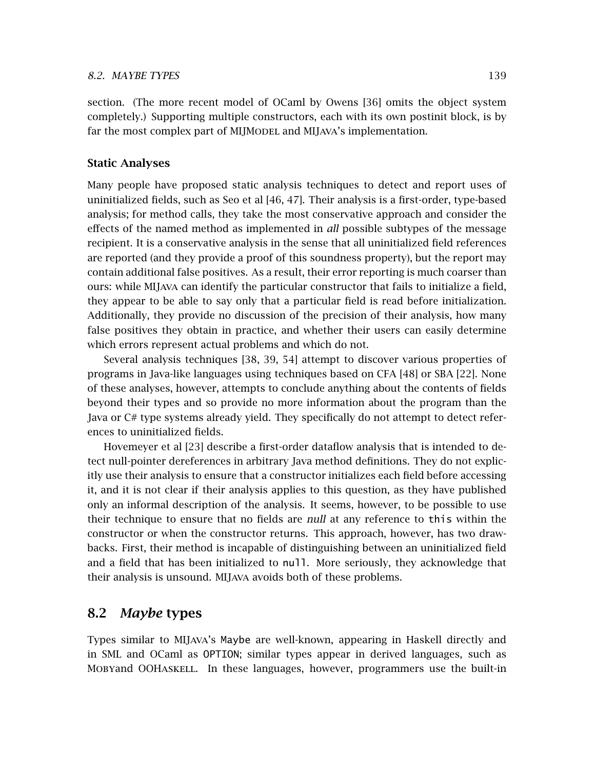section. (The more recent model of OCaml by Owens [36] omits the object system completely.) Supporting multiple constructors, each with its own postinit block, is by far the most complex part of MIJModel and MIJava's implementation.

### Static Analyses

Many people have proposed static analysis techniques to detect and report uses of uninitialized fields, such as Seo et al [46, 47]. Their analysis is a first-order, type-based analysis; for method calls, they take the most conservative approach and consider the effects of the named method as implemented in *all* possible subtypes of the message recipient. It is a conservative analysis in the sense that all uninitialized field references are reported (and they provide a proof of this soundness property), but the report may contain additional false positives. As a result, their error reporting is much coarser than ours: while MIJava can identify the particular constructor that fails to initialize a field, they appear to be able to say only that a particular field is read before initialization. Additionally, they provide no discussion of the precision of their analysis, how many false positives they obtain in practice, and whether their users can easily determine which errors represent actual problems and which do not.

Several analysis techniques [38, 39, 54] attempt to discover various properties of programs in Java-like languages using techniques based on CFA [48] or SBA [22]. None of these analyses, however, attempts to conclude anything about the contents of fields beyond their types and so provide no more information about the program than the Java or C# type systems already yield. They specifically do not attempt to detect references to uninitialized fields.

Hovemeyer et al [23] describe a first-order dataflow analysis that is intended to detect null-pointer dereferences in arbitrary Java method definitions. They do not explicitly use their analysis to ensure that a constructor initializes each field before accessing it, and it is not clear if their analysis applies to this question, as they have published only an informal description of the analysis. It seems, however, to be possible to use their technique to ensure that no fields are *null* at any reference to `this` within the constructor or when the constructor returns. This approach, however, has two drawbacks. First, their method is incapable of distinguishing between an uninitialized field and a field that has been initialized to `null`. More seriously, they acknowledge that their analysis is unsound. MIJava avoids both of these problems.

## 8.2 *Maybe* types

Types similar to MIJava's `Maybe` are well-known, appearing in Haskell directly and in SML and OCaml as `OPTION`; similar types appear in derived languages, such as Mobyand OOHaskell. In these languages, however, programmers use the built-in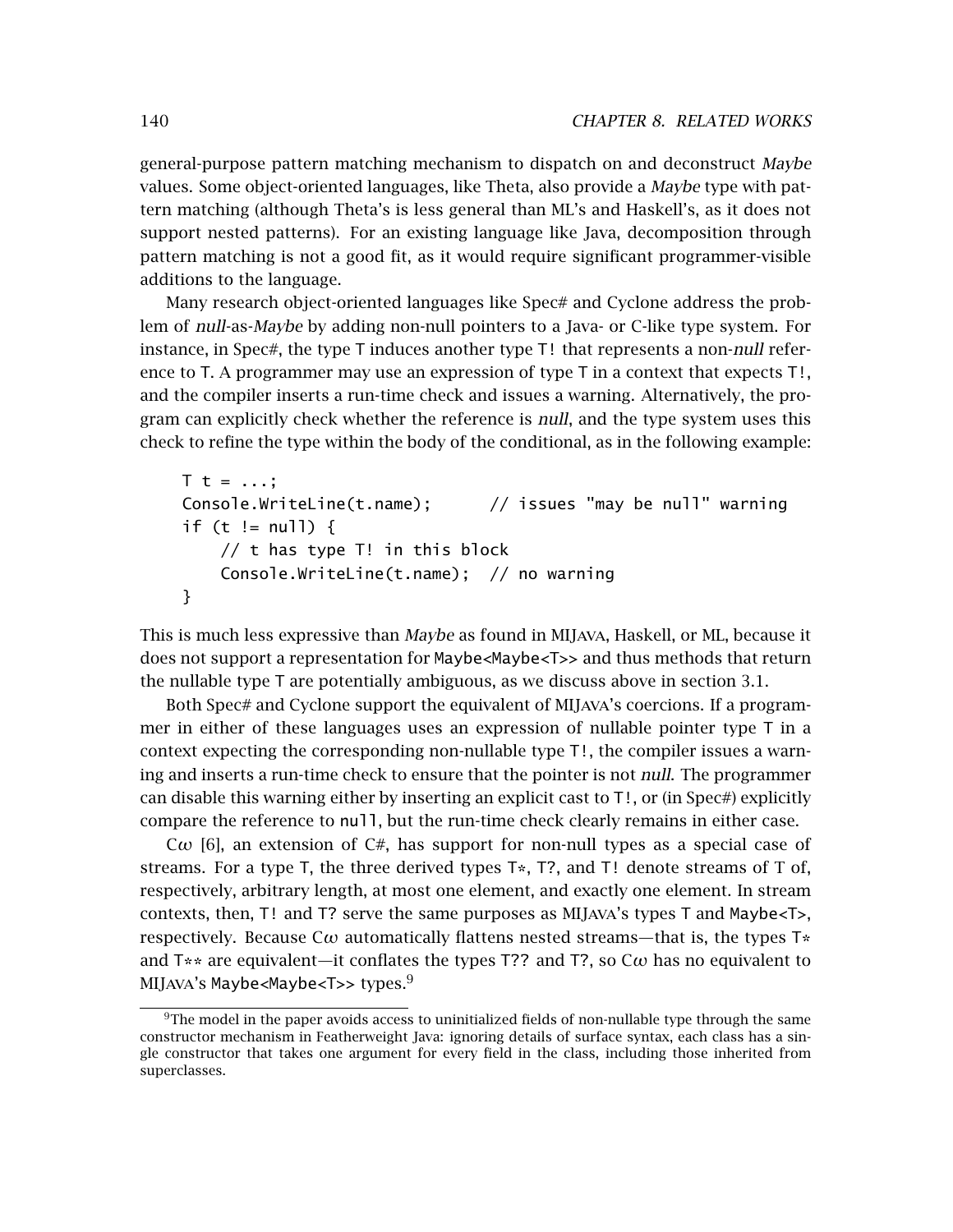general-purpose pattern matching mechanism to dispatch on and deconstruct *Maybe* values. Some object-oriented languages, like Theta, also provide a *Maybe* type with pattern matching (although Theta's is less general than ML's and Haskell's, as it does not support nested patterns). For an existing language like Java, decomposition through pattern matching is not a good fit, as it would require significant programmer-visible additions to the language.

Many research object-oriented languages like Spec# and Cyclone address the problem of *null*-as-*Maybe* by adding non-null pointers to a Java- or C-like type system. For instance, in Spec#, the type T induces another type T! that represents a non-*null* reference to T. A programmer may use an expression of type T in a context that expects T!, and the compiler inserts a run-time check and issues a warning. Alternatively, the program can explicitly check whether the reference is *null*, and the type system uses this check to refine the type within the body of the conditional, as in the following example:

```
T t = ...;
Console.WriteLine(t.name);      // issues "may be null" warning
if (t != null) {
    // t has type T! in this block
    Console.WriteLine(t.name);  // no warning
}
```

This is much less expressive than *Maybe* as found in MIJAVA, Haskell, or ML, because it does not support a representation for Maybe<Maybe<T>> and thus methods that return the nullable type T are potentially ambiguous, as we discuss above in section 3.1.

Both Spec# and Cyclone support the equivalent of MIJAVA's coercions. If a programmer in either of these languages uses an expression of nullable pointer type T in a context expecting the corresponding non-nullable type T!, the compiler issues a warning and inserts a run-time check to ensure that the pointer is not *null*. The programmer can disable this warning either by inserting an explicit cast to T!, or (in Spec#) explicitly compare the reference to null, but the run-time check clearly remains in either case.

C$\omega$ [6], an extension of C#, has support for non-null types as a special case of streams. For a type T, the three derived types T*, T?, and T! denote streams of T of, respectively, arbitrary length, at most one element, and exactly one element. In stream contexts, then, T! and T? serve the same purposes as MIJAVA's types T and Maybe<T>, respectively. Because C$\omega$ automatically flattens nested streams—that is, the types T* and T** are equivalent—it conflates the types T?? and T?, so C$\omega$ has no equivalent to MIJAVA's Maybe<Maybe<T>> types.[9]

[9]The model in the paper avoids access to uninitialized fields of non-nullable type through the same constructor mechanism in Featherweight Java: ignoring details of surface syntax, each class has a single constructor that takes one argument for every field in the class, including those inherited from superclasses.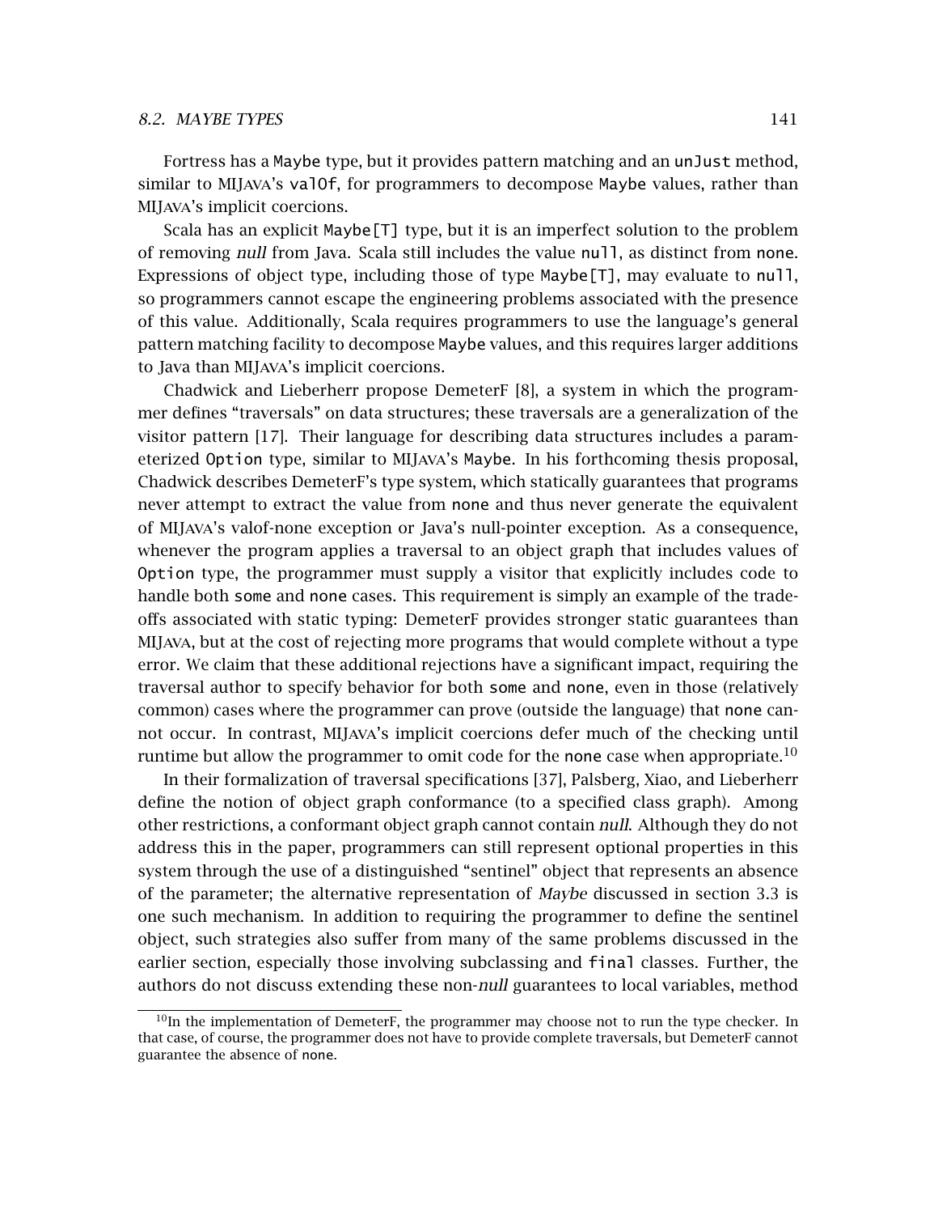Fortress has a `Maybe` type, but it provides pattern matching and an `unJust` method, similar to MIJAVA's `valOf`, for programmers to decompose `Maybe` values, rather than MIJAVA's implicit coercions.

Scala has an explicit `Maybe[T]` type, but it is an imperfect solution to the problem of removing *null* from Java. Scala still includes the value `null`, as distinct from `none`. Expressions of object type, including those of type `Maybe[T]`, may evaluate to `null`, so programmers cannot escape the engineering problems associated with the presence of this value. Additionally, Scala requires programmers to use the language's general pattern matching facility to decompose `Maybe` values, and this requires larger additions to Java than MIJAVA's implicit coercions.

Chadwick and Lieberherr propose DemeterF [8], a system in which the programmer defines "traversals" on data structures; these traversals are a generalization of the visitor pattern [17]. Their language for describing data structures includes a parameterized `Option` type, similar to MIJAVA's `Maybe`. In his forthcoming thesis proposal, Chadwick describes DemeterF's type system, which statically guarantees that programs never attempt to extract the value from `none` and thus never generate the equivalent of MIJAVA's valof-none exception or Java's null-pointer exception. As a consequence, whenever the program applies a traversal to an object graph that includes values of `Option` type, the programmer must supply a visitor that explicitly includes code to handle both `some` and `none` cases. This requirement is simply an example of the trade-offs associated with static typing: DemeterF provides stronger static guarantees than MIJAVA, but at the cost of rejecting more programs that would complete without a type error. We claim that these additional rejections have a significant impact, requiring the traversal author to specify behavior for both `some` and `none`, even in those (relatively common) cases where the programmer can prove (outside the language) that `none` cannot occur. In contrast, MIJAVA's implicit coercions defer much of the checking until runtime but allow the programmer to omit code for the `none` case when appropriate.[10]

In their formalization of traversal specifications [37], Palsberg, Xiao, and Lieberherr define the notion of object graph conformance (to a specified class graph). Among other restrictions, a conformant object graph cannot contain *null*. Although they do not address this in the paper, programmers can still represent optional properties in this system through the use of a distinguished "sentinel" object that represents an absence of the parameter; the alternative representation of *Maybe* discussed in section 3.3 is one such mechanism. In addition to requiring the programmer to define the sentinel object, such strategies also suffer from many of the same problems discussed in the earlier section, especially those involving subclassing and `final` classes. Further, the authors do not discuss extending these non-*null* guarantees to local variables, method

[10] In the implementation of DemeterF, the programmer may choose not to run the type checker. In that case, of course, the programmer does not have to provide complete traversals, but DemeterF cannot guarantee the absence of `none`.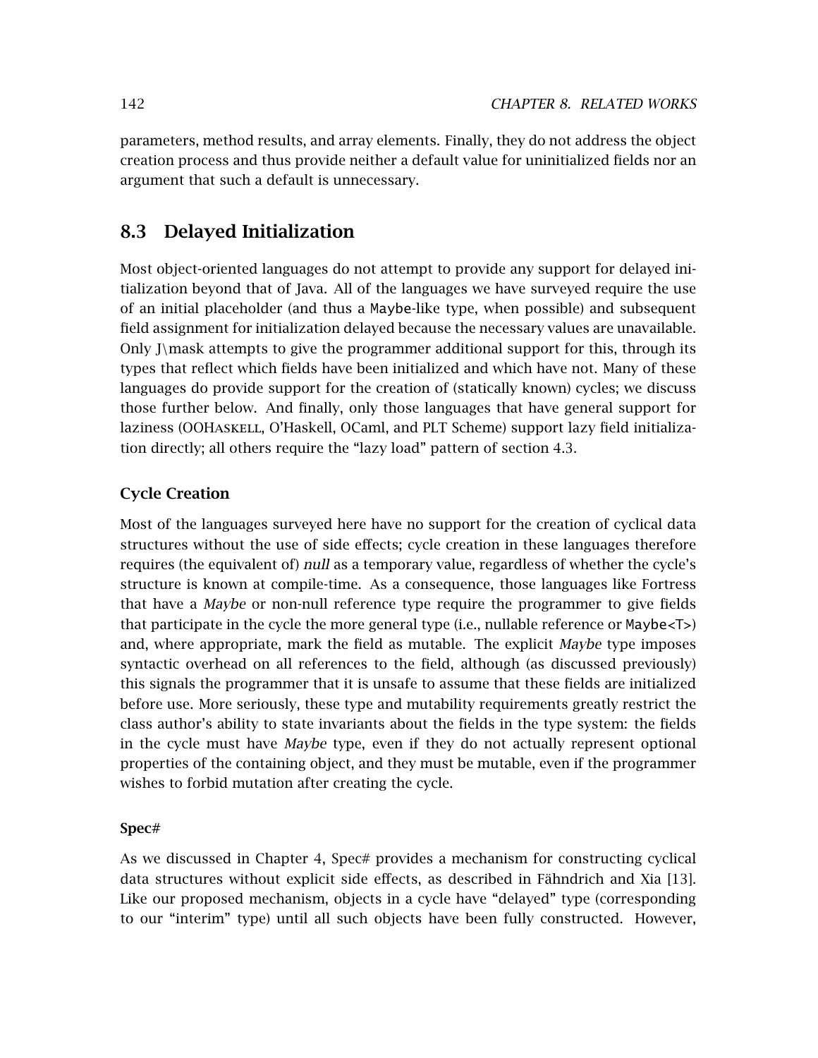parameters, method results, and array elements. Finally, they do not address the object creation process and thus provide neither a default value for uninitialized fields nor an argument that such a default is unnecessary.

## 8.3 Delayed Initialization

Most object-oriented languages do not attempt to provide any support for delayed initialization beyond that of Java. All of the languages we have surveyed require the use of an initial placeholder (and thus a `Maybe`-like type, when possible) and subsequent field assignment for initialization delayed because the necessary values are unavailable. Only J\mask attempts to give the programmer additional support for this, through its types that reflect which fields have been initialized and which have not. Many of these languages do provide support for the creation of (statically known) cycles; we discuss those further below. And finally, only those languages that have general support for laziness (OOHaskell, O'Haskell, OCaml, and PLT Scheme) support lazy field initialization directly; all others require the "lazy load" pattern of section 4.3.

### Cycle Creation

Most of the languages surveyed here have no support for the creation of cyclical data structures without the use of side effects; cycle creation in these languages therefore requires (the equivalent of) *null* as a temporary value, regardless of whether the cycle's structure is known at compile-time. As a consequence, those languages like Fortress that have a *Maybe* or non-null reference type require the programmer to give fields that participate in the cycle the more general type (i.e., nullable reference or `Maybe<T>`) and, where appropriate, mark the field as mutable. The explicit *Maybe* type imposes syntactic overhead on all references to the field, although (as discussed previously) this signals the programmer that it is unsafe to assume that these fields are initialized before use. More seriously, these type and mutability requirements greatly restrict the class author's ability to state invariants about the fields in the type system: the fields in the cycle must have *Maybe* type, even if they do not actually represent optional properties of the containing object, and they must be mutable, even if the programmer wishes to forbid mutation after creating the cycle.

#### Spec#

As we discussed in Chapter 4, Spec# provides a mechanism for constructing cyclical data structures without explicit side effects, as described in Fähndrich and Xia [13]. Like our proposed mechanism, objects in a cycle have "delayed" type (corresponding to our "interim" type) until all such objects have been fully constructed. However,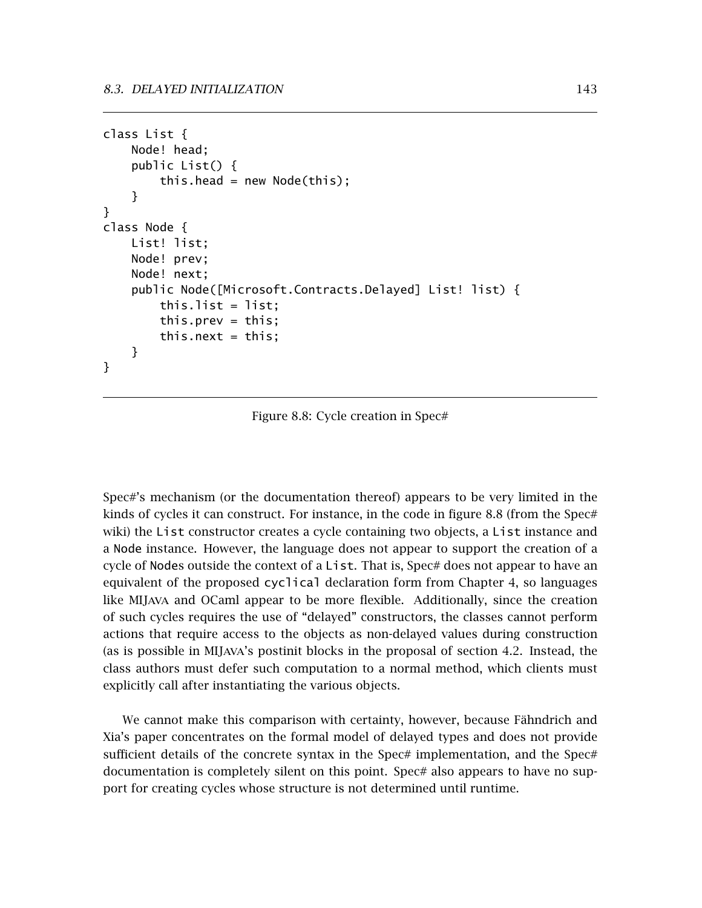```
class List {
    Node! head;
    public List() {
        this.head = new Node(this);
    }
}
class Node {
    List! list;
    Node! prev;
    Node! next;
    public Node([Microsoft.Contracts.Delayed] List! list) {
        this.list = list;
        this.prev = this;
        this.next = this;
    }
}
```

Figure 8.8: Cycle creation in Spec#

Spec#'s mechanism (or the documentation thereof) appears to be very limited in the kinds of cycles it can construct. For instance, in the code in figure 8.8 (from the Spec# wiki) the `List` constructor creates a cycle containing two objects, a `List` instance and a `Node` instance. However, the language does not appear to support the creation of a cycle of `Node`s outside the context of a `List`. That is, Spec# does not appear to have an equivalent of the proposed `cyclical` declaration form from Chapter 4, so languages like MIJAVA and OCaml appear to be more flexible. Additionally, since the creation of such cycles requires the use of "delayed" constructors, the classes cannot perform actions that require access to the objects as non-delayed values during construction (as is possible in MIJAVA's postinit blocks in the proposal of section 4.2. Instead, the class authors must defer such computation to a normal method, which clients must explicitly call after instantiating the various objects.

We cannot make this comparison with certainty, however, because Fähndrich and Xia's paper concentrates on the formal model of delayed types and does not provide sufficient details of the concrete syntax in the Spec# implementation, and the Spec# documentation is completely silent on this point. Spec# also appears to have no support for creating cycles whose structure is not determined until runtime.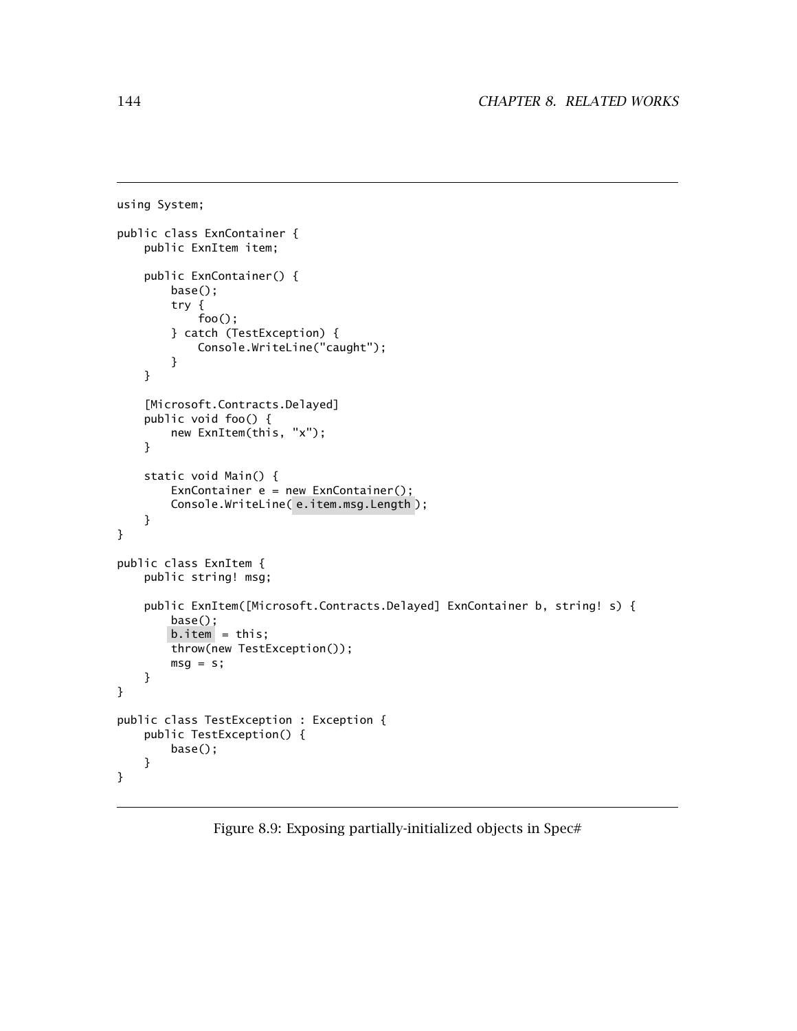```
using System;

public class ExnContainer {
    public ExnItem item;

    public ExnContainer() {
        base();
        try {
            foo();
        } catch (TestException) {
            Console.WriteLine("caught");
        }
    }

    [Microsoft.Contracts.Delayed]
    public void foo() {
        new ExnItem(this, "x");
    }

    static void Main() {
        ExnContainer e = new ExnContainer();
        Console.WriteLine( e.item.msg.Length );
    }
}

public class ExnItem {
    public string! msg;

    public ExnItem([Microsoft.Contracts.Delayed] ExnContainer b, string! s) {
        base();
        b.item = this;
        throw(new TestException());
        msg = s;
    }
}

public class TestException : Exception {
    public TestException() {
        base();
    }
}
```

Figure 8.9: Exposing partially-initialized objects in Spec#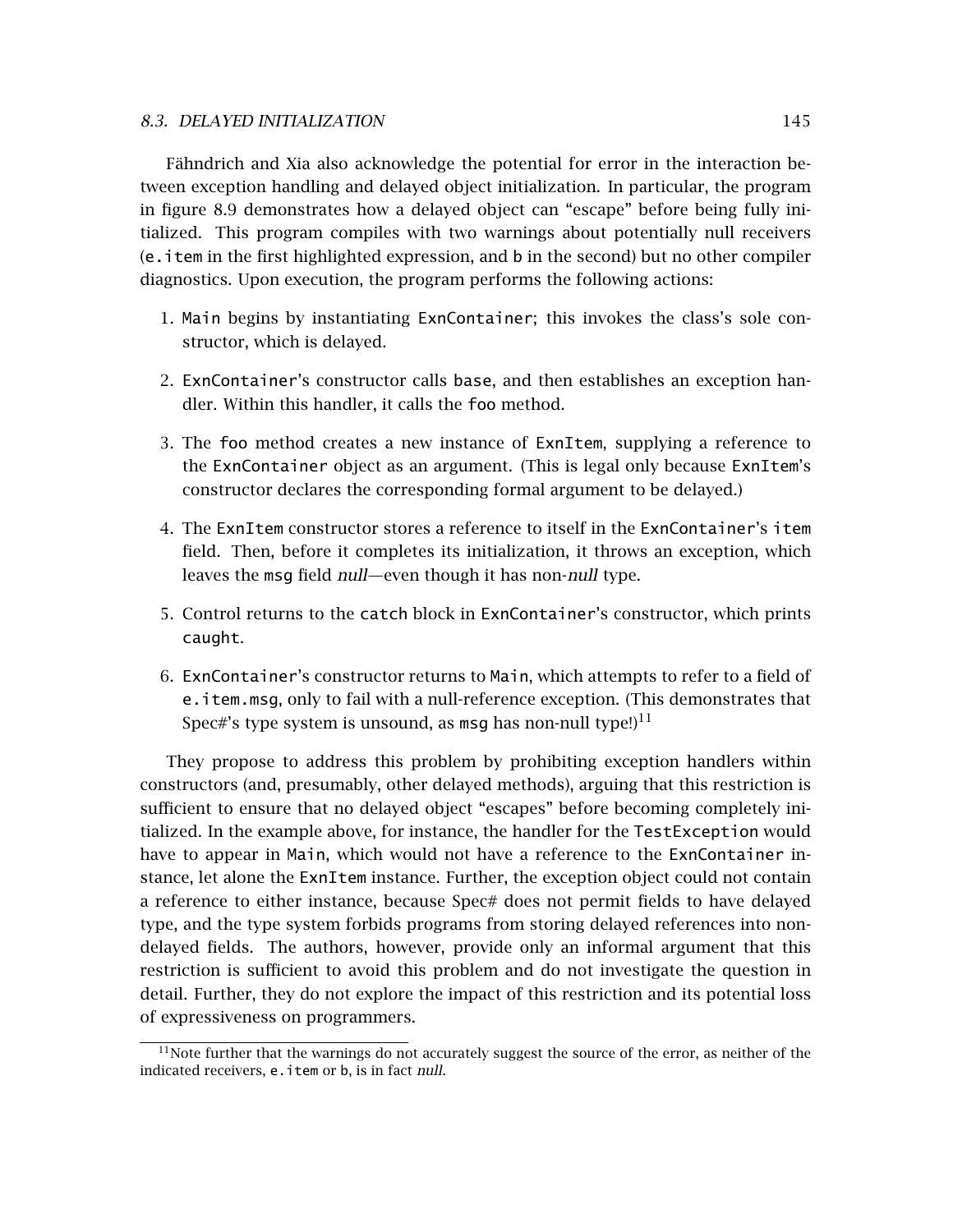Fähndrich and Xia also acknowledge the potential for error in the interaction between exception handling and delayed object initialization. In particular, the program in figure 8.9 demonstrates how a delayed object can "escape" before being fully initialized. This program compiles with two warnings about potentially null receivers (`e.item` in the first highlighted expression, and `b` in the second) but no other compiler diagnostics. Upon execution, the program performs the following actions:

1. `Main` begins by instantiating `ExnContainer`; this invokes the class's sole constructor, which is delayed.

2. `ExnContainer`'s constructor calls `base`, and then establishes an exception handler. Within this handler, it calls the `foo` method.

3. The `foo` method creates a new instance of `ExnItem`, supplying a reference to the `ExnContainer` object as an argument. (This is legal only because `ExnItem`'s constructor declares the corresponding formal argument to be delayed.)

4. The `ExnItem` constructor stores a reference to itself in the `ExnContainer`'s `item` field. Then, before it completes its initialization, it throws an exception, which leaves the `msg` field *null*—even though it has non-*null* type.

5. Control returns to the `catch` block in `ExnContainer`'s constructor, which prints `caught`.

6. `ExnContainer`'s constructor returns to `Main`, which attempts to refer to a field of `e.item.msg`, only to fail with a null-reference exception. (This demonstrates that Spec#'s type system is unsound, as `msg` has non-null type!)[11]

They propose to address this problem by prohibiting exception handlers within constructors (and, presumably, other delayed methods), arguing that this restriction is sufficient to ensure that no delayed object "escapes" before becoming completely initialized. In the example above, for instance, the handler for the `TestException` would have to appear in `Main`, which would not have a reference to the `ExnContainer` instance, let alone the `ExnItem` instance. Further, the exception object could not contain a reference to either instance, because Spec# does not permit fields to have delayed type, and the type system forbids programs from storing delayed references into non-delayed fields. The authors, however, provide only an informal argument that this restriction is sufficient to avoid this problem and do not investigate the question in detail. Further, they do not explore the impact of this restriction and its potential loss of expressiveness on programmers.

[11] Note further that the warnings do not accurately suggest the source of the error, as neither of the indicated receivers, `e.item` or `b`, is in fact *null*.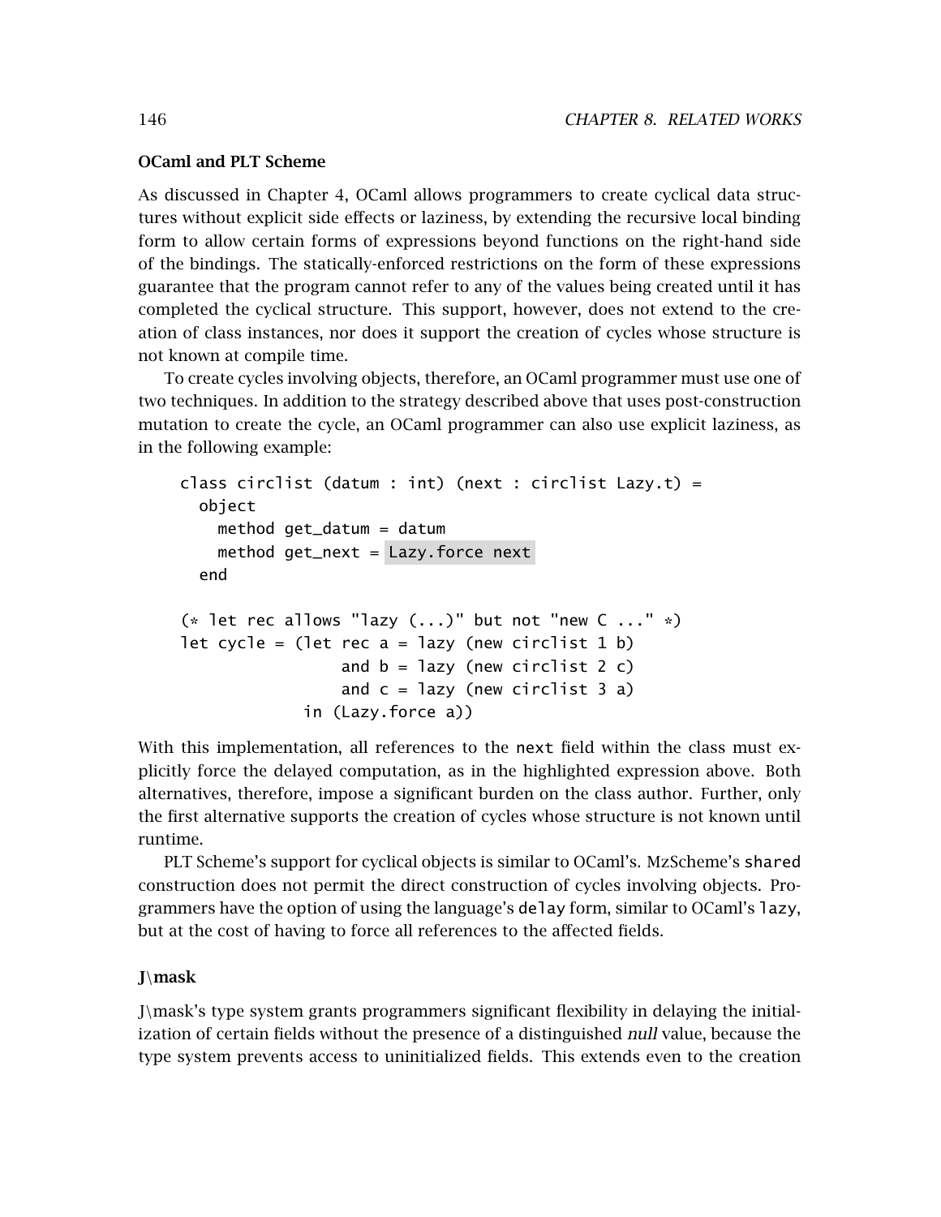### OCaml and PLT Scheme

As discussed in Chapter 4, OCaml allows programmers to create cyclical data structures without explicit side effects or laziness, by extending the recursive local binding form to allow certain forms of expressions beyond functions on the right-hand side of the bindings. The statically-enforced restrictions on the form of these expressions guarantee that the program cannot refer to any of the values being created until it has completed the cyclical structure. This support, however, does not extend to the creation of class instances, nor does it support the creation of cycles whose structure is not known at compile time.

To create cycles involving objects, therefore, an OCaml programmer must use one of two techniques. In addition to the strategy described above that uses post-construction mutation to create the cycle, an OCaml programmer can also use explicit laziness, as in the following example:

```
class circlist (datum : int) (next : circlist Lazy.t) =
  object
    method get_datum = datum
    method get_next = Lazy.force next
  end

(* let rec allows "lazy (...)" but not "new C ..." *)
let cycle = (let rec a = lazy (new circlist 1 b)
                 and b = lazy (new circlist 2 c)
                 and c = lazy (new circlist 3 a)
             in (Lazy.force a))
```

With this implementation, all references to the `next` field within the class must explicitly force the delayed computation, as in the highlighted expression above. Both alternatives, therefore, impose a significant burden on the class author. Further, only the first alternative supports the creation of cycles whose structure is not known until runtime.

PLT Scheme's support for cyclical objects is similar to OCaml's. MzScheme's `shared` construction does not permit the direct construction of cycles involving objects. Programmers have the option of using the language's `delay` form, similar to OCaml's `lazy`, but at the cost of having to force all references to the affected fields.

### J\mask

J\mask's type system grants programmers significant flexibility in delaying the initialization of certain fields without the presence of a distinguished *null* value, because the type system prevents access to uninitialized fields. This extends even to the creation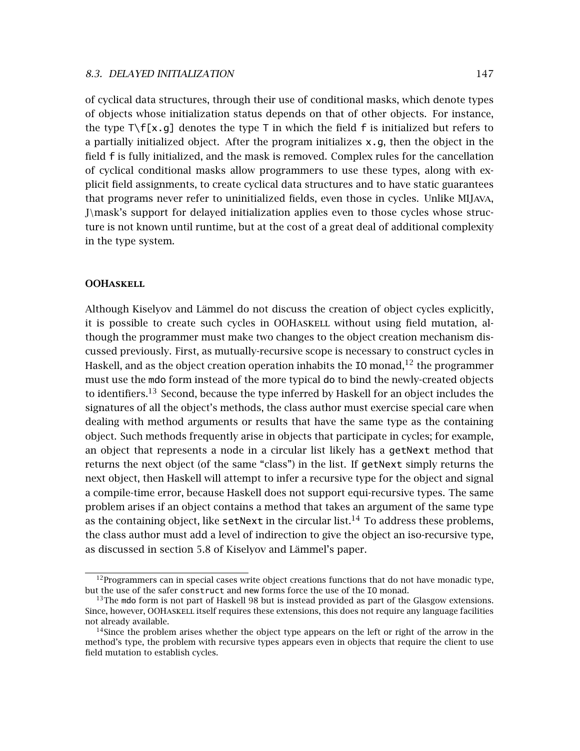of cyclical data structures, through their use of conditional masks, which denote types of objects whose initialization status depends on that of other objects. For instance, the type `T\f[x.g]` denotes the type `T` in which the field `f` is initialized but refers to a partially initialized object. After the program initializes `x.g`, then the object in the field `f` is fully initialized, and the mask is removed. Complex rules for the cancellation of cyclical conditional masks allow programmers to use these types, along with explicit field assignments, to create cyclical data structures and to have static guarantees that programs never refer to uninitialized fields, even those in cycles. Unlike MIJava, J\mask's support for delayed initialization applies even to those cycles whose structure is not known until runtime, but at the cost of a great deal of additional complexity in the type system.

### OOHaskell

Although Kiselyov and Lämmel do not discuss the creation of object cycles explicitly, it is possible to create such cycles in OOHaskell without using field mutation, although the programmer must make two changes to the object creation mechanism discussed previously. First, as mutually-recursive scope is necessary to construct cycles in Haskell, and as the object creation operation inhabits the `IO` monad,[12] the programmer must use the `mdo` form instead of the more typical `do` to bind the newly-created objects to identifiers.[13] Second, because the type inferred by Haskell for an object includes the signatures of all the object's methods, the class author must exercise special care when dealing with method arguments or results that have the same type as the containing object. Such methods frequently arise in objects that participate in cycles; for example, an object that represents a node in a circular list likely has a `getNext` method that returns the next object (of the same "class") in the list. If `getNext` simply returns the next object, then Haskell will attempt to infer a recursive type for the object and signal a compile-time error, because Haskell does not support equi-recursive types. The same problem arises if an object contains a method that takes an argument of the same type as the containing object, like `setNext` in the circular list.[14] To address these problems, the class author must add a level of indirection to give the object an iso-recursive type, as discussed in section 5.8 of Kiselyov and Lämmel's paper.

---

[12] Programmers can in special cases write object creations functions that do not have monadic type, but the use of the safer `construct` and `new` forms force the use of the `IO` monad.

[13] The `mdo` form is not part of Haskell 98 but is instead provided as part of the Glasgow extensions. Since, however, OOHaskell itself requires these extensions, this does not require any language facilities not already available.

[14] Since the problem arises whether the object type appears on the left or right of the arrow in the method's type, the problem with recursive types appears even in objects that require the client to use field mutation to establish cycles.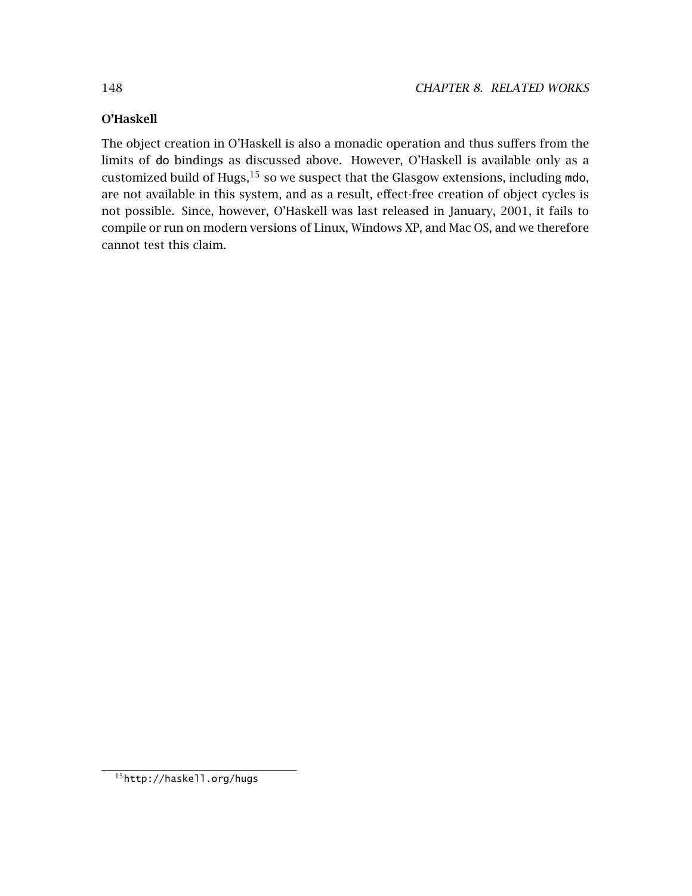### O'Haskell

The object creation in O'Haskell is also a monadic operation and thus suffers from the limits of `do` bindings as discussed above. However, O'Haskell is available only as a customized build of Hugs,[15] so we suspect that the Glasgow extensions, including `mdo`, are not available in this system, and as a result, effect-free creation of object cycles is not possible. Since, however, O'Haskell was last released in January, 2001, it fails to compile or run on modern versions of Linux, Windows XP, and Mac OS, and we therefore cannot test this claim.

[15] `http://haskell.org/hugs`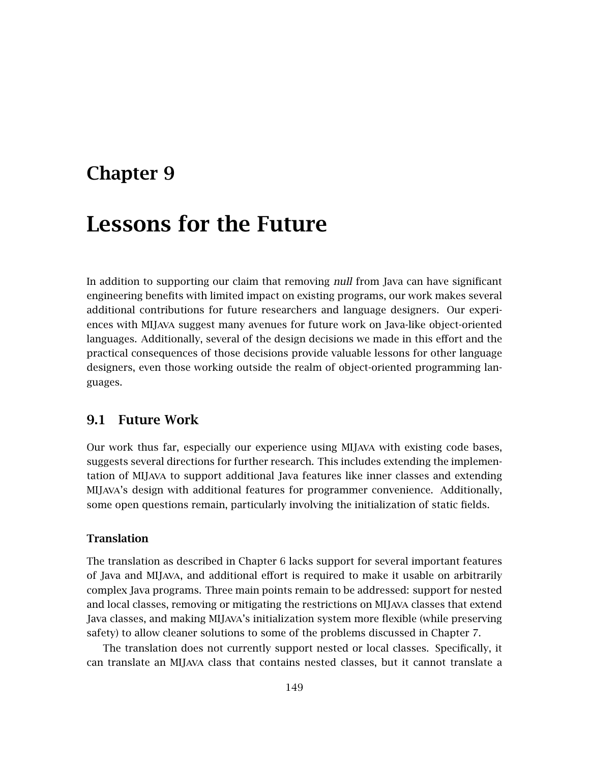# Chapter 9

# Lessons for the Future

In addition to supporting our claim that removing *null* from Java can have significant engineering benefits with limited impact on existing programs, our work makes several additional contributions for future researchers and language designers. Our experiences with MIJava suggest many avenues for future work on Java-like object-oriented languages. Additionally, several of the design decisions we made in this effort and the practical consequences of those decisions provide valuable lessons for other language designers, even those working outside the realm of object-oriented programming languages.

## 9.1 Future Work

Our work thus far, especially our experience using MIJava with existing code bases, suggests several directions for further research. This includes extending the implementation of MIJava to support additional Java features like inner classes and extending MIJava's design with additional features for programmer convenience. Additionally, some open questions remain, particularly involving the initialization of static fields.

### Translation

The translation as described in Chapter 6 lacks support for several important features of Java and MIJava, and additional effort is required to make it usable on arbitrarily complex Java programs. Three main points remain to be addressed: support for nested and local classes, removing or mitigating the restrictions on MIJava classes that extend Java classes, and making MIJava's initialization system more flexible (while preserving safety) to allow cleaner solutions to some of the problems discussed in Chapter 7.

The translation does not currently support nested or local classes. Specifically, it can translate an MIJava class that contains nested classes, but it cannot translate a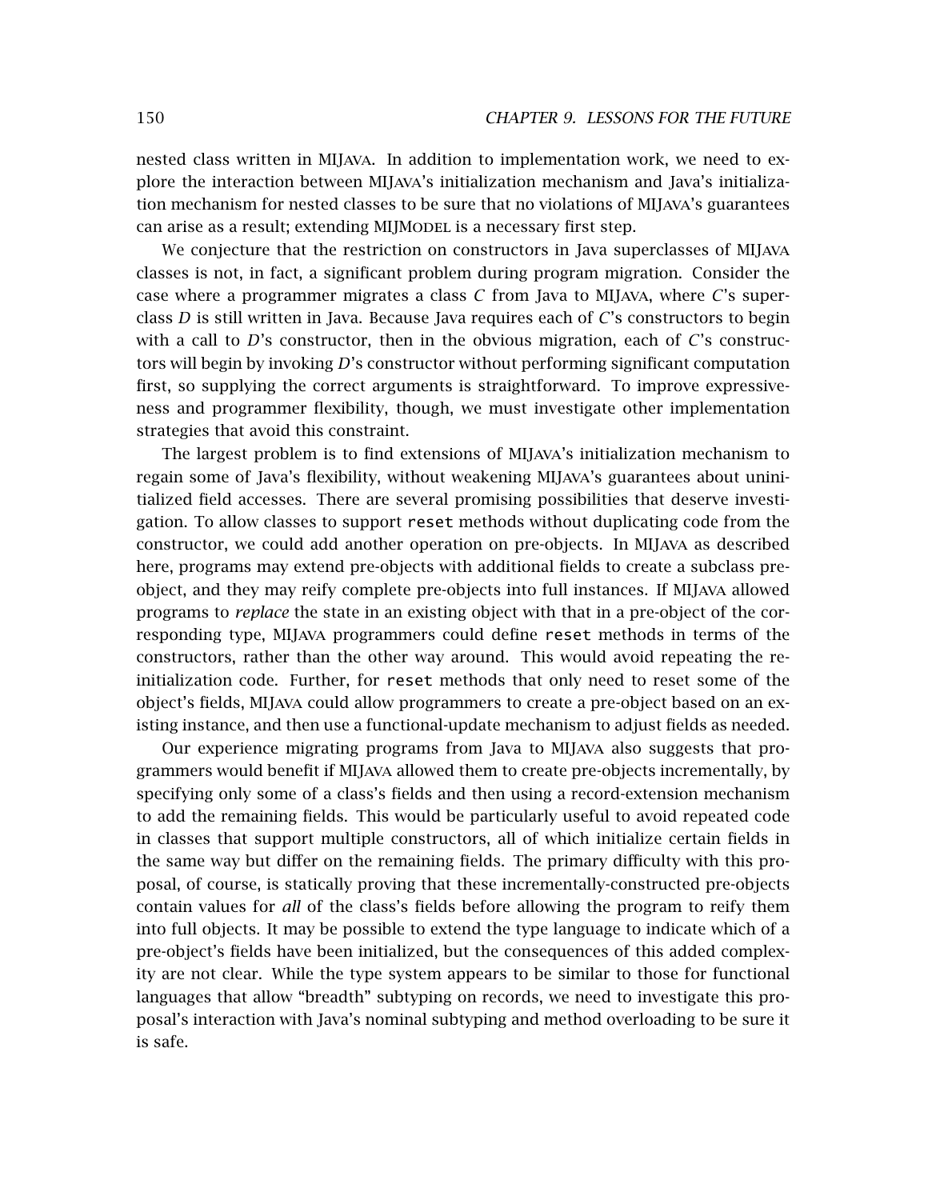nested class written in MIJava. In addition to implementation work, we need to explore the interaction between MIJava's initialization mechanism and Java's initialization mechanism for nested classes to be sure that no violations of MIJava's guarantees can arise as a result; extending MIJModel is a necessary first step.

We conjecture that the restriction on constructors in Java superclasses of MIJava classes is not, in fact, a significant problem during program migration. Consider the case where a programmer migrates a class *C* from Java to MIJava, where *C*'s superclass *D* is still written in Java. Because Java requires each of *C*'s constructors to begin with a call to *D*'s constructor, then in the obvious migration, each of *C*'s constructors will begin by invoking *D*'s constructor without performing significant computation first, so supplying the correct arguments is straightforward. To improve expressiveness and programmer flexibility, though, we must investigate other implementation strategies that avoid this constraint.

The largest problem is to find extensions of MIJava's initialization mechanism to regain some of Java's flexibility, without weakening MIJava's guarantees about uninitialized field accesses. There are several promising possibilities that deserve investigation. To allow classes to support `reset` methods without duplicating code from the constructor, we could add another operation on pre-objects. In MIJava as described here, programs may extend pre-objects with additional fields to create a subclass pre-object, and they may reify complete pre-objects into full instances. If MIJava allowed programs to *replace* the state in an existing object with that in a pre-object of the corresponding type, MIJava programmers could define `reset` methods in terms of the constructors, rather than the other way around. This would avoid repeating the re-initialization code. Further, for `reset` methods that only need to reset some of the object's fields, MIJava could allow programmers to create a pre-object based on an existing instance, and then use a functional-update mechanism to adjust fields as needed.

Our experience migrating programs from Java to MIJava also suggests that programmers would benefit if MIJava allowed them to create pre-objects incrementally, by specifying only some of a class's fields and then using a record-extension mechanism to add the remaining fields. This would be particularly useful to avoid repeated code in classes that support multiple constructors, all of which initialize certain fields in the same way but differ on the remaining fields. The primary difficulty with this proposal, of course, is statically proving that these incrementally-constructed pre-objects contain values for *all* of the class's fields before allowing the program to reify them into full objects. It may be possible to extend the type language to indicate which of a pre-object's fields have been initialized, but the consequences of this added complexity are not clear. While the type system appears to be similar to those for functional languages that allow "breadth" subtyping on records, we need to investigate this proposal's interaction with Java's nominal subtyping and method overloading to be sure it is safe.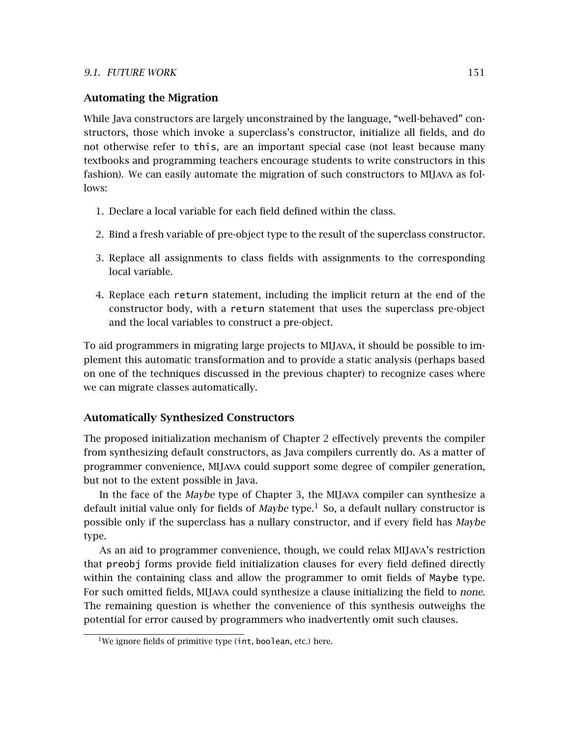### Automating the Migration

While Java constructors are largely unconstrained by the language, "well-behaved" constructors, those which invoke a superclass's constructor, initialize all fields, and do not otherwise refer to `this`, are an important special case (not least because many textbooks and programming teachers encourage students to write constructors in this fashion). We can easily automate the migration of such constructors to MIJava as follows:

1. Declare a local variable for each field defined within the class.
2. Bind a fresh variable of pre-object type to the result of the superclass constructor.
3. Replace all assignments to class fields with assignments to the corresponding local variable.
4. Replace each `return` statement, including the implicit return at the end of the constructor body, with a `return` statement that uses the superclass pre-object and the local variables to construct a pre-object.

To aid programmers in migrating large projects to MIJava, it should be possible to implement this automatic transformation and to provide a static analysis (perhaps based on one of the techniques discussed in the previous chapter) to recognize cases where we can migrate classes automatically.

### Automatically Synthesized Constructors

The proposed initialization mechanism of Chapter 2 effectively prevents the compiler from synthesizing default constructors, as Java compilers currently do. As a matter of programmer convenience, MIJava could support some degree of compiler generation, but not to the extent possible in Java.

In the face of the *Maybe* type of Chapter 3, the MIJava compiler can synthesize a default initial value only for fields of *Maybe* type.[1] So, a default nullary constructor is possible only if the superclass has a nullary constructor, and if every field has *Maybe* type.

As an aid to programmer convenience, though, we could relax MIJava's restriction that `preobj` forms provide field initialization clauses for every field defined directly within the containing class and allow the programmer to omit fields of `Maybe` type. For such omitted fields, MIJava could synthesize a clause initializing the field to *none*. The remaining question is whether the convenience of this synthesis outweighs the potential for error caused by programmers who inadvertently omit such clauses.

[1]We ignore fields of primitive type (`int`, `boolean`, etc.) here.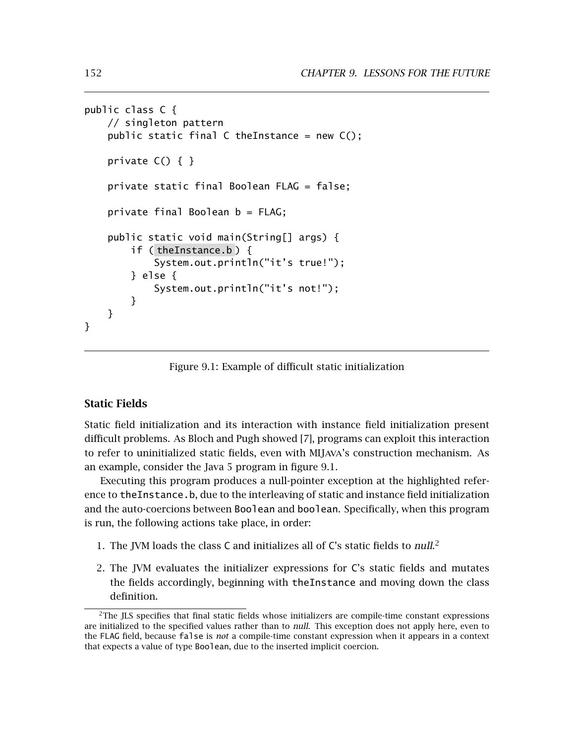```java
public class C {
    // singleton pattern
    public static final C theInstance = new C();

    private C() { }

    private static final Boolean FLAG = false;

    private final Boolean b = FLAG;

    public static void main(String[] args) {
        if ( theInstance.b ) {
            System.out.println("it's true!");
        } else {
            System.out.println("it's not!");
        }
    }
}
```

Figure 9.1: Example of difficult static initialization

### Static Fields

Static field initialization and its interaction with instance field initialization present difficult problems. As Bloch and Pugh showed [7], programs can exploit this interaction to refer to uninitialized static fields, even with MIJAVA's construction mechanism. As an example, consider the Java 5 program in figure 9.1.

Executing this program produces a null-pointer exception at the highlighted reference to `theInstance.b`, due to the interleaving of static and instance field initialization and the auto-coercions between `Boolean` and `boolean`. Specifically, when this program is run, the following actions take place, in order:

1. The JVM loads the class `C` and initializes all of `C`'s static fields to *null*.[2]
2. The JVM evaluates the initializer expressions for `C`'s static fields and mutates the fields accordingly, beginning with `theInstance` and moving down the class definition.

[2]The JLS specifies that final static fields whose initializers are compile-time constant expressions are initialized to the specified values rather than to *null*. This exception does not apply here, even to the `FLAG` field, because `false` is *not* a compile-time constant expression when it appears in a context that expects a value of type `Boolean`, due to the inserted implicit coercion.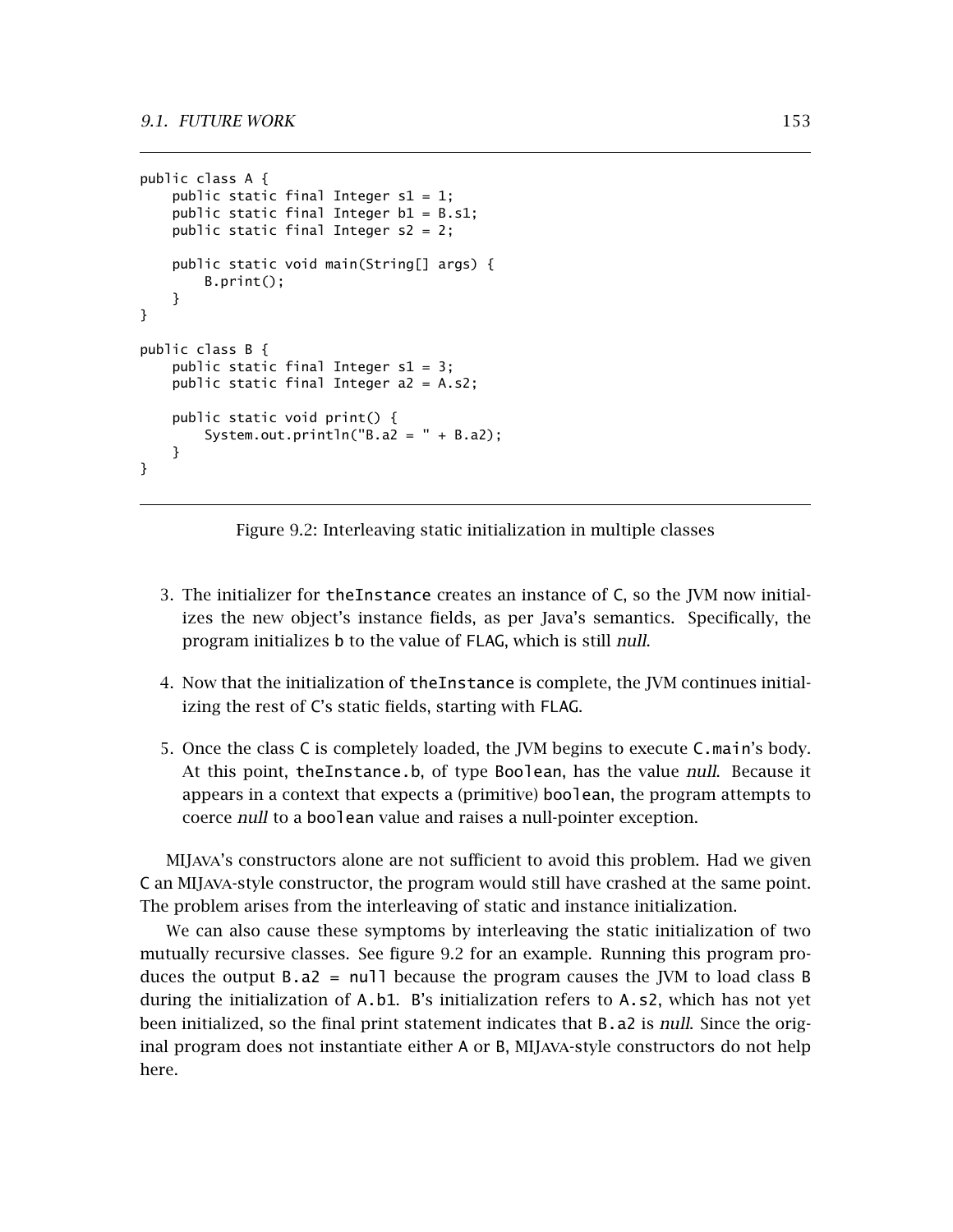```
public class A {
    public static final Integer s1 = 1;
    public static final Integer b1 = B.s1;
    public static final Integer s2 = 2;

    public static void main(String[] args) {
        B.print();
    }
}

public class B {
    public static final Integer s1 = 3;
    public static final Integer a2 = A.s2;

    public static void print() {
        System.out.println("B.a2 = " + B.a2);
    }
}
```

Figure 9.2: Interleaving static initialization in multiple classes

3. The initializer for `theInstance` creates an instance of `C`, so the JVM now initializes the new object's instance fields, as per Java's semantics. Specifically, the program initializes `b` to the value of `FLAG`, which is still *null*.

4. Now that the initialization of `theInstance` is complete, the JVM continues initializing the rest of `C`'s static fields, starting with `FLAG`.

5. Once the class `C` is completely loaded, the JVM begins to execute `C.main`'s body. At this point, `theInstance.b`, of type `Boolean`, has the value *null*. Because it appears in a context that expects a (primitive) `boolean`, the program attempts to coerce *null* to a `boolean` value and raises a null-pointer exception.

MIJava's constructors alone are not sufficient to avoid this problem. Had we given `C` an MIJava-style constructor, the program would still have crashed at the same point. The problem arises from the interleaving of static and instance initialization.

We can also cause these symptoms by interleaving the static initialization of two mutually recursive classes. See figure 9.2 for an example. Running this program produces the output `B.a2 = null` because the program causes the JVM to load class `B` during the initialization of `A.b1`. `B`'s initialization refers to `A.s2`, which has not yet been initialized, so the final print statement indicates that `B.a2` is *null*. Since the original program does not instantiate either `A` or `B`, MIJava-style constructors do not help here.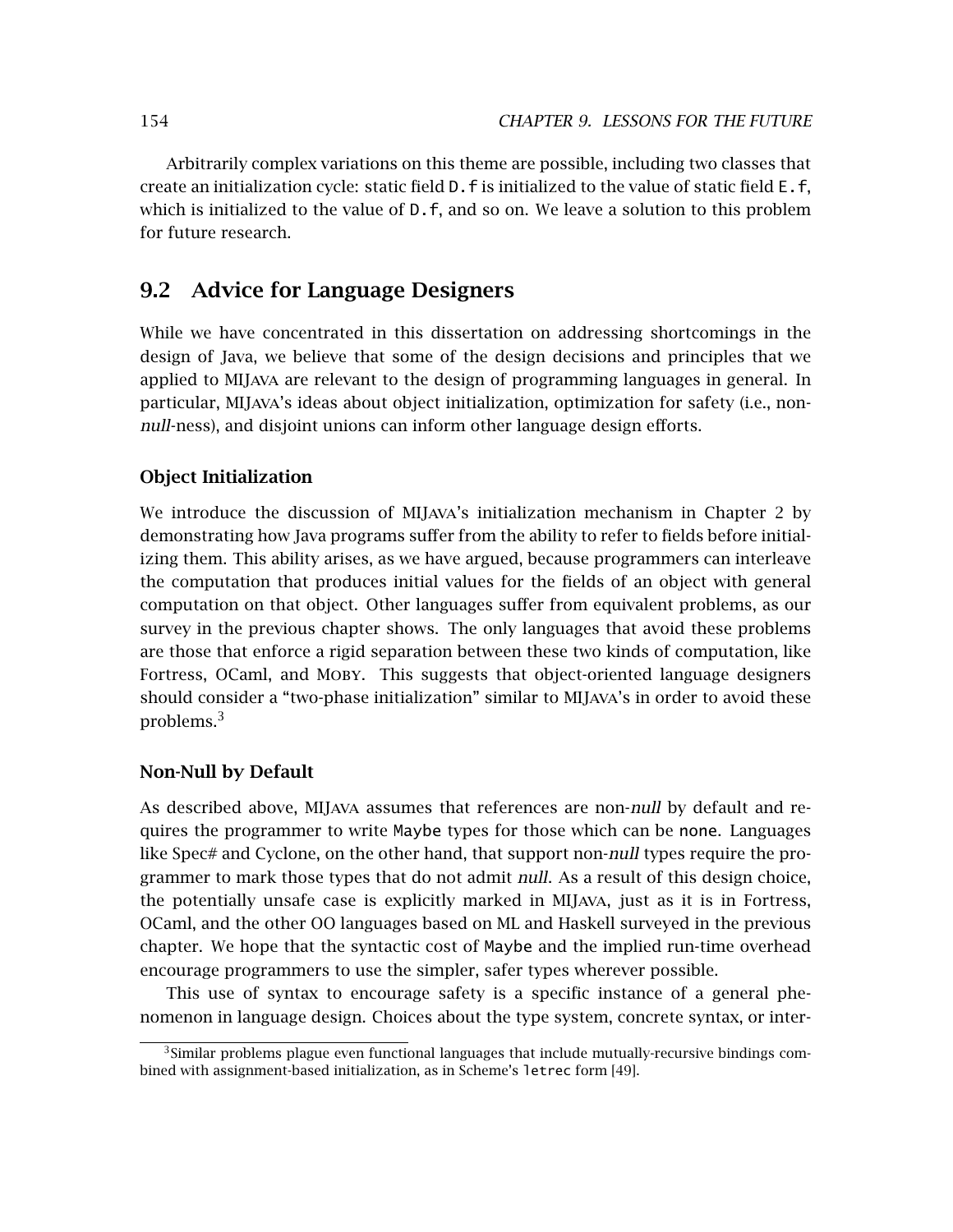Arbitrarily complex variations on this theme are possible, including two classes that create an initialization cycle: static field `D.f` is initialized to the value of static field `E.f`, which is initialized to the value of `D.f`, and so on. We leave a solution to this problem for future research.

## 9.2 Advice for Language Designers

While we have concentrated in this dissertation on addressing shortcomings in the design of Java, we believe that some of the design decisions and principles that we applied to MIJava are relevant to the design of programming languages in general. In particular, MIJava's ideas about object initialization, optimization for safety (i.e., non-*null*-ness), and disjoint unions can inform other language design efforts.

### Object Initialization

We introduce the discussion of MIJava's initialization mechanism in Chapter 2 by demonstrating how Java programs suffer from the ability to refer to fields before initializing them. This ability arises, as we have argued, because programmers can interleave the computation that produces initial values for the fields of an object with general computation on that object. Other languages suffer from equivalent problems, as our survey in the previous chapter shows. The only languages that avoid these problems are those that enforce a rigid separation between these two kinds of computation, like Fortress, OCaml, and Moby. This suggests that object-oriented language designers should consider a "two-phase initialization" similar to MIJava's in order to avoid these problems.[3]

### Non-Null by Default

As described above, MIJava assumes that references are non-*null* by default and requires the programmer to write `Maybe` types for those which can be `none`. Languages like Spec# and Cyclone, on the other hand, that support non-*null* types require the programmer to mark those types that do not admit *null*. As a result of this design choice, the potentially unsafe case is explicitly marked in MIJava, just as it is in Fortress, OCaml, and the other OO languages based on ML and Haskell surveyed in the previous chapter. We hope that the syntactic cost of `Maybe` and the implied run-time overhead encourage programmers to use the simpler, safer types wherever possible.

This use of syntax to encourage safety is a specific instance of a general phenomenon in language design. Choices about the type system, concrete syntax, or inter-

[3] Similar problems plague even functional languages that include mutually-recursive bindings combined with assignment-based initialization, as in Scheme's `letrec` form [49].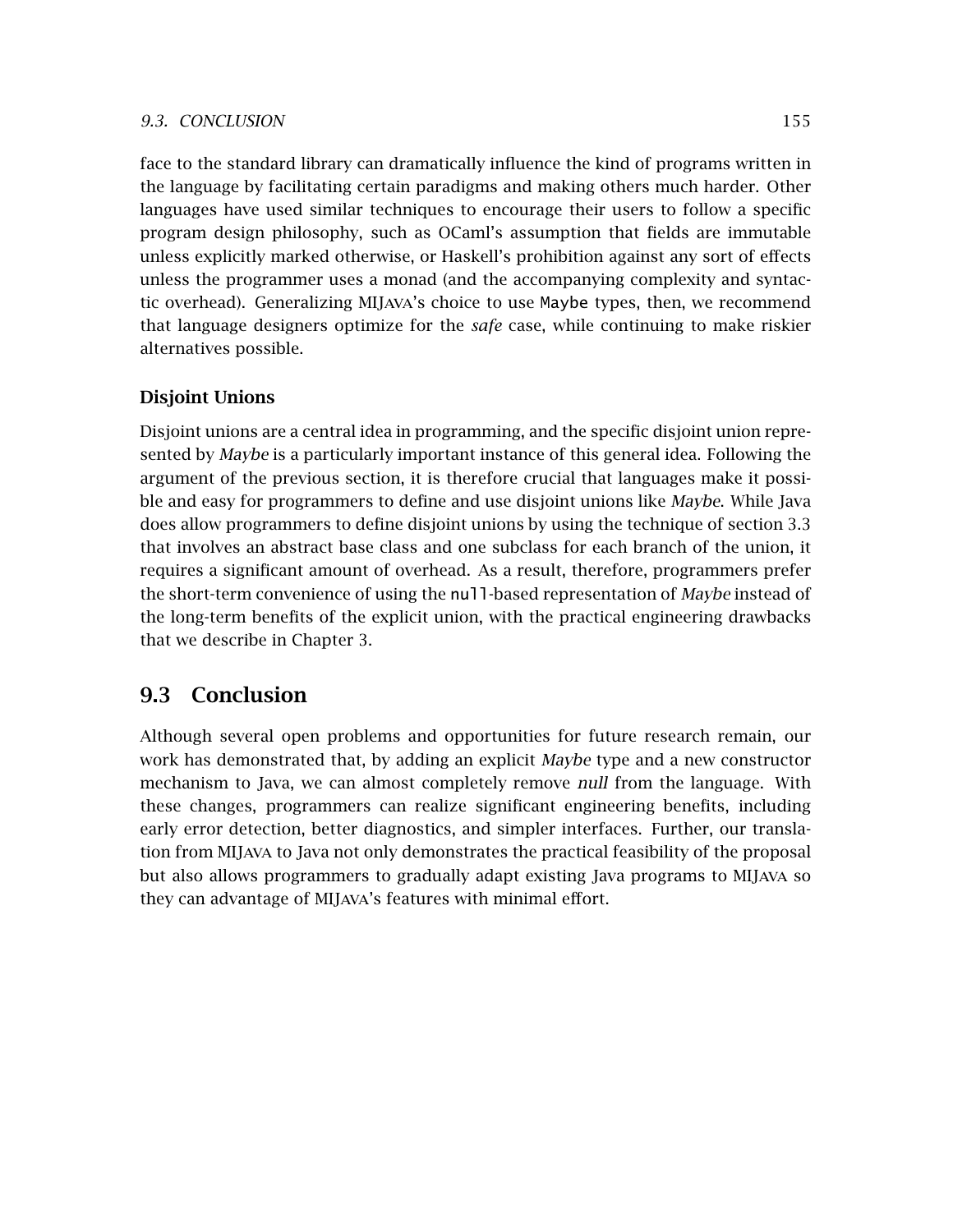face to the standard library can dramatically influence the kind of programs written in the language by facilitating certain paradigms and making others much harder. Other languages have used similar techniques to encourage their users to follow a specific program design philosophy, such as OCaml's assumption that fields are immutable unless explicitly marked otherwise, or Haskell's prohibition against any sort of effects unless the programmer uses a monad (and the accompanying complexity and syntactic overhead). Generalizing MIJAVA's choice to use `Maybe` types, then, we recommend that language designers optimize for the *safe* case, while continuing to make riskier alternatives possible.

### Disjoint Unions

Disjoint unions are a central idea in programming, and the specific disjoint union represented by *Maybe* is a particularly important instance of this general idea. Following the argument of the previous section, it is therefore crucial that languages make it possible and easy for programmers to define and use disjoint unions like *Maybe*. While Java does allow programmers to define disjoint unions by using the technique of section 3.3 that involves an abstract base class and one subclass for each branch of the union, it requires a significant amount of overhead. As a result, therefore, programmers prefer the short-term convenience of using the `null`-based representation of *Maybe* instead of the long-term benefits of the explicit union, with the practical engineering drawbacks that we describe in Chapter 3.

## 9.3 Conclusion

Although several open problems and opportunities for future research remain, our work has demonstrated that, by adding an explicit *Maybe* type and a new constructor mechanism to Java, we can almost completely remove *null* from the language. With these changes, programmers can realize significant engineering benefits, including early error detection, better diagnostics, and simpler interfaces. Further, our translation from MIJAVA to Java not only demonstrates the practical feasibility of the proposal but also allows programmers to gradually adapt existing Java programs to MIJAVA so they can advantage of MIJAVA's features with minimal effort.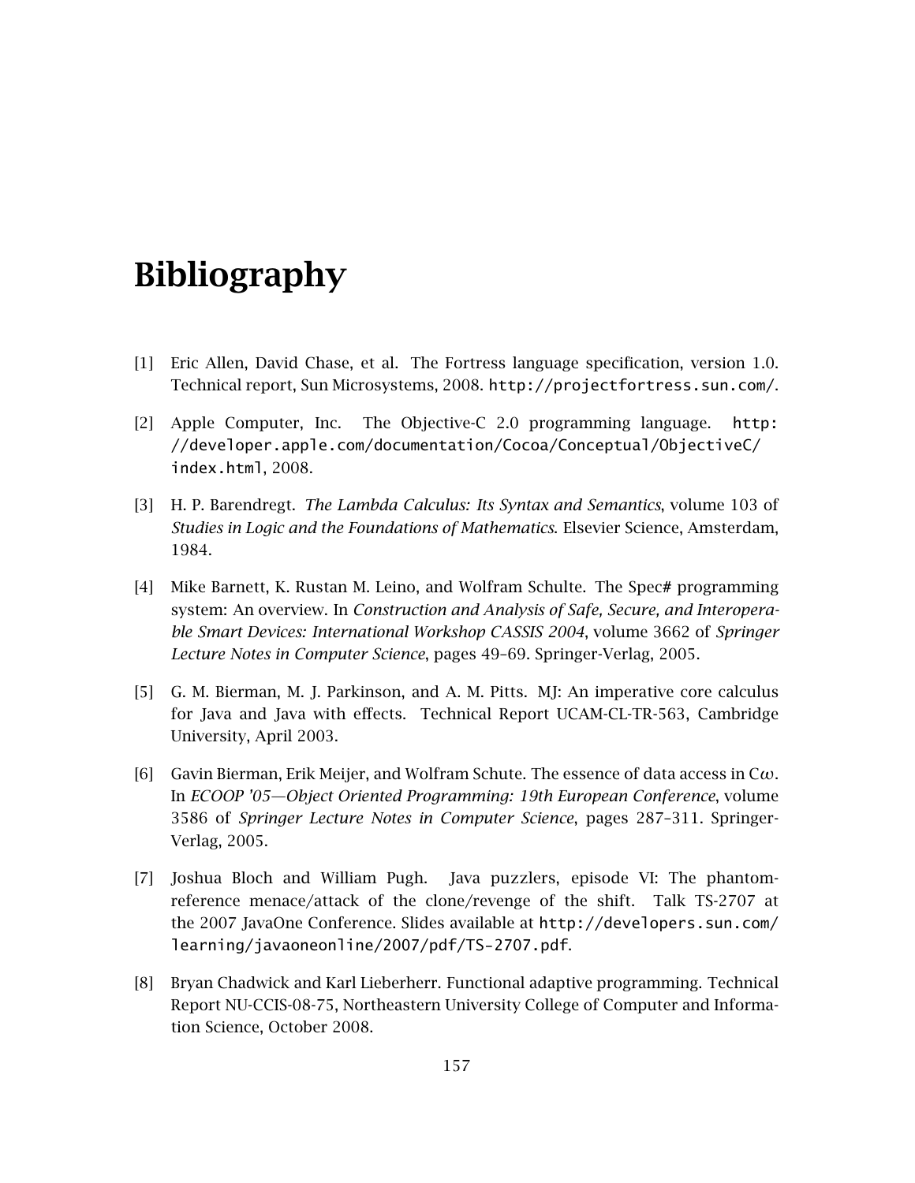# Bibliography

[1] Eric Allen, David Chase, et al. The Fortress language specification, version 1.0. Technical report, Sun Microsystems, 2008. http://projectfortress.sun.com/.

[2] Apple Computer, Inc. The Objective-C 2.0 programming language. http://developer.apple.com/documentation/Cocoa/Conceptual/ObjectiveC/index.html, 2008.

[3] H. P. Barendregt. *The Lambda Calculus: Its Syntax and Semantics*, volume 103 of *Studies in Logic and the Foundations of Mathematics*. Elsevier Science, Amsterdam, 1984.

[4] Mike Barnett, K. Rustan M. Leino, and Wolfram Schulte. The Spec# programming system: An overview. In *Construction and Analysis of Safe, Secure, and Interoperable Smart Devices: International Workshop CASSIS 2004*, volume 3662 of *Springer Lecture Notes in Computer Science*, pages 49–69. Springer-Verlag, 2005.

[5] G. M. Bierman, M. J. Parkinson, and A. M. Pitts. MJ: An imperative core calculus for Java and Java with effects. Technical Report UCAM-CL-TR-563, Cambridge University, April 2003.

[6] Gavin Bierman, Erik Meijer, and Wolfram Schute. The essence of data access in C$\omega$. In *ECOOP '05—Object Oriented Programming: 19th European Conference*, volume 3586 of *Springer Lecture Notes in Computer Science*, pages 287–311. Springer-Verlag, 2005.

[7] Joshua Bloch and William Pugh. Java puzzlers, episode VI: The phantom-reference menace/attack of the clone/revenge of the shift. Talk TS-2707 at the 2007 JavaOne Conference. Slides available at http://developers.sun.com/learning/javaoneonline/2007/pdf/TS-2707.pdf.

[8] Bryan Chadwick and Karl Lieberherr. Functional adaptive programming. Technical Report NU-CCIS-08-75, Northeastern University College of Computer and Information Science, October 2008.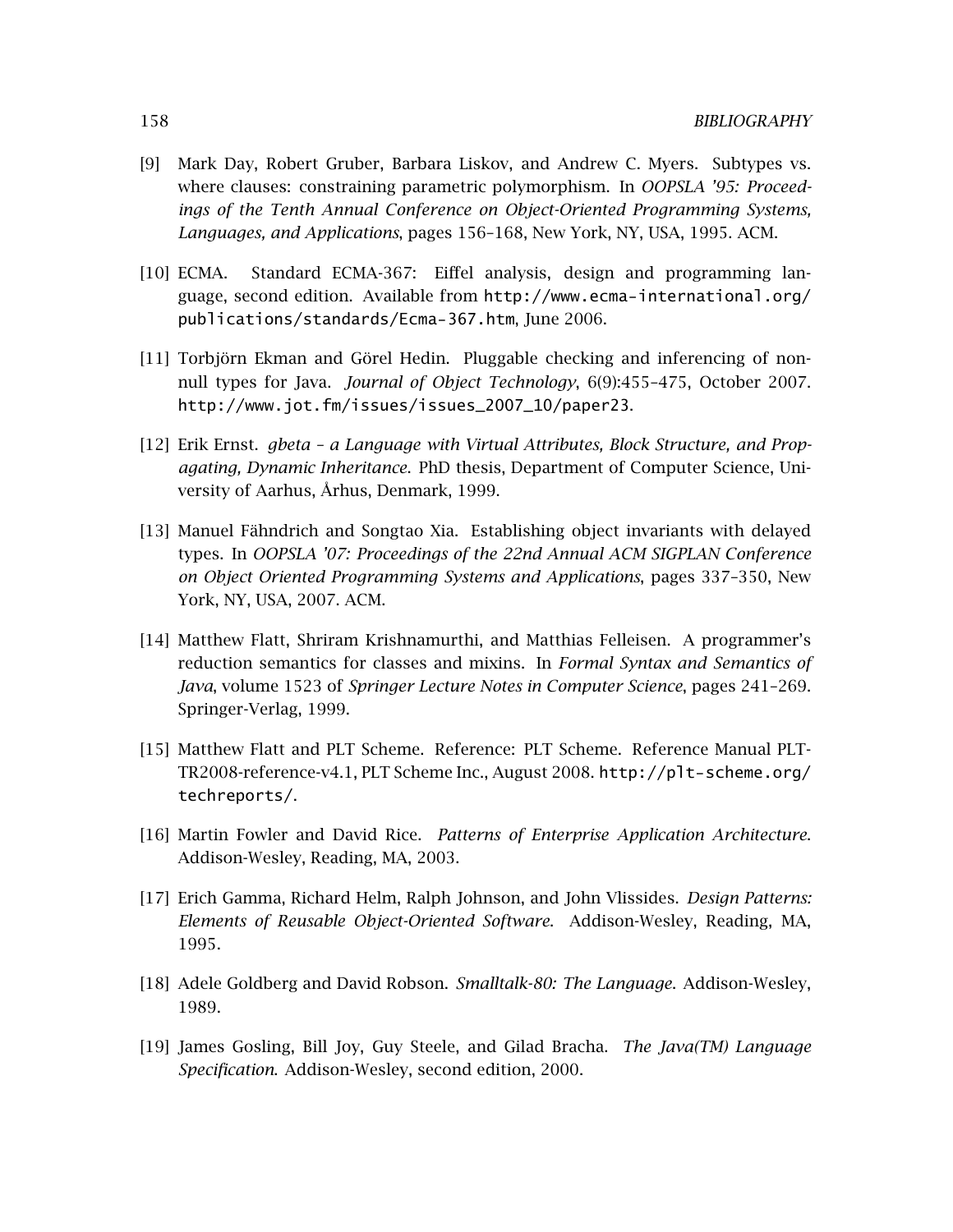[9] Mark Day, Robert Gruber, Barbara Liskov, and Andrew C. Myers. Subtypes vs. where clauses: constraining parametric polymorphism. In *OOPSLA '95: Proceedings of the Tenth Annual Conference on Object-Oriented Programming Systems, Languages, and Applications*, pages 156–168, New York, NY, USA, 1995. ACM.

[10] ECMA. Standard ECMA-367: Eiffel analysis, design and programming language, second edition. Available from `http://www.ecma-international.org/publications/standards/Ecma-367.htm`, June 2006.

[11] Torbjörn Ekman and Görel Hedin. Pluggable checking and inferencing of non-null types for Java. *Journal of Object Technology*, 6(9):455–475, October 2007. `http://www.jot.fm/issues/issues_2007_10/paper23`.

[12] Erik Ernst. *gbeta – a Language with Virtual Attributes, Block Structure, and Propagating, Dynamic Inheritance*. PhD thesis, Department of Computer Science, University of Aarhus, Århus, Denmark, 1999.

[13] Manuel Fähndrich and Songtao Xia. Establishing object invariants with delayed types. In *OOPSLA '07: Proceedings of the 22nd Annual ACM SIGPLAN Conference on Object Oriented Programming Systems and Applications*, pages 337–350, New York, NY, USA, 2007. ACM.

[14] Matthew Flatt, Shriram Krishnamurthi, and Matthias Felleisen. A programmer's reduction semantics for classes and mixins. In *Formal Syntax and Semantics of Java*, volume 1523 of *Springer Lecture Notes in Computer Science*, pages 241–269. Springer-Verlag, 1999.

[15] Matthew Flatt and PLT Scheme. Reference: PLT Scheme. Reference Manual PLT-TR2008-reference-v4.1, PLT Scheme Inc., August 2008. `http://plt-scheme.org/techreports/`.

[16] Martin Fowler and David Rice. *Patterns of Enterprise Application Architecture*. Addison-Wesley, Reading, MA, 2003.

[17] Erich Gamma, Richard Helm, Ralph Johnson, and John Vlissides. *Design Patterns: Elements of Reusable Object-Oriented Software*. Addison-Wesley, Reading, MA, 1995.

[18] Adele Goldberg and David Robson. *Smalltalk-80: The Language*. Addison-Wesley, 1989.

[19] James Gosling, Bill Joy, Guy Steele, and Gilad Bracha. *The Java(TM) Language Specification*. Addison-Wesley, second edition, 2000.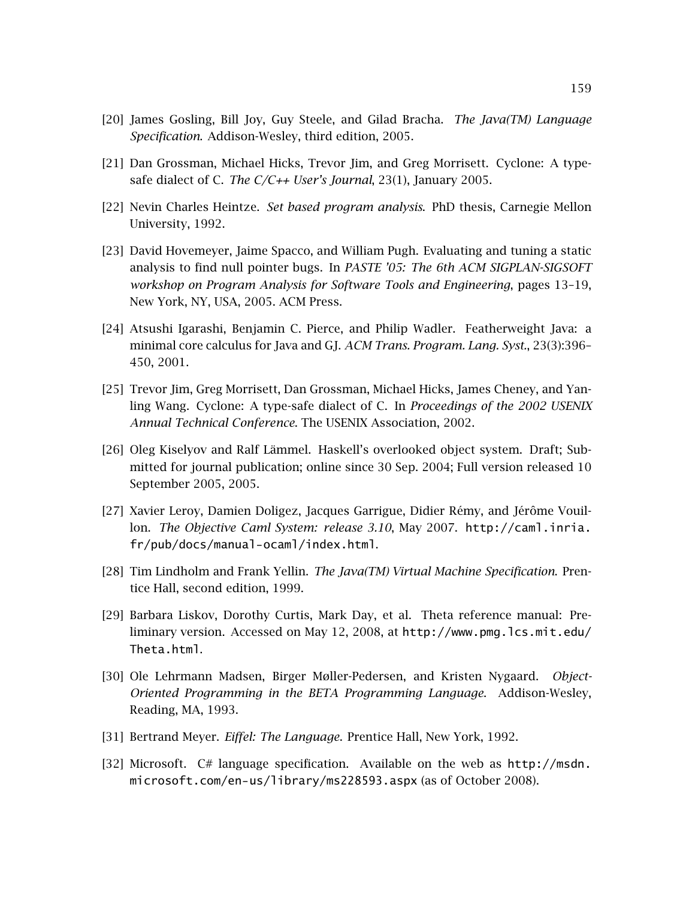[20] James Gosling, Bill Joy, Guy Steele, and Gilad Bracha. *The Java(TM) Language Specification*. Addison-Wesley, third edition, 2005.

[21] Dan Grossman, Michael Hicks, Trevor Jim, and Greg Morrisett. Cyclone: A type-safe dialect of C. *The C/C++ User's Journal*, 23(1), January 2005.

[22] Nevin Charles Heintze. *Set based program analysis*. PhD thesis, Carnegie Mellon University, 1992.

[23] David Hovemeyer, Jaime Spacco, and William Pugh. Evaluating and tuning a static analysis to find null pointer bugs. In *PASTE '05: The 6th ACM SIGPLAN-SIGSOFT workshop on Program Analysis for Software Tools and Engineering*, pages 13–19, New York, NY, USA, 2005. ACM Press.

[24] Atsushi Igarashi, Benjamin C. Pierce, and Philip Wadler. Featherweight Java: a minimal core calculus for Java and GJ. *ACM Trans. Program. Lang. Syst.*, 23(3):396–450, 2001.

[25] Trevor Jim, Greg Morrisett, Dan Grossman, Michael Hicks, James Cheney, and Yanling Wang. Cyclone: A type-safe dialect of C. In *Proceedings of the 2002 USENIX Annual Technical Conference*. The USENIX Association, 2002.

[26] Oleg Kiselyov and Ralf Lämmel. Haskell's overlooked object system. Draft; Submitted for journal publication; online since 30 Sep. 2004; Full version released 10 September 2005, 2005.

[27] Xavier Leroy, Damien Doligez, Jacques Garrigue, Didier Rémy, and Jérôme Vouillon. *The Objective Caml System: release 3.10*, May 2007. `http://caml.inria.fr/pub/docs/manual-ocaml/index.html`.

[28] Tim Lindholm and Frank Yellin. *The Java(TM) Virtual Machine Specification*. Prentice Hall, second edition, 1999.

[29] Barbara Liskov, Dorothy Curtis, Mark Day, et al. Theta reference manual: Preliminary version. Accessed on May 12, 2008, at `http://www.pmg.lcs.mit.edu/Theta.html`.

[30] Ole Lehrmann Madsen, Birger Møller-Pedersen, and Kristen Nygaard. *Object-Oriented Programming in the BETA Programming Language*. Addison-Wesley, Reading, MA, 1993.

[31] Bertrand Meyer. *Eiffel: The Language*. Prentice Hall, New York, 1992.

[32] Microsoft. C# language specification. Available on the web as `http://msdn.microsoft.com/en-us/library/ms228593.aspx` (as of October 2008).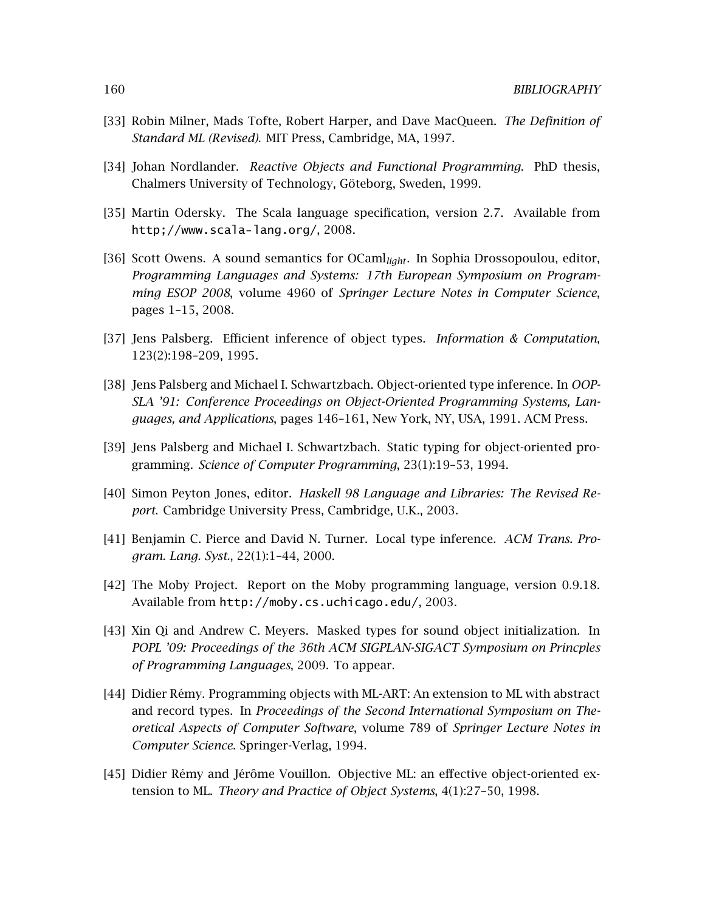[33] Robin Milner, Mads Tofte, Robert Harper, and Dave MacQueen. *The Definition of Standard ML (Revised)*. MIT Press, Cambridge, MA, 1997.

[34] Johan Nordlander. *Reactive Objects and Functional Programming*. PhD thesis, Chalmers University of Technology, Göteborg, Sweden, 1999.

[35] Martin Odersky. The Scala language specification, version 2.7. Available from `http;//www.scala-lang.org/`, 2008.

[36] Scott Owens. A sound semantics for $\text{OCaml}_{light}$. In Sophia Drossopoulou, editor, *Programming Languages and Systems: 17th European Symposium on Programming ESOP 2008*, volume 4960 of *Springer Lecture Notes in Computer Science*, pages 1–15, 2008.

[37] Jens Palsberg. Efficient inference of object types. *Information & Computation*, 123(2):198–209, 1995.

[38] Jens Palsberg and Michael I. Schwartzbach. Object-oriented type inference. In *OOPSLA '91: Conference Proceedings on Object-Oriented Programming Systems, Languages, and Applications*, pages 146–161, New York, NY, USA, 1991. ACM Press.

[39] Jens Palsberg and Michael I. Schwartzbach. Static typing for object-oriented programming. *Science of Computer Programming*, 23(1):19–53, 1994.

[40] Simon Peyton Jones, editor. *Haskell 98 Language and Libraries: The Revised Report*. Cambridge University Press, Cambridge, U.K., 2003.

[41] Benjamin C. Pierce and David N. Turner. Local type inference. *ACM Trans. Program. Lang. Syst.*, 22(1):1–44, 2000.

[42] The Moby Project. Report on the Moby programming language, version 0.9.18. Available from `http://moby.cs.uchicago.edu/`, 2003.

[43] Xin Qi and Andrew C. Meyers. Masked types for sound object initialization. In *POPL '09: Proceedings of the 36th ACM SIGPLAN-SIGACT Symposium on Princples of Programming Languages*, 2009. To appear.

[44] Didier Rémy. Programming objects with ML-ART: An extension to ML with abstract and record types. In *Proceedings of the Second International Symposium on Theoretical Aspects of Computer Software*, volume 789 of *Springer Lecture Notes in Computer Science*. Springer-Verlag, 1994.

[45] Didier Rémy and Jérôme Vouillon. Objective ML: an effective object-oriented extension to ML. *Theory and Practice of Object Systems*, 4(1):27–50, 1998.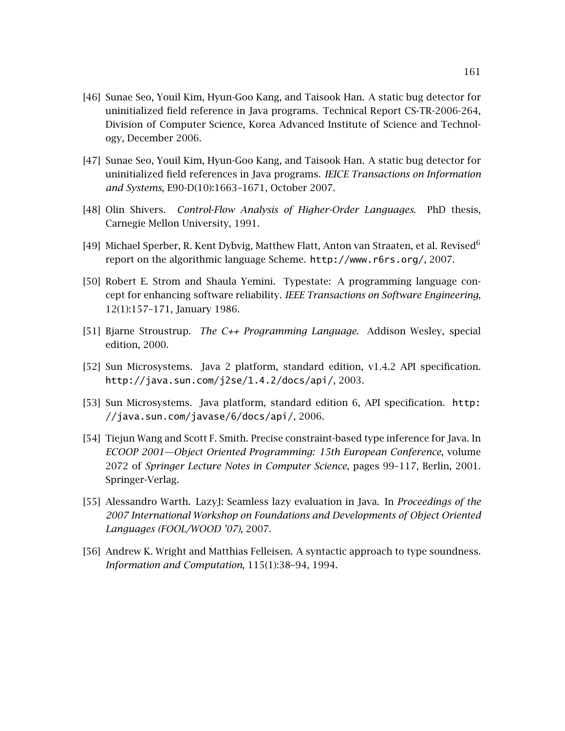[46] Sunae Seo, Youil Kim, Hyun-Goo Kang, and Taisook Han. A static bug detector for uninitialized field reference in Java programs. Technical Report CS-TR-2006-264, Division of Computer Science, Korea Advanced Institute of Science and Technology, December 2006.

[47] Sunae Seo, Youil Kim, Hyun-Goo Kang, and Taisook Han. A static bug detector for uninitialized field references in Java programs. *IEICE Transactions on Information and Systems*, E90-D(10):1663–1671, October 2007.

[48] Olin Shivers. *Control-Flow Analysis of Higher-Order Languages*. PhD thesis, Carnegie Mellon University, 1991.

[49] Michael Sperber, R. Kent Dybvig, Matthew Flatt, Anton van Straaten, et al. Revised$^6$ report on the algorithmic language Scheme. http://www.r6rs.org/, 2007.

[50] Robert E. Strom and Shaula Yemini. Typestate: A programming language concept for enhancing software reliability. *IEEE Transactions on Software Engineering*, 12(1):157–171, January 1986.

[51] Bjarne Stroustrup. *The C++ Programming Language*. Addison Wesley, special edition, 2000.

[52] Sun Microsystems. Java 2 platform, standard edition, v1.4.2 API specification. http://java.sun.com/j2se/1.4.2/docs/api/, 2003.

[53] Sun Microsystems. Java platform, standard edition 6, API specification. http://java.sun.com/javase/6/docs/api/, 2006.

[54] Tiejun Wang and Scott F. Smith. Precise constraint-based type inference for Java. In *ECOOP 2001—Object Oriented Programming: 15th European Conference*, volume 2072 of *Springer Lecture Notes in Computer Science*, pages 99–117, Berlin, 2001. Springer-Verlag.

[55] Alessandro Warth. LazyJ: Seamless lazy evaluation in Java. In *Proceedings of the 2007 International Workshop on Foundations and Developments of Object Oriented Languages (FOOL/WOOD '07)*, 2007.

[56] Andrew K. Wright and Matthias Felleisen. A syntactic approach to type soundness. *Information and Computation*, 115(1):38–94, 1994.